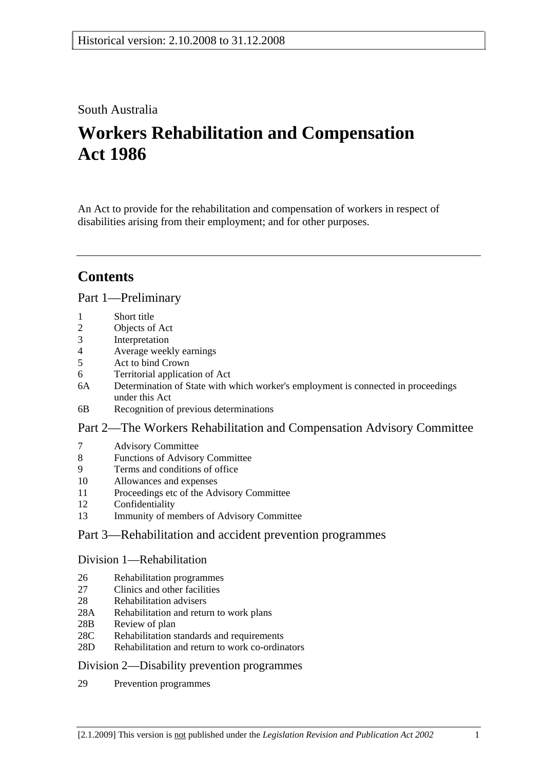Historical version: 2.10.2008 to 31.12.2008

South Australia

# Workers Rehabilitation and Compensation Act 1986

An Act to provide for the rehabilitation and compensation of workers in respect of disabilities arising from their employment; and for other purposes.

## Contents

### Part 1—Preliminary

1 Short title
2 Objects of Act
3 Interpretation
4 Average weekly earnings
5 Act to bind Crown
6 Territorial application of Act
6A Determination of State with which worker's employment is connected in proceedings under this Act
6B Recognition of previous determinations

### Part 2—The Workers Rehabilitation and Compensation Advisory Committee

7 Advisory Committee
8 Functions of Advisory Committee
9 Terms and conditions of office
10 Allowances and expenses
11 Proceedings etc of the Advisory Committee
12 Confidentiality
13 Immunity of members of Advisory Committee

### Part 3—Rehabilitation and accident prevention programmes

#### Division 1—Rehabilitation

26 Rehabilitation programmes
27 Clinics and other facilities
28 Rehabilitation advisers
28A Rehabilitation and return to work plans
28B Review of plan
28C Rehabilitation standards and requirements
28D Rehabilitation and return to work co-ordinators

#### Division 2—Disability prevention programmes

29 Prevention programmes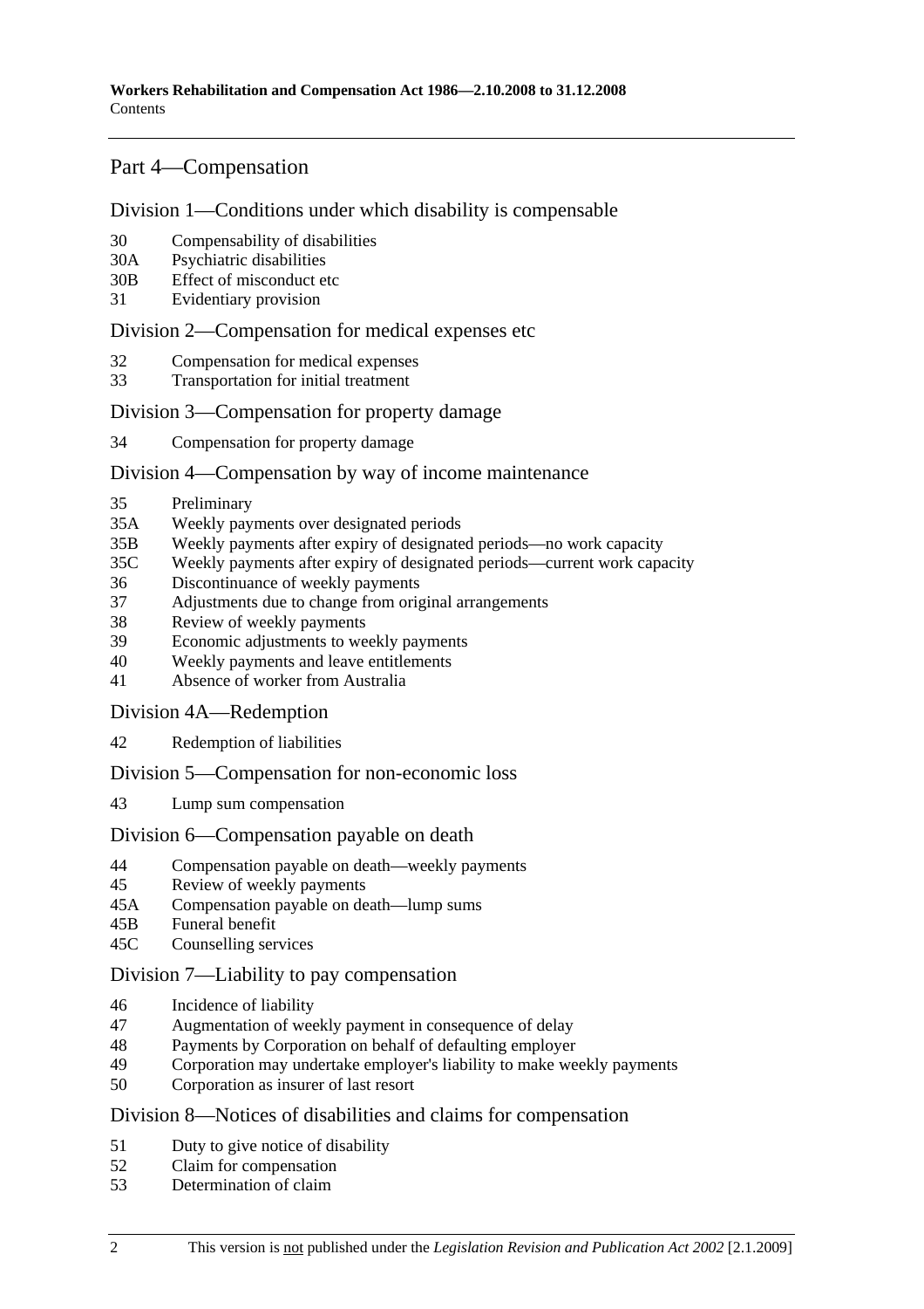## Part 4—Compensation

### Division 1—Conditions under which disability is compensable

30 Compensability of disabilities
30A Psychiatric disabilities
30B Effect of misconduct etc
31 Evidentiary provision

### Division 2—Compensation for medical expenses etc

32 Compensation for medical expenses
33 Transportation for initial treatment

### Division 3—Compensation for property damage

34 Compensation for property damage

### Division 4—Compensation by way of income maintenance

35 Preliminary
35A Weekly payments over designated periods
35B Weekly payments after expiry of designated periods—no work capacity
35C Weekly payments after expiry of designated periods—current work capacity
36 Discontinuance of weekly payments
37 Adjustments due to change from original arrangements
38 Review of weekly payments
39 Economic adjustments to weekly payments
40 Weekly payments and leave entitlements
41 Absence of worker from Australia

### Division 4A—Redemption

42 Redemption of liabilities

### Division 5—Compensation for non-economic loss

43 Lump sum compensation

### Division 6—Compensation payable on death

44 Compensation payable on death—weekly payments
45 Review of weekly payments
45A Compensation payable on death—lump sums
45B Funeral benefit
45C Counselling services

### Division 7—Liability to pay compensation

46 Incidence of liability
47 Augmentation of weekly payment in consequence of delay
48 Payments by Corporation on behalf of defaulting employer
49 Corporation may undertake employer's liability to make weekly payments
50 Corporation as insurer of last resort

### Division 8—Notices of disabilities and claims for compensation

51 Duty to give notice of disability
52 Claim for compensation
53 Determination of claim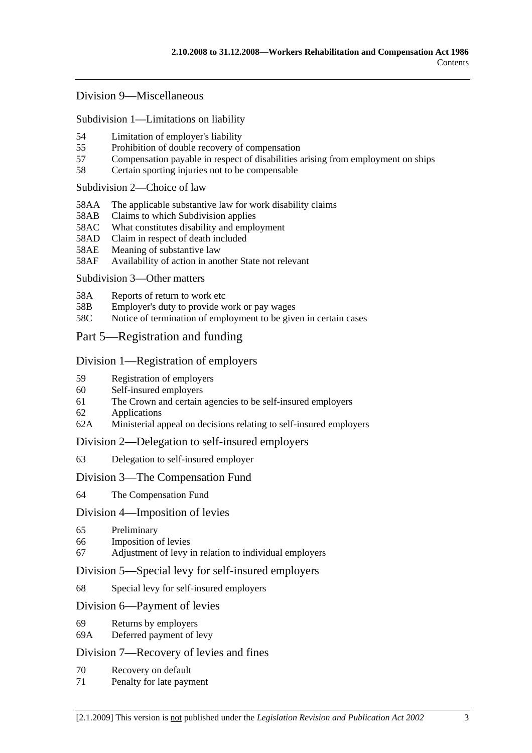## Division 9—Miscellaneous

### Subdivision 1—Limitations on liability

54 Limitation of employer's liability
55 Prohibition of double recovery of compensation
57 Compensation payable in respect of disabilities arising from employment on ships
58 Certain sporting injuries not to be compensable

### Subdivision 2—Choice of law

58AA The applicable substantive law for work disability claims
58AB Claims to which Subdivision applies
58AC What constitutes disability and employment
58AD Claim in respect of death included
58AE Meaning of substantive law
58AF Availability of action in another State not relevant

### Subdivision 3—Other matters

58A Reports of return to work etc
58B Employer's duty to provide work or pay wages
58C Notice of termination of employment to be given in certain cases

# Part 5—Registration and funding

## Division 1—Registration of employers

59 Registration of employers
60 Self-insured employers
61 The Crown and certain agencies to be self-insured employers
62 Applications
62A Ministerial appeal on decisions relating to self-insured employers

## Division 2—Delegation to self-insured employers

63 Delegation to self-insured employer

## Division 3—The Compensation Fund

64 The Compensation Fund

## Division 4—Imposition of levies

65 Preliminary
66 Imposition of levies
67 Adjustment of levy in relation to individual employers

## Division 5—Special levy for self-insured employers

68 Special levy for self-insured employers

## Division 6—Payment of levies

69 Returns by employers
69A Deferred payment of levy

## Division 7—Recovery of levies and fines

70 Recovery on default
71 Penalty for late payment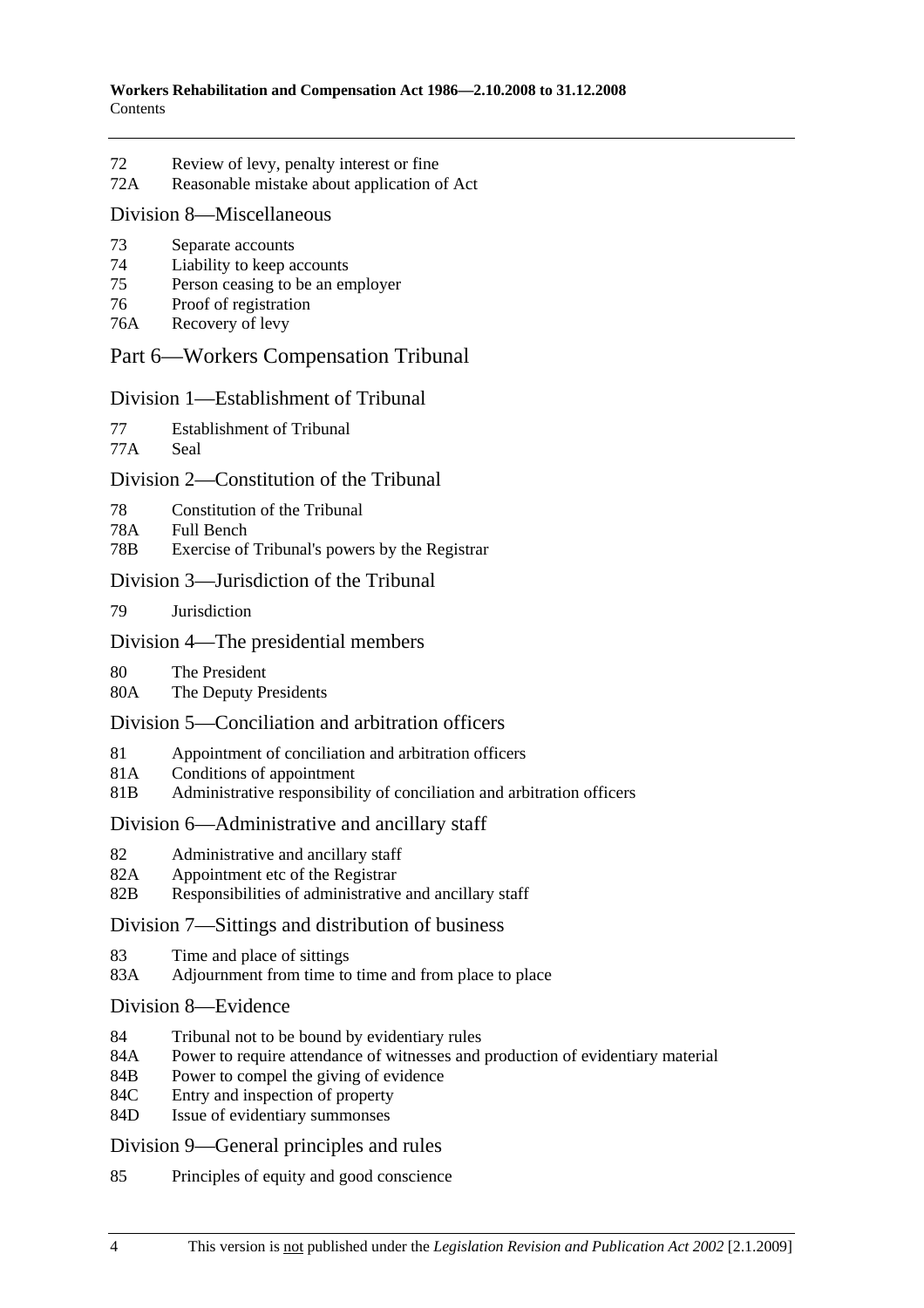72 Review of levy, penalty interest or fine
72A Reasonable mistake about application of Act

### Division 8—Miscellaneous

73 Separate accounts
74 Liability to keep accounts
75 Person ceasing to be an employer
76 Proof of registration
76A Recovery of levy

## Part 6—Workers Compensation Tribunal

### Division 1—Establishment of Tribunal

77 Establishment of Tribunal
77A Seal

### Division 2—Constitution of the Tribunal

78 Constitution of the Tribunal
78A Full Bench
78B Exercise of Tribunal's powers by the Registrar

### Division 3—Jurisdiction of the Tribunal

79 Jurisdiction

### Division 4—The presidential members

80 The President
80A The Deputy Presidents

### Division 5—Conciliation and arbitration officers

81 Appointment of conciliation and arbitration officers
81A Conditions of appointment
81B Administrative responsibility of conciliation and arbitration officers

### Division 6—Administrative and ancillary staff

82 Administrative and ancillary staff
82A Appointment etc of the Registrar
82B Responsibilities of administrative and ancillary staff

### Division 7—Sittings and distribution of business

83 Time and place of sittings
83A Adjournment from time to time and from place to place

### Division 8—Evidence

84 Tribunal not to be bound by evidentiary rules
84A Power to require attendance of witnesses and production of evidentiary material
84B Power to compel the giving of evidence
84C Entry and inspection of property
84D Issue of evidentiary summonses

### Division 9—General principles and rules

85 Principles of equity and good conscience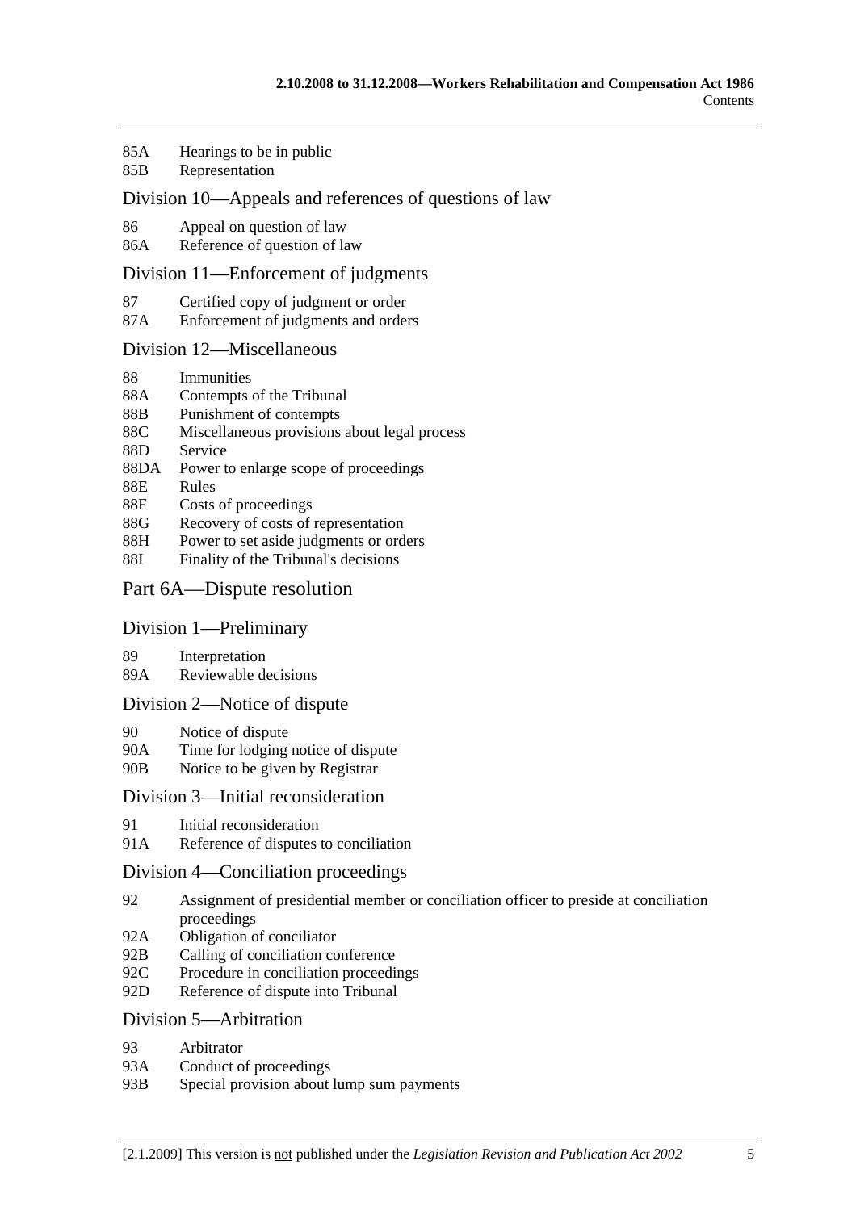85A Hearings to be in public
85B Representation

## Division 10—Appeals and references of questions of law

86 Appeal on question of law
86A Reference of question of law

## Division 11—Enforcement of judgments

87 Certified copy of judgment or order
87A Enforcement of judgments and orders

## Division 12—Miscellaneous

88 Immunities
88A Contempts of the Tribunal
88B Punishment of contempts
88C Miscellaneous provisions about legal process
88D Service
88DA Power to enlarge scope of proceedings
88E Rules
88F Costs of proceedings
88G Recovery of costs of representation
88H Power to set aside judgments or orders
88I Finality of the Tribunal's decisions

# Part 6A—Dispute resolution

## Division 1—Preliminary

89 Interpretation
89A Reviewable decisions

## Division 2—Notice of dispute

90 Notice of dispute
90A Time for lodging notice of dispute
90B Notice to be given by Registrar

## Division 3—Initial reconsideration

91 Initial reconsideration
91A Reference of disputes to conciliation

## Division 4—Conciliation proceedings

92 Assignment of presidential member or conciliation officer to preside at conciliation proceedings
92A Obligation of conciliator
92B Calling of conciliation conference
92C Procedure in conciliation proceedings
92D Reference of dispute into Tribunal

## Division 5—Arbitration

93 Arbitrator
93A Conduct of proceedings
93B Special provision about lump sum payments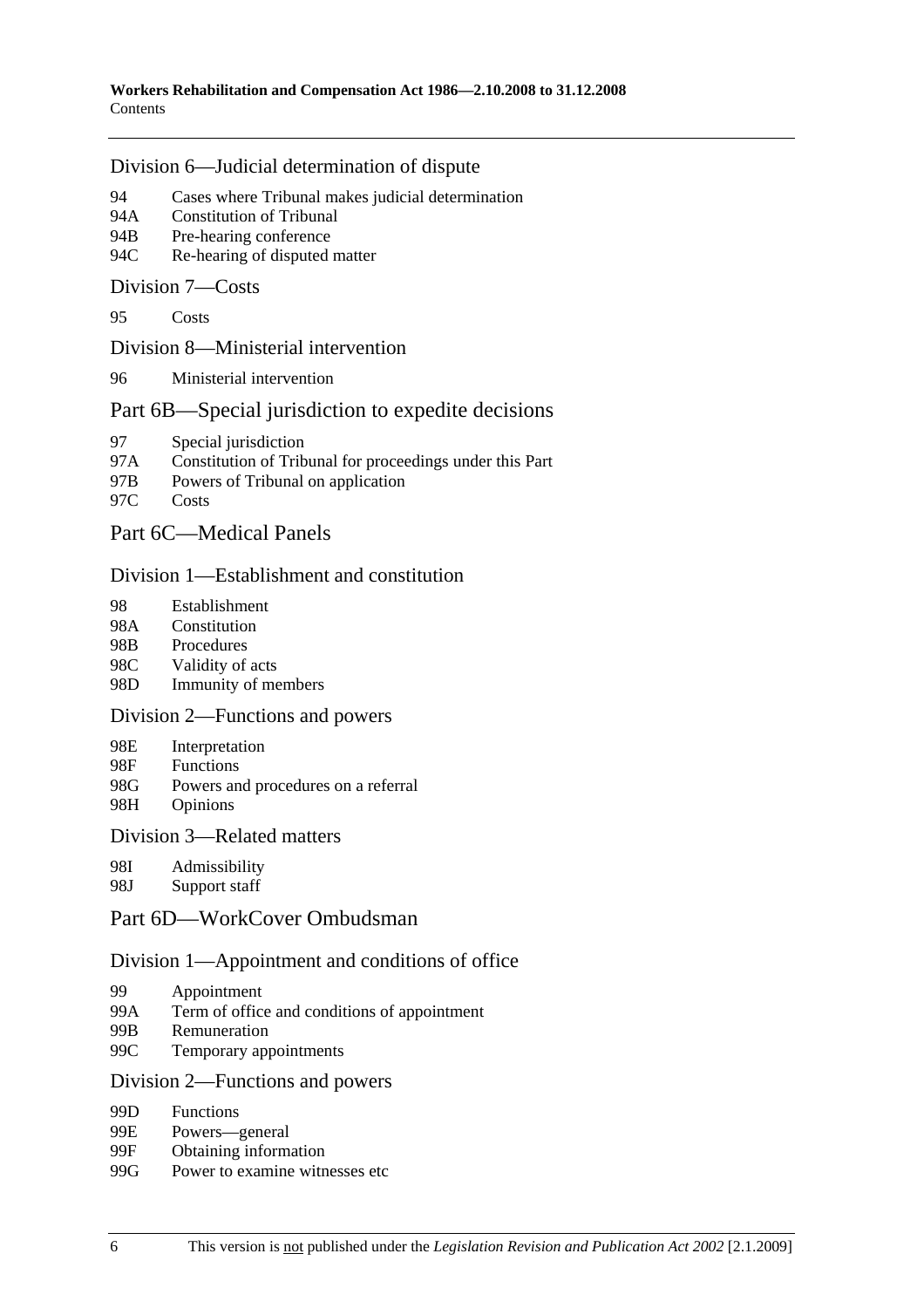### Division 6—Judicial determination of dispute

94 Cases where Tribunal makes judicial determination
94A Constitution of Tribunal
94B Pre-hearing conference
94C Re-hearing of disputed matter

### Division 7—Costs

95 Costs

### Division 8—Ministerial intervention

96 Ministerial intervention

## Part 6B—Special jurisdiction to expedite decisions

97 Special jurisdiction
97A Constitution of Tribunal for proceedings under this Part
97B Powers of Tribunal on application
97C Costs

## Part 6C—Medical Panels

### Division 1—Establishment and constitution

98 Establishment
98A Constitution
98B Procedures
98C Validity of acts
98D Immunity of members

### Division 2—Functions and powers

98E Interpretation
98F Functions
98G Powers and procedures on a referral
98H Opinions

### Division 3—Related matters

98I Admissibility
98J Support staff

## Part 6D—WorkCover Ombudsman

### Division 1—Appointment and conditions of office

99 Appointment
99A Term of office and conditions of appointment
99B Remuneration
99C Temporary appointments

### Division 2—Functions and powers

99D Functions
99E Powers—general
99F Obtaining information
99G Power to examine witnesses etc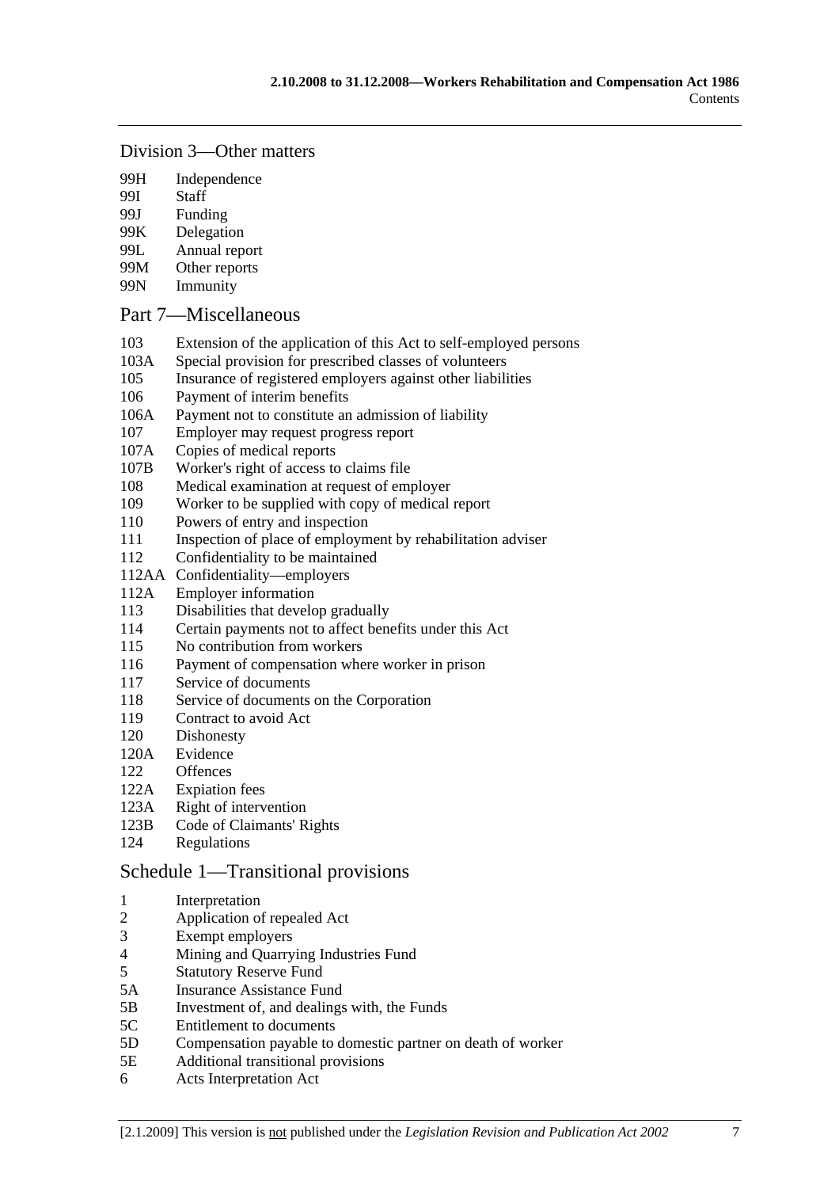### Division 3—Other matters

99H Independence
99I Staff
99J Funding
99K Delegation
99L Annual report
99M Other reports
99N Immunity

## Part 7—Miscellaneous

103 Extension of the application of this Act to self-employed persons
103A Special provision for prescribed classes of volunteers
105 Insurance of registered employers against other liabilities
106 Payment of interim benefits
106A Payment not to constitute an admission of liability
107 Employer may request progress report
107A Copies of medical reports
107B Worker's right of access to claims file
108 Medical examination at request of employer
109 Worker to be supplied with copy of medical report
110 Powers of entry and inspection
111 Inspection of place of employment by rehabilitation adviser
112 Confidentiality to be maintained
112AA Confidentiality—employers
112A Employer information
113 Disabilities that develop gradually
114 Certain payments not to affect benefits under this Act
115 No contribution from workers
116 Payment of compensation where worker in prison
117 Service of documents
118 Service of documents on the Corporation
119 Contract to avoid Act
120 Dishonesty
120A Evidence
122 Offences
122A Expiation fees
123A Right of intervention
123B Code of Claimants' Rights
124 Regulations

## Schedule 1—Transitional provisions

1 Interpretation
2 Application of repealed Act
3 Exempt employers
4 Mining and Quarrying Industries Fund
5 Statutory Reserve Fund
5A Insurance Assistance Fund
5B Investment of, and dealings with, the Funds
5C Entitlement to documents
5D Compensation payable to domestic partner on death of worker
5E Additional transitional provisions
6 Acts Interpretation Act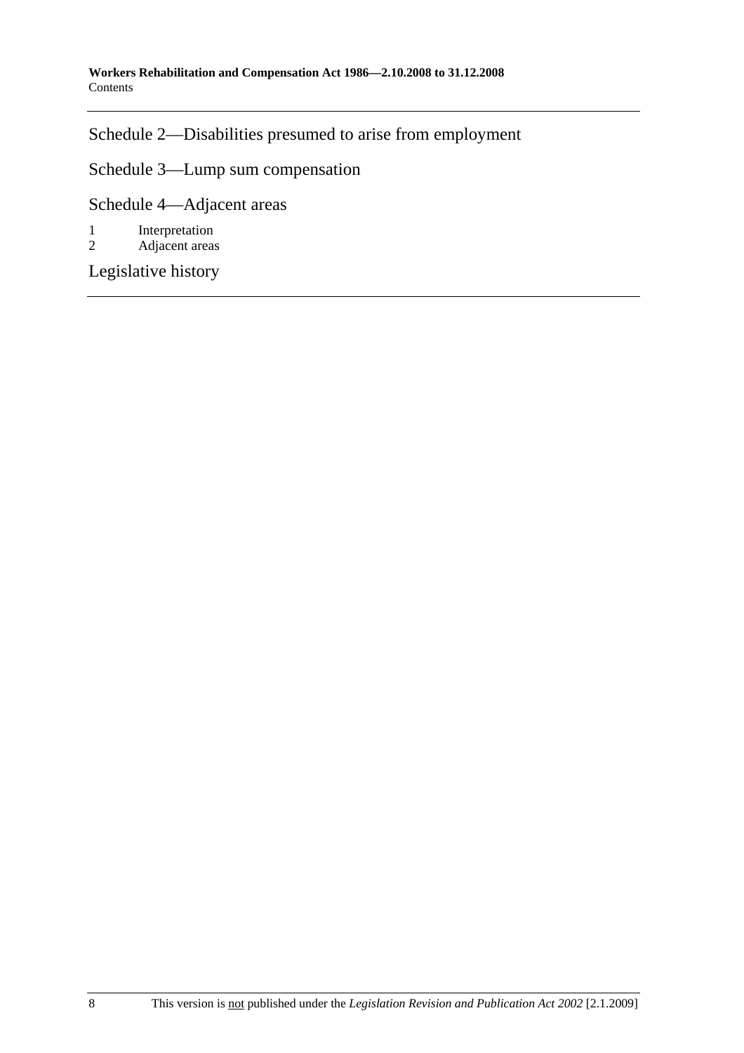Schedule 2—Disabilities presumed to arise from employment

Schedule 3—Lump sum compensation

Schedule 4—Adjacent areas

1 Interpretation
2 Adjacent areas

Legislative history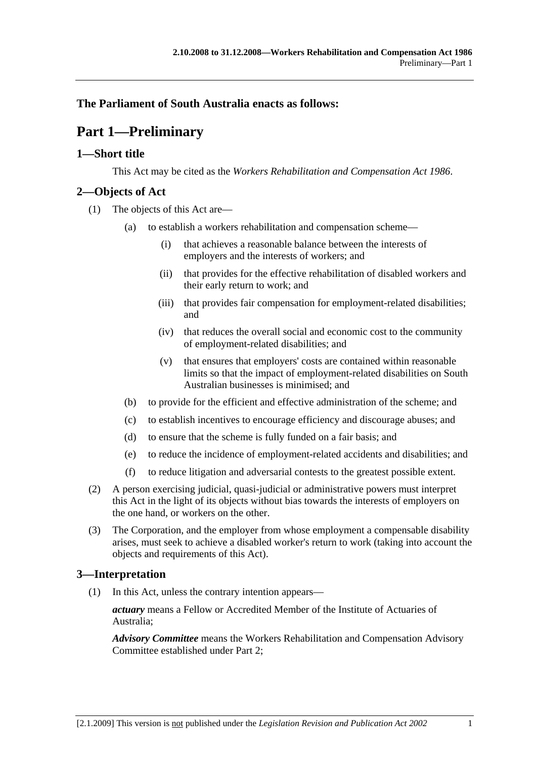**The Parliament of South Australia enacts as follows:**

# Part 1—Preliminary

## 1—Short title

This Act may be cited as the *Workers Rehabilitation and Compensation Act 1986*.

## 2—Objects of Act

(1) The objects of this Act are—

(a) to establish a workers rehabilitation and compensation scheme—

(i) that achieves a reasonable balance between the interests of employers and the interests of workers; and

(ii) that provides for the effective rehabilitation of disabled workers and their early return to work; and

(iii) that provides fair compensation for employment-related disabilities; and

(iv) that reduces the overall social and economic cost to the community of employment-related disabilities; and

(v) that ensures that employers' costs are contained within reasonable limits so that the impact of employment-related disabilities on South Australian businesses is minimised; and

(b) to provide for the efficient and effective administration of the scheme; and

(c) to establish incentives to encourage efficiency and discourage abuses; and

(d) to ensure that the scheme is fully funded on a fair basis; and

(e) to reduce the incidence of employment-related accidents and disabilities; and

(f) to reduce litigation and adversarial contests to the greatest possible extent.

(2) A person exercising judicial, quasi-judicial or administrative powers must interpret this Act in the light of its objects without bias towards the interests of employers on the one hand, or workers on the other.

(3) The Corporation, and the employer from whose employment a compensable disability arises, must seek to achieve a disabled worker's return to work (taking into account the objects and requirements of this Act).

## 3—Interpretation

(1) In this Act, unless the contrary intention appears—

***actuary*** means a Fellow or Accredited Member of the Institute of Actuaries of Australia;

***Advisory Committee*** means the Workers Rehabilitation and Compensation Advisory Committee established under Part 2;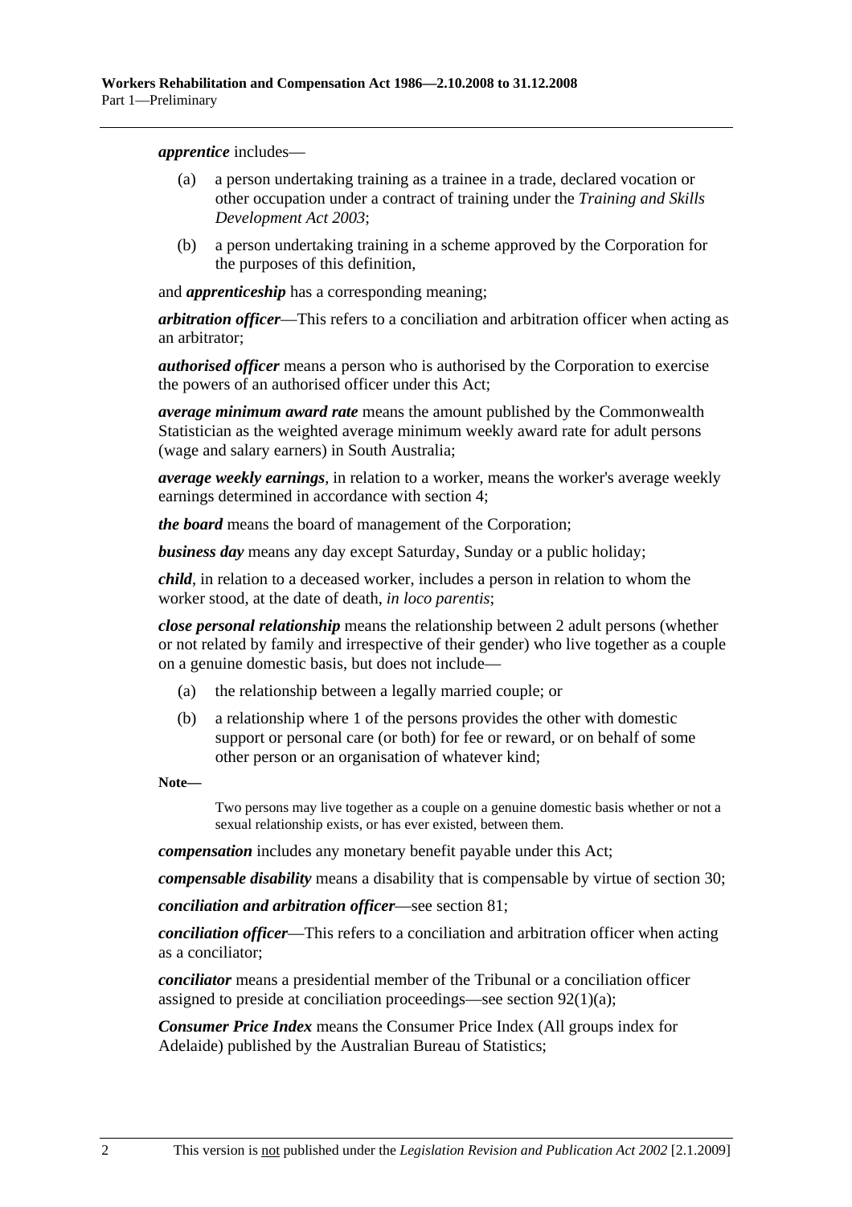***apprentice*** includes—

(a) a person undertaking training as a trainee in a trade, declared vocation or other occupation under a contract of training under the *Training and Skills Development Act 2003*;

(b) a person undertaking training in a scheme approved by the Corporation for the purposes of this definition,

and ***apprenticeship*** has a corresponding meaning;

***arbitration officer***—This refers to a conciliation and arbitration officer when acting as an arbitrator;

***authorised officer*** means a person who is authorised by the Corporation to exercise the powers of an authorised officer under this Act;

***average minimum award rate*** means the amount published by the Commonwealth Statistician as the weighted average minimum weekly award rate for adult persons (wage and salary earners) in South Australia;

***average weekly earnings***, in relation to a worker, means the worker's average weekly earnings determined in accordance with section 4;

***the board*** means the board of management of the Corporation;

***business day*** means any day except Saturday, Sunday or a public holiday;

***child***, in relation to a deceased worker, includes a person in relation to whom the worker stood, at the date of death, *in loco parentis*;

***close personal relationship*** means the relationship between 2 adult persons (whether or not related by family and irrespective of their gender) who live together as a couple on a genuine domestic basis, but does not include—

(a) the relationship between a legally married couple; or

(b) a relationship where 1 of the persons provides the other with domestic support or personal care (or both) for fee or reward, or on behalf of some other person or an organisation of whatever kind;

**Note—**

Two persons may live together as a couple on a genuine domestic basis whether or not a sexual relationship exists, or has ever existed, between them.

***compensation*** includes any monetary benefit payable under this Act;

***compensable disability*** means a disability that is compensable by virtue of section 30;

***conciliation and arbitration officer***—see section 81;

***conciliation officer***—This refers to a conciliation and arbitration officer when acting as a conciliator;

***conciliator*** means a presidential member of the Tribunal or a conciliation officer assigned to preside at conciliation proceedings—see section 92(1)(a);

***Consumer Price Index*** means the Consumer Price Index (All groups index for Adelaide) published by the Australian Bureau of Statistics;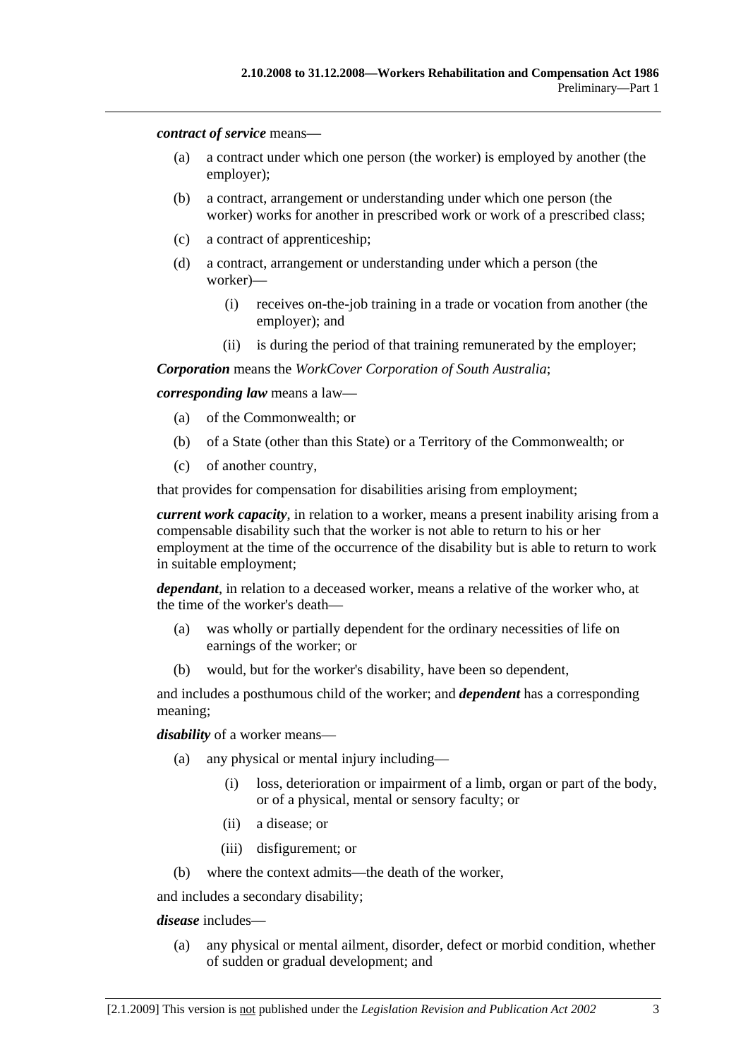***contract of service*** means—

(a) a contract under which one person (the worker) is employed by another (the employer);

(b) a contract, arrangement or understanding under which one person (the worker) works for another in prescribed work or work of a prescribed class;

(c) a contract of apprenticeship;

(d) a contract, arrangement or understanding under which a person (the worker)—

(i) receives on-the-job training in a trade or vocation from another (the employer); and

(ii) is during the period of that training remunerated by the employer;

***Corporation*** means the *WorkCover Corporation of South Australia*;

***corresponding law*** means a law—

(a) of the Commonwealth; or

(b) of a State (other than this State) or a Territory of the Commonwealth; or

(c) of another country,

that provides for compensation for disabilities arising from employment;

***current work capacity***, in relation to a worker, means a present inability arising from a compensable disability such that the worker is not able to return to his or her employment at the time of the occurrence of the disability but is able to return to work in suitable employment;

***dependant***, in relation to a deceased worker, means a relative of the worker who, at the time of the worker's death—

(a) was wholly or partially dependent for the ordinary necessities of life on earnings of the worker; or

(b) would, but for the worker's disability, have been so dependent,

and includes a posthumous child of the worker; and ***dependent*** has a corresponding meaning;

***disability*** of a worker means—

(a) any physical or mental injury including—

(i) loss, deterioration or impairment of a limb, organ or part of the body, or of a physical, mental or sensory faculty; or

(ii) a disease; or

(iii) disfigurement; or

(b) where the context admits—the death of the worker,

and includes a secondary disability;

***disease*** includes—

(a) any physical or mental ailment, disorder, defect or morbid condition, whether of sudden or gradual development; and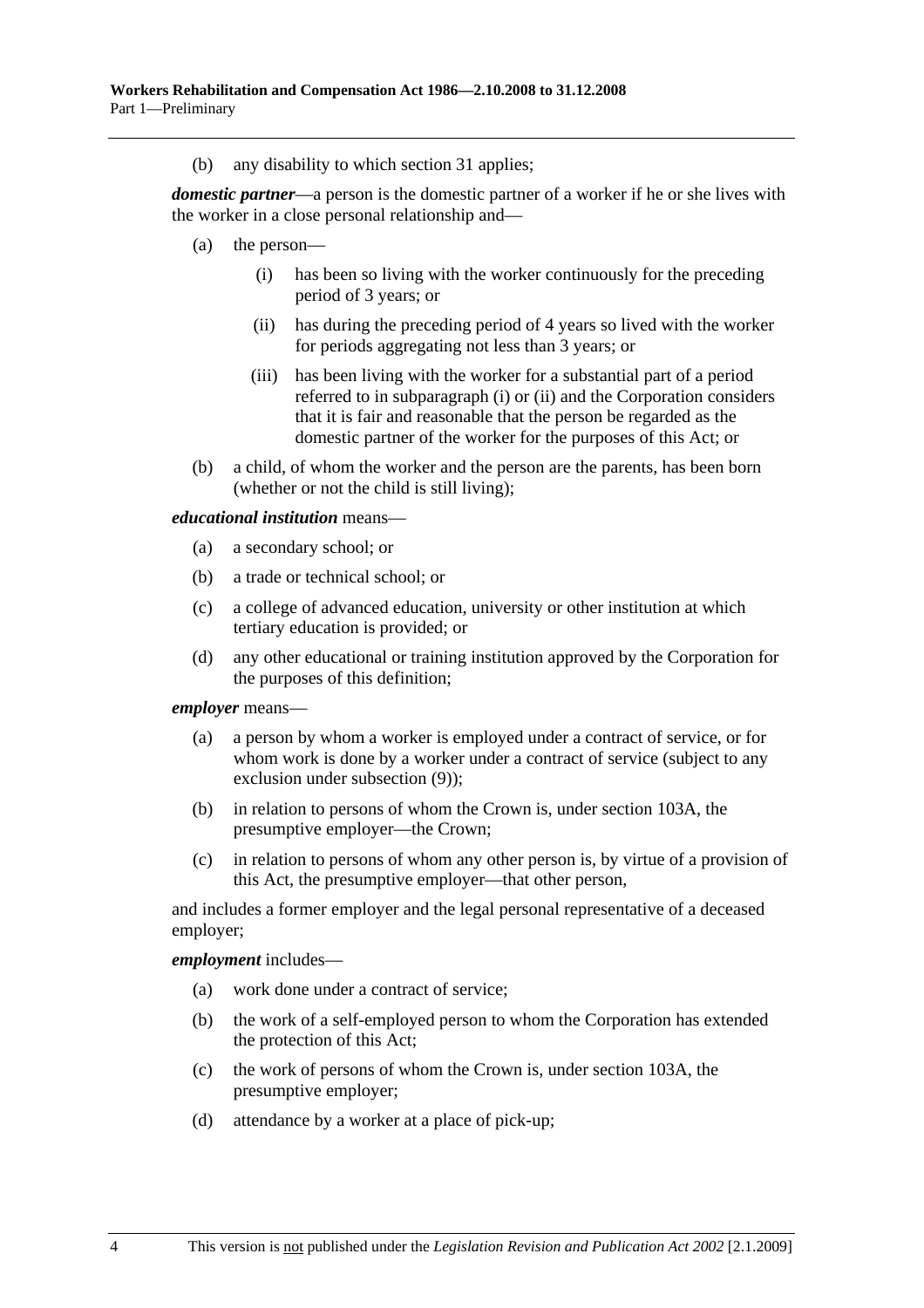(b) any disability to which section 31 applies;

***domestic partner***—a person is the domestic partner of a worker if he or she lives with the worker in a close personal relationship and—

(a) the person—

(i) has been so living with the worker continuously for the preceding period of 3 years; or

(ii) has during the preceding period of 4 years so lived with the worker for periods aggregating not less than 3 years; or

(iii) has been living with the worker for a substantial part of a period referred to in subparagraph (i) or (ii) and the Corporation considers that it is fair and reasonable that the person be regarded as the domestic partner of the worker for the purposes of this Act; or

(b) a child, of whom the worker and the person are the parents, has been born (whether or not the child is still living);

***educational institution*** means—

(a) a secondary school; or

(b) a trade or technical school; or

(c) a college of advanced education, university or other institution at which tertiary education is provided; or

(d) any other educational or training institution approved by the Corporation for the purposes of this definition;

***employer*** means—

(a) a person by whom a worker is employed under a contract of service, or for whom work is done by a worker under a contract of service (subject to any exclusion under subsection (9));

(b) in relation to persons of whom the Crown is, under section 103A, the presumptive employer—the Crown;

(c) in relation to persons of whom any other person is, by virtue of a provision of this Act, the presumptive employer—that other person,

and includes a former employer and the legal personal representative of a deceased employer;

***employment*** includes—

(a) work done under a contract of service;

(b) the work of a self-employed person to whom the Corporation has extended the protection of this Act;

(c) the work of persons of whom the Crown is, under section 103A, the presumptive employer;

(d) attendance by a worker at a place of pick-up;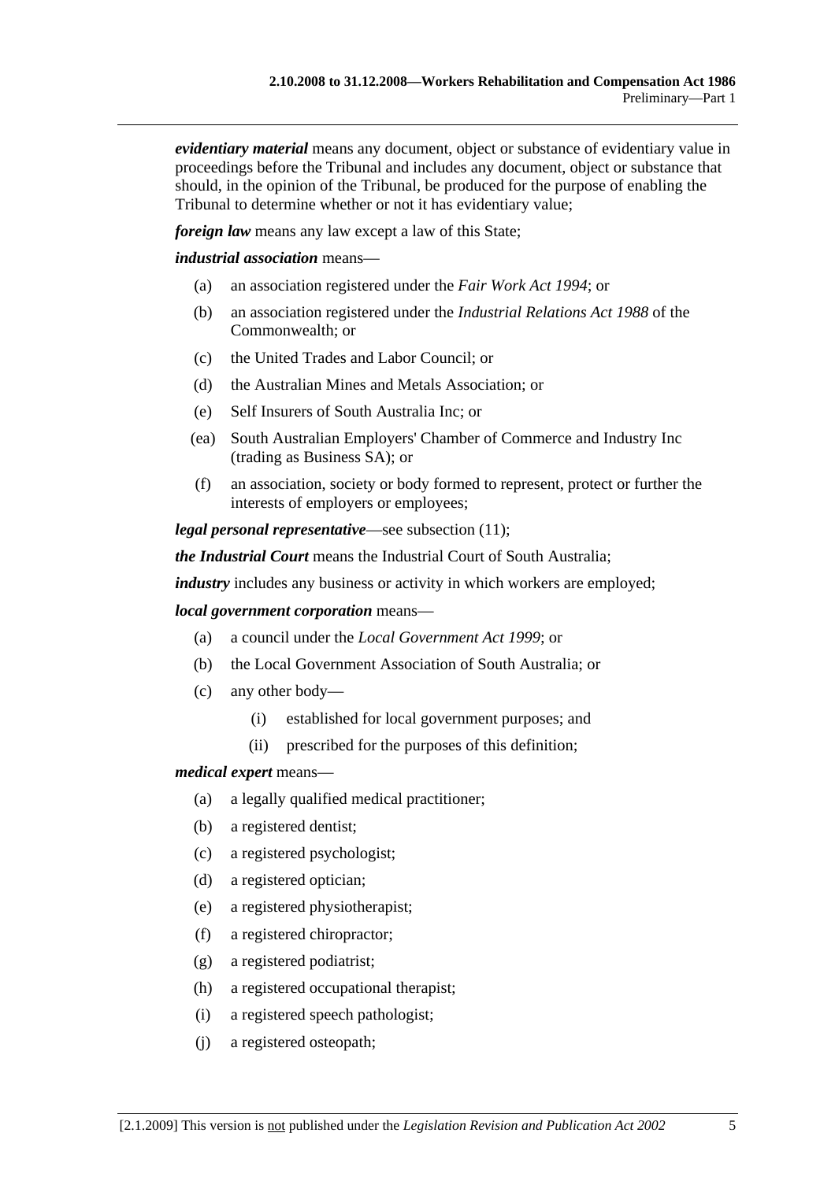***evidentiary material*** means any document, object or substance of evidentiary value in proceedings before the Tribunal and includes any document, object or substance that should, in the opinion of the Tribunal, be produced for the purpose of enabling the Tribunal to determine whether or not it has evidentiary value;

***foreign law*** means any law except a law of this State;

***industrial association*** means—

- (a) an association registered under the *Fair Work Act 1994*; or
- (b) an association registered under the *Industrial Relations Act 1988* of the Commonwealth; or
- (c) the United Trades and Labor Council; or
- (d) the Australian Mines and Metals Association; or
- (e) Self Insurers of South Australia Inc; or
- (ea) South Australian Employers' Chamber of Commerce and Industry Inc (trading as Business SA); or
- (f) an association, society or body formed to represent, protect or further the interests of employers or employees;

***legal personal representative***—see subsection (11);

***the Industrial Court*** means the Industrial Court of South Australia;

***industry*** includes any business or activity in which workers are employed;

***local government corporation*** means—

- (a) a council under the *Local Government Act 1999*; or
- (b) the Local Government Association of South Australia; or
- (c) any other body—
  - (i) established for local government purposes; and
  - (ii) prescribed for the purposes of this definition;

***medical expert*** means—

- (a) a legally qualified medical practitioner;
- (b) a registered dentist;
- (c) a registered psychologist;
- (d) a registered optician;
- (e) a registered physiotherapist;
- (f) a registered chiropractor;
- (g) a registered podiatrist;
- (h) a registered occupational therapist;
- (i) a registered speech pathologist;
- (j) a registered osteopath;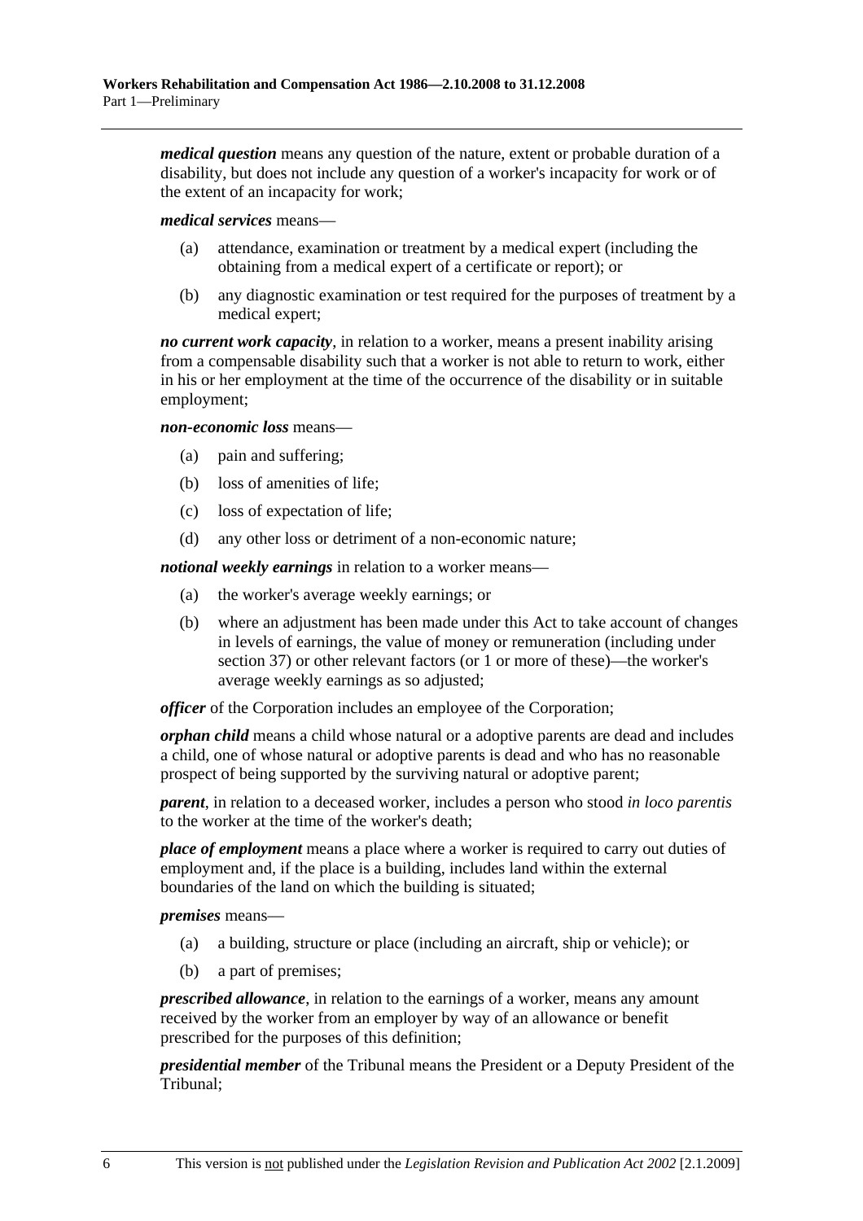***medical question*** means any question of the nature, extent or probable duration of a disability, but does not include any question of a worker's incapacity for work or of the extent of an incapacity for work;

***medical services*** means—

- (a) attendance, examination or treatment by a medical expert (including the obtaining from a medical expert of a certificate or report); or
- (b) any diagnostic examination or test required for the purposes of treatment by a medical expert;

***no current work capacity***, in relation to a worker, means a present inability arising from a compensable disability such that a worker is not able to return to work, either in his or her employment at the time of the occurrence of the disability or in suitable employment;

***non-economic loss*** means—

- (a) pain and suffering;
- (b) loss of amenities of life;
- (c) loss of expectation of life;
- (d) any other loss or detriment of a non-economic nature;

***notional weekly earnings*** in relation to a worker means—

- (a) the worker's average weekly earnings; or
- (b) where an adjustment has been made under this Act to take account of changes in levels of earnings, the value of money or remuneration (including under section 37) or other relevant factors (or 1 or more of these)—the worker's average weekly earnings as so adjusted;

***officer*** of the Corporation includes an employee of the Corporation;

***orphan child*** means a child whose natural or a adoptive parents are dead and includes a child, one of whose natural or adoptive parents is dead and who has no reasonable prospect of being supported by the surviving natural or adoptive parent;

***parent***, in relation to a deceased worker, includes a person who stood *in loco parentis* to the worker at the time of the worker's death;

***place of employment*** means a place where a worker is required to carry out duties of employment and, if the place is a building, includes land within the external boundaries of the land on which the building is situated;

***premises*** means—

- (a) a building, structure or place (including an aircraft, ship or vehicle); or
- (b) a part of premises;

***prescribed allowance***, in relation to the earnings of a worker, means any amount received by the worker from an employer by way of an allowance or benefit prescribed for the purposes of this definition;

***presidential member*** of the Tribunal means the President or a Deputy President of the Tribunal;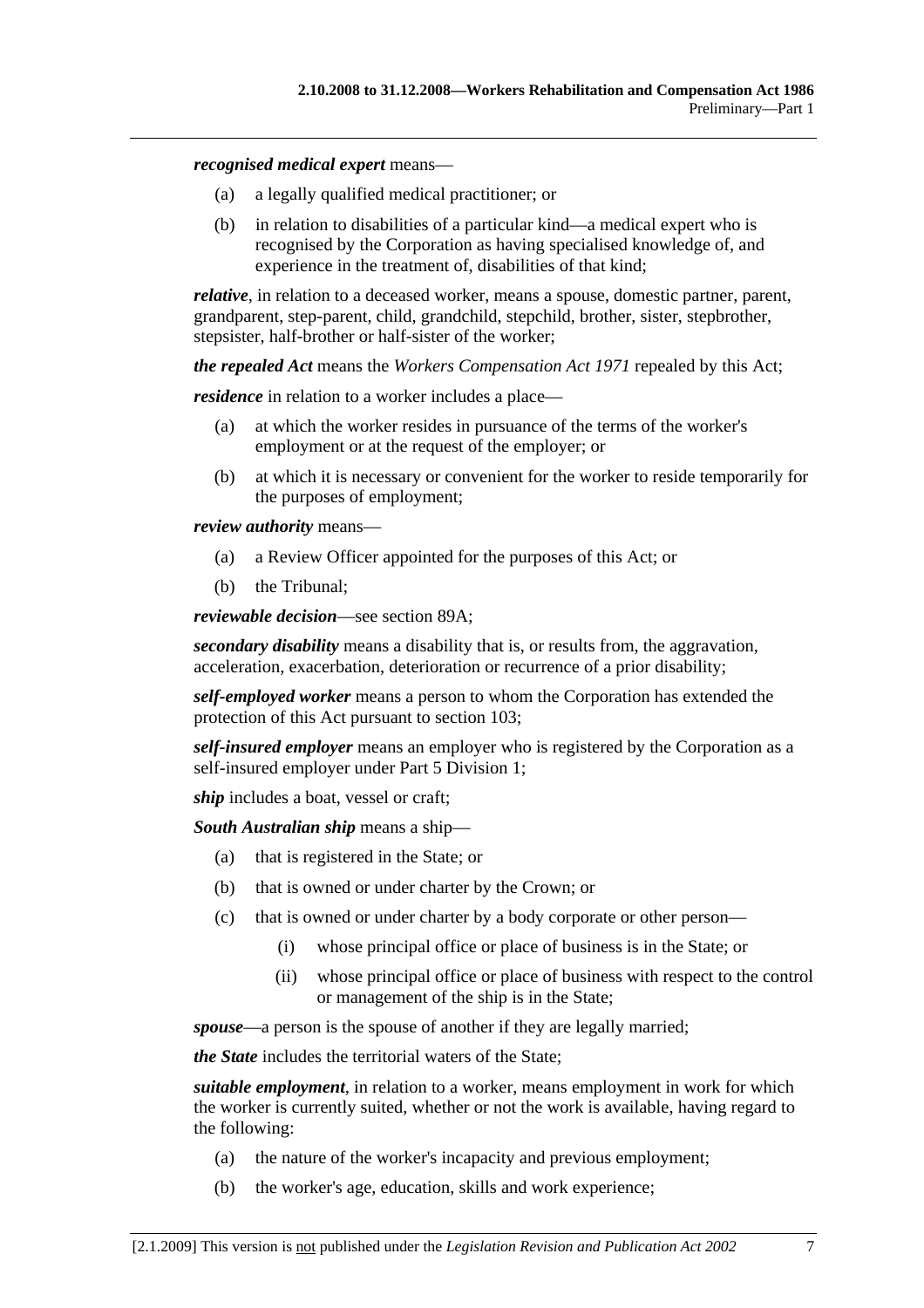***recognised medical expert*** means—

- (a) a legally qualified medical practitioner; or
- (b) in relation to disabilities of a particular kind—a medical expert who is recognised by the Corporation as having specialised knowledge of, and experience in the treatment of, disabilities of that kind;

***relative***, in relation to a deceased worker, means a spouse, domestic partner, parent, grandparent, step-parent, child, grandchild, stepchild, brother, sister, stepbrother, stepsister, half-brother or half-sister of the worker;

***the repealed Act*** means the *Workers Compensation Act 1971* repealed by this Act;

***residence*** in relation to a worker includes a place—

- (a) at which the worker resides in pursuance of the terms of the worker's employment or at the request of the employer; or
- (b) at which it is necessary or convenient for the worker to reside temporarily for the purposes of employment;

***review authority*** means—

- (a) a Review Officer appointed for the purposes of this Act; or
- (b) the Tribunal;

***reviewable decision***—see section 89A;

***secondary disability*** means a disability that is, or results from, the aggravation, acceleration, exacerbation, deterioration or recurrence of a prior disability;

***self-employed worker*** means a person to whom the Corporation has extended the protection of this Act pursuant to section 103;

***self-insured employer*** means an employer who is registered by the Corporation as a self-insured employer under Part 5 Division 1;

***ship*** includes a boat, vessel or craft;

***South Australian ship*** means a ship—

- (a) that is registered in the State; or
- (b) that is owned or under charter by the Crown; or
- (c) that is owned or under charter by a body corporate or other person—
    - (i) whose principal office or place of business is in the State; or
    - (ii) whose principal office or place of business with respect to the control or management of the ship is in the State;

***spouse***—a person is the spouse of another if they are legally married;

***the State*** includes the territorial waters of the State;

***suitable employment***, in relation to a worker, means employment in work for which the worker is currently suited, whether or not the work is available, having regard to the following:

- (a) the nature of the worker's incapacity and previous employment;
- (b) the worker's age, education, skills and work experience;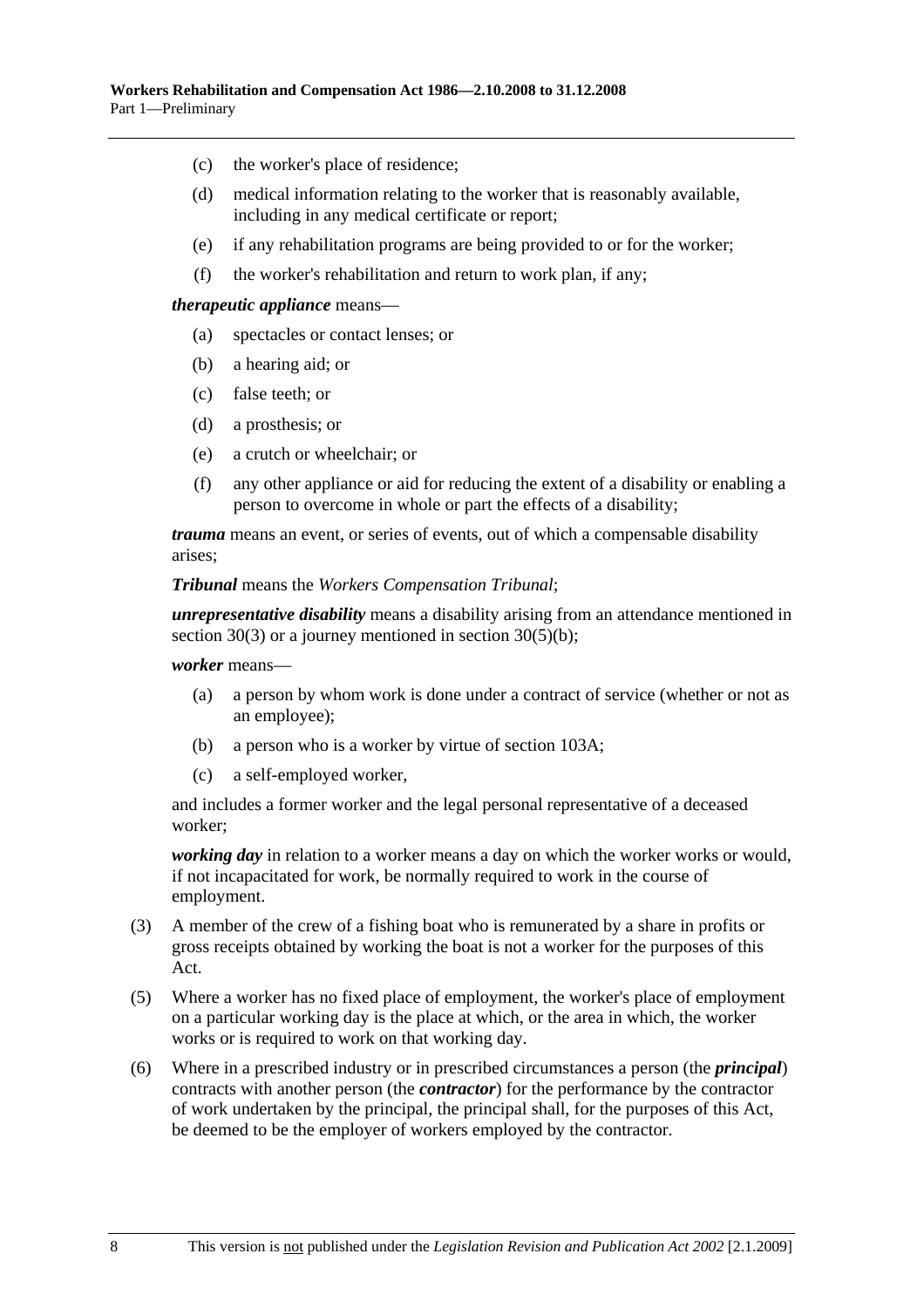(c) the worker's place of residence;

(d) medical information relating to the worker that is reasonably available, including in any medical certificate or report;

(e) if any rehabilitation programs are being provided to or for the worker;

(f) the worker's rehabilitation and return to work plan, if any;

***therapeutic appliance*** means—

(a) spectacles or contact lenses; or

(b) a hearing aid; or

(c) false teeth; or

(d) a prosthesis; or

(e) a crutch or wheelchair; or

(f) any other appliance or aid for reducing the extent of a disability or enabling a person to overcome in whole or part the effects of a disability;

***trauma*** means an event, or series of events, out of which a compensable disability arises;

***Tribunal*** means the *Workers Compensation Tribunal*;

***unrepresentative disability*** means a disability arising from an attendance mentioned in section 30(3) or a journey mentioned in section 30(5)(b);

***worker*** means—

(a) a person by whom work is done under a contract of service (whether or not as an employee);

(b) a person who is a worker by virtue of section 103A;

(c) a self-employed worker,

and includes a former worker and the legal personal representative of a deceased worker;

***working day*** in relation to a worker means a day on which the worker works or would, if not incapacitated for work, be normally required to work in the course of employment.

(3) A member of the crew of a fishing boat who is remunerated by a share in profits or gross receipts obtained by working the boat is not a worker for the purposes of this Act.

(5) Where a worker has no fixed place of employment, the worker's place of employment on a particular working day is the place at which, or the area in which, the worker works or is required to work on that working day.

(6) Where in a prescribed industry or in prescribed circumstances a person (the ***principal***) contracts with another person (the ***contractor***) for the performance by the contractor of work undertaken by the principal, the principal shall, for the purposes of this Act, be deemed to be the employer of workers employed by the contractor.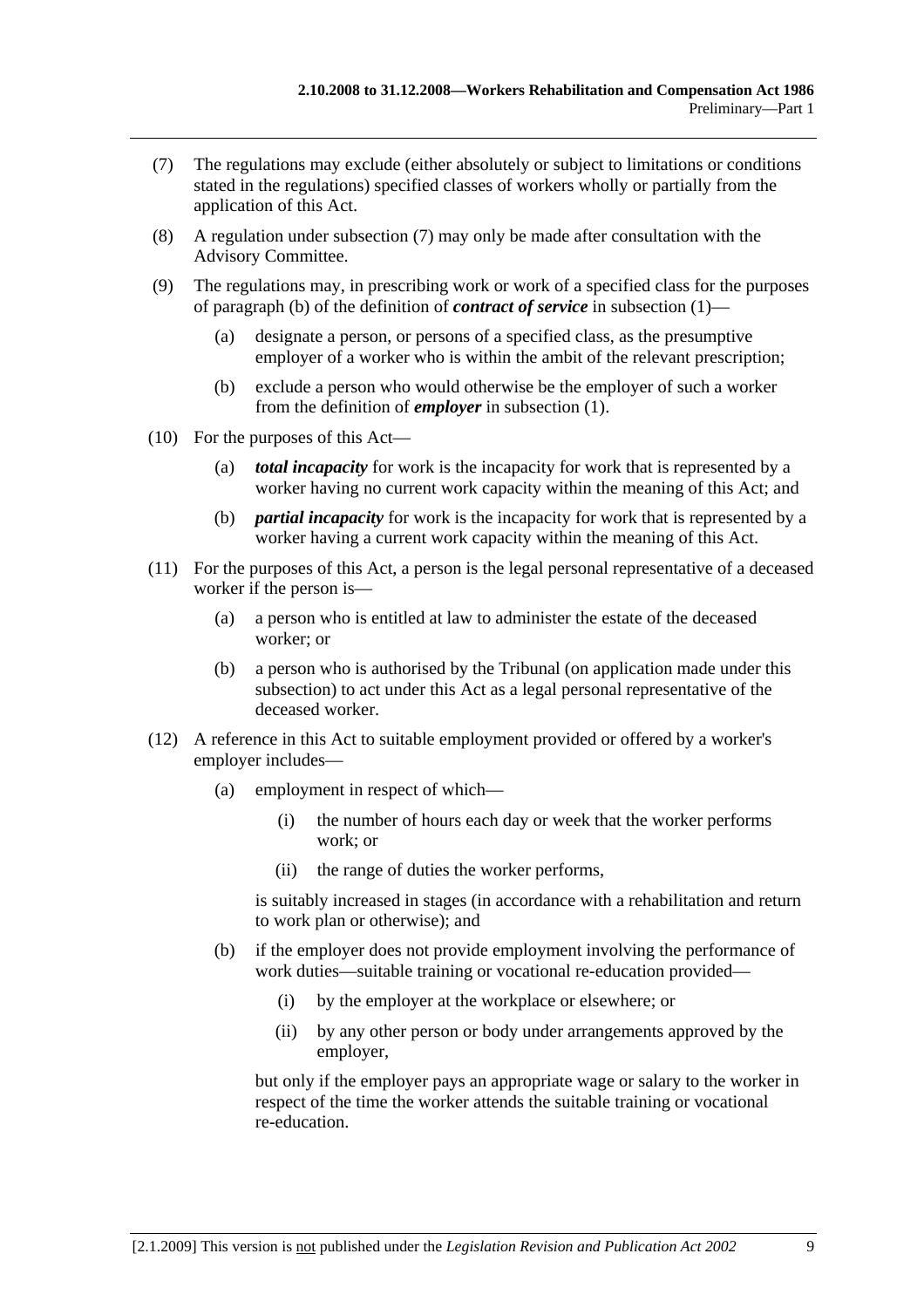(7) The regulations may exclude (either absolutely or subject to limitations or conditions stated in the regulations) specified classes of workers wholly or partially from the application of this Act.

(8) A regulation under subsection (7) may only be made after consultation with the Advisory Committee.

(9) The regulations may, in prescribing work or work of a specified class for the purposes of paragraph (b) of the definition of ***contract of service*** in subsection (1)—

- (a) designate a person, or persons of a specified class, as the presumptive employer of a worker who is within the ambit of the relevant prescription;
- (b) exclude a person who would otherwise be the employer of such a worker from the definition of ***employer*** in subsection (1).

(10) For the purposes of this Act—

- (a) ***total incapacity*** for work is the incapacity for work that is represented by a worker having no current work capacity within the meaning of this Act; and
- (b) ***partial incapacity*** for work is the incapacity for work that is represented by a worker having a current work capacity within the meaning of this Act.

(11) For the purposes of this Act, a person is the legal personal representative of a deceased worker if the person is—

- (a) a person who is entitled at law to administer the estate of the deceased worker; or
- (b) a person who is authorised by the Tribunal (on application made under this subsection) to act under this Act as a legal personal representative of the deceased worker.

(12) A reference in this Act to suitable employment provided or offered by a worker's employer includes—

- (a) employment in respect of which—
  - (i) the number of hours each day or week that the worker performs work; or
  - (ii) the range of duties the worker performs,

  is suitably increased in stages (in accordance with a rehabilitation and return to work plan or otherwise); and

- (b) if the employer does not provide employment involving the performance of work duties—suitable training or vocational re-education provided—
  - (i) by the employer at the workplace or elsewhere; or
  - (ii) by any other person or body under arrangements approved by the employer,

  but only if the employer pays an appropriate wage or salary to the worker in respect of the time the worker attends the suitable training or vocational re-education.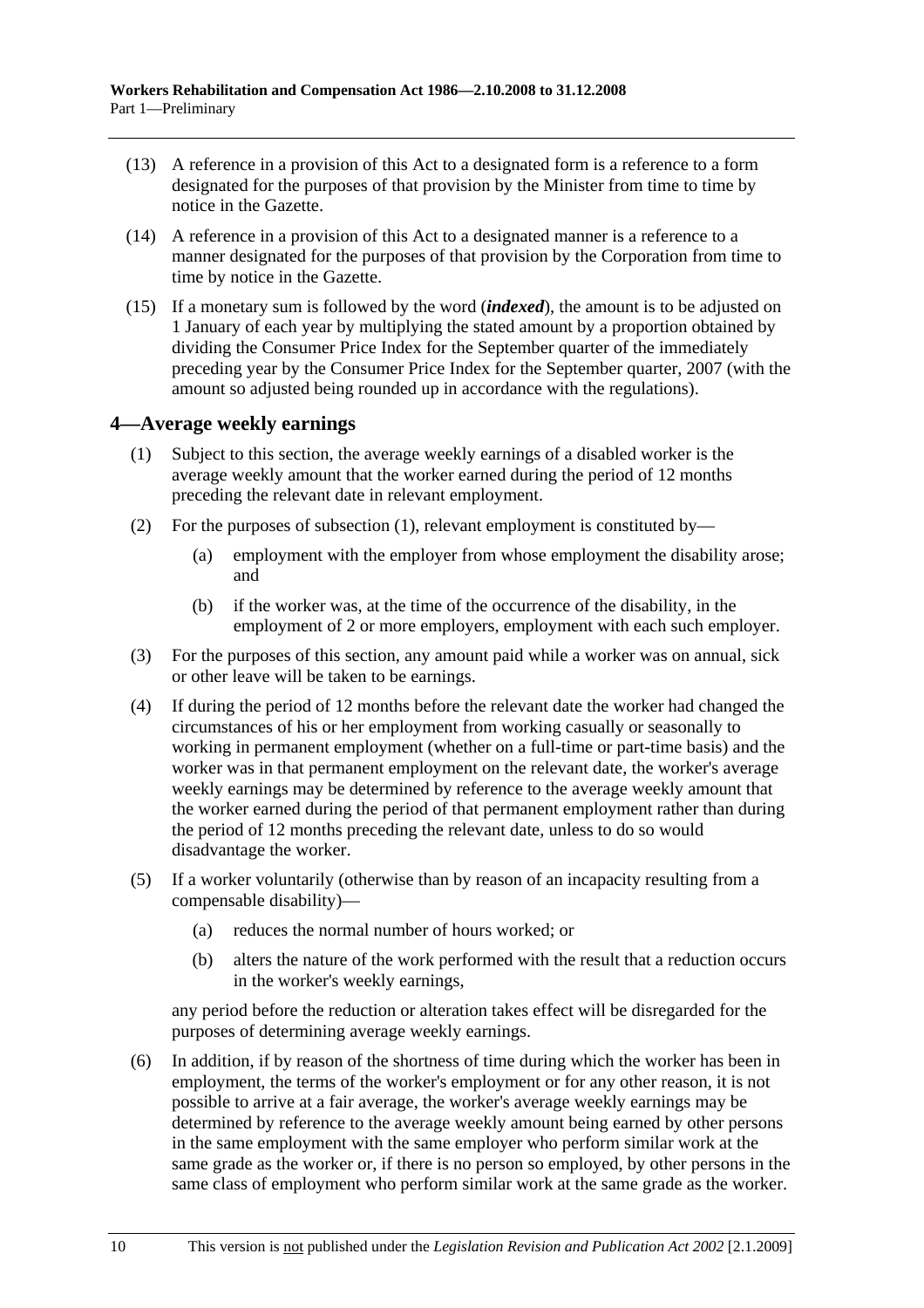(13) A reference in a provision of this Act to a designated form is a reference to a form designated for the purposes of that provision by the Minister from time to time by notice in the Gazette.

(14) A reference in a provision of this Act to a designated manner is a reference to a manner designated for the purposes of that provision by the Corporation from time to time by notice in the Gazette.

(15) If a monetary sum is followed by the word (***indexed***), the amount is to be adjusted on 1 January of each year by multiplying the stated amount by a proportion obtained by dividing the Consumer Price Index for the September quarter of the immediately preceding year by the Consumer Price Index for the September quarter, 2007 (with the amount so adjusted being rounded up in accordance with the regulations).

## 4—Average weekly earnings

(1) Subject to this section, the average weekly earnings of a disabled worker is the average weekly amount that the worker earned during the period of 12 months preceding the relevant date in relevant employment.

(2) For the purposes of subsection (1), relevant employment is constituted by—

(a) employment with the employer from whose employment the disability arose; and

(b) if the worker was, at the time of the occurrence of the disability, in the employment of 2 or more employers, employment with each such employer.

(3) For the purposes of this section, any amount paid while a worker was on annual, sick or other leave will be taken to be earnings.

(4) If during the period of 12 months before the relevant date the worker had changed the circumstances of his or her employment from working casually or seasonally to working in permanent employment (whether on a full-time or part-time basis) and the worker was in that permanent employment on the relevant date, the worker's average weekly earnings may be determined by reference to the average weekly amount that the worker earned during the period of that permanent employment rather than during the period of 12 months preceding the relevant date, unless to do so would disadvantage the worker.

(5) If a worker voluntarily (otherwise than by reason of an incapacity resulting from a compensable disability)—

(a) reduces the normal number of hours worked; or

(b) alters the nature of the work performed with the result that a reduction occurs in the worker's weekly earnings,

any period before the reduction or alteration takes effect will be disregarded for the purposes of determining average weekly earnings.

(6) In addition, if by reason of the shortness of time during which the worker has been in employment, the terms of the worker's employment or for any other reason, it is not possible to arrive at a fair average, the worker's average weekly earnings may be determined by reference to the average weekly amount being earned by other persons in the same employment with the same employer who perform similar work at the same grade as the worker or, if there is no person so employed, by other persons in the same class of employment who perform similar work at the same grade as the worker.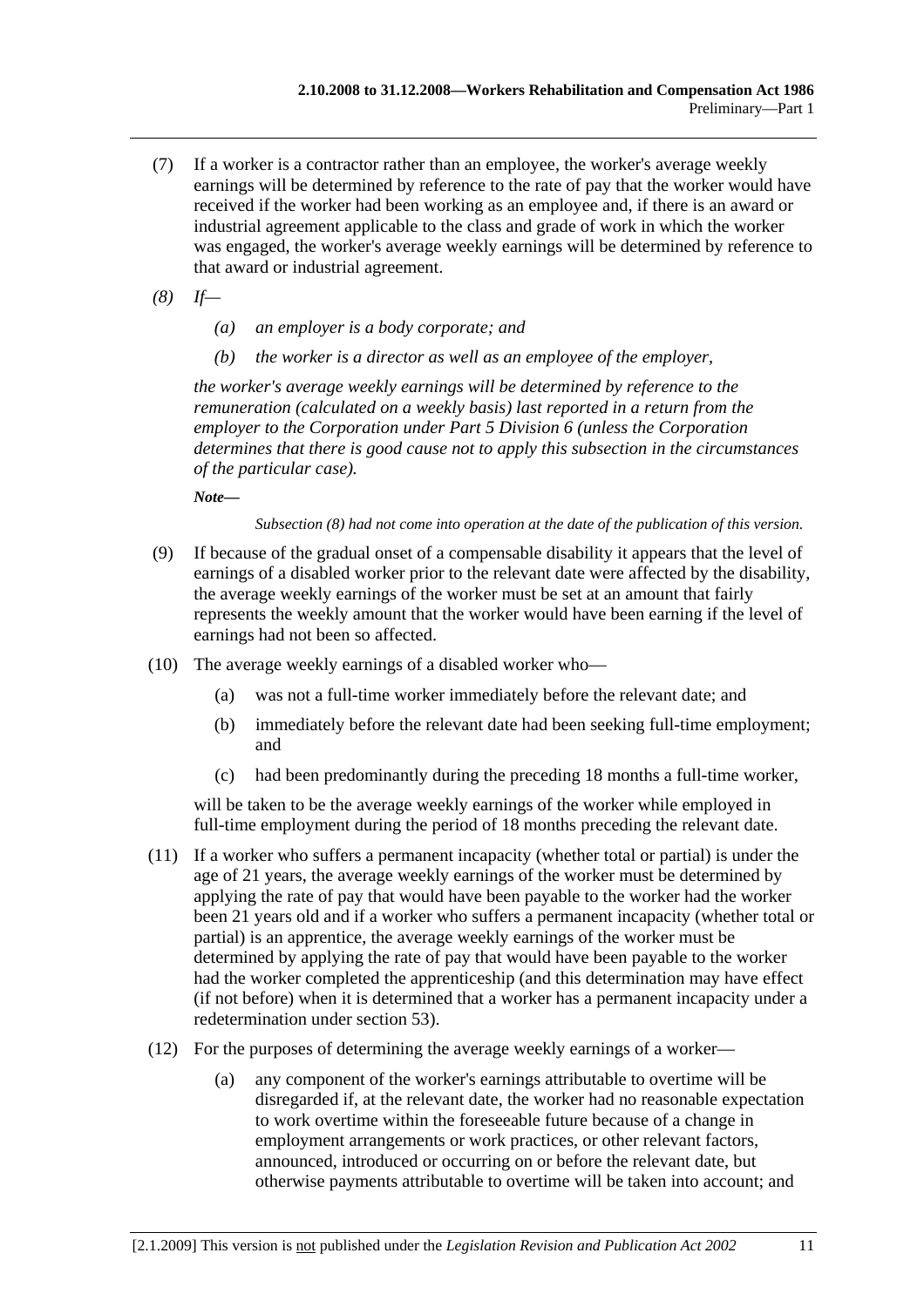(7) If a worker is a contractor rather than an employee, the worker's average weekly earnings will be determined by reference to the rate of pay that the worker would have received if the worker had been working as an employee and, if there is an award or industrial agreement applicable to the class and grade of work in which the worker was engaged, the worker's average weekly earnings will be determined by reference to that award or industrial agreement.

*(8) If—*

*(a) an employer is a body corporate; and*

*(b) the worker is a director as well as an employee of the employer,*

*the worker's average weekly earnings will be determined by reference to the remuneration (calculated on a weekly basis) last reported in a return from the employer to the Corporation under Part 5 Division 6 (unless the Corporation determines that there is good cause not to apply this subsection in the circumstances of the particular case).*

***Note—***

*Subsection (8) had not come into operation at the date of the publication of this version.*

(9) If because of the gradual onset of a compensable disability it appears that the level of earnings of a disabled worker prior to the relevant date were affected by the disability, the average weekly earnings of the worker must be set at an amount that fairly represents the weekly amount that the worker would have been earning if the level of earnings had not been so affected.

(10) The average weekly earnings of a disabled worker who—

(a) was not a full-time worker immediately before the relevant date; and

(b) immediately before the relevant date had been seeking full-time employment; and

(c) had been predominantly during the preceding 18 months a full-time worker,

will be taken to be the average weekly earnings of the worker while employed in full-time employment during the period of 18 months preceding the relevant date.

(11) If a worker who suffers a permanent incapacity (whether total or partial) is under the age of 21 years, the average weekly earnings of the worker must be determined by applying the rate of pay that would have been payable to the worker had the worker been 21 years old and if a worker who suffers a permanent incapacity (whether total or partial) is an apprentice, the average weekly earnings of the worker must be determined by applying the rate of pay that would have been payable to the worker had the worker completed the apprenticeship (and this determination may have effect (if not before) when it is determined that a worker has a permanent incapacity under a redetermination under section 53).

(12) For the purposes of determining the average weekly earnings of a worker—

(a) any component of the worker's earnings attributable to overtime will be disregarded if, at the relevant date, the worker had no reasonable expectation to work overtime within the foreseeable future because of a change in employment arrangements or work practices, or other relevant factors, announced, introduced or occurring on or before the relevant date, but otherwise payments attributable to overtime will be taken into account; and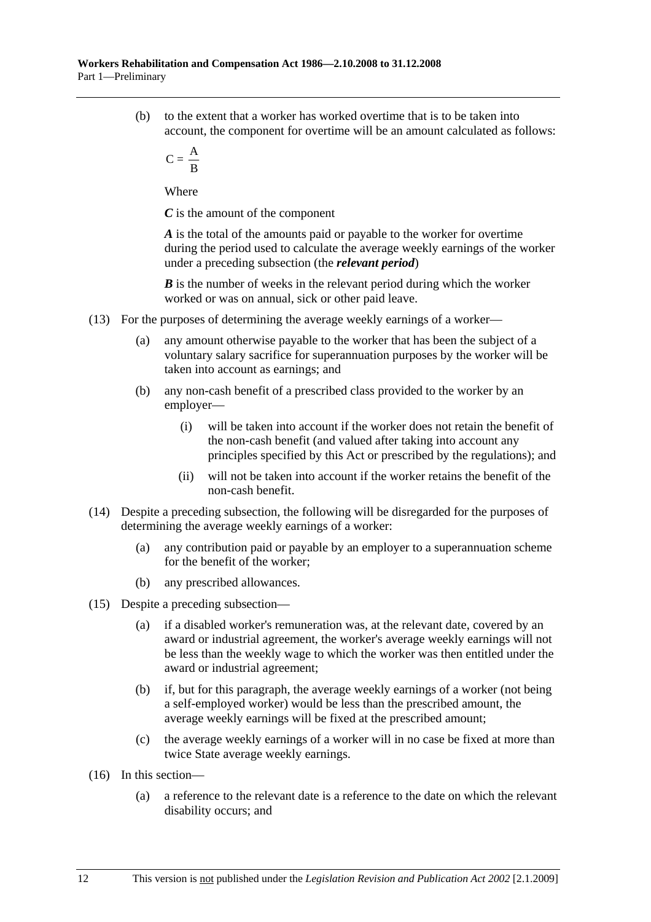(b) to the extent that a worker has worked overtime that is to be taken into account, the component for overtime will be an amount calculated as follows:

$$C = \frac{A}{B}$$

Where

***C*** is the amount of the component

***A*** is the total of the amounts paid or payable to the worker for overtime during the period used to calculate the average weekly earnings of the worker under a preceding subsection (the ***relevant period***)

***B*** is the number of weeks in the relevant period during which the worker worked or was on annual, sick or other paid leave.

(13) For the purposes of determining the average weekly earnings of a worker—

(a) any amount otherwise payable to the worker that has been the subject of a voluntary salary sacrifice for superannuation purposes by the worker will be taken into account as earnings; and

(b) any non-cash benefit of a prescribed class provided to the worker by an employer—

(i) will be taken into account if the worker does not retain the benefit of the non-cash benefit (and valued after taking into account any principles specified by this Act or prescribed by the regulations); and

(ii) will not be taken into account if the worker retains the benefit of the non-cash benefit.

(14) Despite a preceding subsection, the following will be disregarded for the purposes of determining the average weekly earnings of a worker:

(a) any contribution paid or payable by an employer to a superannuation scheme for the benefit of the worker;

(b) any prescribed allowances.

(15) Despite a preceding subsection—

(a) if a disabled worker's remuneration was, at the relevant date, covered by an award or industrial agreement, the worker's average weekly earnings will not be less than the weekly wage to which the worker was then entitled under the award or industrial agreement;

(b) if, but for this paragraph, the average weekly earnings of a worker (not being a self-employed worker) would be less than the prescribed amount, the average weekly earnings will be fixed at the prescribed amount;

(c) the average weekly earnings of a worker will in no case be fixed at more than twice State average weekly earnings.

(16) In this section—

(a) a reference to the relevant date is a reference to the date on which the relevant disability occurs; and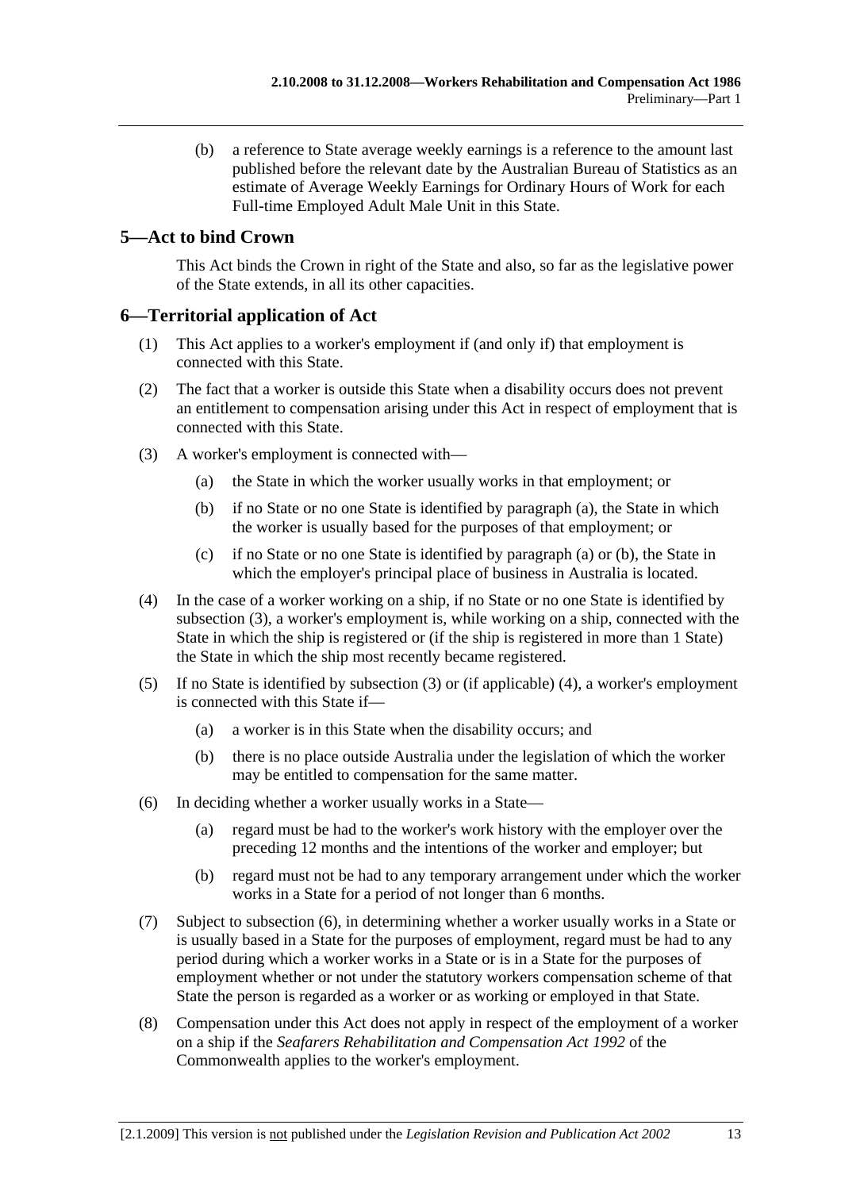(b) a reference to State average weekly earnings is a reference to the amount last published before the relevant date by the Australian Bureau of Statistics as an estimate of Average Weekly Earnings for Ordinary Hours of Work for each Full-time Employed Adult Male Unit in this State.

## 5—Act to bind Crown

This Act binds the Crown in right of the State and also, so far as the legislative power of the State extends, in all its other capacities.

## 6—Territorial application of Act

(1) This Act applies to a worker's employment if (and only if) that employment is connected with this State.

(2) The fact that a worker is outside this State when a disability occurs does not prevent an entitlement to compensation arising under this Act in respect of employment that is connected with this State.

(3) A worker's employment is connected with—

(a) the State in which the worker usually works in that employment; or

(b) if no State or no one State is identified by paragraph (a), the State in which the worker is usually based for the purposes of that employment; or

(c) if no State or no one State is identified by paragraph (a) or (b), the State in which the employer's principal place of business in Australia is located.

(4) In the case of a worker working on a ship, if no State or no one State is identified by subsection (3), a worker's employment is, while working on a ship, connected with the State in which the ship is registered or (if the ship is registered in more than 1 State) the State in which the ship most recently became registered.

(5) If no State is identified by subsection (3) or (if applicable) (4), a worker's employment is connected with this State if—

(a) a worker is in this State when the disability occurs; and

(b) there is no place outside Australia under the legislation of which the worker may be entitled to compensation for the same matter.

(6) In deciding whether a worker usually works in a State—

(a) regard must be had to the worker's work history with the employer over the preceding 12 months and the intentions of the worker and employer; but

(b) regard must not be had to any temporary arrangement under which the worker works in a State for a period of not longer than 6 months.

(7) Subject to subsection (6), in determining whether a worker usually works in a State or is usually based in a State for the purposes of employment, regard must be had to any period during which a worker works in a State or is in a State for the purposes of employment whether or not under the statutory workers compensation scheme of that State the person is regarded as a worker or as working or employed in that State.

(8) Compensation under this Act does not apply in respect of the employment of a worker on a ship if the *Seafarers Rehabilitation and Compensation Act 1992* of the Commonwealth applies to the worker's employment.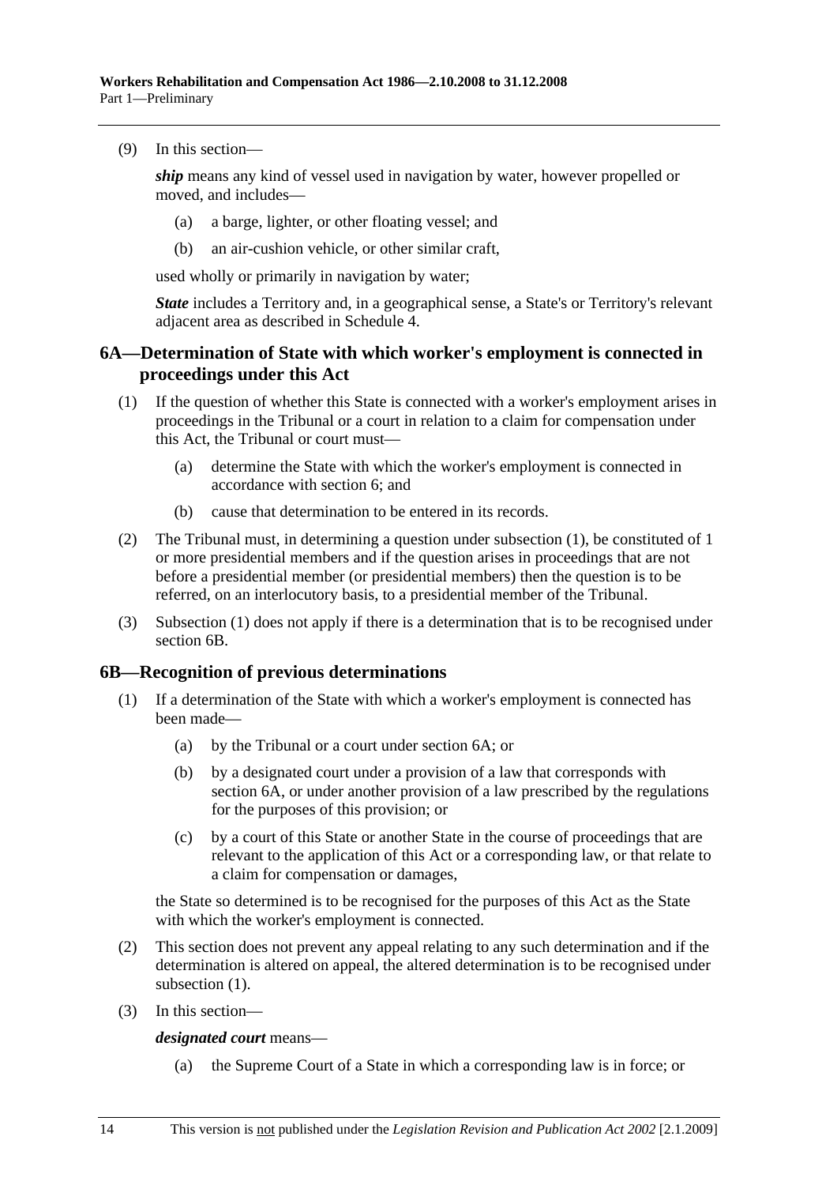(9) In this section—

*ship* means any kind of vessel used in navigation by water, however propelled or moved, and includes—

(a) a barge, lighter, or other floating vessel; and

(b) an air-cushion vehicle, or other similar craft,

used wholly or primarily in navigation by water;

*State* includes a Territory and, in a geographical sense, a State's or Territory's relevant adjacent area as described in Schedule 4.

## 6A—Determination of State with which worker's employment is connected in proceedings under this Act

(1) If the question of whether this State is connected with a worker's employment arises in proceedings in the Tribunal or a court in relation to a claim for compensation under this Act, the Tribunal or court must—

(a) determine the State with which the worker's employment is connected in accordance with section 6; and

(b) cause that determination to be entered in its records.

(2) The Tribunal must, in determining a question under subsection (1), be constituted of 1 or more presidential members and if the question arises in proceedings that are not before a presidential member (or presidential members) then the question is to be referred, on an interlocutory basis, to a presidential member of the Tribunal.

(3) Subsection (1) does not apply if there is a determination that is to be recognised under section 6B.

## 6B—Recognition of previous determinations

(1) If a determination of the State with which a worker's employment is connected has been made—

(a) by the Tribunal or a court under section 6A; or

(b) by a designated court under a provision of a law that corresponds with section 6A, or under another provision of a law prescribed by the regulations for the purposes of this provision; or

(c) by a court of this State or another State in the course of proceedings that are relevant to the application of this Act or a corresponding law, or that relate to a claim for compensation or damages,

the State so determined is to be recognised for the purposes of this Act as the State with which the worker's employment is connected.

(2) This section does not prevent any appeal relating to any such determination and if the determination is altered on appeal, the altered determination is to be recognised under subsection (1).

(3) In this section—

***designated court*** means—

(a) the Supreme Court of a State in which a corresponding law is in force; or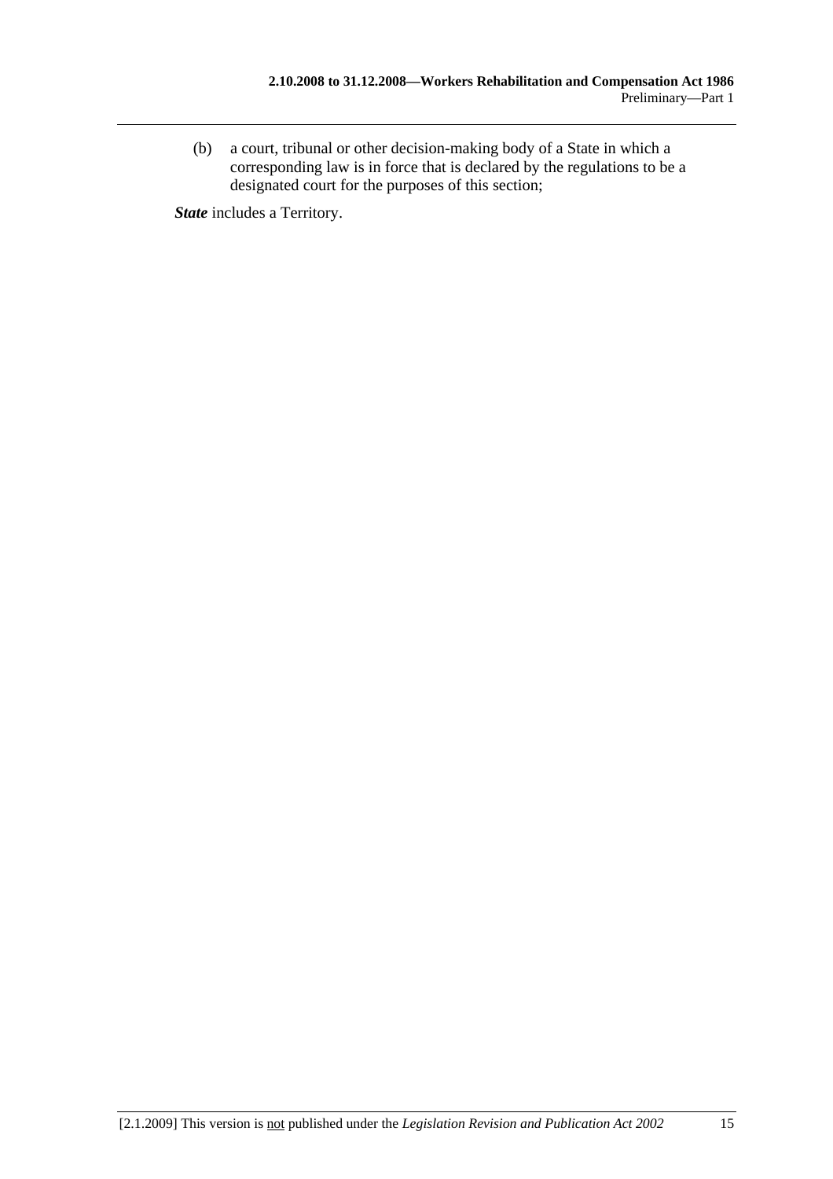(b) a court, tribunal or other decision-making body of a State in which a corresponding law is in force that is declared by the regulations to be a designated court for the purposes of this section;

***State*** includes a Territory.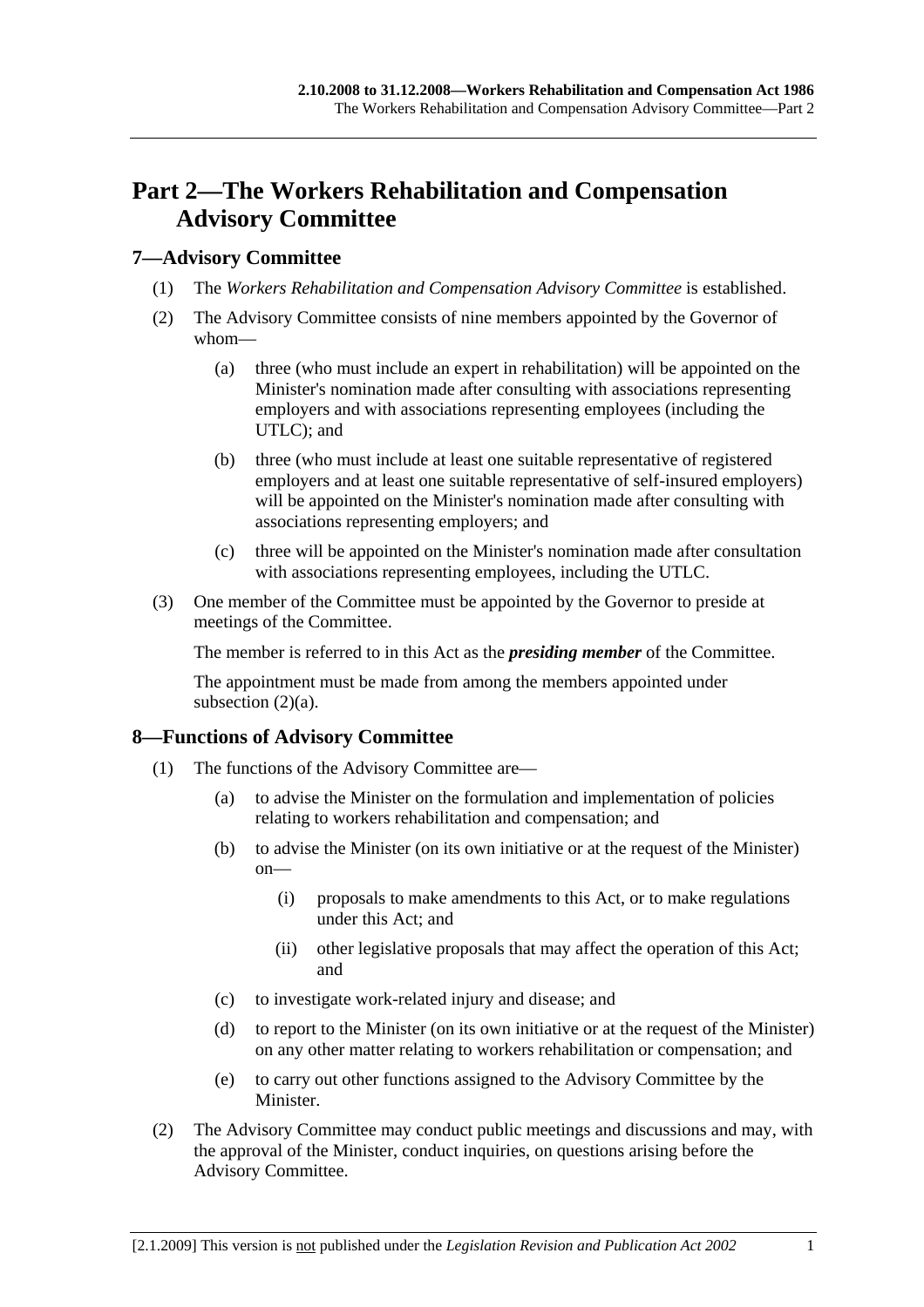# Part 2—The Workers Rehabilitation and Compensation Advisory Committee

## 7—Advisory Committee

(1) The *Workers Rehabilitation and Compensation Advisory Committee* is established.

(2) The Advisory Committee consists of nine members appointed by the Governor of whom—

(a) three (who must include an expert in rehabilitation) will be appointed on the Minister's nomination made after consulting with associations representing employers and with associations representing employees (including the UTLC); and

(b) three (who must include at least one suitable representative of registered employers and at least one suitable representative of self-insured employers) will be appointed on the Minister's nomination made after consulting with associations representing employers; and

(c) three will be appointed on the Minister's nomination made after consultation with associations representing employees, including the UTLC.

(3) One member of the Committee must be appointed by the Governor to preside at meetings of the Committee.

The member is referred to in this Act as the ***presiding member*** of the Committee.

The appointment must be made from among the members appointed under subsection (2)(a).

## 8—Functions of Advisory Committee

(1) The functions of the Advisory Committee are—

(a) to advise the Minister on the formulation and implementation of policies relating to workers rehabilitation and compensation; and

(b) to advise the Minister (on its own initiative or at the request of the Minister) on—

(i) proposals to make amendments to this Act, or to make regulations under this Act; and

(ii) other legislative proposals that may affect the operation of this Act; and

(c) to investigate work-related injury and disease; and

(d) to report to the Minister (on its own initiative or at the request of the Minister) on any other matter relating to workers rehabilitation or compensation; and

(e) to carry out other functions assigned to the Advisory Committee by the Minister.

(2) The Advisory Committee may conduct public meetings and discussions and may, with the approval of the Minister, conduct inquiries, on questions arising before the Advisory Committee.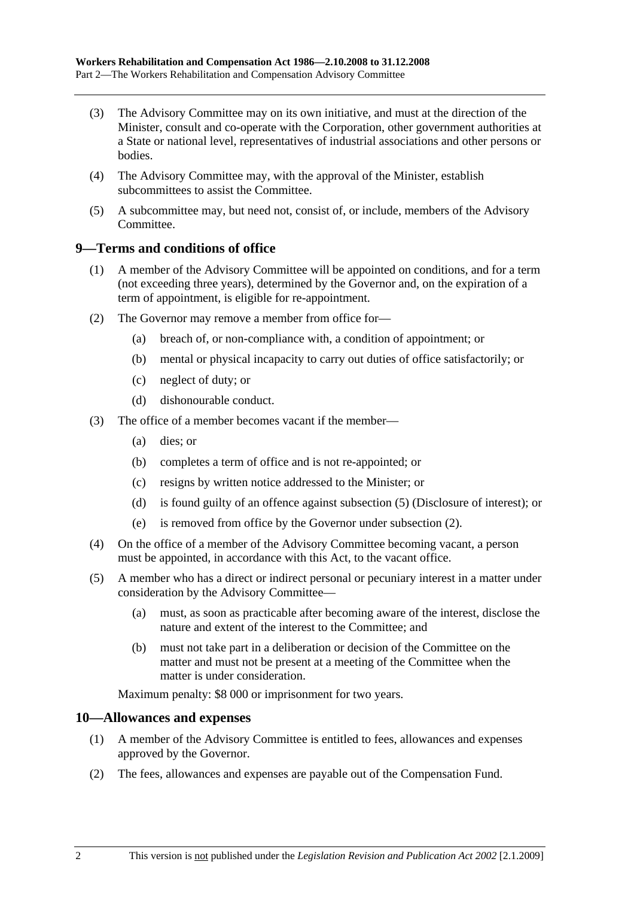(3) The Advisory Committee may on its own initiative, and must at the direction of the Minister, consult and co-operate with the Corporation, other government authorities at a State or national level, representatives of industrial associations and other persons or bodies.

(4) The Advisory Committee may, with the approval of the Minister, establish subcommittees to assist the Committee.

(5) A subcommittee may, but need not, consist of, or include, members of the Advisory Committee.

## 9—Terms and conditions of office

(1) A member of the Advisory Committee will be appointed on conditions, and for a term (not exceeding three years), determined by the Governor and, on the expiration of a term of appointment, is eligible for re-appointment.

(2) The Governor may remove a member from office for—

- (a) breach of, or non-compliance with, a condition of appointment; or
- (b) mental or physical incapacity to carry out duties of office satisfactorily; or
- (c) neglect of duty; or
- (d) dishonourable conduct.

(3) The office of a member becomes vacant if the member—

- (a) dies; or
- (b) completes a term of office and is not re-appointed; or
- (c) resigns by written notice addressed to the Minister; or
- (d) is found guilty of an offence against subsection (5) (Disclosure of interest); or
- (e) is removed from office by the Governor under subsection (2).

(4) On the office of a member of the Advisory Committee becoming vacant, a person must be appointed, in accordance with this Act, to the vacant office.

(5) A member who has a direct or indirect personal or pecuniary interest in a matter under consideration by the Advisory Committee—

- (a) must, as soon as practicable after becoming aware of the interest, disclose the nature and extent of the interest to the Committee; and
- (b) must not take part in a deliberation or decision of the Committee on the matter and must not be present at a meeting of the Committee when the matter is under consideration.

Maximum penalty: $8 000 or imprisonment for two years.

## 10—Allowances and expenses

(1) A member of the Advisory Committee is entitled to fees, allowances and expenses approved by the Governor.

(2) The fees, allowances and expenses are payable out of the Compensation Fund.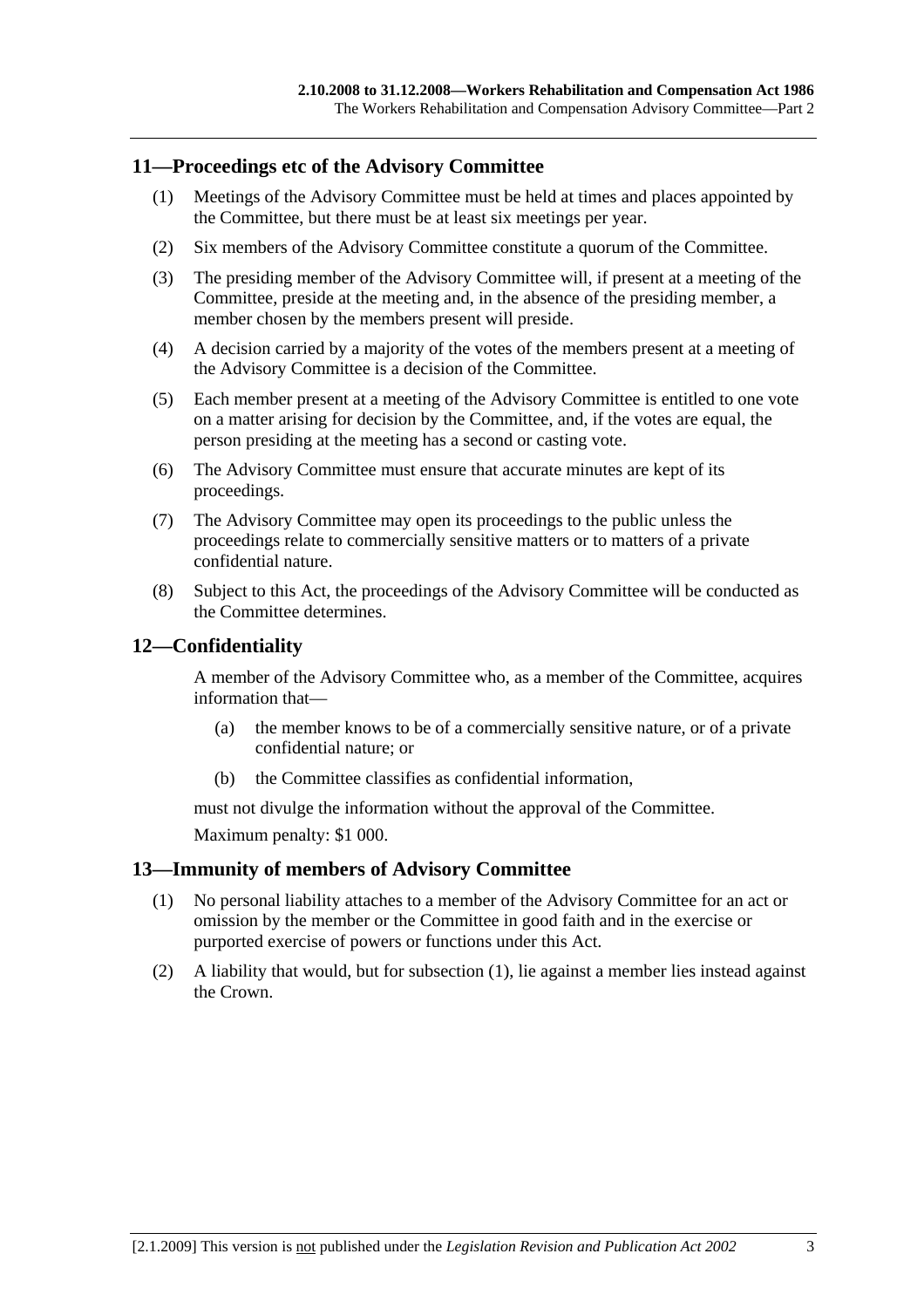## 11—Proceedings etc of the Advisory Committee

(1) Meetings of the Advisory Committee must be held at times and places appointed by the Committee, but there must be at least six meetings per year.

(2) Six members of the Advisory Committee constitute a quorum of the Committee.

(3) The presiding member of the Advisory Committee will, if present at a meeting of the Committee, preside at the meeting and, in the absence of the presiding member, a member chosen by the members present will preside.

(4) A decision carried by a majority of the votes of the members present at a meeting of the Advisory Committee is a decision of the Committee.

(5) Each member present at a meeting of the Advisory Committee is entitled to one vote on a matter arising for decision by the Committee, and, if the votes are equal, the person presiding at the meeting has a second or casting vote.

(6) The Advisory Committee must ensure that accurate minutes are kept of its proceedings.

(7) The Advisory Committee may open its proceedings to the public unless the proceedings relate to commercially sensitive matters or to matters of a private confidential nature.

(8) Subject to this Act, the proceedings of the Advisory Committee will be conducted as the Committee determines.

## 12—Confidentiality

A member of the Advisory Committee who, as a member of the Committee, acquires information that—

(a) the member knows to be of a commercially sensitive nature, or of a private confidential nature; or

(b) the Committee classifies as confidential information,

must not divulge the information without the approval of the Committee.

Maximum penalty: $1 000.

## 13—Immunity of members of Advisory Committee

(1) No personal liability attaches to a member of the Advisory Committee for an act or omission by the member or the Committee in good faith and in the exercise or purported exercise of powers or functions under this Act.

(2) A liability that would, but for subsection (1), lie against a member lies instead against the Crown.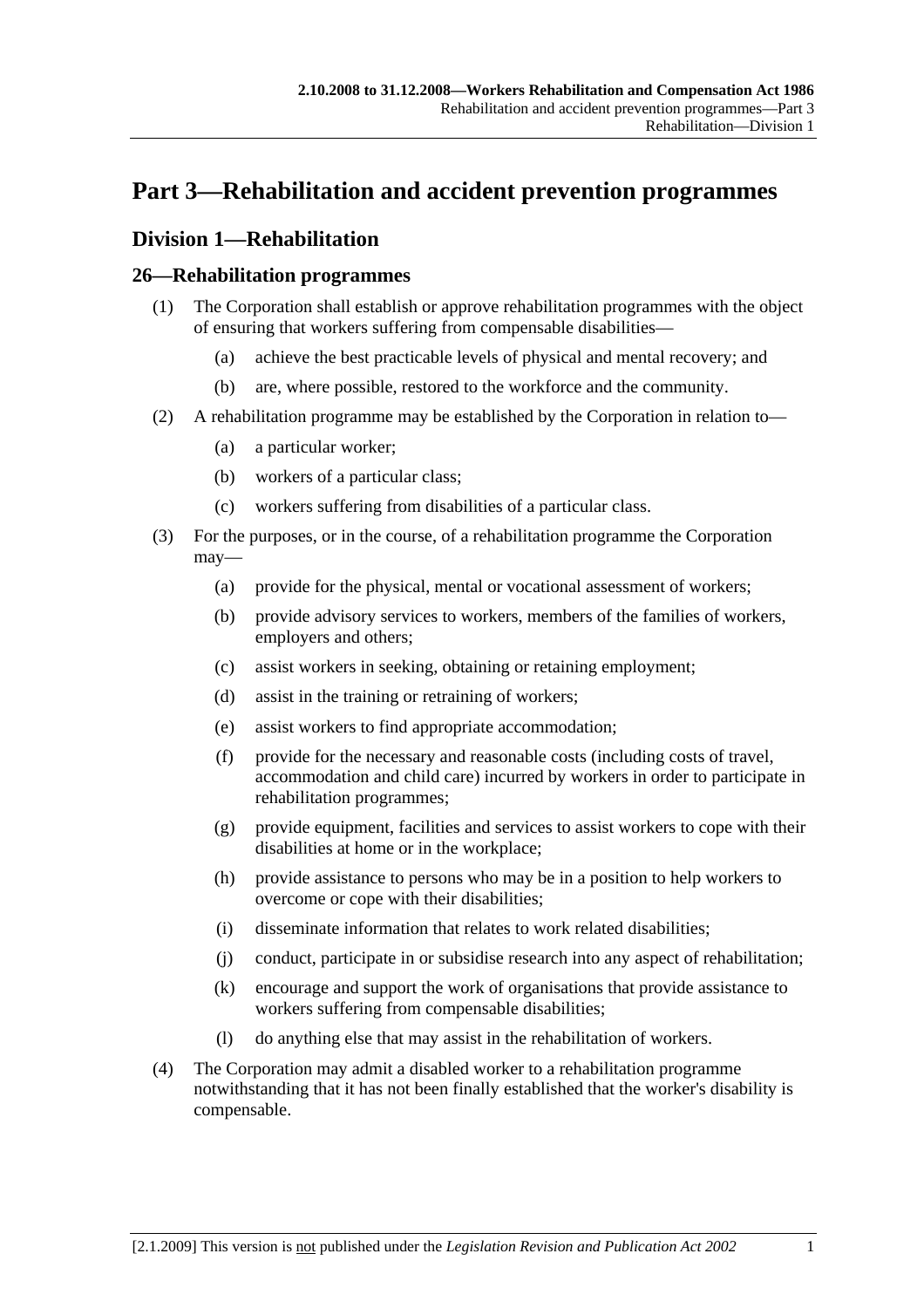# Part 3—Rehabilitation and accident prevention programmes

## Division 1—Rehabilitation

### 26—Rehabilitation programmes

(1) The Corporation shall establish or approve rehabilitation programmes with the object of ensuring that workers suffering from compensable disabilities—

- (a) achieve the best practicable levels of physical and mental recovery; and
- (b) are, where possible, restored to the workforce and the community.

(2) A rehabilitation programme may be established by the Corporation in relation to—

- (a) a particular worker;
- (b) workers of a particular class;
- (c) workers suffering from disabilities of a particular class.

(3) For the purposes, or in the course, of a rehabilitation programme the Corporation may—

- (a) provide for the physical, mental or vocational assessment of workers;
- (b) provide advisory services to workers, members of the families of workers, employers and others;
- (c) assist workers in seeking, obtaining or retaining employment;
- (d) assist in the training or retraining of workers;
- (e) assist workers to find appropriate accommodation;
- (f) provide for the necessary and reasonable costs (including costs of travel, accommodation and child care) incurred by workers in order to participate in rehabilitation programmes;
- (g) provide equipment, facilities and services to assist workers to cope with their disabilities at home or in the workplace;
- (h) provide assistance to persons who may be in a position to help workers to overcome or cope with their disabilities;
- (i) disseminate information that relates to work related disabilities;
- (j) conduct, participate in or subsidise research into any aspect of rehabilitation;
- (k) encourage and support the work of organisations that provide assistance to workers suffering from compensable disabilities;
- (l) do anything else that may assist in the rehabilitation of workers.

(4) The Corporation may admit a disabled worker to a rehabilitation programme notwithstanding that it has not been finally established that the worker's disability is compensable.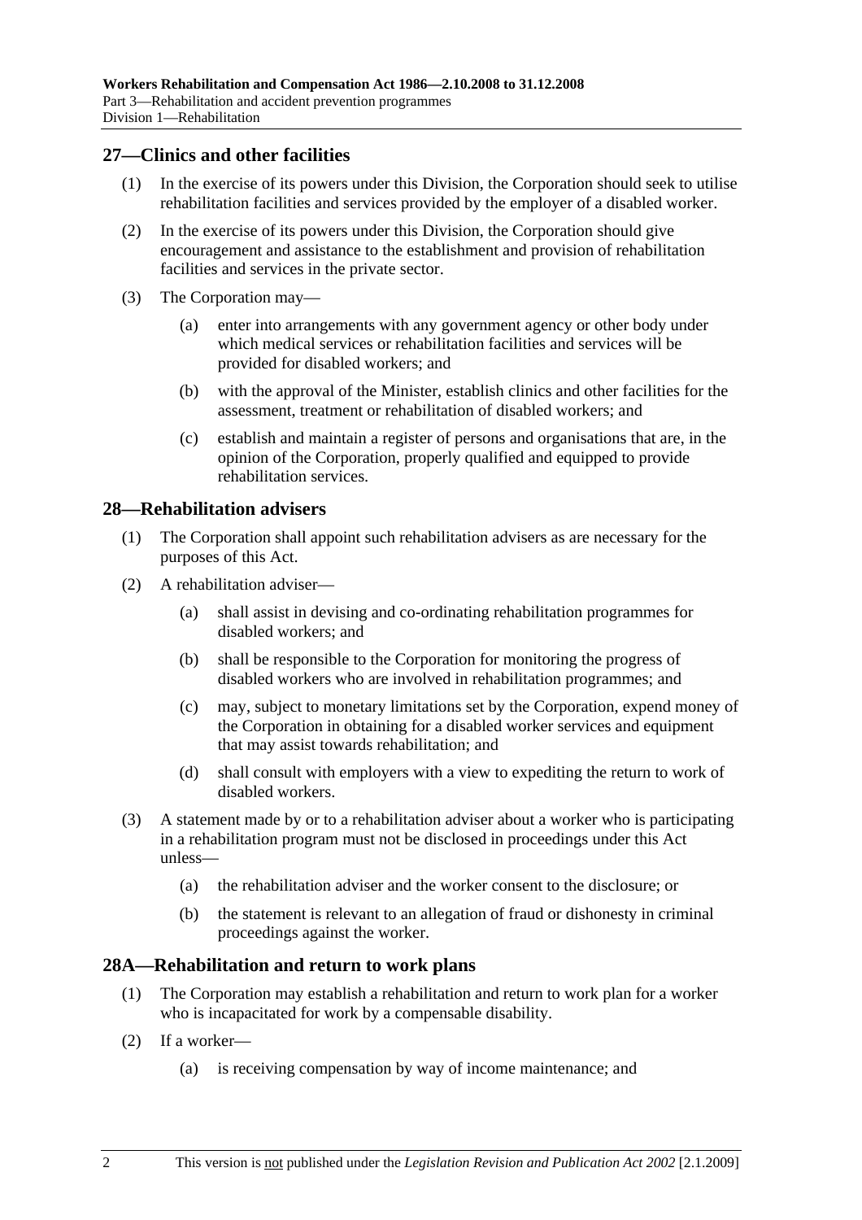## 27—Clinics and other facilities

(1) In the exercise of its powers under this Division, the Corporation should seek to utilise rehabilitation facilities and services provided by the employer of a disabled worker.

(2) In the exercise of its powers under this Division, the Corporation should give encouragement and assistance to the establishment and provision of rehabilitation facilities and services in the private sector.

(3) The Corporation may—

(a) enter into arrangements with any government agency or other body under which medical services or rehabilitation facilities and services will be provided for disabled workers; and

(b) with the approval of the Minister, establish clinics and other facilities for the assessment, treatment or rehabilitation of disabled workers; and

(c) establish and maintain a register of persons and organisations that are, in the opinion of the Corporation, properly qualified and equipped to provide rehabilitation services.

## 28—Rehabilitation advisers

(1) The Corporation shall appoint such rehabilitation advisers as are necessary for the purposes of this Act.

(2) A rehabilitation adviser—

(a) shall assist in devising and co-ordinating rehabilitation programmes for disabled workers; and

(b) shall be responsible to the Corporation for monitoring the progress of disabled workers who are involved in rehabilitation programmes; and

(c) may, subject to monetary limitations set by the Corporation, expend money of the Corporation in obtaining for a disabled worker services and equipment that may assist towards rehabilitation; and

(d) shall consult with employers with a view to expediting the return to work of disabled workers.

(3) A statement made by or to a rehabilitation adviser about a worker who is participating in a rehabilitation program must not be disclosed in proceedings under this Act unless—

(a) the rehabilitation adviser and the worker consent to the disclosure; or

(b) the statement is relevant to an allegation of fraud or dishonesty in criminal proceedings against the worker.

## 28A—Rehabilitation and return to work plans

(1) The Corporation may establish a rehabilitation and return to work plan for a worker who is incapacitated for work by a compensable disability.

(2) If a worker—

(a) is receiving compensation by way of income maintenance; and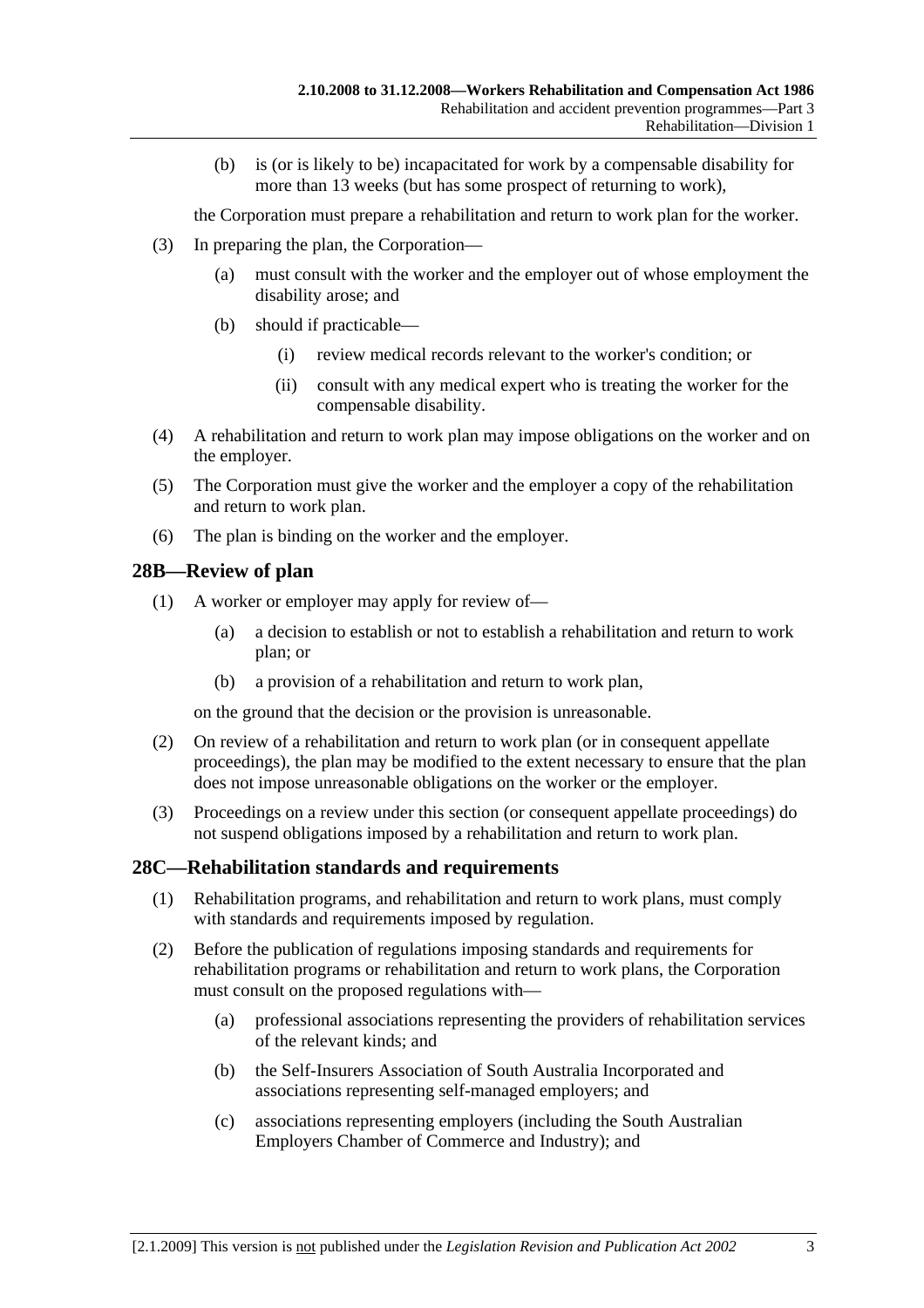(b) is (or is likely to be) incapacitated for work by a compensable disability for more than 13 weeks (but has some prospect of returning to work),

the Corporation must prepare a rehabilitation and return to work plan for the worker.

(3) In preparing the plan, the Corporation—

(a) must consult with the worker and the employer out of whose employment the disability arose; and

(b) should if practicable—

(i) review medical records relevant to the worker's condition; or

(ii) consult with any medical expert who is treating the worker for the compensable disability.

(4) A rehabilitation and return to work plan may impose obligations on the worker and on the employer.

(5) The Corporation must give the worker and the employer a copy of the rehabilitation and return to work plan.

(6) The plan is binding on the worker and the employer.

## 28B—Review of plan

(1) A worker or employer may apply for review of—

(a) a decision to establish or not to establish a rehabilitation and return to work plan; or

(b) a provision of a rehabilitation and return to work plan,

on the ground that the decision or the provision is unreasonable.

(2) On review of a rehabilitation and return to work plan (or in consequent appellate proceedings), the plan may be modified to the extent necessary to ensure that the plan does not impose unreasonable obligations on the worker or the employer.

(3) Proceedings on a review under this section (or consequent appellate proceedings) do not suspend obligations imposed by a rehabilitation and return to work plan.

## 28C—Rehabilitation standards and requirements

(1) Rehabilitation programs, and rehabilitation and return to work plans, must comply with standards and requirements imposed by regulation.

(2) Before the publication of regulations imposing standards and requirements for rehabilitation programs or rehabilitation and return to work plans, the Corporation must consult on the proposed regulations with—

(a) professional associations representing the providers of rehabilitation services of the relevant kinds; and

(b) the Self-Insurers Association of South Australia Incorporated and associations representing self-managed employers; and

(c) associations representing employers (including the South Australian Employers Chamber of Commerce and Industry); and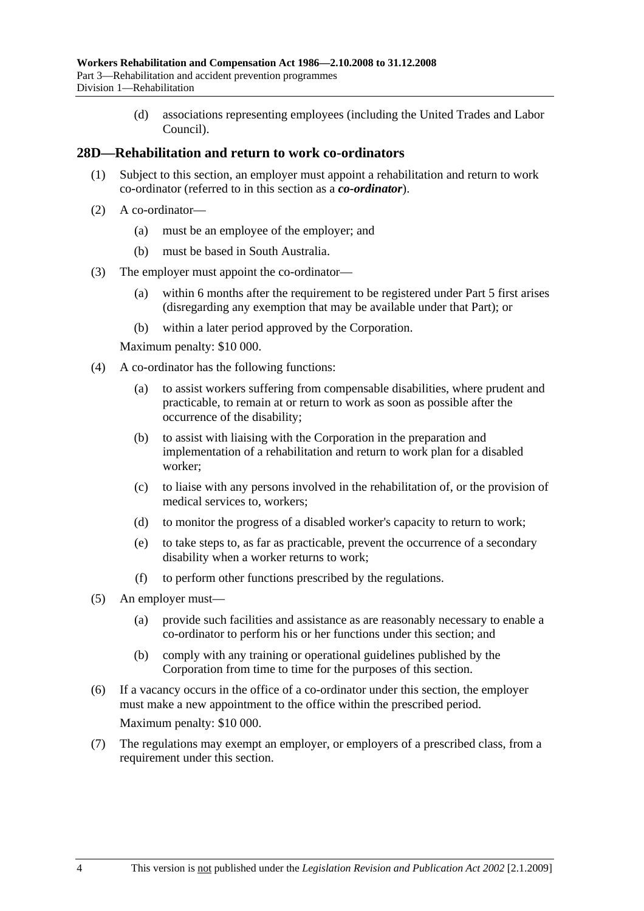(d) associations representing employees (including the United Trades and Labor Council).

## 28D—Rehabilitation and return to work co-ordinators

(1) Subject to this section, an employer must appoint a rehabilitation and return to work co-ordinator (referred to in this section as a ***co-ordinator***).

(2) A co-ordinator—

(a) must be an employee of the employer; and

(b) must be based in South Australia.

(3) The employer must appoint the co-ordinator—

(a) within 6 months after the requirement to be registered under Part 5 first arises (disregarding any exemption that may be available under that Part); or

(b) within a later period approved by the Corporation.

Maximum penalty: $10 000.

(4) A co-ordinator has the following functions:

(a) to assist workers suffering from compensable disabilities, where prudent and practicable, to remain at or return to work as soon as possible after the occurrence of the disability;

(b) to assist with liaising with the Corporation in the preparation and implementation of a rehabilitation and return to work plan for a disabled worker;

(c) to liaise with any persons involved in the rehabilitation of, or the provision of medical services to, workers;

(d) to monitor the progress of a disabled worker's capacity to return to work;

(e) to take steps to, as far as practicable, prevent the occurrence of a secondary disability when a worker returns to work;

(f) to perform other functions prescribed by the regulations.

(5) An employer must—

(a) provide such facilities and assistance as are reasonably necessary to enable a co-ordinator to perform his or her functions under this section; and

(b) comply with any training or operational guidelines published by the Corporation from time to time for the purposes of this section.

(6) If a vacancy occurs in the office of a co-ordinator under this section, the employer must make a new appointment to the office within the prescribed period.

Maximum penalty: $10 000.

(7) The regulations may exempt an employer, or employers of a prescribed class, from a requirement under this section.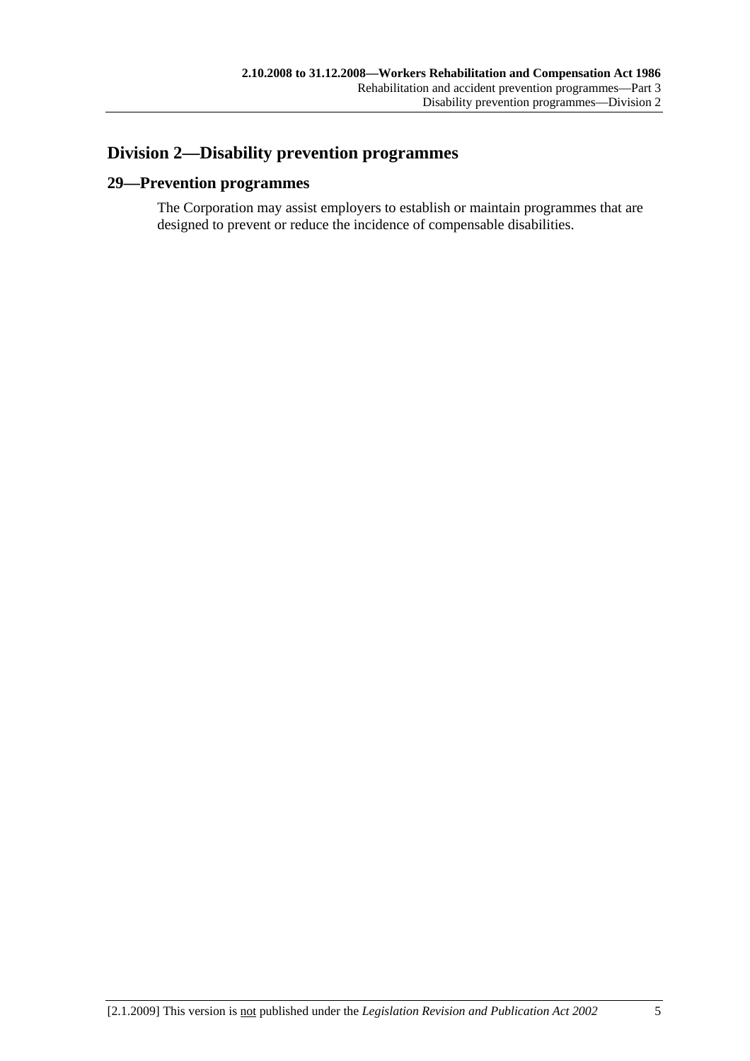## Division 2—Disability prevention programmes

### 29—Prevention programmes

The Corporation may assist employers to establish or maintain programmes that are designed to prevent or reduce the incidence of compensable disabilities.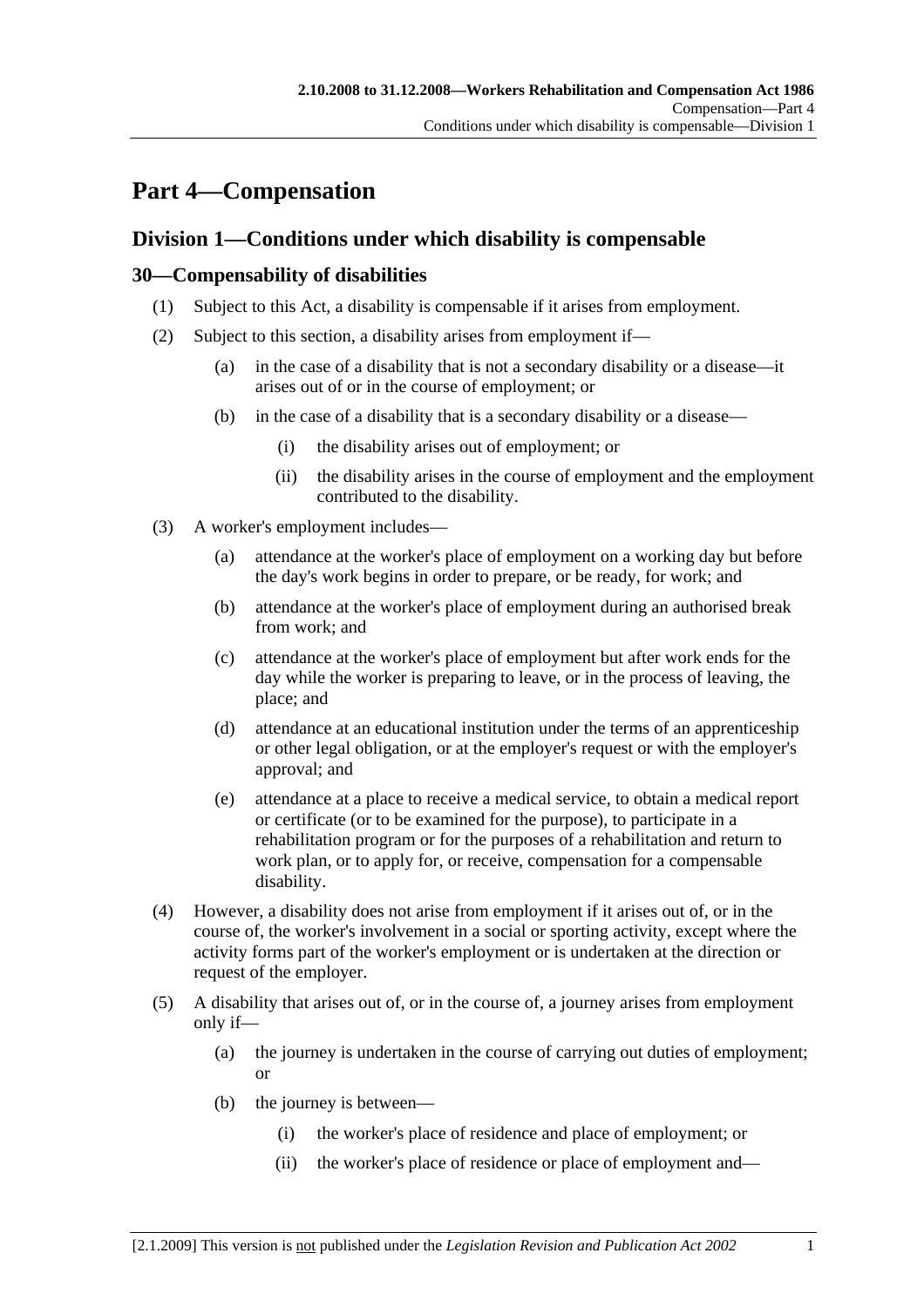# Part 4—Compensation

## Division 1—Conditions under which disability is compensable

### 30—Compensability of disabilities

(1) Subject to this Act, a disability is compensable if it arises from employment.

(2) Subject to this section, a disability arises from employment if—

  (a) in the case of a disability that is not a secondary disability or a disease—it arises out of or in the course of employment; or

  (b) in the case of a disability that is a secondary disability or a disease—

    (i) the disability arises out of employment; or

    (ii) the disability arises in the course of employment and the employment contributed to the disability.

(3) A worker's employment includes—

  (a) attendance at the worker's place of employment on a working day but before the day's work begins in order to prepare, or be ready, for work; and

  (b) attendance at the worker's place of employment during an authorised break from work; and

  (c) attendance at the worker's place of employment but after work ends for the day while the worker is preparing to leave, or in the process of leaving, the place; and

  (d) attendance at an educational institution under the terms of an apprenticeship or other legal obligation, or at the employer's request or with the employer's approval; and

  (e) attendance at a place to receive a medical service, to obtain a medical report or certificate (or to be examined for the purpose), to participate in a rehabilitation program or for the purposes of a rehabilitation and return to work plan, or to apply for, or receive, compensation for a compensable disability.

(4) However, a disability does not arise from employment if it arises out of, or in the course of, the worker's involvement in a social or sporting activity, except where the activity forms part of the worker's employment or is undertaken at the direction or request of the employer.

(5) A disability that arises out of, or in the course of, a journey arises from employment only if—

  (a) the journey is undertaken in the course of carrying out duties of employment; or

  (b) the journey is between—

    (i) the worker's place of residence and place of employment; or

    (ii) the worker's place of residence or place of employment and—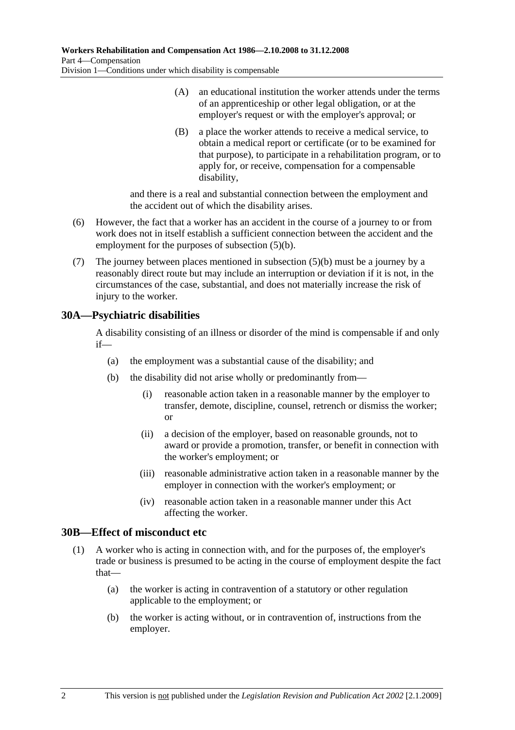(A) an educational institution the worker attends under the terms of an apprenticeship or other legal obligation, or at the employer's request or with the employer's approval; or

(B) a place the worker attends to receive a medical service, to obtain a medical report or certificate (or to be examined for that purpose), to participate in a rehabilitation program, or to apply for, or receive, compensation for a compensable disability,

and there is a real and substantial connection between the employment and the accident out of which the disability arises.

(6) However, the fact that a worker has an accident in the course of a journey to or from work does not in itself establish a sufficient connection between the accident and the employment for the purposes of subsection (5)(b).

(7) The journey between places mentioned in subsection (5)(b) must be a journey by a reasonably direct route but may include an interruption or deviation if it is not, in the circumstances of the case, substantial, and does not materially increase the risk of injury to the worker.

## 30A—Psychiatric disabilities

A disability consisting of an illness or disorder of the mind is compensable if and only if—

(a) the employment was a substantial cause of the disability; and

(b) the disability did not arise wholly or predominantly from—

(i) reasonable action taken in a reasonable manner by the employer to transfer, demote, discipline, counsel, retrench or dismiss the worker; or

(ii) a decision of the employer, based on reasonable grounds, not to award or provide a promotion, transfer, or benefit in connection with the worker's employment; or

(iii) reasonable administrative action taken in a reasonable manner by the employer in connection with the worker's employment; or

(iv) reasonable action taken in a reasonable manner under this Act affecting the worker.

## 30B—Effect of misconduct etc

(1) A worker who is acting in connection with, and for the purposes of, the employer's trade or business is presumed to be acting in the course of employment despite the fact that—

(a) the worker is acting in contravention of a statutory or other regulation applicable to the employment; or

(b) the worker is acting without, or in contravention of, instructions from the employer.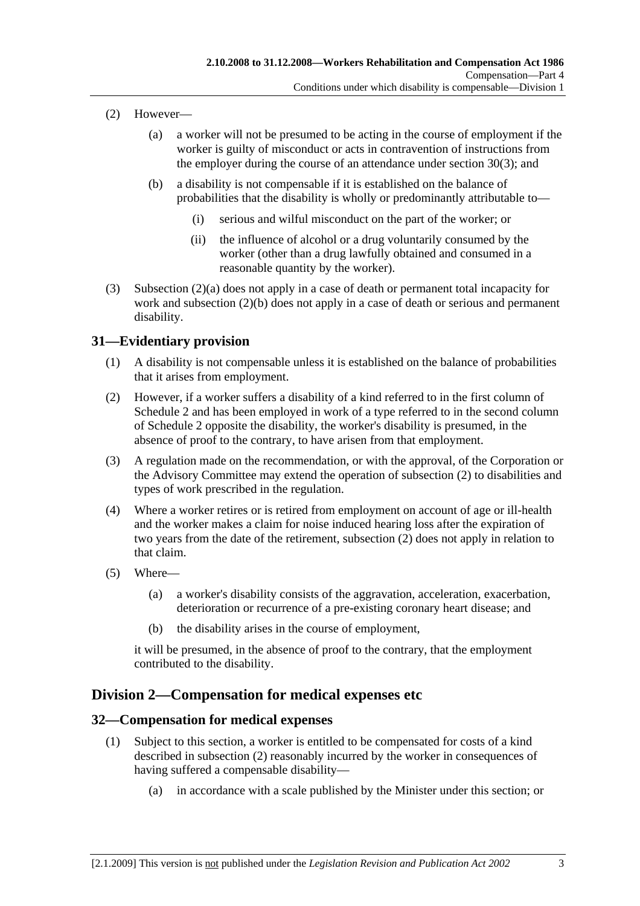(2) However—

(a) a worker will not be presumed to be acting in the course of employment if the worker is guilty of misconduct or acts in contravention of instructions from the employer during the course of an attendance under section 30(3); and

(b) a disability is not compensable if it is established on the balance of probabilities that the disability is wholly or predominantly attributable to—

(i) serious and wilful misconduct on the part of the worker; or

(ii) the influence of alcohol or a drug voluntarily consumed by the worker (other than a drug lawfully obtained and consumed in a reasonable quantity by the worker).

(3) Subsection (2)(a) does not apply in a case of death or permanent total incapacity for work and subsection (2)(b) does not apply in a case of death or serious and permanent disability.

## 31—Evidentiary provision

(1) A disability is not compensable unless it is established on the balance of probabilities that it arises from employment.

(2) However, if a worker suffers a disability of a kind referred to in the first column of Schedule 2 and has been employed in work of a type referred to in the second column of Schedule 2 opposite the disability, the worker's disability is presumed, in the absence of proof to the contrary, to have arisen from that employment.

(3) A regulation made on the recommendation, or with the approval, of the Corporation or the Advisory Committee may extend the operation of subsection (2) to disabilities and types of work prescribed in the regulation.

(4) Where a worker retires or is retired from employment on account of age or ill-health and the worker makes a claim for noise induced hearing loss after the expiration of two years from the date of the retirement, subsection (2) does not apply in relation to that claim.

(5) Where—

(a) a worker's disability consists of the aggravation, acceleration, exacerbation, deterioration or recurrence of a pre-existing coronary heart disease; and

(b) the disability arises in the course of employment,

it will be presumed, in the absence of proof to the contrary, that the employment contributed to the disability.

# Division 2—Compensation for medical expenses etc

## 32—Compensation for medical expenses

(1) Subject to this section, a worker is entitled to be compensated for costs of a kind described in subsection (2) reasonably incurred by the worker in consequences of having suffered a compensable disability—

(a) in accordance with a scale published by the Minister under this section; or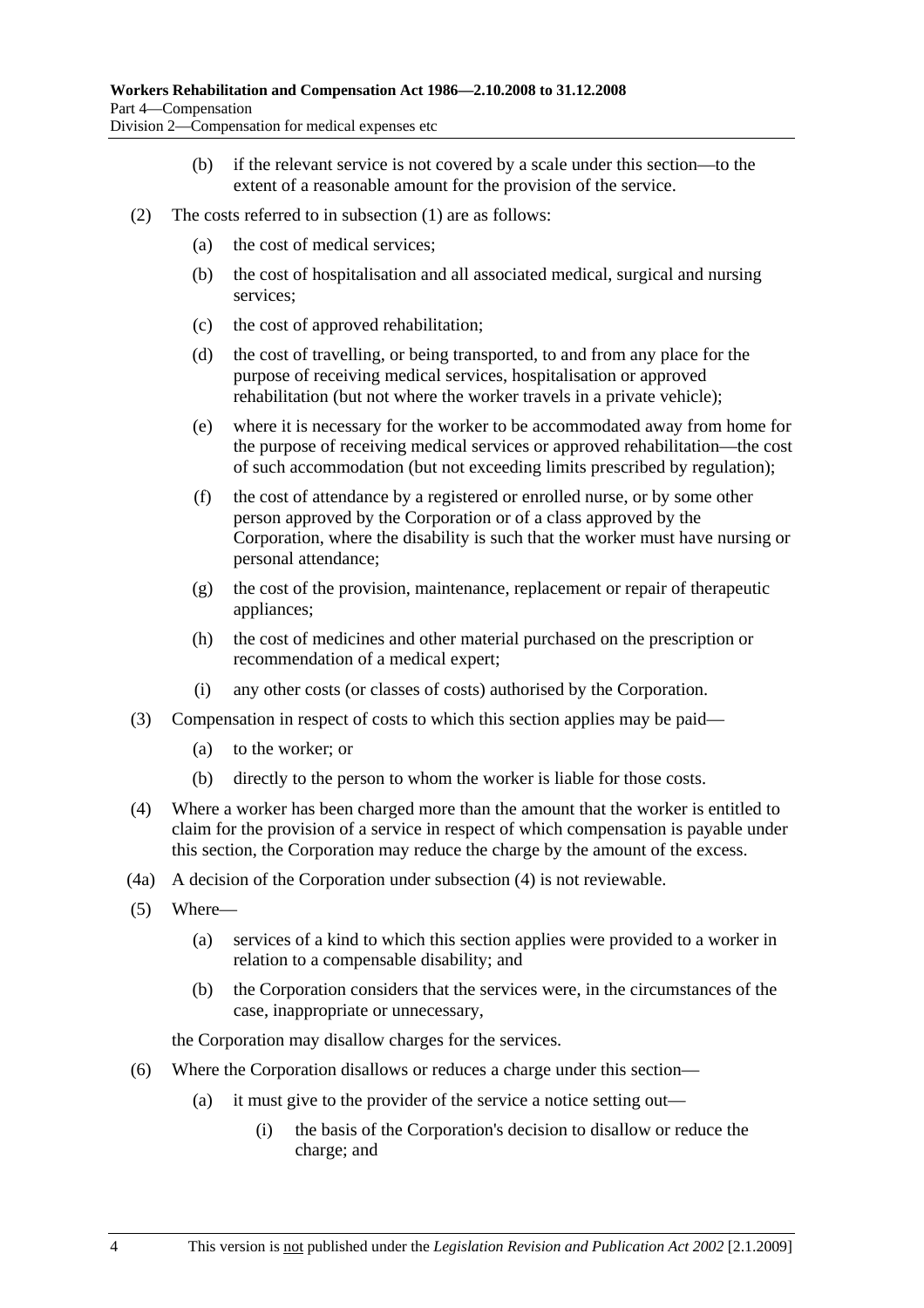(b) if the relevant service is not covered by a scale under this section—to the extent of a reasonable amount for the provision of the service.

(2) The costs referred to in subsection (1) are as follows:

(a) the cost of medical services;

(b) the cost of hospitalisation and all associated medical, surgical and nursing services;

(c) the cost of approved rehabilitation;

(d) the cost of travelling, or being transported, to and from any place for the purpose of receiving medical services, hospitalisation or approved rehabilitation (but not where the worker travels in a private vehicle);

(e) where it is necessary for the worker to be accommodated away from home for the purpose of receiving medical services or approved rehabilitation—the cost of such accommodation (but not exceeding limits prescribed by regulation);

(f) the cost of attendance by a registered or enrolled nurse, or by some other person approved by the Corporation or of a class approved by the Corporation, where the disability is such that the worker must have nursing or personal attendance;

(g) the cost of the provision, maintenance, replacement or repair of therapeutic appliances;

(h) the cost of medicines and other material purchased on the prescription or recommendation of a medical expert;

(i) any other costs (or classes of costs) authorised by the Corporation.

(3) Compensation in respect of costs to which this section applies may be paid—

(a) to the worker; or

(b) directly to the person to whom the worker is liable for those costs.

(4) Where a worker has been charged more than the amount that the worker is entitled to claim for the provision of a service in respect of which compensation is payable under this section, the Corporation may reduce the charge by the amount of the excess.

(4a) A decision of the Corporation under subsection (4) is not reviewable.

(5) Where—

(a) services of a kind to which this section applies were provided to a worker in relation to a compensable disability; and

(b) the Corporation considers that the services were, in the circumstances of the case, inappropriate or unnecessary,

the Corporation may disallow charges for the services.

(6) Where the Corporation disallows or reduces a charge under this section—

(a) it must give to the provider of the service a notice setting out—

(i) the basis of the Corporation's decision to disallow or reduce the charge; and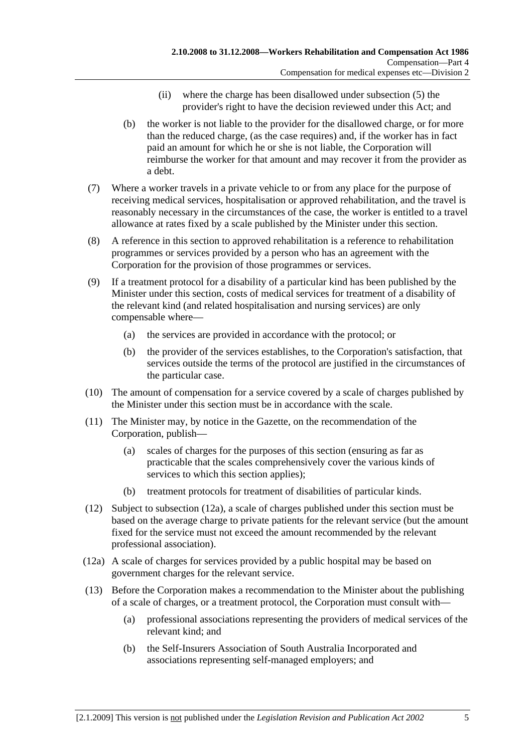(ii) where the charge has been disallowed under subsection (5) the provider's right to have the decision reviewed under this Act; and

(b) the worker is not liable to the provider for the disallowed charge, or for more than the reduced charge, (as the case requires) and, if the worker has in fact paid an amount for which he or she is not liable, the Corporation will reimburse the worker for that amount and may recover it from the provider as a debt.

(7) Where a worker travels in a private vehicle to or from any place for the purpose of receiving medical services, hospitalisation or approved rehabilitation, and the travel is reasonably necessary in the circumstances of the case, the worker is entitled to a travel allowance at rates fixed by a scale published by the Minister under this section.

(8) A reference in this section to approved rehabilitation is a reference to rehabilitation programmes or services provided by a person who has an agreement with the Corporation for the provision of those programmes or services.

(9) If a treatment protocol for a disability of a particular kind has been published by the Minister under this section, costs of medical services for treatment of a disability of the relevant kind (and related hospitalisation and nursing services) are only compensable where—

(a) the services are provided in accordance with the protocol; or

(b) the provider of the services establishes, to the Corporation's satisfaction, that services outside the terms of the protocol are justified in the circumstances of the particular case.

(10) The amount of compensation for a service covered by a scale of charges published by the Minister under this section must be in accordance with the scale.

(11) The Minister may, by notice in the Gazette, on the recommendation of the Corporation, publish—

(a) scales of charges for the purposes of this section (ensuring as far as practicable that the scales comprehensively cover the various kinds of services to which this section applies);

(b) treatment protocols for treatment of disabilities of particular kinds.

(12) Subject to subsection (12a), a scale of charges published under this section must be based on the average charge to private patients for the relevant service (but the amount fixed for the service must not exceed the amount recommended by the relevant professional association).

(12a) A scale of charges for services provided by a public hospital may be based on government charges for the relevant service.

(13) Before the Corporation makes a recommendation to the Minister about the publishing of a scale of charges, or a treatment protocol, the Corporation must consult with—

(a) professional associations representing the providers of medical services of the relevant kind; and

(b) the Self-Insurers Association of South Australia Incorporated and associations representing self-managed employers; and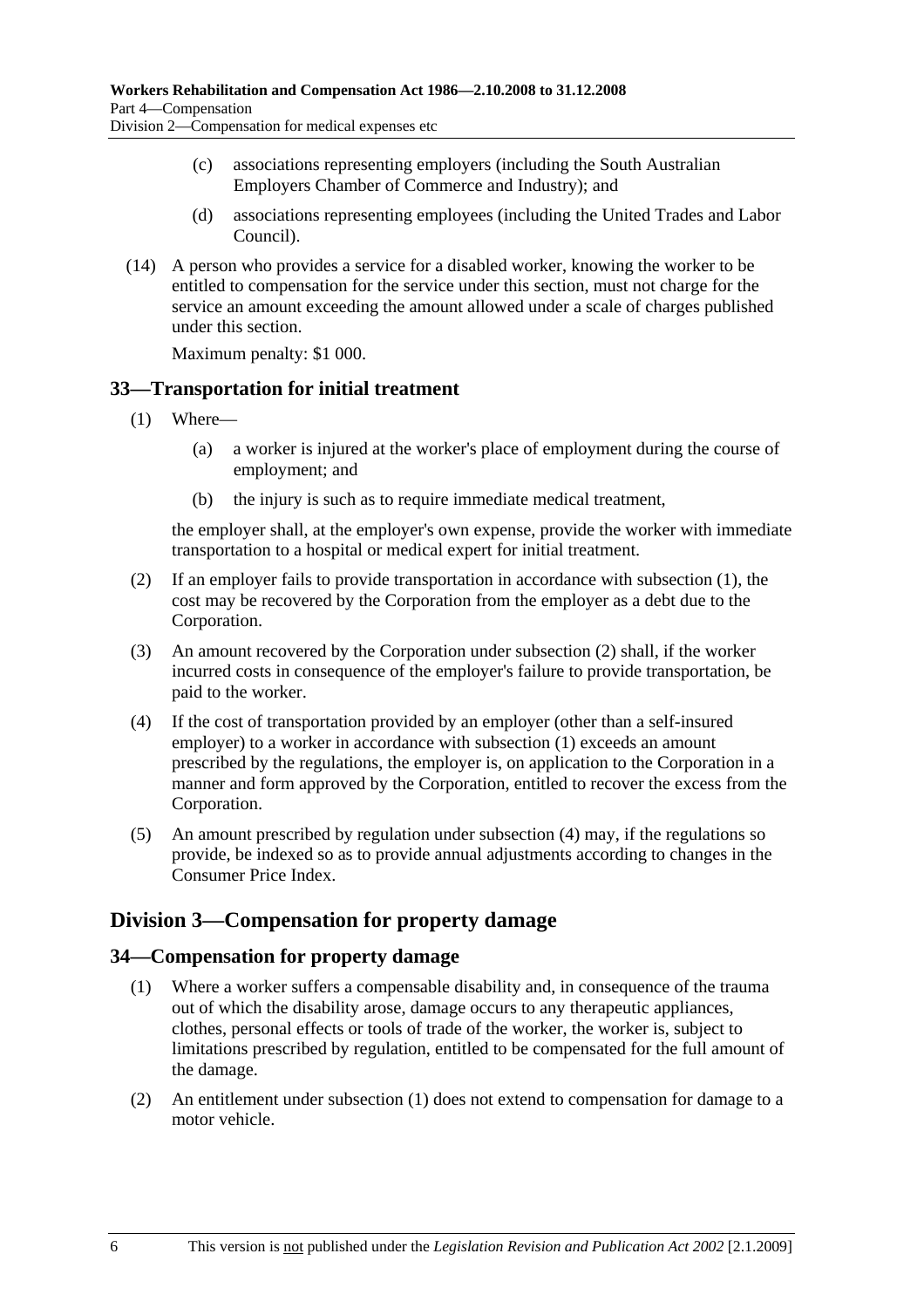(c) associations representing employers (including the South Australian Employers Chamber of Commerce and Industry); and

(d) associations representing employees (including the United Trades and Labor Council).

(14) A person who provides a service for a disabled worker, knowing the worker to be entitled to compensation for the service under this section, must not charge for the service an amount exceeding the amount allowed under a scale of charges published under this section.

Maximum penalty: $1 000.

### 33—Transportation for initial treatment

(1) Where—

(a) a worker is injured at the worker's place of employment during the course of employment; and

(b) the injury is such as to require immediate medical treatment,

the employer shall, at the employer's own expense, provide the worker with immediate transportation to a hospital or medical expert for initial treatment.

(2) If an employer fails to provide transportation in accordance with subsection (1), the cost may be recovered by the Corporation from the employer as a debt due to the Corporation.

(3) An amount recovered by the Corporation under subsection (2) shall, if the worker incurred costs in consequence of the employer's failure to provide transportation, be paid to the worker.

(4) If the cost of transportation provided by an employer (other than a self-insured employer) to a worker in accordance with subsection (1) exceeds an amount prescribed by the regulations, the employer is, on application to the Corporation in a manner and form approved by the Corporation, entitled to recover the excess from the Corporation.

(5) An amount prescribed by regulation under subsection (4) may, if the regulations so provide, be indexed so as to provide annual adjustments according to changes in the Consumer Price Index.

## Division 3—Compensation for property damage

### 34—Compensation for property damage

(1) Where a worker suffers a compensable disability and, in consequence of the trauma out of which the disability arose, damage occurs to any therapeutic appliances, clothes, personal effects or tools of trade of the worker, the worker is, subject to limitations prescribed by regulation, entitled to be compensated for the full amount of the damage.

(2) An entitlement under subsection (1) does not extend to compensation for damage to a motor vehicle.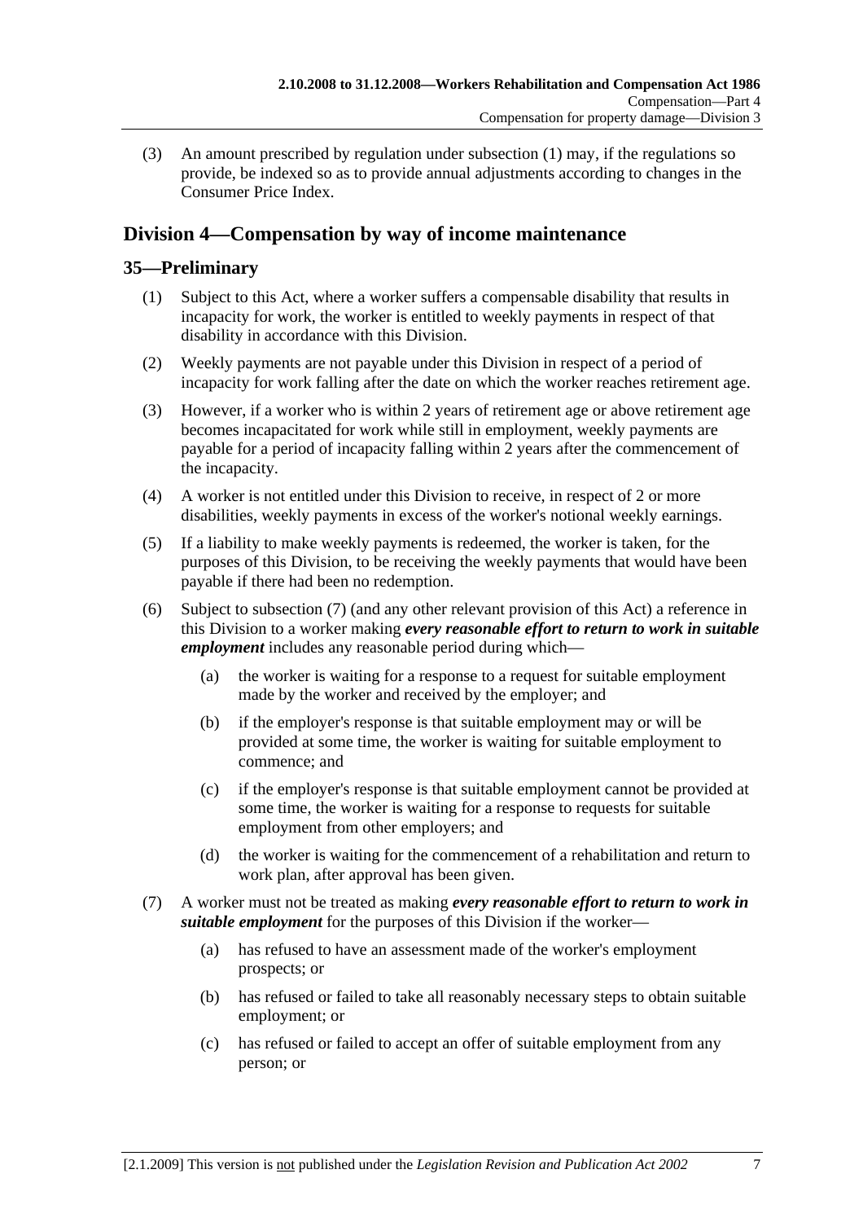(3) An amount prescribed by regulation under subsection (1) may, if the regulations so provide, be indexed so as to provide annual adjustments according to changes in the Consumer Price Index.

## Division 4—Compensation by way of income maintenance

### 35—Preliminary

(1) Subject to this Act, where a worker suffers a compensable disability that results in incapacity for work, the worker is entitled to weekly payments in respect of that disability in accordance with this Division.

(2) Weekly payments are not payable under this Division in respect of a period of incapacity for work falling after the date on which the worker reaches retirement age.

(3) However, if a worker who is within 2 years of retirement age or above retirement age becomes incapacitated for work while still in employment, weekly payments are payable for a period of incapacity falling within 2 years after the commencement of the incapacity.

(4) A worker is not entitled under this Division to receive, in respect of 2 or more disabilities, weekly payments in excess of the worker's notional weekly earnings.

(5) If a liability to make weekly payments is redeemed, the worker is taken, for the purposes of this Division, to be receiving the weekly payments that would have been payable if there had been no redemption.

(6) Subject to subsection (7) (and any other relevant provision of this Act) a reference in this Division to a worker making ***every reasonable effort to return to work in suitable employment*** includes any reasonable period during which—

  (a) the worker is waiting for a response to a request for suitable employment made by the worker and received by the employer; and

  (b) if the employer's response is that suitable employment may or will be provided at some time, the worker is waiting for suitable employment to commence; and

  (c) if the employer's response is that suitable employment cannot be provided at some time, the worker is waiting for a response to requests for suitable employment from other employers; and

  (d) the worker is waiting for the commencement of a rehabilitation and return to work plan, after approval has been given.

(7) A worker must not be treated as making ***every reasonable effort to return to work in suitable employment*** for the purposes of this Division if the worker—

  (a) has refused to have an assessment made of the worker's employment prospects; or

  (b) has refused or failed to take all reasonably necessary steps to obtain suitable employment; or

  (c) has refused or failed to accept an offer of suitable employment from any person; or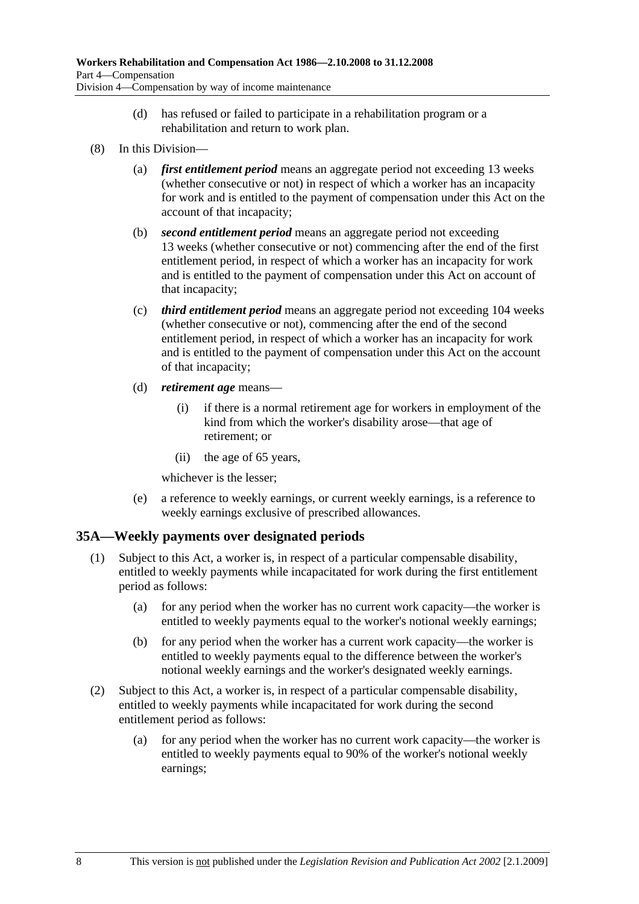(d) has refused or failed to participate in a rehabilitation program or a rehabilitation and return to work plan.

(8) In this Division—

(a) ***first entitlement period*** means an aggregate period not exceeding 13 weeks (whether consecutive or not) in respect of which a worker has an incapacity for work and is entitled to the payment of compensation under this Act on the account of that incapacity;

(b) ***second entitlement period*** means an aggregate period not exceeding 13 weeks (whether consecutive or not) commencing after the end of the first entitlement period, in respect of which a worker has an incapacity for work and is entitled to the payment of compensation under this Act on account of that incapacity;

(c) ***third entitlement period*** means an aggregate period not exceeding 104 weeks (whether consecutive or not), commencing after the end of the second entitlement period, in respect of which a worker has an incapacity for work and is entitled to the payment of compensation under this Act on the account of that incapacity;

(d) ***retirement age*** means—

(i) if there is a normal retirement age for workers in employment of the kind from which the worker's disability arose—that age of retirement; or

(ii) the age of 65 years,

whichever is the lesser;

(e) a reference to weekly earnings, or current weekly earnings, is a reference to weekly earnings exclusive of prescribed allowances.

## 35A—Weekly payments over designated periods

(1) Subject to this Act, a worker is, in respect of a particular compensable disability, entitled to weekly payments while incapacitated for work during the first entitlement period as follows:

(a) for any period when the worker has no current work capacity—the worker is entitled to weekly payments equal to the worker's notional weekly earnings;

(b) for any period when the worker has a current work capacity—the worker is entitled to weekly payments equal to the difference between the worker's notional weekly earnings and the worker's designated weekly earnings.

(2) Subject to this Act, a worker is, in respect of a particular compensable disability, entitled to weekly payments while incapacitated for work during the second entitlement period as follows:

(a) for any period when the worker has no current work capacity—the worker is entitled to weekly payments equal to 90% of the worker's notional weekly earnings;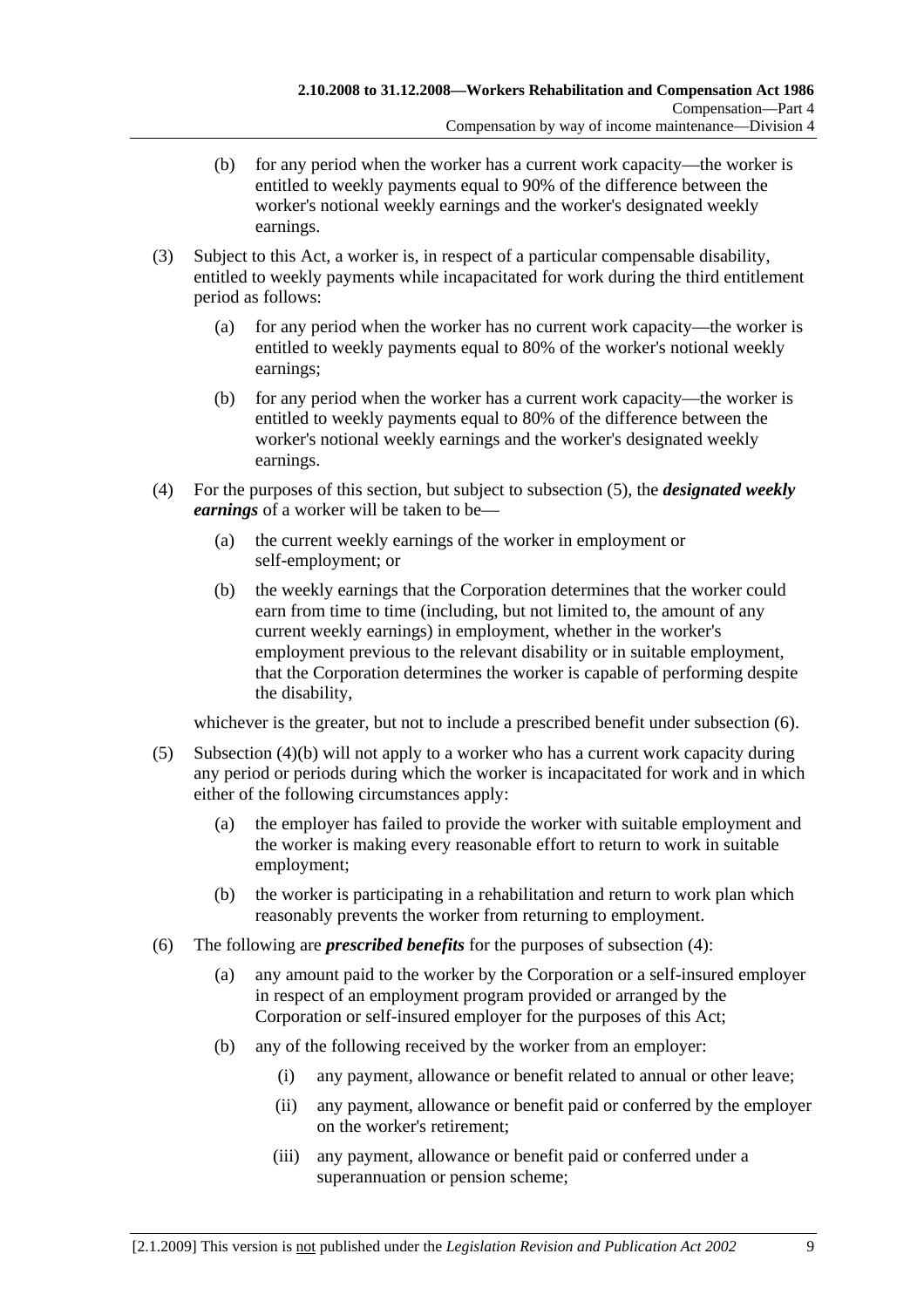(b) for any period when the worker has a current work capacity—the worker is entitled to weekly payments equal to 90% of the difference between the worker's notional weekly earnings and the worker's designated weekly earnings.

(3) Subject to this Act, a worker is, in respect of a particular compensable disability, entitled to weekly payments while incapacitated for work during the third entitlement period as follows:

(a) for any period when the worker has no current work capacity—the worker is entitled to weekly payments equal to 80% of the worker's notional weekly earnings;

(b) for any period when the worker has a current work capacity—the worker is entitled to weekly payments equal to 80% of the difference between the worker's notional weekly earnings and the worker's designated weekly earnings.

(4) For the purposes of this section, but subject to subsection (5), the ***designated weekly earnings*** of a worker will be taken to be—

(a) the current weekly earnings of the worker in employment or self-employment; or

(b) the weekly earnings that the Corporation determines that the worker could earn from time to time (including, but not limited to, the amount of any current weekly earnings) in employment, whether in the worker's employment previous to the relevant disability or in suitable employment, that the Corporation determines the worker is capable of performing despite the disability,

whichever is the greater, but not to include a prescribed benefit under subsection (6).

(5) Subsection (4)(b) will not apply to a worker who has a current work capacity during any period or periods during which the worker is incapacitated for work and in which either of the following circumstances apply:

(a) the employer has failed to provide the worker with suitable employment and the worker is making every reasonable effort to return to work in suitable employment;

(b) the worker is participating in a rehabilitation and return to work plan which reasonably prevents the worker from returning to employment.

(6) The following are ***prescribed benefits*** for the purposes of subsection (4):

(a) any amount paid to the worker by the Corporation or a self-insured employer in respect of an employment program provided or arranged by the Corporation or self-insured employer for the purposes of this Act;

(b) any of the following received by the worker from an employer:

(i) any payment, allowance or benefit related to annual or other leave;

(ii) any payment, allowance or benefit paid or conferred by the employer on the worker's retirement;

(iii) any payment, allowance or benefit paid or conferred under a superannuation or pension scheme;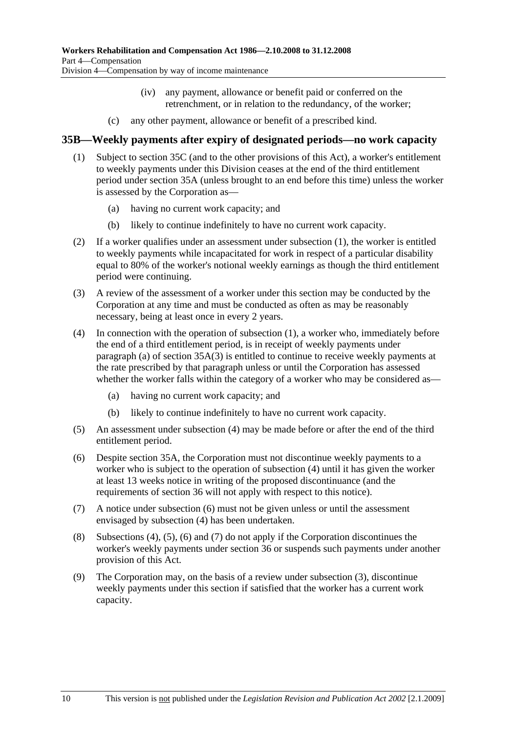(iv) any payment, allowance or benefit paid or conferred on the retrenchment, or in relation to the redundancy, of the worker;

(c) any other payment, allowance or benefit of a prescribed kind.

## 35B—Weekly payments after expiry of designated periods—no work capacity

(1) Subject to section 35C (and to the other provisions of this Act), a worker's entitlement to weekly payments under this Division ceases at the end of the third entitlement period under section 35A (unless brought to an end before this time) unless the worker is assessed by the Corporation as—

(a) having no current work capacity; and

(b) likely to continue indefinitely to have no current work capacity.

(2) If a worker qualifies under an assessment under subsection (1), the worker is entitled to weekly payments while incapacitated for work in respect of a particular disability equal to 80% of the worker's notional weekly earnings as though the third entitlement period were continuing.

(3) A review of the assessment of a worker under this section may be conducted by the Corporation at any time and must be conducted as often as may be reasonably necessary, being at least once in every 2 years.

(4) In connection with the operation of subsection (1), a worker who, immediately before the end of a third entitlement period, is in receipt of weekly payments under paragraph (a) of section 35A(3) is entitled to continue to receive weekly payments at the rate prescribed by that paragraph unless or until the Corporation has assessed whether the worker falls within the category of a worker who may be considered as—

(a) having no current work capacity; and

(b) likely to continue indefinitely to have no current work capacity.

(5) An assessment under subsection (4) may be made before or after the end of the third entitlement period.

(6) Despite section 35A, the Corporation must not discontinue weekly payments to a worker who is subject to the operation of subsection (4) until it has given the worker at least 13 weeks notice in writing of the proposed discontinuance (and the requirements of section 36 will not apply with respect to this notice).

(7) A notice under subsection (6) must not be given unless or until the assessment envisaged by subsection (4) has been undertaken.

(8) Subsections (4), (5), (6) and (7) do not apply if the Corporation discontinues the worker's weekly payments under section 36 or suspends such payments under another provision of this Act.

(9) The Corporation may, on the basis of a review under subsection (3), discontinue weekly payments under this section if satisfied that the worker has a current work capacity.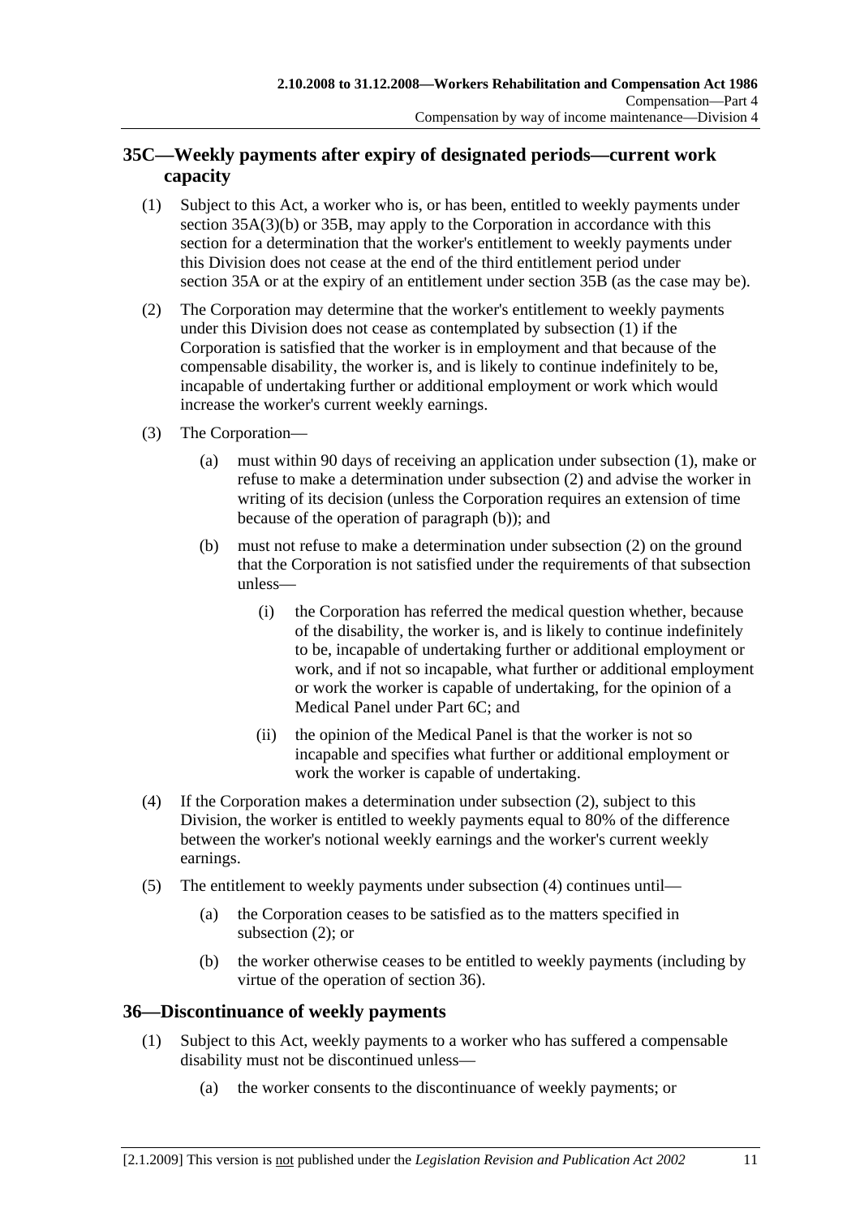## 35C—Weekly payments after expiry of designated periods—current work capacity

(1) Subject to this Act, a worker who is, or has been, entitled to weekly payments under section 35A(3)(b) or 35B, may apply to the Corporation in accordance with this section for a determination that the worker's entitlement to weekly payments under this Division does not cease at the end of the third entitlement period under section 35A or at the expiry of an entitlement under section 35B (as the case may be).

(2) The Corporation may determine that the worker's entitlement to weekly payments under this Division does not cease as contemplated by subsection (1) if the Corporation is satisfied that the worker is in employment and that because of the compensable disability, the worker is, and is likely to continue indefinitely to be, incapable of undertaking further or additional employment or work which would increase the worker's current weekly earnings.

(3) The Corporation—

(a) must within 90 days of receiving an application under subsection (1), make or refuse to make a determination under subsection (2) and advise the worker in writing of its decision (unless the Corporation requires an extension of time because of the operation of paragraph (b)); and

(b) must not refuse to make a determination under subsection (2) on the ground that the Corporation is not satisfied under the requirements of that subsection unless—

(i) the Corporation has referred the medical question whether, because of the disability, the worker is, and is likely to continue indefinitely to be, incapable of undertaking further or additional employment or work, and if not so incapable, what further or additional employment or work the worker is capable of undertaking, for the opinion of a Medical Panel under Part 6C; and

(ii) the opinion of the Medical Panel is that the worker is not so incapable and specifies what further or additional employment or work the worker is capable of undertaking.

(4) If the Corporation makes a determination under subsection (2), subject to this Division, the worker is entitled to weekly payments equal to 80% of the difference between the worker's notional weekly earnings and the worker's current weekly earnings.

(5) The entitlement to weekly payments under subsection (4) continues until—

(a) the Corporation ceases to be satisfied as to the matters specified in subsection (2); or

(b) the worker otherwise ceases to be entitled to weekly payments (including by virtue of the operation of section 36).

## 36—Discontinuance of weekly payments

(1) Subject to this Act, weekly payments to a worker who has suffered a compensable disability must not be discontinued unless—

(a) the worker consents to the discontinuance of weekly payments; or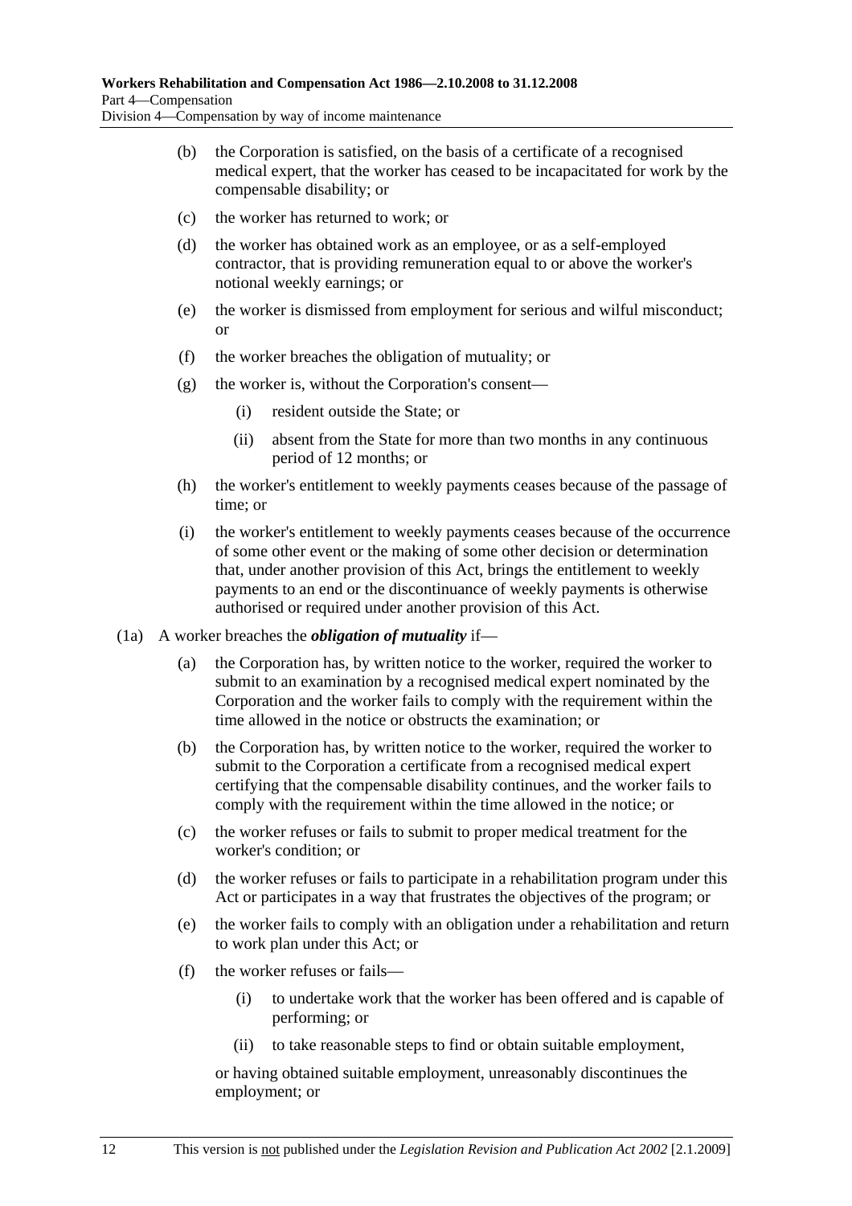(b) the Corporation is satisfied, on the basis of a certificate of a recognised medical expert, that the worker has ceased to be incapacitated for work by the compensable disability; or

(c) the worker has returned to work; or

(d) the worker has obtained work as an employee, or as a self-employed contractor, that is providing remuneration equal to or above the worker's notional weekly earnings; or

(e) the worker is dismissed from employment for serious and wilful misconduct; or

(f) the worker breaches the obligation of mutuality; or

(g) the worker is, without the Corporation's consent—

(i) resident outside the State; or

(ii) absent from the State for more than two months in any continuous period of 12 months; or

(h) the worker's entitlement to weekly payments ceases because of the passage of time; or

(i) the worker's entitlement to weekly payments ceases because of the occurrence of some other event or the making of some other decision or determination that, under another provision of this Act, brings the entitlement to weekly payments to an end or the discontinuance of weekly payments is otherwise authorised or required under another provision of this Act.

(1a) A worker breaches the ***obligation of mutuality*** if—

(a) the Corporation has, by written notice to the worker, required the worker to submit to an examination by a recognised medical expert nominated by the Corporation and the worker fails to comply with the requirement within the time allowed in the notice or obstructs the examination; or

(b) the Corporation has, by written notice to the worker, required the worker to submit to the Corporation a certificate from a recognised medical expert certifying that the compensable disability continues, and the worker fails to comply with the requirement within the time allowed in the notice; or

(c) the worker refuses or fails to submit to proper medical treatment for the worker's condition; or

(d) the worker refuses or fails to participate in a rehabilitation program under this Act or participates in a way that frustrates the objectives of the program; or

(e) the worker fails to comply with an obligation under a rehabilitation and return to work plan under this Act; or

(f) the worker refuses or fails—

(i) to undertake work that the worker has been offered and is capable of performing; or

(ii) to take reasonable steps to find or obtain suitable employment,

or having obtained suitable employment, unreasonably discontinues the employment; or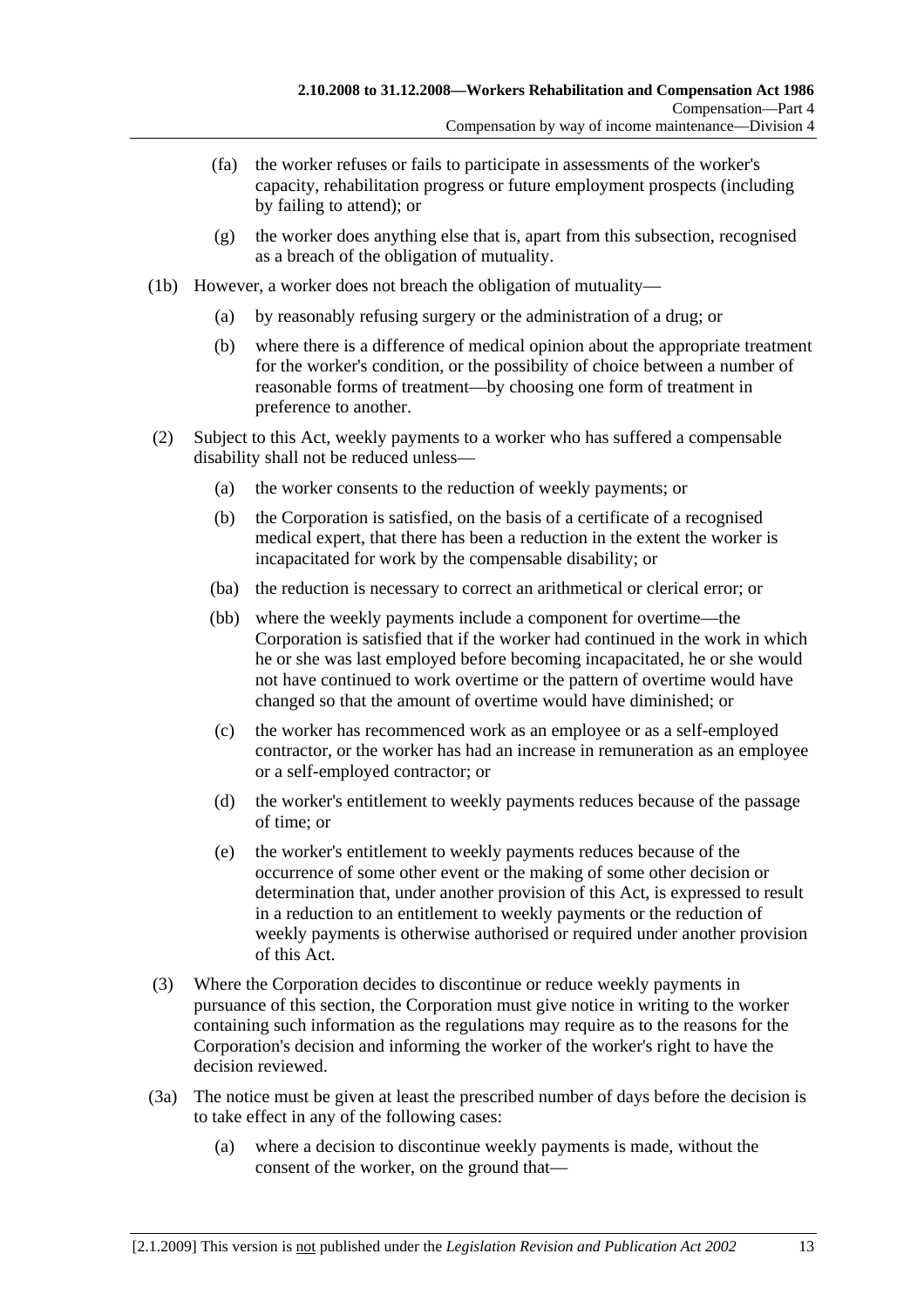(fa) the worker refuses or fails to participate in assessments of the worker's capacity, rehabilitation progress or future employment prospects (including by failing to attend); or

(g) the worker does anything else that is, apart from this subsection, recognised as a breach of the obligation of mutuality.

(1b) However, a worker does not breach the obligation of mutuality—

(a) by reasonably refusing surgery or the administration of a drug; or

(b) where there is a difference of medical opinion about the appropriate treatment for the worker's condition, or the possibility of choice between a number of reasonable forms of treatment—by choosing one form of treatment in preference to another.

(2) Subject to this Act, weekly payments to a worker who has suffered a compensable disability shall not be reduced unless—

(a) the worker consents to the reduction of weekly payments; or

(b) the Corporation is satisfied, on the basis of a certificate of a recognised medical expert, that there has been a reduction in the extent the worker is incapacitated for work by the compensable disability; or

(ba) the reduction is necessary to correct an arithmetical or clerical error; or

(bb) where the weekly payments include a component for overtime—the Corporation is satisfied that if the worker had continued in the work in which he or she was last employed before becoming incapacitated, he or she would not have continued to work overtime or the pattern of overtime would have changed so that the amount of overtime would have diminished; or

(c) the worker has recommenced work as an employee or as a self-employed contractor, or the worker has had an increase in remuneration as an employee or a self-employed contractor; or

(d) the worker's entitlement to weekly payments reduces because of the passage of time; or

(e) the worker's entitlement to weekly payments reduces because of the occurrence of some other event or the making of some other decision or determination that, under another provision of this Act, is expressed to result in a reduction to an entitlement to weekly payments or the reduction of weekly payments is otherwise authorised or required under another provision of this Act.

(3) Where the Corporation decides to discontinue or reduce weekly payments in pursuance of this section, the Corporation must give notice in writing to the worker containing such information as the regulations may require as to the reasons for the Corporation's decision and informing the worker of the worker's right to have the decision reviewed.

(3a) The notice must be given at least the prescribed number of days before the decision is to take effect in any of the following cases:

(a) where a decision to discontinue weekly payments is made, without the consent of the worker, on the ground that—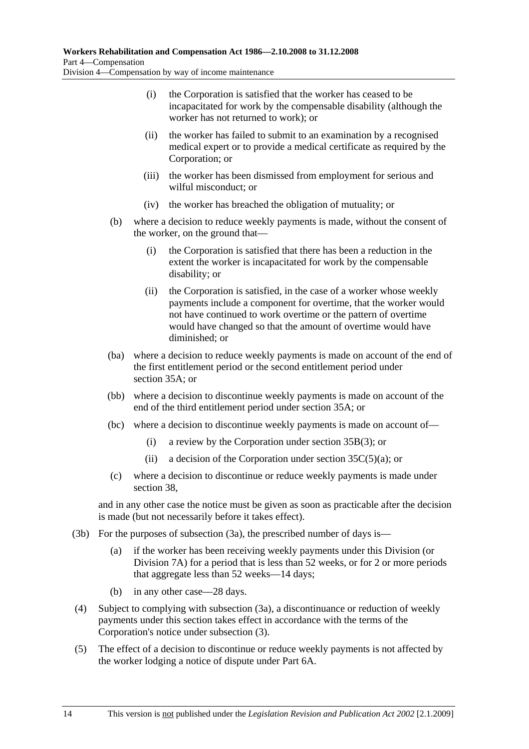- (i) the Corporation is satisfied that the worker has ceased to be incapacitated for work by the compensable disability (although the worker has not returned to work); or
- (ii) the worker has failed to submit to an examination by a recognised medical expert or to provide a medical certificate as required by the Corporation; or
- (iii) the worker has been dismissed from employment for serious and wilful misconduct; or
- (iv) the worker has breached the obligation of mutuality; or

(b) where a decision to reduce weekly payments is made, without the consent of the worker, on the ground that—

- (i) the Corporation is satisfied that there has been a reduction in the extent the worker is incapacitated for work by the compensable disability; or
- (ii) the Corporation is satisfied, in the case of a worker whose weekly payments include a component for overtime, that the worker would not have continued to work overtime or the pattern of overtime would have changed so that the amount of overtime would have diminished; or

(ba) where a decision to reduce weekly payments is made on account of the end of the first entitlement period or the second entitlement period under section 35A; or

(bb) where a decision to discontinue weekly payments is made on account of the end of the third entitlement period under section 35A; or

(bc) where a decision to discontinue weekly payments is made on account of—

- (i) a review by the Corporation under section 35B(3); or
- (ii) a decision of the Corporation under section 35C(5)(a); or

(c) where a decision to discontinue or reduce weekly payments is made under section 38,

and in any other case the notice must be given as soon as practicable after the decision is made (but not necessarily before it takes effect).

(3b) For the purposes of subsection (3a), the prescribed number of days is—

- (a) if the worker has been receiving weekly payments under this Division (or Division 7A) for a period that is less than 52 weeks, or for 2 or more periods that aggregate less than 52 weeks—14 days;
- (b) in any other case—28 days.

(4) Subject to complying with subsection (3a), a discontinuance or reduction of weekly payments under this section takes effect in accordance with the terms of the Corporation's notice under subsection (3).

(5) The effect of a decision to discontinue or reduce weekly payments is not affected by the worker lodging a notice of dispute under Part 6A.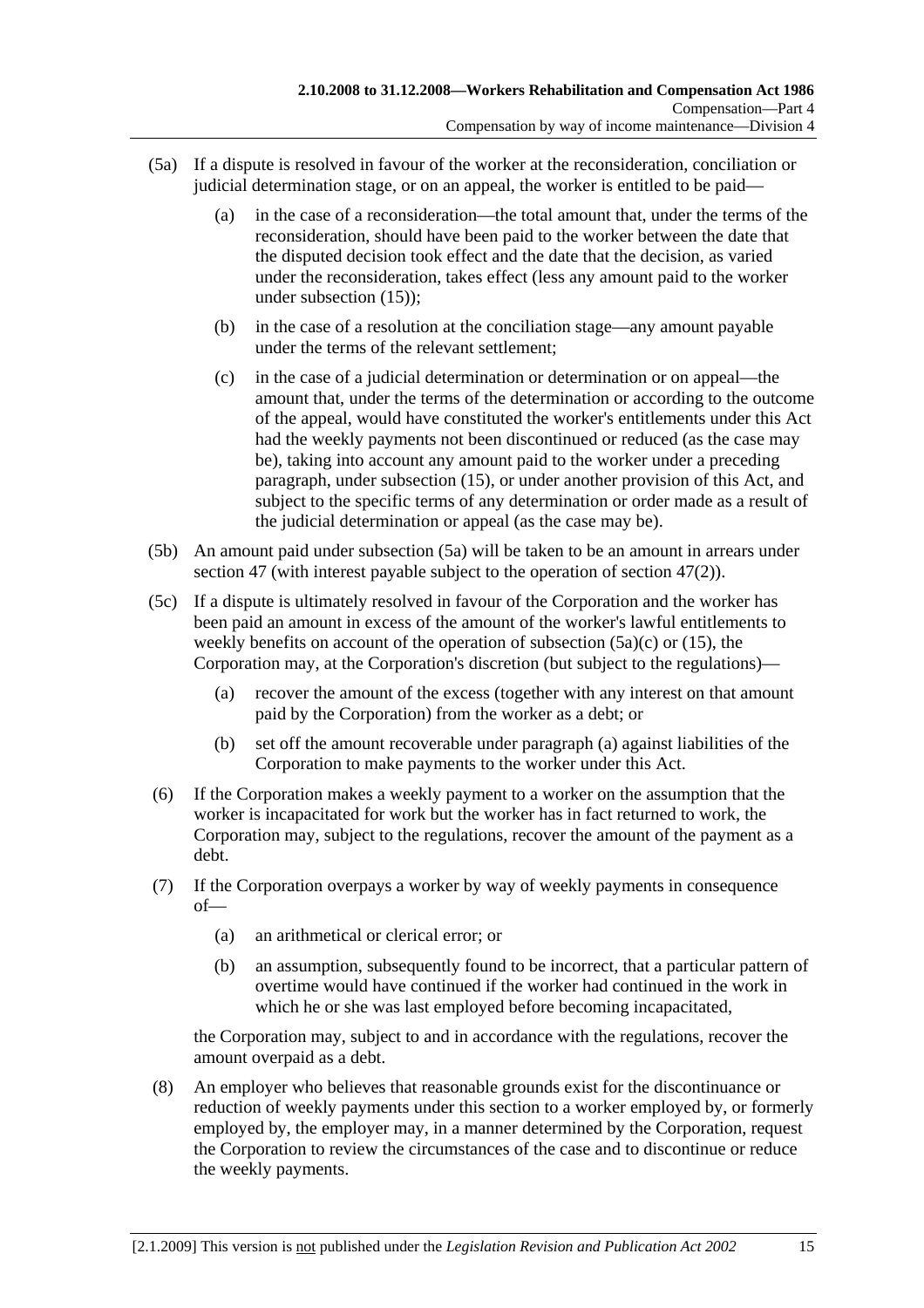(5a) If a dispute is resolved in favour of the worker at the reconsideration, conciliation or judicial determination stage, or on an appeal, the worker is entitled to be paid—

(a) in the case of a reconsideration—the total amount that, under the terms of the reconsideration, should have been paid to the worker between the date that the disputed decision took effect and the date that the decision, as varied under the reconsideration, takes effect (less any amount paid to the worker under subsection (15));

(b) in the case of a resolution at the conciliation stage—any amount payable under the terms of the relevant settlement;

(c) in the case of a judicial determination or determination or on appeal—the amount that, under the terms of the determination or according to the outcome of the appeal, would have constituted the worker's entitlements under this Act had the weekly payments not been discontinued or reduced (as the case may be), taking into account any amount paid to the worker under a preceding paragraph, under subsection (15), or under another provision of this Act, and subject to the specific terms of any determination or order made as a result of the judicial determination or appeal (as the case may be).

(5b) An amount paid under subsection (5a) will be taken to be an amount in arrears under section 47 (with interest payable subject to the operation of section 47(2)).

(5c) If a dispute is ultimately resolved in favour of the Corporation and the worker has been paid an amount in excess of the amount of the worker's lawful entitlements to weekly benefits on account of the operation of subsection (5a)(c) or (15), the Corporation may, at the Corporation's discretion (but subject to the regulations)—

(a) recover the amount of the excess (together with any interest on that amount paid by the Corporation) from the worker as a debt; or

(b) set off the amount recoverable under paragraph (a) against liabilities of the Corporation to make payments to the worker under this Act.

(6) If the Corporation makes a weekly payment to a worker on the assumption that the worker is incapacitated for work but the worker has in fact returned to work, the Corporation may, subject to the regulations, recover the amount of the payment as a debt.

(7) If the Corporation overpays a worker by way of weekly payments in consequence of—

(a) an arithmetical or clerical error; or

(b) an assumption, subsequently found to be incorrect, that a particular pattern of overtime would have continued if the worker had continued in the work in which he or she was last employed before becoming incapacitated,

the Corporation may, subject to and in accordance with the regulations, recover the amount overpaid as a debt.

(8) An employer who believes that reasonable grounds exist for the discontinuance or reduction of weekly payments under this section to a worker employed by, or formerly employed by, the employer may, in a manner determined by the Corporation, request the Corporation to review the circumstances of the case and to discontinue or reduce the weekly payments.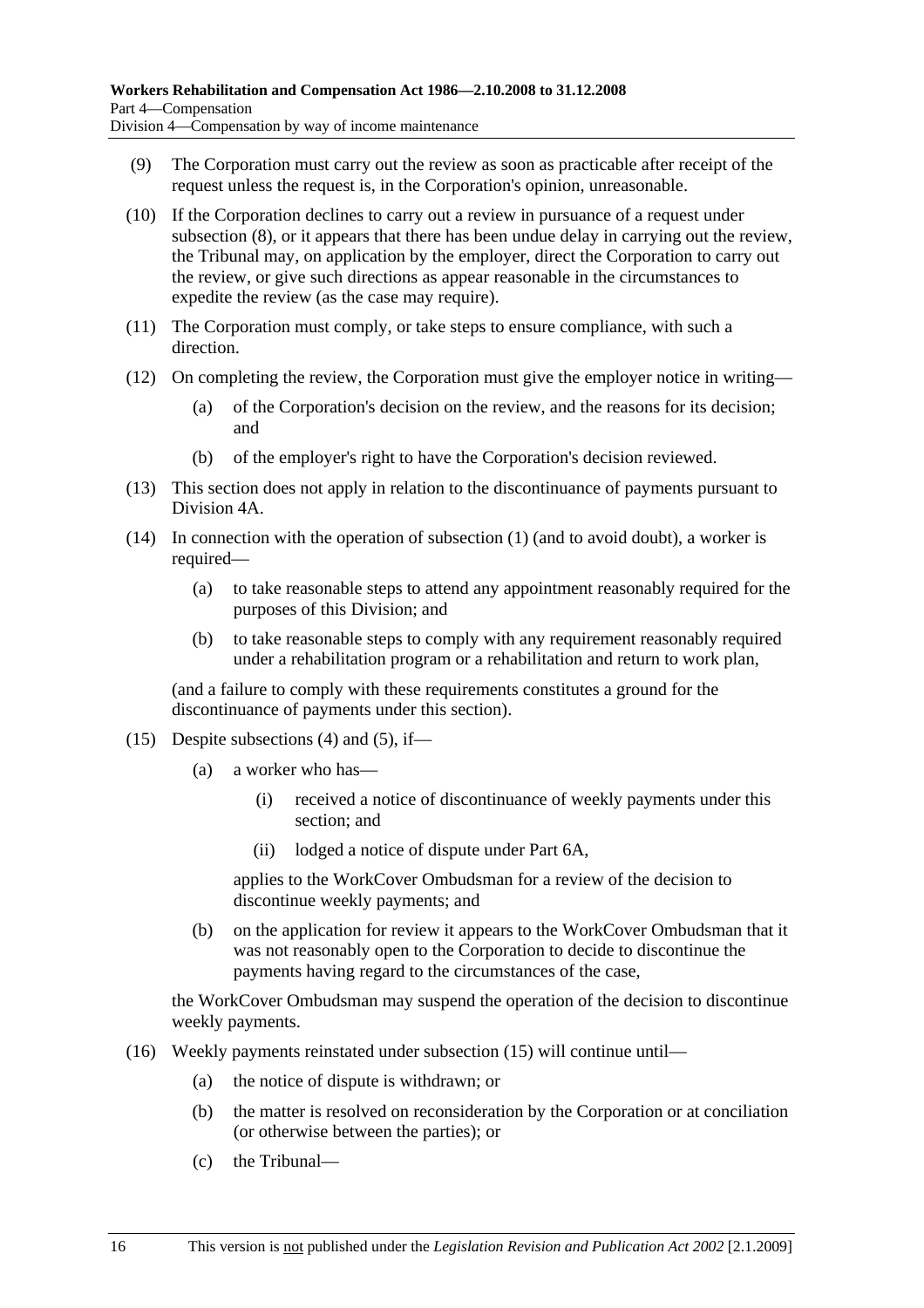(9) The Corporation must carry out the review as soon as practicable after receipt of the request unless the request is, in the Corporation's opinion, unreasonable.

(10) If the Corporation declines to carry out a review in pursuance of a request under subsection (8), or it appears that there has been undue delay in carrying out the review, the Tribunal may, on application by the employer, direct the Corporation to carry out the review, or give such directions as appear reasonable in the circumstances to expedite the review (as the case may require).

(11) The Corporation must comply, or take steps to ensure compliance, with such a direction.

(12) On completing the review, the Corporation must give the employer notice in writing—

- (a) of the Corporation's decision on the review, and the reasons for its decision; and
- (b) of the employer's right to have the Corporation's decision reviewed.

(13) This section does not apply in relation to the discontinuance of payments pursuant to Division 4A.

(14) In connection with the operation of subsection (1) (and to avoid doubt), a worker is required—

- (a) to take reasonable steps to attend any appointment reasonably required for the purposes of this Division; and
- (b) to take reasonable steps to comply with any requirement reasonably required under a rehabilitation program or a rehabilitation and return to work plan,

(and a failure to comply with these requirements constitutes a ground for the discontinuance of payments under this section).

(15) Despite subsections (4) and (5), if—

- (a) a worker who has—
  - (i) received a notice of discontinuance of weekly payments under this section; and
  - (ii) lodged a notice of dispute under Part 6A,

  applies to the WorkCover Ombudsman for a review of the decision to discontinue weekly payments; and
- (b) on the application for review it appears to the WorkCover Ombudsman that it was not reasonably open to the Corporation to decide to discontinue the payments having regard to the circumstances of the case,

the WorkCover Ombudsman may suspend the operation of the decision to discontinue weekly payments.

(16) Weekly payments reinstated under subsection (15) will continue until—

- (a) the notice of dispute is withdrawn; or
- (b) the matter is resolved on reconsideration by the Corporation or at conciliation (or otherwise between the parties); or
- (c) the Tribunal—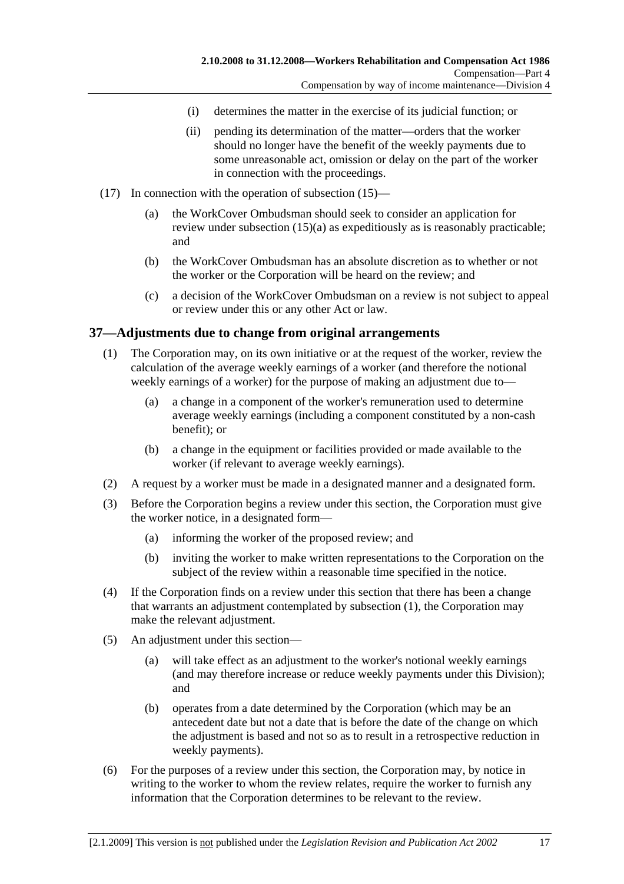(i) determines the matter in the exercise of its judicial function; or

(ii) pending its determination of the matter—orders that the worker should no longer have the benefit of the weekly payments due to some unreasonable act, omission or delay on the part of the worker in connection with the proceedings.

(17) In connection with the operation of subsection (15)—

(a) the WorkCover Ombudsman should seek to consider an application for review under subsection (15)(a) as expeditiously as is reasonably practicable; and

(b) the WorkCover Ombudsman has an absolute discretion as to whether or not the worker or the Corporation will be heard on the review; and

(c) a decision of the WorkCover Ombudsman on a review is not subject to appeal or review under this or any other Act or law.

## 37—Adjustments due to change from original arrangements

(1) The Corporation may, on its own initiative or at the request of the worker, review the calculation of the average weekly earnings of a worker (and therefore the notional weekly earnings of a worker) for the purpose of making an adjustment due to—

(a) a change in a component of the worker's remuneration used to determine average weekly earnings (including a component constituted by a non-cash benefit); or

(b) a change in the equipment or facilities provided or made available to the worker (if relevant to average weekly earnings).

(2) A request by a worker must be made in a designated manner and a designated form.

(3) Before the Corporation begins a review under this section, the Corporation must give the worker notice, in a designated form—

(a) informing the worker of the proposed review; and

(b) inviting the worker to make written representations to the Corporation on the subject of the review within a reasonable time specified in the notice.

(4) If the Corporation finds on a review under this section that there has been a change that warrants an adjustment contemplated by subsection (1), the Corporation may make the relevant adjustment.

(5) An adjustment under this section—

(a) will take effect as an adjustment to the worker's notional weekly earnings (and may therefore increase or reduce weekly payments under this Division); and

(b) operates from a date determined by the Corporation (which may be an antecedent date but not a date that is before the date of the change on which the adjustment is based and not so as to result in a retrospective reduction in weekly payments).

(6) For the purposes of a review under this section, the Corporation may, by notice in writing to the worker to whom the review relates, require the worker to furnish any information that the Corporation determines to be relevant to the review.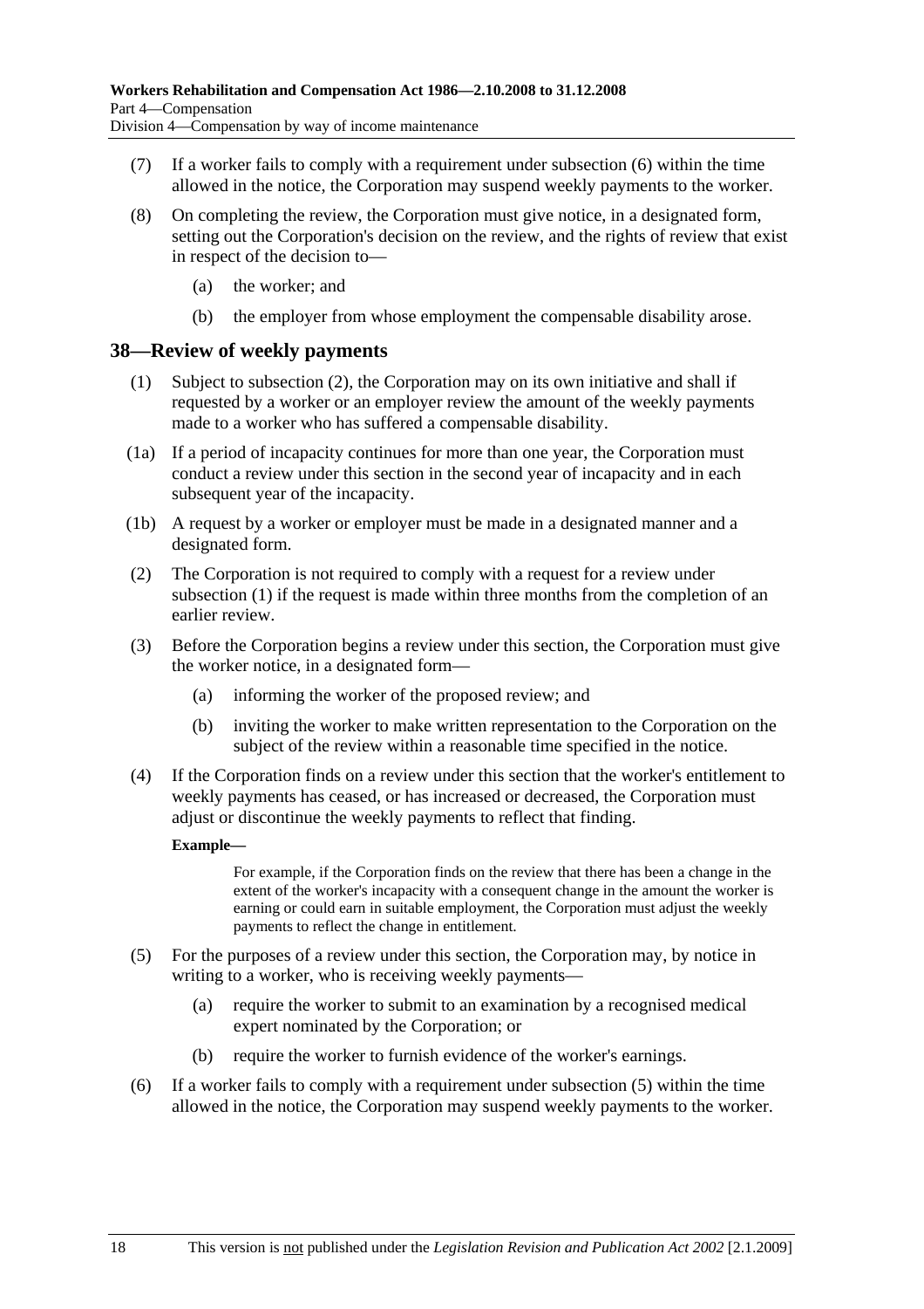(7) If a worker fails to comply with a requirement under subsection (6) within the time allowed in the notice, the Corporation may suspend weekly payments to the worker.

(8) On completing the review, the Corporation must give notice, in a designated form, setting out the Corporation's decision on the review, and the rights of review that exist in respect of the decision to—

(a) the worker; and

(b) the employer from whose employment the compensable disability arose.

## 38—Review of weekly payments

(1) Subject to subsection (2), the Corporation may on its own initiative and shall if requested by a worker or an employer review the amount of the weekly payments made to a worker who has suffered a compensable disability.

(1a) If a period of incapacity continues for more than one year, the Corporation must conduct a review under this section in the second year of incapacity and in each subsequent year of the incapacity.

(1b) A request by a worker or employer must be made in a designated manner and a designated form.

(2) The Corporation is not required to comply with a request for a review under subsection (1) if the request is made within three months from the completion of an earlier review.

(3) Before the Corporation begins a review under this section, the Corporation must give the worker notice, in a designated form—

(a) informing the worker of the proposed review; and

(b) inviting the worker to make written representation to the Corporation on the subject of the review within a reasonable time specified in the notice.

(4) If the Corporation finds on a review under this section that the worker's entitlement to weekly payments has ceased, or has increased or decreased, the Corporation must adjust or discontinue the weekly payments to reflect that finding.

**Example—**

For example, if the Corporation finds on the review that there has been a change in the extent of the worker's incapacity with a consequent change in the amount the worker is earning or could earn in suitable employment, the Corporation must adjust the weekly payments to reflect the change in entitlement.

(5) For the purposes of a review under this section, the Corporation may, by notice in writing to a worker, who is receiving weekly payments—

(a) require the worker to submit to an examination by a recognised medical expert nominated by the Corporation; or

(b) require the worker to furnish evidence of the worker's earnings.

(6) If a worker fails to comply with a requirement under subsection (5) within the time allowed in the notice, the Corporation may suspend weekly payments to the worker.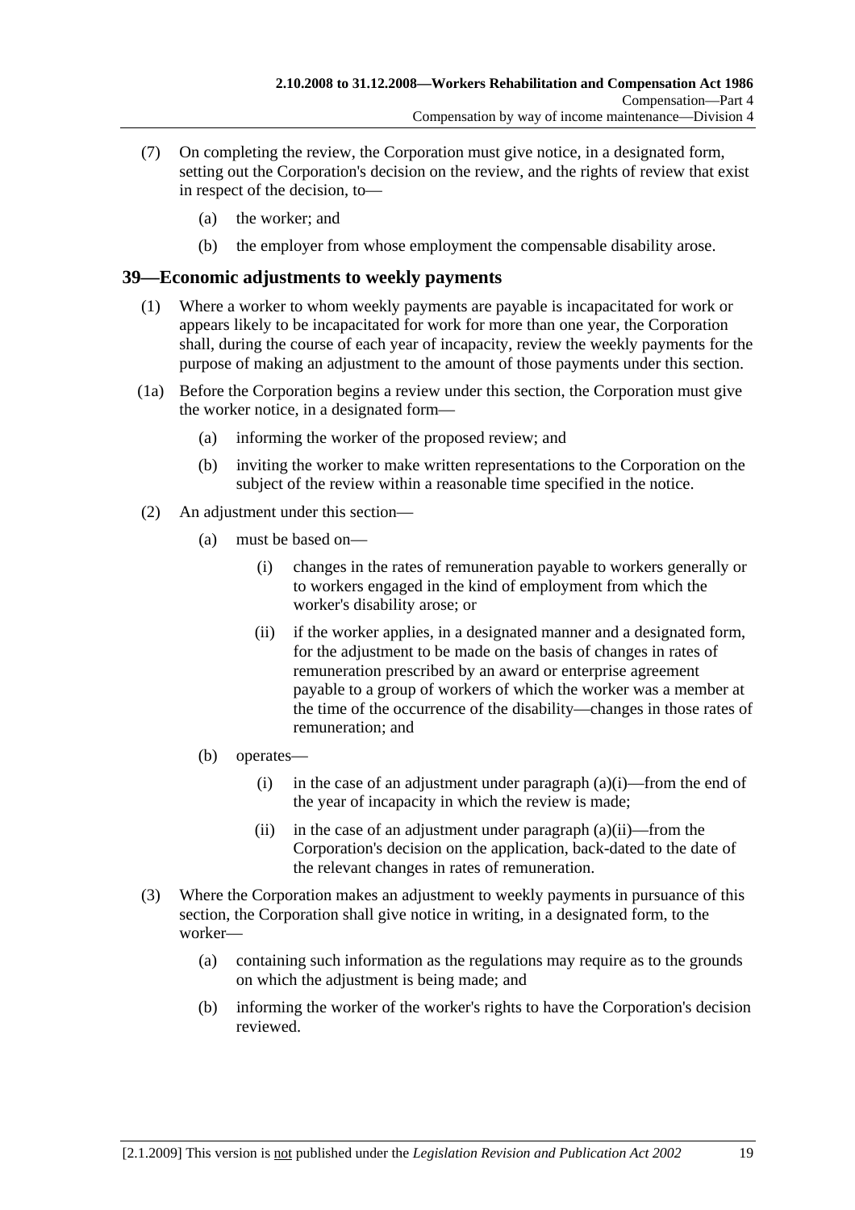(7) On completing the review, the Corporation must give notice, in a designated form, setting out the Corporation's decision on the review, and the rights of review that exist in respect of the decision, to—

(a) the worker; and

(b) the employer from whose employment the compensable disability arose.

## 39—Economic adjustments to weekly payments

(1) Where a worker to whom weekly payments are payable is incapacitated for work or appears likely to be incapacitated for work for more than one year, the Corporation shall, during the course of each year of incapacity, review the weekly payments for the purpose of making an adjustment to the amount of those payments under this section.

(1a) Before the Corporation begins a review under this section, the Corporation must give the worker notice, in a designated form—

(a) informing the worker of the proposed review; and

(b) inviting the worker to make written representations to the Corporation on the subject of the review within a reasonable time specified in the notice.

(2) An adjustment under this section—

(a) must be based on—

(i) changes in the rates of remuneration payable to workers generally or to workers engaged in the kind of employment from which the worker's disability arose; or

(ii) if the worker applies, in a designated manner and a designated form, for the adjustment to be made on the basis of changes in rates of remuneration prescribed by an award or enterprise agreement payable to a group of workers of which the worker was a member at the time of the occurrence of the disability—changes in those rates of remuneration; and

(b) operates—

(i) in the case of an adjustment under paragraph (a)(i)—from the end of the year of incapacity in which the review is made;

(ii) in the case of an adjustment under paragraph (a)(ii)—from the Corporation's decision on the application, back-dated to the date of the relevant changes in rates of remuneration.

(3) Where the Corporation makes an adjustment to weekly payments in pursuance of this section, the Corporation shall give notice in writing, in a designated form, to the worker—

(a) containing such information as the regulations may require as to the grounds on which the adjustment is being made; and

(b) informing the worker of the worker's rights to have the Corporation's decision reviewed.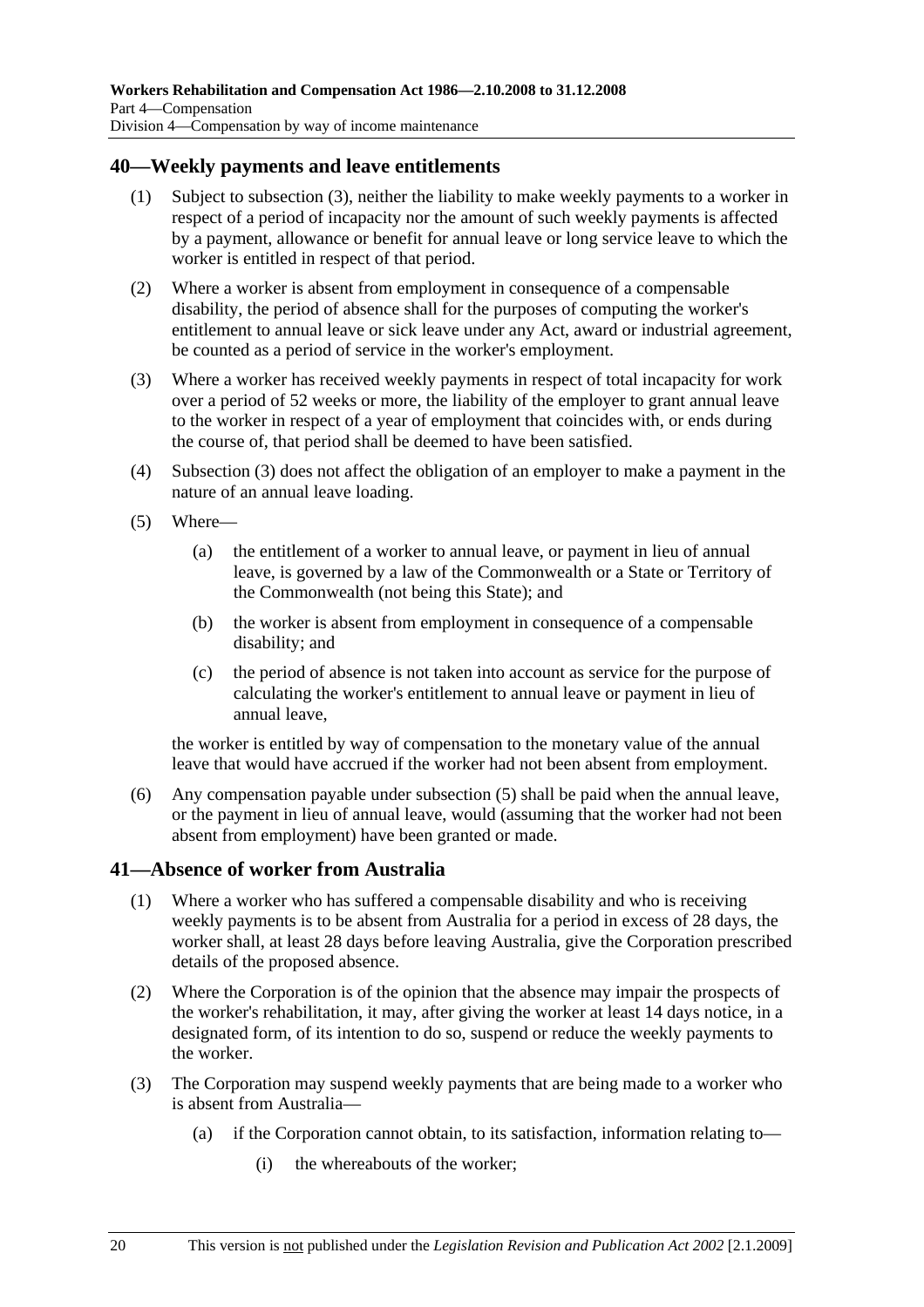## 40—Weekly payments and leave entitlements

(1) Subject to subsection (3), neither the liability to make weekly payments to a worker in respect of a period of incapacity nor the amount of such weekly payments is affected by a payment, allowance or benefit for annual leave or long service leave to which the worker is entitled in respect of that period.

(2) Where a worker is absent from employment in consequence of a compensable disability, the period of absence shall for the purposes of computing the worker's entitlement to annual leave or sick leave under any Act, award or industrial agreement, be counted as a period of service in the worker's employment.

(3) Where a worker has received weekly payments in respect of total incapacity for work over a period of 52 weeks or more, the liability of the employer to grant annual leave to the worker in respect of a year of employment that coincides with, or ends during the course of, that period shall be deemed to have been satisfied.

(4) Subsection (3) does not affect the obligation of an employer to make a payment in the nature of an annual leave loading.

(5) Where—

  (a) the entitlement of a worker to annual leave, or payment in lieu of annual leave, is governed by a law of the Commonwealth or a State or Territory of the Commonwealth (not being this State); and

  (b) the worker is absent from employment in consequence of a compensable disability; and

  (c) the period of absence is not taken into account as service for the purpose of calculating the worker's entitlement to annual leave or payment in lieu of annual leave,

the worker is entitled by way of compensation to the monetary value of the annual leave that would have accrued if the worker had not been absent from employment.

(6) Any compensation payable under subsection (5) shall be paid when the annual leave, or the payment in lieu of annual leave, would (assuming that the worker had not been absent from employment) have been granted or made.

## 41—Absence of worker from Australia

(1) Where a worker who has suffered a compensable disability and who is receiving weekly payments is to be absent from Australia for a period in excess of 28 days, the worker shall, at least 28 days before leaving Australia, give the Corporation prescribed details of the proposed absence.

(2) Where the Corporation is of the opinion that the absence may impair the prospects of the worker's rehabilitation, it may, after giving the worker at least 14 days notice, in a designated form, of its intention to do so, suspend or reduce the weekly payments to the worker.

(3) The Corporation may suspend weekly payments that are being made to a worker who is absent from Australia—

  (a) if the Corporation cannot obtain, to its satisfaction, information relating to—

    (i) the whereabouts of the worker;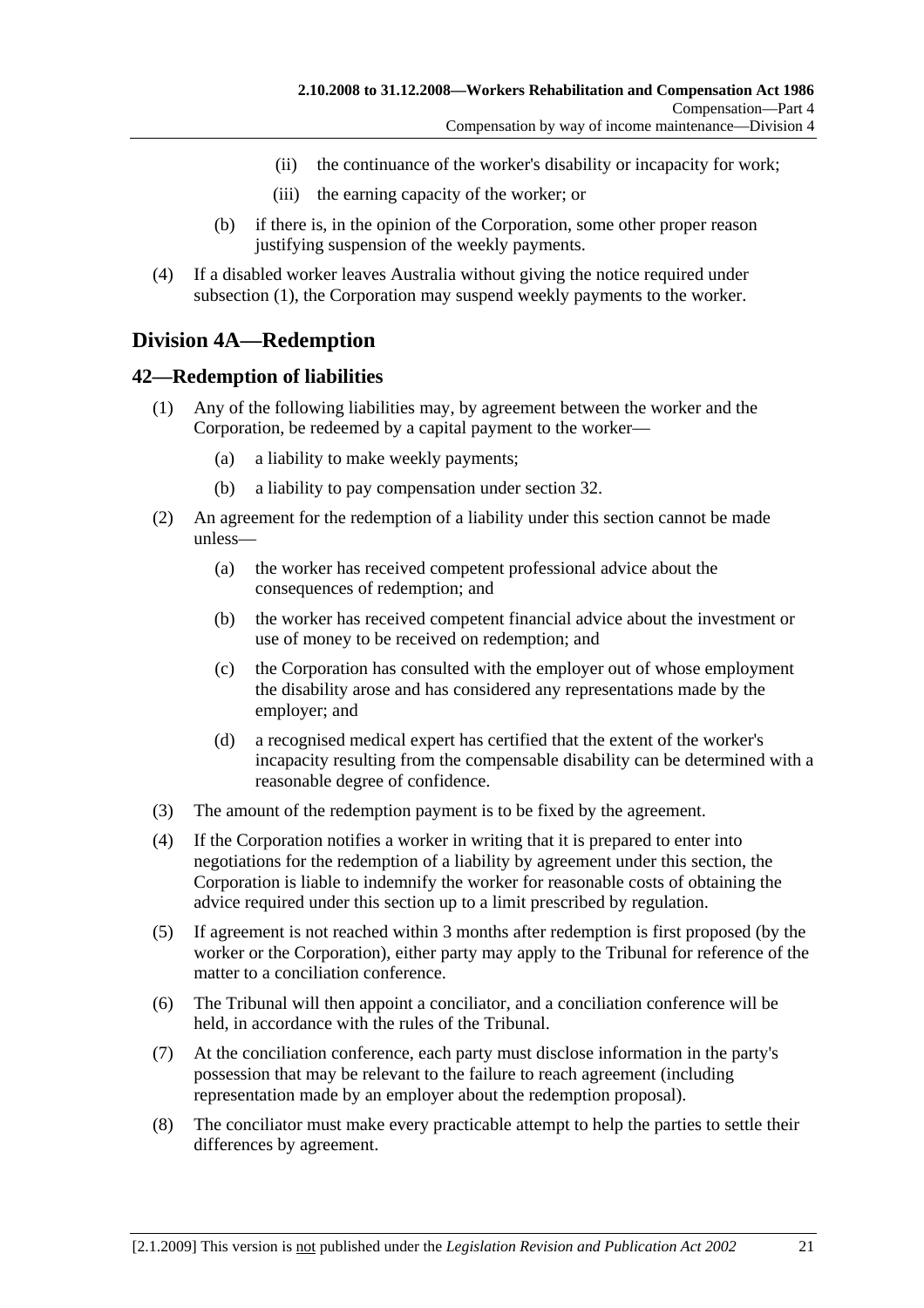(ii) the continuance of the worker's disability or incapacity for work;

(iii) the earning capacity of the worker; or

(b) if there is, in the opinion of the Corporation, some other proper reason justifying suspension of the weekly payments.

(4) If a disabled worker leaves Australia without giving the notice required under subsection (1), the Corporation may suspend weekly payments to the worker.

## Division 4A—Redemption

### 42—Redemption of liabilities

(1) Any of the following liabilities may, by agreement between the worker and the Corporation, be redeemed by a capital payment to the worker—

(a) a liability to make weekly payments;

(b) a liability to pay compensation under section 32.

(2) An agreement for the redemption of a liability under this section cannot be made unless—

(a) the worker has received competent professional advice about the consequences of redemption; and

(b) the worker has received competent financial advice about the investment or use of money to be received on redemption; and

(c) the Corporation has consulted with the employer out of whose employment the disability arose and has considered any representations made by the employer; and

(d) a recognised medical expert has certified that the extent of the worker's incapacity resulting from the compensable disability can be determined with a reasonable degree of confidence.

(3) The amount of the redemption payment is to be fixed by the agreement.

(4) If the Corporation notifies a worker in writing that it is prepared to enter into negotiations for the redemption of a liability by agreement under this section, the Corporation is liable to indemnify the worker for reasonable costs of obtaining the advice required under this section up to a limit prescribed by regulation.

(5) If agreement is not reached within 3 months after redemption is first proposed (by the worker or the Corporation), either party may apply to the Tribunal for reference of the matter to a conciliation conference.

(6) The Tribunal will then appoint a conciliator, and a conciliation conference will be held, in accordance with the rules of the Tribunal.

(7) At the conciliation conference, each party must disclose information in the party's possession that may be relevant to the failure to reach agreement (including representation made by an employer about the redemption proposal).

(8) The conciliator must make every practicable attempt to help the parties to settle their differences by agreement.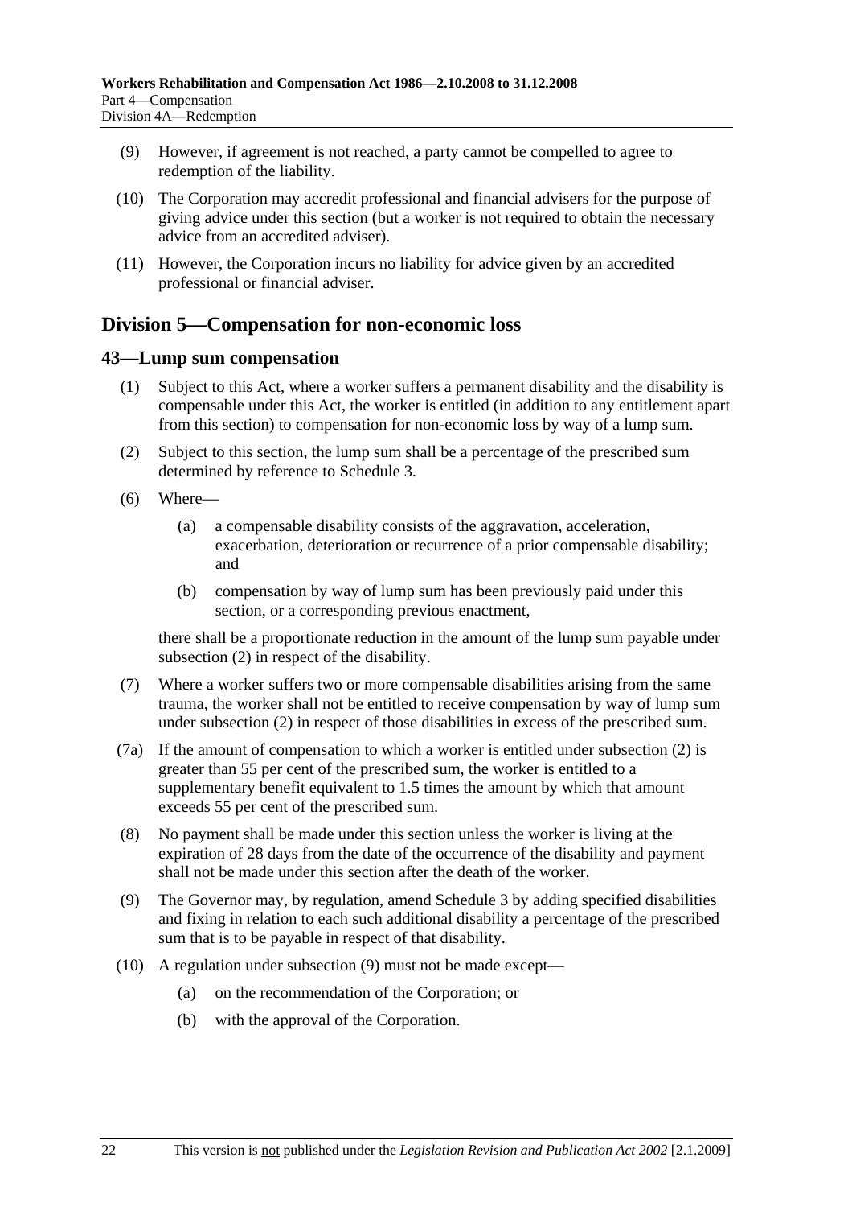(9) However, if agreement is not reached, a party cannot be compelled to agree to redemption of the liability.

(10) The Corporation may accredit professional and financial advisers for the purpose of giving advice under this section (but a worker is not required to obtain the necessary advice from an accredited adviser).

(11) However, the Corporation incurs no liability for advice given by an accredited professional or financial adviser.

## Division 5—Compensation for non-economic loss

### 43—Lump sum compensation

(1) Subject to this Act, where a worker suffers a permanent disability and the disability is compensable under this Act, the worker is entitled (in addition to any entitlement apart from this section) to compensation for non-economic loss by way of a lump sum.

(2) Subject to this section, the lump sum shall be a percentage of the prescribed sum determined by reference to Schedule 3.

(6) Where—

- (a) a compensable disability consists of the aggravation, acceleration, exacerbation, deterioration or recurrence of a prior compensable disability; and
- (b) compensation by way of lump sum has been previously paid under this section, or a corresponding previous enactment,

there shall be a proportionate reduction in the amount of the lump sum payable under subsection (2) in respect of the disability.

(7) Where a worker suffers two or more compensable disabilities arising from the same trauma, the worker shall not be entitled to receive compensation by way of lump sum under subsection (2) in respect of those disabilities in excess of the prescribed sum.

(7a) If the amount of compensation to which a worker is entitled under subsection (2) is greater than 55 per cent of the prescribed sum, the worker is entitled to a supplementary benefit equivalent to 1.5 times the amount by which that amount exceeds 55 per cent of the prescribed sum.

(8) No payment shall be made under this section unless the worker is living at the expiration of 28 days from the date of the occurrence of the disability and payment shall not be made under this section after the death of the worker.

(9) The Governor may, by regulation, amend Schedule 3 by adding specified disabilities and fixing in relation to each such additional disability a percentage of the prescribed sum that is to be payable in respect of that disability.

(10) A regulation under subsection (9) must not be made except—

- (a) on the recommendation of the Corporation; or
- (b) with the approval of the Corporation.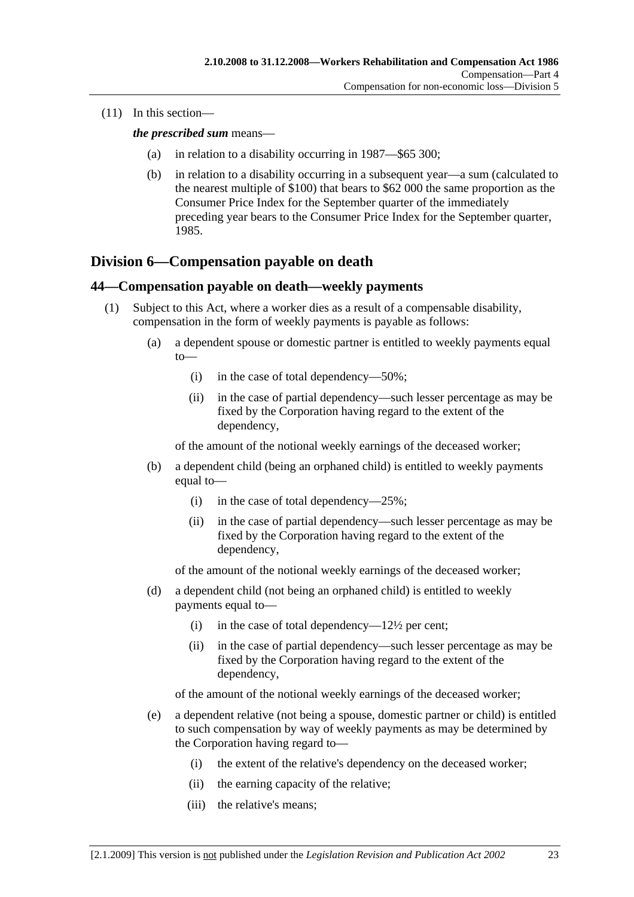(11) In this section—

***the prescribed sum*** means—

- (a) in relation to a disability occurring in 1987—$65 300;
- (b) in relation to a disability occurring in a subsequent year—a sum (calculated to the nearest multiple of $100) that bears to $62 000 the same proportion as the Consumer Price Index for the September quarter of the immediately preceding year bears to the Consumer Price Index for the September quarter, 1985.

## Division 6—Compensation payable on death

### 44—Compensation payable on death—weekly payments

(1) Subject to this Act, where a worker dies as a result of a compensable disability, compensation in the form of weekly payments is payable as follows:

- (a) a dependent spouse or domestic partner is entitled to weekly payments equal to—
  - (i) in the case of total dependency—50%;
  - (ii) in the case of partial dependency—such lesser percentage as may be fixed by the Corporation having regard to the extent of the dependency,

  of the amount of the notional weekly earnings of the deceased worker;

- (b) a dependent child (being an orphaned child) is entitled to weekly payments equal to—
  - (i) in the case of total dependency—25%;
  - (ii) in the case of partial dependency—such lesser percentage as may be fixed by the Corporation having regard to the extent of the dependency,

  of the amount of the notional weekly earnings of the deceased worker;

- (d) a dependent child (not being an orphaned child) is entitled to weekly payments equal to—
  - (i) in the case of total dependency—12½ per cent;
  - (ii) in the case of partial dependency—such lesser percentage as may be fixed by the Corporation having regard to the extent of the dependency,

  of the amount of the notional weekly earnings of the deceased worker;

- (e) a dependent relative (not being a spouse, domestic partner or child) is entitled to such compensation by way of weekly payments as may be determined by the Corporation having regard to—
  - (i) the extent of the relative's dependency on the deceased worker;
  - (ii) the earning capacity of the relative;
  - (iii) the relative's means;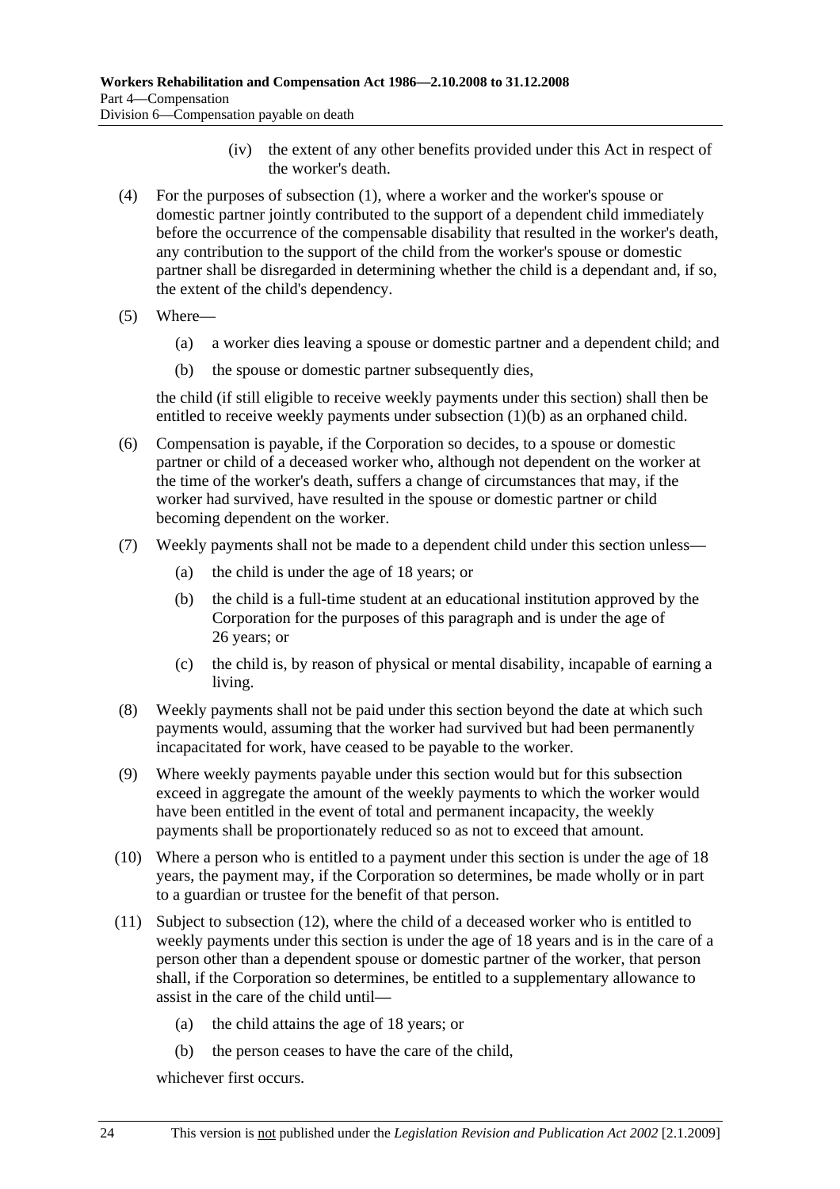(iv) the extent of any other benefits provided under this Act in respect of the worker's death.

(4) For the purposes of subsection (1), where a worker and the worker's spouse or domestic partner jointly contributed to the support of a dependent child immediately before the occurrence of the compensable disability that resulted in the worker's death, any contribution to the support of the child from the worker's spouse or domestic partner shall be disregarded in determining whether the child is a dependant and, if so, the extent of the child's dependency.

(5) Where—

(a) a worker dies leaving a spouse or domestic partner and a dependent child; and

(b) the spouse or domestic partner subsequently dies,

the child (if still eligible to receive weekly payments under this section) shall then be entitled to receive weekly payments under subsection (1)(b) as an orphaned child.

(6) Compensation is payable, if the Corporation so decides, to a spouse or domestic partner or child of a deceased worker who, although not dependent on the worker at the time of the worker's death, suffers a change of circumstances that may, if the worker had survived, have resulted in the spouse or domestic partner or child becoming dependent on the worker.

(7) Weekly payments shall not be made to a dependent child under this section unless—

(a) the child is under the age of 18 years; or

(b) the child is a full-time student at an educational institution approved by the Corporation for the purposes of this paragraph and is under the age of 26 years; or

(c) the child is, by reason of physical or mental disability, incapable of earning a living.

(8) Weekly payments shall not be paid under this section beyond the date at which such payments would, assuming that the worker had survived but had been permanently incapacitated for work, have ceased to be payable to the worker.

(9) Where weekly payments payable under this section would but for this subsection exceed in aggregate the amount of the weekly payments to which the worker would have been entitled in the event of total and permanent incapacity, the weekly payments shall be proportionately reduced so as not to exceed that amount.

(10) Where a person who is entitled to a payment under this section is under the age of 18 years, the payment may, if the Corporation so determines, be made wholly or in part to a guardian or trustee for the benefit of that person.

(11) Subject to subsection (12), where the child of a deceased worker who is entitled to weekly payments under this section is under the age of 18 years and is in the care of a person other than a dependent spouse or domestic partner of the worker, that person shall, if the Corporation so determines, be entitled to a supplementary allowance to assist in the care of the child until—

(a) the child attains the age of 18 years; or

(b) the person ceases to have the care of the child,

whichever first occurs.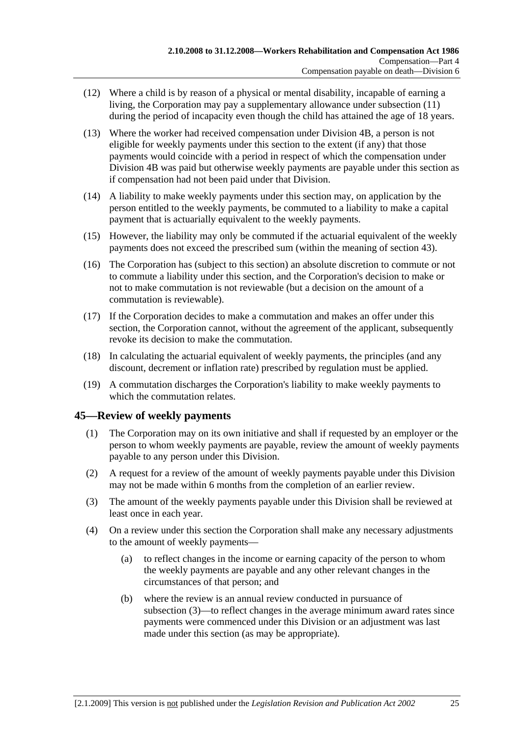(12) Where a child is by reason of a physical or mental disability, incapable of earning a living, the Corporation may pay a supplementary allowance under subsection (11) during the period of incapacity even though the child has attained the age of 18 years.

(13) Where the worker had received compensation under Division 4B, a person is not eligible for weekly payments under this section to the extent (if any) that those payments would coincide with a period in respect of which the compensation under Division 4B was paid but otherwise weekly payments are payable under this section as if compensation had not been paid under that Division.

(14) A liability to make weekly payments under this section may, on application by the person entitled to the weekly payments, be commuted to a liability to make a capital payment that is actuarially equivalent to the weekly payments.

(15) However, the liability may only be commuted if the actuarial equivalent of the weekly payments does not exceed the prescribed sum (within the meaning of section 43).

(16) The Corporation has (subject to this section) an absolute discretion to commute or not to commute a liability under this section, and the Corporation's decision to make or not to make commutation is not reviewable (but a decision on the amount of a commutation is reviewable).

(17) If the Corporation decides to make a commutation and makes an offer under this section, the Corporation cannot, without the agreement of the applicant, subsequently revoke its decision to make the commutation.

(18) In calculating the actuarial equivalent of weekly payments, the principles (and any discount, decrement or inflation rate) prescribed by regulation must be applied.

(19) A commutation discharges the Corporation's liability to make weekly payments to which the commutation relates.

## 45—Review of weekly payments

(1) The Corporation may on its own initiative and shall if requested by an employer or the person to whom weekly payments are payable, review the amount of weekly payments payable to any person under this Division.

(2) A request for a review of the amount of weekly payments payable under this Division may not be made within 6 months from the completion of an earlier review.

(3) The amount of the weekly payments payable under this Division shall be reviewed at least once in each year.

(4) On a review under this section the Corporation shall make any necessary adjustments to the amount of weekly payments—

(a) to reflect changes in the income or earning capacity of the person to whom the weekly payments are payable and any other relevant changes in the circumstances of that person; and

(b) where the review is an annual review conducted in pursuance of subsection (3)—to reflect changes in the average minimum award rates since payments were commenced under this Division or an adjustment was last made under this section (as may be appropriate).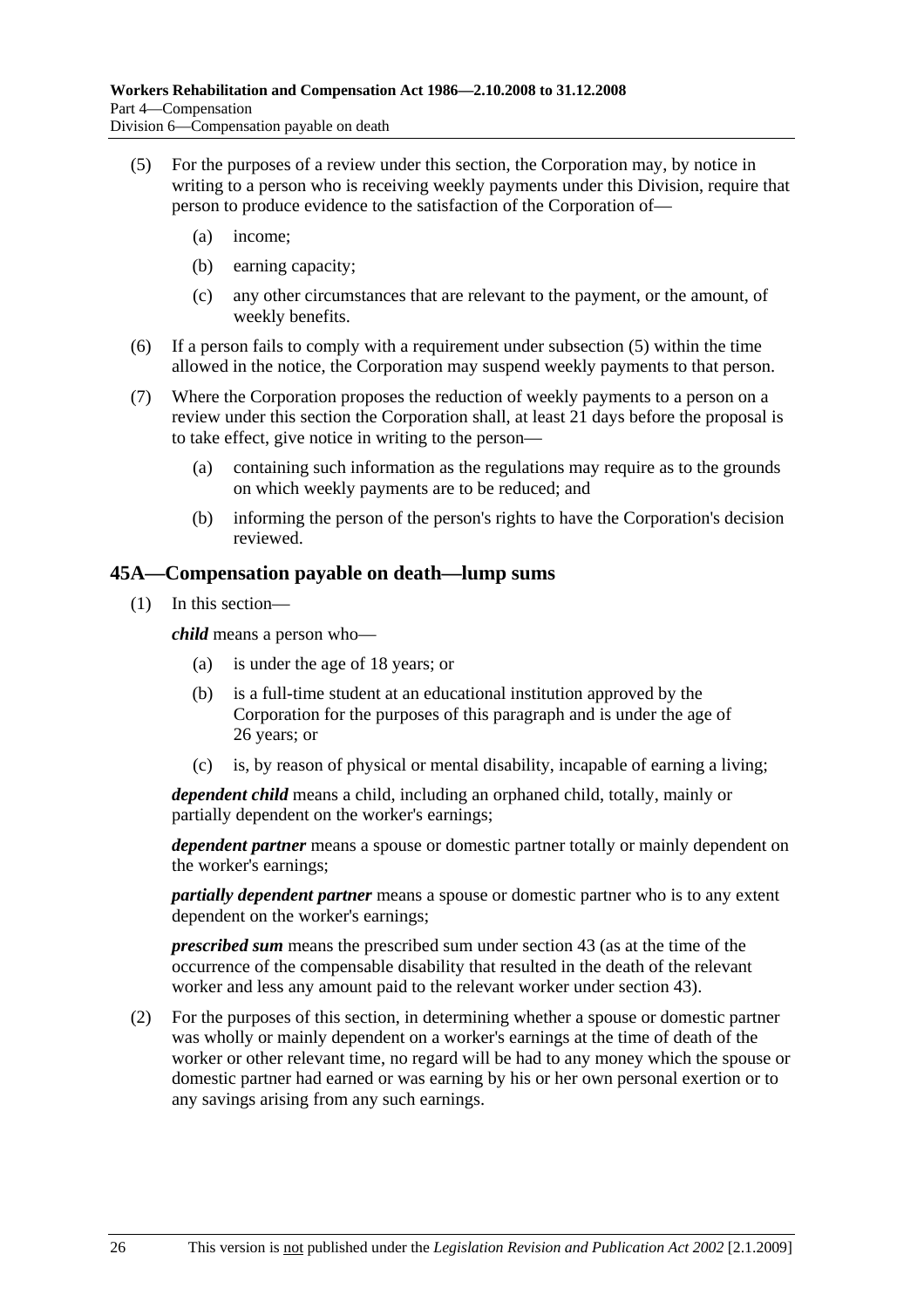(5) For the purposes of a review under this section, the Corporation may, by notice in writing to a person who is receiving weekly payments under this Division, require that person to produce evidence to the satisfaction of the Corporation of—

(a) income;

(b) earning capacity;

(c) any other circumstances that are relevant to the payment, or the amount, of weekly benefits.

(6) If a person fails to comply with a requirement under subsection (5) within the time allowed in the notice, the Corporation may suspend weekly payments to that person.

(7) Where the Corporation proposes the reduction of weekly payments to a person on a review under this section the Corporation shall, at least 21 days before the proposal is to take effect, give notice in writing to the person—

(a) containing such information as the regulations may require as to the grounds on which weekly payments are to be reduced; and

(b) informing the person of the person's rights to have the Corporation's decision reviewed.

## 45A—Compensation payable on death—lump sums

(1) In this section—

***child*** means a person who—

(a) is under the age of 18 years; or

(b) is a full-time student at an educational institution approved by the Corporation for the purposes of this paragraph and is under the age of 26 years; or

(c) is, by reason of physical or mental disability, incapable of earning a living;

***dependent child*** means a child, including an orphaned child, totally, mainly or partially dependent on the worker's earnings;

***dependent partner*** means a spouse or domestic partner totally or mainly dependent on the worker's earnings;

***partially dependent partner*** means a spouse or domestic partner who is to any extent dependent on the worker's earnings;

***prescribed sum*** means the prescribed sum under section 43 (as at the time of the occurrence of the compensable disability that resulted in the death of the relevant worker and less any amount paid to the relevant worker under section 43).

(2) For the purposes of this section, in determining whether a spouse or domestic partner was wholly or mainly dependent on a worker's earnings at the time of death of the worker or other relevant time, no regard will be had to any money which the spouse or domestic partner had earned or was earning by his or her own personal exertion or to any savings arising from any such earnings.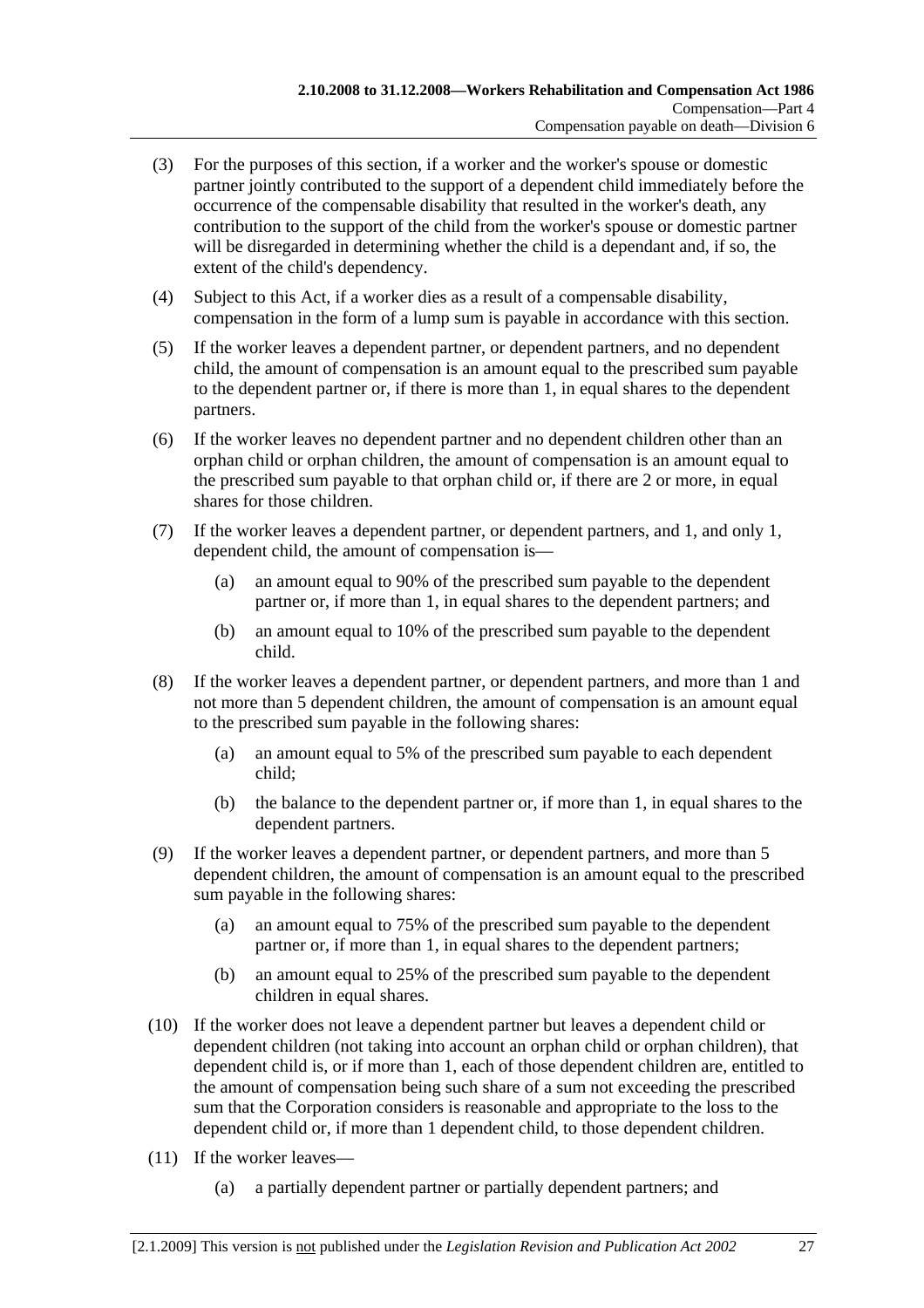(3) For the purposes of this section, if a worker and the worker's spouse or domestic partner jointly contributed to the support of a dependent child immediately before the occurrence of the compensable disability that resulted in the worker's death, any contribution to the support of the child from the worker's spouse or domestic partner will be disregarded in determining whether the child is a dependant and, if so, the extent of the child's dependency.

(4) Subject to this Act, if a worker dies as a result of a compensable disability, compensation in the form of a lump sum is payable in accordance with this section.

(5) If the worker leaves a dependent partner, or dependent partners, and no dependent child, the amount of compensation is an amount equal to the prescribed sum payable to the dependent partner or, if there is more than 1, in equal shares to the dependent partners.

(6) If the worker leaves no dependent partner and no dependent children other than an orphan child or orphan children, the amount of compensation is an amount equal to the prescribed sum payable to that orphan child or, if there are 2 or more, in equal shares for those children.

(7) If the worker leaves a dependent partner, or dependent partners, and 1, and only 1, dependent child, the amount of compensation is—

(a) an amount equal to 90% of the prescribed sum payable to the dependent partner or, if more than 1, in equal shares to the dependent partners; and

(b) an amount equal to 10% of the prescribed sum payable to the dependent child.

(8) If the worker leaves a dependent partner, or dependent partners, and more than 1 and not more than 5 dependent children, the amount of compensation is an amount equal to the prescribed sum payable in the following shares:

(a) an amount equal to 5% of the prescribed sum payable to each dependent child;

(b) the balance to the dependent partner or, if more than 1, in equal shares to the dependent partners.

(9) If the worker leaves a dependent partner, or dependent partners, and more than 5 dependent children, the amount of compensation is an amount equal to the prescribed sum payable in the following shares:

(a) an amount equal to 75% of the prescribed sum payable to the dependent partner or, if more than 1, in equal shares to the dependent partners;

(b) an amount equal to 25% of the prescribed sum payable to the dependent children in equal shares.

(10) If the worker does not leave a dependent partner but leaves a dependent child or dependent children (not taking into account an orphan child or orphan children), that dependent child is, or if more than 1, each of those dependent children are, entitled to the amount of compensation being such share of a sum not exceeding the prescribed sum that the Corporation considers is reasonable and appropriate to the loss to the dependent child or, if more than 1 dependent child, to those dependent children.

(11) If the worker leaves—

(a) a partially dependent partner or partially dependent partners; and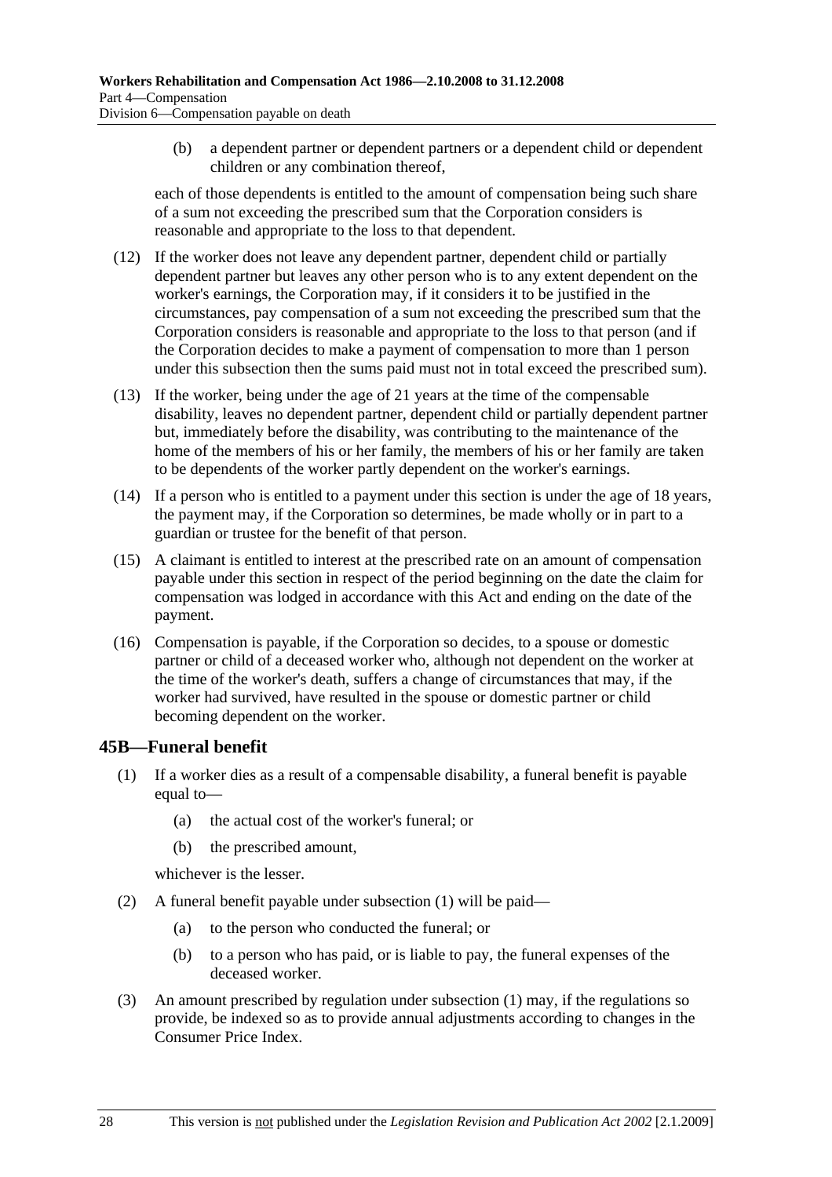(b) a dependent partner or dependent partners or a dependent child or dependent children or any combination thereof,

each of those dependents is entitled to the amount of compensation being such share of a sum not exceeding the prescribed sum that the Corporation considers is reasonable and appropriate to the loss to that dependent.

(12) If the worker does not leave any dependent partner, dependent child or partially dependent partner but leaves any other person who is to any extent dependent on the worker's earnings, the Corporation may, if it considers it to be justified in the circumstances, pay compensation of a sum not exceeding the prescribed sum that the Corporation considers is reasonable and appropriate to the loss to that person (and if the Corporation decides to make a payment of compensation to more than 1 person under this subsection then the sums paid must not in total exceed the prescribed sum).

(13) If the worker, being under the age of 21 years at the time of the compensable disability, leaves no dependent partner, dependent child or partially dependent partner but, immediately before the disability, was contributing to the maintenance of the home of the members of his or her family, the members of his or her family are taken to be dependents of the worker partly dependent on the worker's earnings.

(14) If a person who is entitled to a payment under this section is under the age of 18 years, the payment may, if the Corporation so determines, be made wholly or in part to a guardian or trustee for the benefit of that person.

(15) A claimant is entitled to interest at the prescribed rate on an amount of compensation payable under this section in respect of the period beginning on the date the claim for compensation was lodged in accordance with this Act and ending on the date of the payment.

(16) Compensation is payable, if the Corporation so decides, to a spouse or domestic partner or child of a deceased worker who, although not dependent on the worker at the time of the worker's death, suffers a change of circumstances that may, if the worker had survived, have resulted in the spouse or domestic partner or child becoming dependent on the worker.

## 45B—Funeral benefit

(1) If a worker dies as a result of a compensable disability, a funeral benefit is payable equal to—

(a) the actual cost of the worker's funeral; or

(b) the prescribed amount,

whichever is the lesser.

(2) A funeral benefit payable under subsection (1) will be paid—

(a) to the person who conducted the funeral; or

(b) to a person who has paid, or is liable to pay, the funeral expenses of the deceased worker.

(3) An amount prescribed by regulation under subsection (1) may, if the regulations so provide, be indexed so as to provide annual adjustments according to changes in the Consumer Price Index.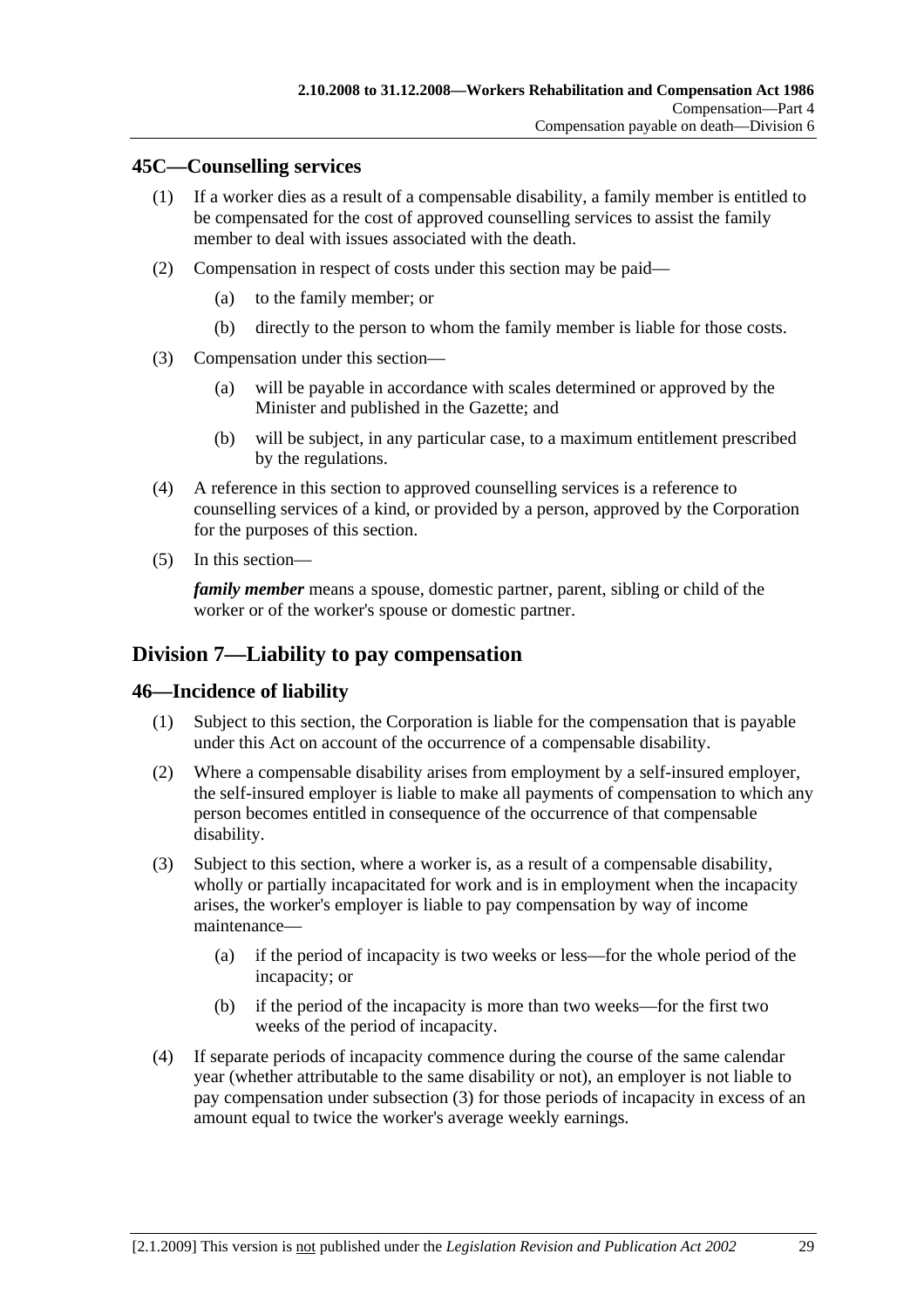## 45C—Counselling services

(1) If a worker dies as a result of a compensable disability, a family member is entitled to be compensated for the cost of approved counselling services to assist the family member to deal with issues associated with the death.

(2) Compensation in respect of costs under this section may be paid—

(a) to the family member; or

(b) directly to the person to whom the family member is liable for those costs.

(3) Compensation under this section—

(a) will be payable in accordance with scales determined or approved by the Minister and published in the Gazette; and

(b) will be subject, in any particular case, to a maximum entitlement prescribed by the regulations.

(4) A reference in this section to approved counselling services is a reference to counselling services of a kind, or provided by a person, approved by the Corporation for the purposes of this section.

(5) In this section—

***family member*** means a spouse, domestic partner, parent, sibling or child of the worker or of the worker's spouse or domestic partner.

# Division 7—Liability to pay compensation

## 46—Incidence of liability

(1) Subject to this section, the Corporation is liable for the compensation that is payable under this Act on account of the occurrence of a compensable disability.

(2) Where a compensable disability arises from employment by a self-insured employer, the self-insured employer is liable to make all payments of compensation to which any person becomes entitled in consequence of the occurrence of that compensable disability.

(3) Subject to this section, where a worker is, as a result of a compensable disability, wholly or partially incapacitated for work and is in employment when the incapacity arises, the worker's employer is liable to pay compensation by way of income maintenance—

(a) if the period of incapacity is two weeks or less—for the whole period of the incapacity; or

(b) if the period of the incapacity is more than two weeks—for the first two weeks of the period of incapacity.

(4) If separate periods of incapacity commence during the course of the same calendar year (whether attributable to the same disability or not), an employer is not liable to pay compensation under subsection (3) for those periods of incapacity in excess of an amount equal to twice the worker's average weekly earnings.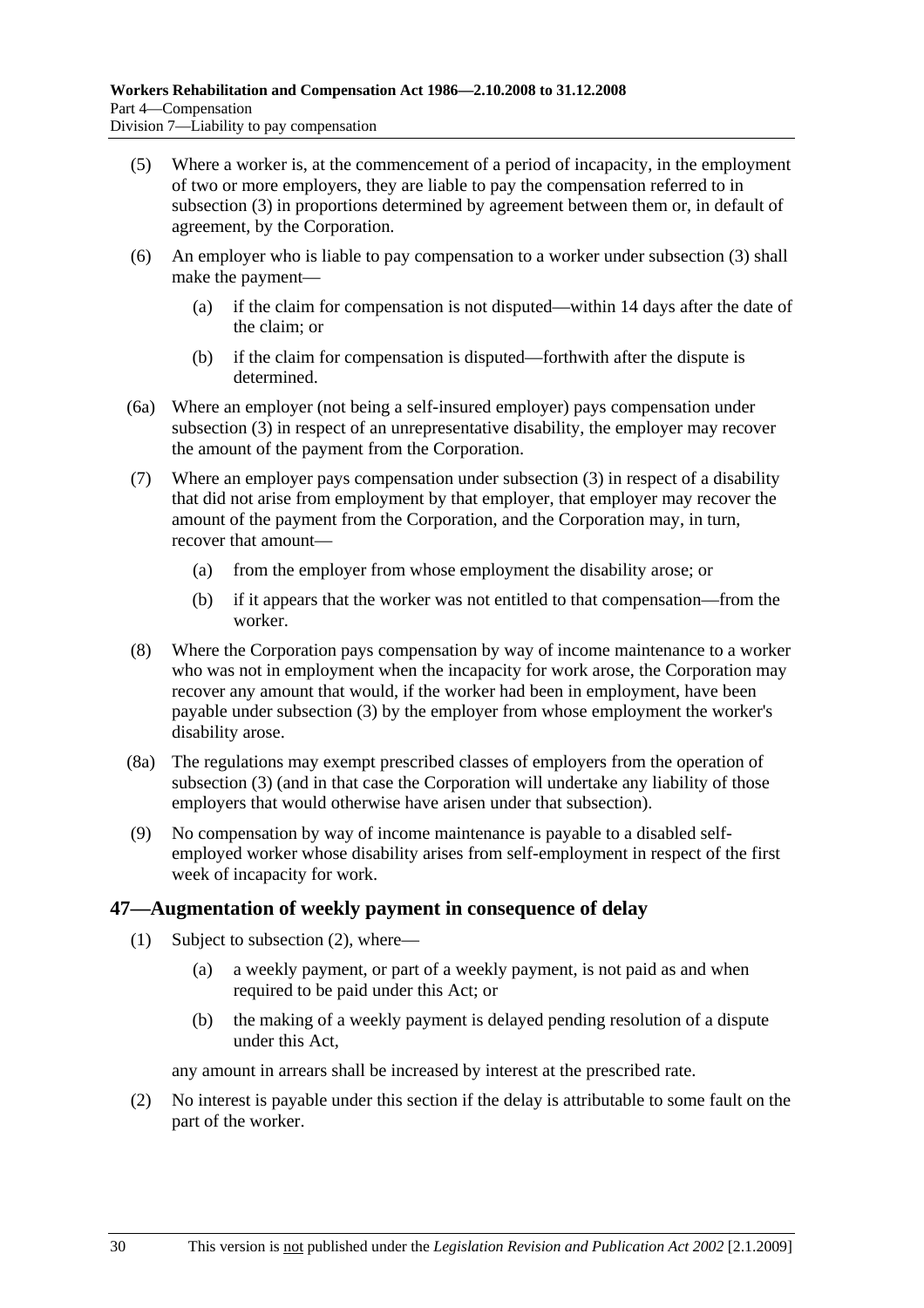(5) Where a worker is, at the commencement of a period of incapacity, in the employment of two or more employers, they are liable to pay the compensation referred to in subsection (3) in proportions determined by agreement between them or, in default of agreement, by the Corporation.

(6) An employer who is liable to pay compensation to a worker under subsection (3) shall make the payment—

(a) if the claim for compensation is not disputed—within 14 days after the date of the claim; or

(b) if the claim for compensation is disputed—forthwith after the dispute is determined.

(6a) Where an employer (not being a self-insured employer) pays compensation under subsection (3) in respect of an unrepresentative disability, the employer may recover the amount of the payment from the Corporation.

(7) Where an employer pays compensation under subsection (3) in respect of a disability that did not arise from employment by that employer, that employer may recover the amount of the payment from the Corporation, and the Corporation may, in turn, recover that amount—

(a) from the employer from whose employment the disability arose; or

(b) if it appears that the worker was not entitled to that compensation—from the worker.

(8) Where the Corporation pays compensation by way of income maintenance to a worker who was not in employment when the incapacity for work arose, the Corporation may recover any amount that would, if the worker had been in employment, have been payable under subsection (3) by the employer from whose employment the worker's disability arose.

(8a) The regulations may exempt prescribed classes of employers from the operation of subsection (3) (and in that case the Corporation will undertake any liability of those employers that would otherwise have arisen under that subsection).

(9) No compensation by way of income maintenance is payable to a disabled self-employed worker whose disability arises from self-employment in respect of the first week of incapacity for work.

## 47—Augmentation of weekly payment in consequence of delay

(1) Subject to subsection (2), where—

(a) a weekly payment, or part of a weekly payment, is not paid as and when required to be paid under this Act; or

(b) the making of a weekly payment is delayed pending resolution of a dispute under this Act,

any amount in arrears shall be increased by interest at the prescribed rate.

(2) No interest is payable under this section if the delay is attributable to some fault on the part of the worker.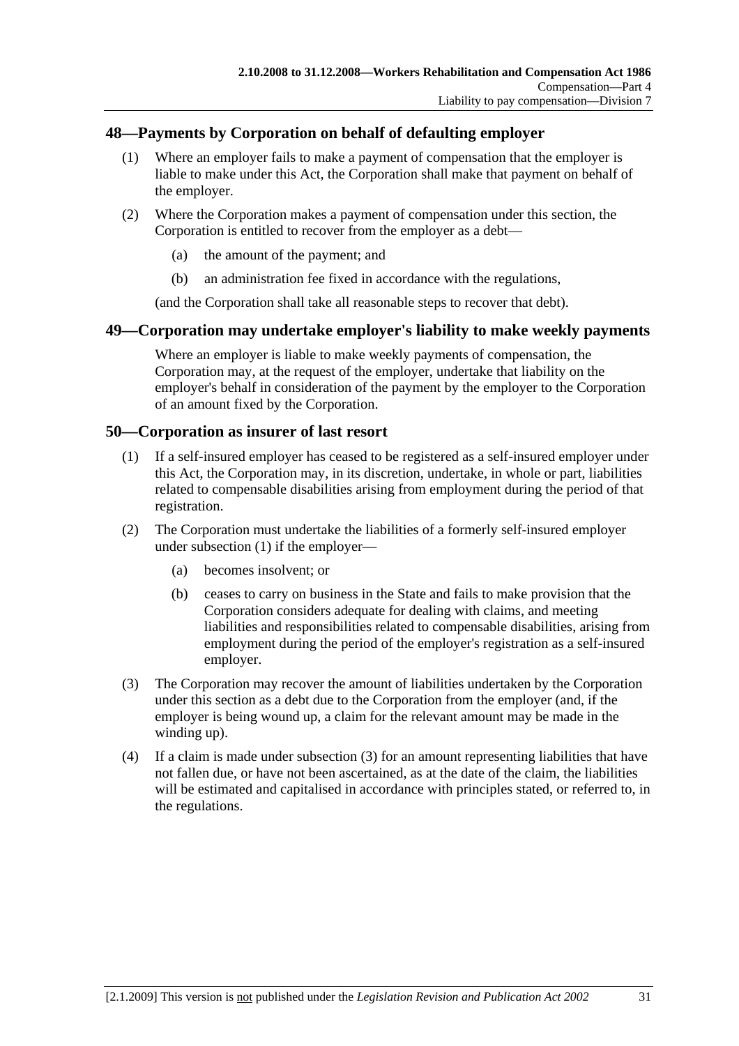## 48—Payments by Corporation on behalf of defaulting employer

(1) Where an employer fails to make a payment of compensation that the employer is liable to make under this Act, the Corporation shall make that payment on behalf of the employer.

(2) Where the Corporation makes a payment of compensation under this section, the Corporation is entitled to recover from the employer as a debt—

(a) the amount of the payment; and

(b) an administration fee fixed in accordance with the regulations,

(and the Corporation shall take all reasonable steps to recover that debt).

## 49—Corporation may undertake employer's liability to make weekly payments

Where an employer is liable to make weekly payments of compensation, the Corporation may, at the request of the employer, undertake that liability on the employer's behalf in consideration of the payment by the employer to the Corporation of an amount fixed by the Corporation.

## 50—Corporation as insurer of last resort

(1) If a self-insured employer has ceased to be registered as a self-insured employer under this Act, the Corporation may, in its discretion, undertake, in whole or part, liabilities related to compensable disabilities arising from employment during the period of that registration.

(2) The Corporation must undertake the liabilities of a formerly self-insured employer under subsection (1) if the employer—

(a) becomes insolvent; or

(b) ceases to carry on business in the State and fails to make provision that the Corporation considers adequate for dealing with claims, and meeting liabilities and responsibilities related to compensable disabilities, arising from employment during the period of the employer's registration as a self-insured employer.

(3) The Corporation may recover the amount of liabilities undertaken by the Corporation under this section as a debt due to the Corporation from the employer (and, if the employer is being wound up, a claim for the relevant amount may be made in the winding up).

(4) If a claim is made under subsection (3) for an amount representing liabilities that have not fallen due, or have not been ascertained, as at the date of the claim, the liabilities will be estimated and capitalised in accordance with principles stated, or referred to, in the regulations.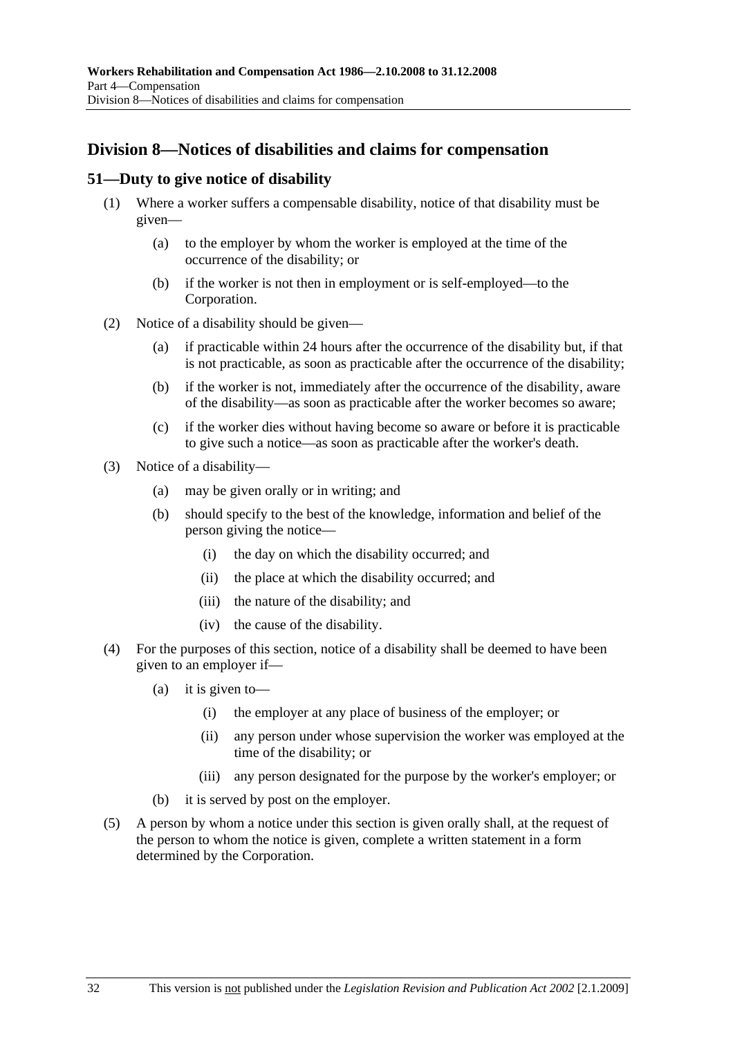## Division 8—Notices of disabilities and claims for compensation

### 51—Duty to give notice of disability

(1) Where a worker suffers a compensable disability, notice of that disability must be given—

  (a) to the employer by whom the worker is employed at the time of the occurrence of the disability; or

  (b) if the worker is not then in employment or is self-employed—to the Corporation.

(2) Notice of a disability should be given—

  (a) if practicable within 24 hours after the occurrence of the disability but, if that is not practicable, as soon as practicable after the occurrence of the disability;

  (b) if the worker is not, immediately after the occurrence of the disability, aware of the disability—as soon as practicable after the worker becomes so aware;

  (c) if the worker dies without having become so aware or before it is practicable to give such a notice—as soon as practicable after the worker's death.

(3) Notice of a disability—

  (a) may be given orally or in writing; and

  (b) should specify to the best of the knowledge, information and belief of the person giving the notice—

    (i) the day on which the disability occurred; and

    (ii) the place at which the disability occurred; and

    (iii) the nature of the disability; and

    (iv) the cause of the disability.

(4) For the purposes of this section, notice of a disability shall be deemed to have been given to an employer if—

  (a) it is given to—

    (i) the employer at any place of business of the employer; or

    (ii) any person under whose supervision the worker was employed at the time of the disability; or

    (iii) any person designated for the purpose by the worker's employer; or

  (b) it is served by post on the employer.

(5) A person by whom a notice under this section is given orally shall, at the request of the person to whom the notice is given, complete a written statement in a form determined by the Corporation.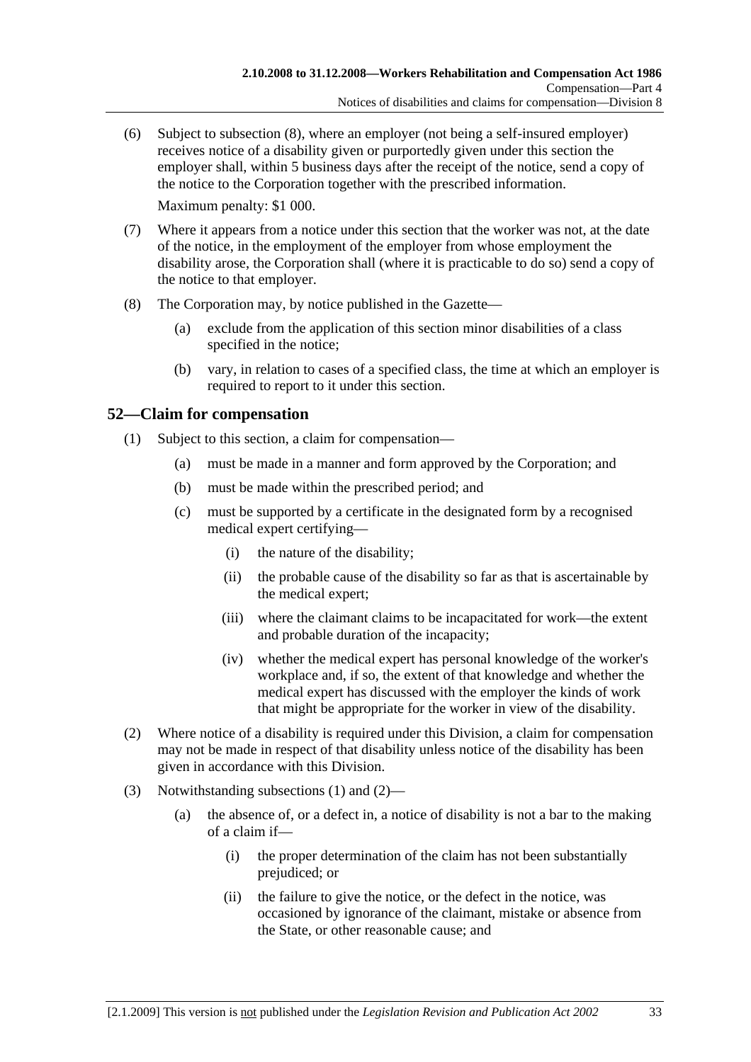(6) Subject to subsection (8), where an employer (not being a self-insured employer) receives notice of a disability given or purportedly given under this section the employer shall, within 5 business days after the receipt of the notice, send a copy of the notice to the Corporation together with the prescribed information.

Maximum penalty: $1 000.

(7) Where it appears from a notice under this section that the worker was not, at the date of the notice, in the employment of the employer from whose employment the disability arose, the Corporation shall (where it is practicable to do so) send a copy of the notice to that employer.

(8) The Corporation may, by notice published in the Gazette—

(a) exclude from the application of this section minor disabilities of a class specified in the notice;

(b) vary, in relation to cases of a specified class, the time at which an employer is required to report to it under this section.

## 52—Claim for compensation

(1) Subject to this section, a claim for compensation—

(a) must be made in a manner and form approved by the Corporation; and

(b) must be made within the prescribed period; and

(c) must be supported by a certificate in the designated form by a recognised medical expert certifying—

(i) the nature of the disability;

(ii) the probable cause of the disability so far as that is ascertainable by the medical expert;

(iii) where the claimant claims to be incapacitated for work—the extent and probable duration of the incapacity;

(iv) whether the medical expert has personal knowledge of the worker's workplace and, if so, the extent of that knowledge and whether the medical expert has discussed with the employer the kinds of work that might be appropriate for the worker in view of the disability.

(2) Where notice of a disability is required under this Division, a claim for compensation may not be made in respect of that disability unless notice of the disability has been given in accordance with this Division.

(3) Notwithstanding subsections (1) and (2)—

(a) the absence of, or a defect in, a notice of disability is not a bar to the making of a claim if—

(i) the proper determination of the claim has not been substantially prejudiced; or

(ii) the failure to give the notice, or the defect in the notice, was occasioned by ignorance of the claimant, mistake or absence from the State, or other reasonable cause; and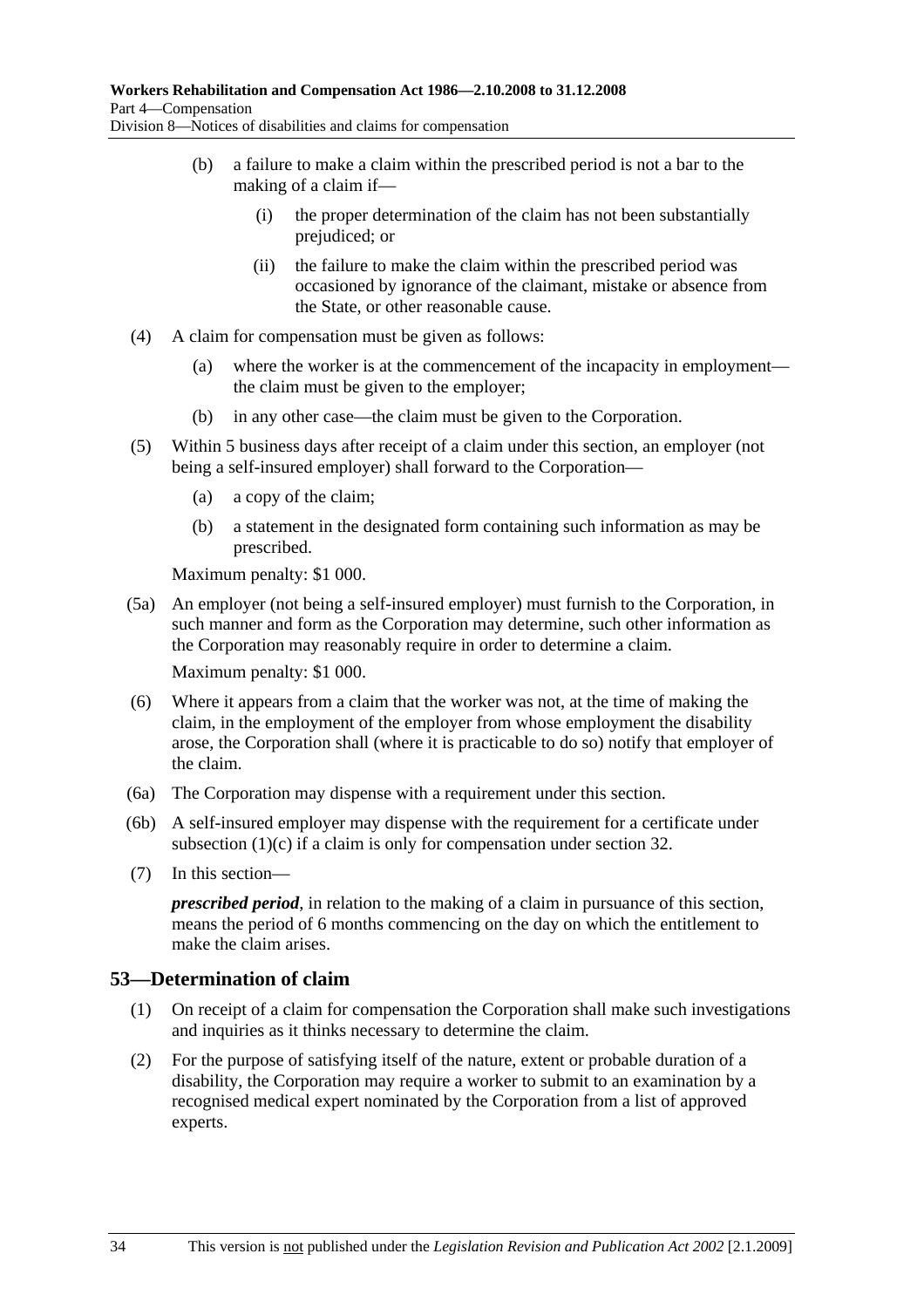(b) a failure to make a claim within the prescribed period is not a bar to the making of a claim if—

(i) the proper determination of the claim has not been substantially prejudiced; or

(ii) the failure to make the claim within the prescribed period was occasioned by ignorance of the claimant, mistake or absence from the State, or other reasonable cause.

(4) A claim for compensation must be given as follows:

(a) where the worker is at the commencement of the incapacity in employment—the claim must be given to the employer;

(b) in any other case—the claim must be given to the Corporation.

(5) Within 5 business days after receipt of a claim under this section, an employer (not being a self-insured employer) shall forward to the Corporation—

(a) a copy of the claim;

(b) a statement in the designated form containing such information as may be prescribed.

Maximum penalty: $1 000.

(5a) An employer (not being a self-insured employer) must furnish to the Corporation, in such manner and form as the Corporation may determine, such other information as the Corporation may reasonably require in order to determine a claim.

Maximum penalty: $1 000.

(6) Where it appears from a claim that the worker was not, at the time of making the claim, in the employment of the employer from whose employment the disability arose, the Corporation shall (where it is practicable to do so) notify that employer of the claim.

(6a) The Corporation may dispense with a requirement under this section.

(6b) A self-insured employer may dispense with the requirement for a certificate under subsection (1)(c) if a claim is only for compensation under section 32.

(7) In this section—

***prescribed period***, in relation to the making of a claim in pursuance of this section, means the period of 6 months commencing on the day on which the entitlement to make the claim arises.

## 53—Determination of claim

(1) On receipt of a claim for compensation the Corporation shall make such investigations and inquiries as it thinks necessary to determine the claim.

(2) For the purpose of satisfying itself of the nature, extent or probable duration of a disability, the Corporation may require a worker to submit to an examination by a recognised medical expert nominated by the Corporation from a list of approved experts.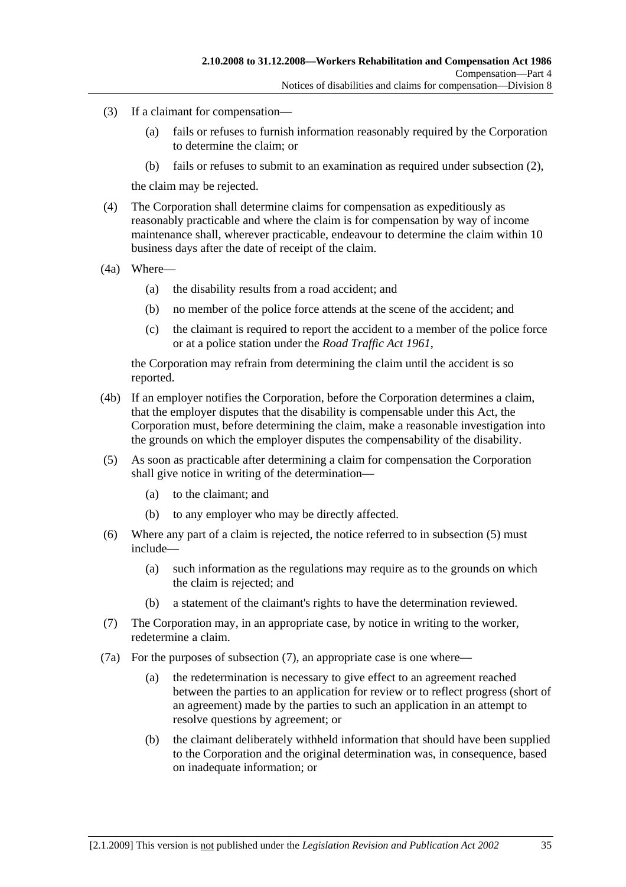(3) If a claimant for compensation—

(a) fails or refuses to furnish information reasonably required by the Corporation to determine the claim; or

(b) fails or refuses to submit to an examination as required under subsection (2),

the claim may be rejected.

(4) The Corporation shall determine claims for compensation as expeditiously as reasonably practicable and where the claim is for compensation by way of income maintenance shall, wherever practicable, endeavour to determine the claim within 10 business days after the date of receipt of the claim.

(4a) Where—

(a) the disability results from a road accident; and

(b) no member of the police force attends at the scene of the accident; and

(c) the claimant is required to report the accident to a member of the police force or at a police station under the *Road Traffic Act 1961*,

the Corporation may refrain from determining the claim until the accident is so reported.

(4b) If an employer notifies the Corporation, before the Corporation determines a claim, that the employer disputes that the disability is compensable under this Act, the Corporation must, before determining the claim, make a reasonable investigation into the grounds on which the employer disputes the compensability of the disability.

(5) As soon as practicable after determining a claim for compensation the Corporation shall give notice in writing of the determination—

(a) to the claimant; and

(b) to any employer who may be directly affected.

(6) Where any part of a claim is rejected, the notice referred to in subsection (5) must include—

(a) such information as the regulations may require as to the grounds on which the claim is rejected; and

(b) a statement of the claimant's rights to have the determination reviewed.

(7) The Corporation may, in an appropriate case, by notice in writing to the worker, redetermine a claim.

(7a) For the purposes of subsection (7), an appropriate case is one where—

(a) the redetermination is necessary to give effect to an agreement reached between the parties to an application for review or to reflect progress (short of an agreement) made by the parties to such an application in an attempt to resolve questions by agreement; or

(b) the claimant deliberately withheld information that should have been supplied to the Corporation and the original determination was, in consequence, based on inadequate information; or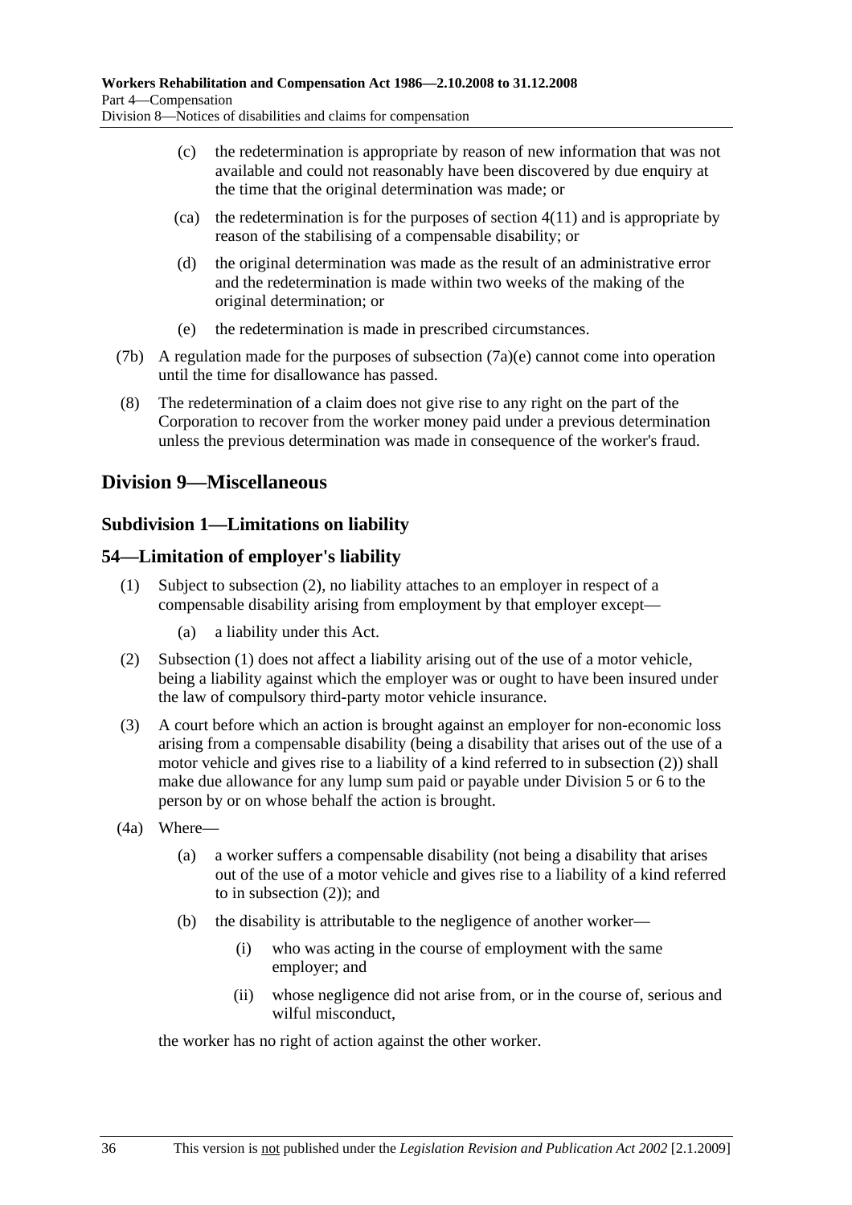(c) the redetermination is appropriate by reason of new information that was not available and could not reasonably have been discovered by due enquiry at the time that the original determination was made; or

(ca) the redetermination is for the purposes of section 4(11) and is appropriate by reason of the stabilising of a compensable disability; or

(d) the original determination was made as the result of an administrative error and the redetermination is made within two weeks of the making of the original determination; or

(e) the redetermination is made in prescribed circumstances.

(7b) A regulation made for the purposes of subsection (7a)(e) cannot come into operation until the time for disallowance has passed.

(8) The redetermination of a claim does not give rise to any right on the part of the Corporation to recover from the worker money paid under a previous determination unless the previous determination was made in consequence of the worker's fraud.

## Division 9—Miscellaneous

### Subdivision 1—Limitations on liability

### 54—Limitation of employer's liability

(1) Subject to subsection (2), no liability attaches to an employer in respect of a compensable disability arising from employment by that employer except—

(a) a liability under this Act.

(2) Subsection (1) does not affect a liability arising out of the use of a motor vehicle, being a liability against which the employer was or ought to have been insured under the law of compulsory third-party motor vehicle insurance.

(3) A court before which an action is brought against an employer for non-economic loss arising from a compensable disability (being a disability that arises out of the use of a motor vehicle and gives rise to a liability of a kind referred to in subsection (2)) shall make due allowance for any lump sum paid or payable under Division 5 or 6 to the person by or on whose behalf the action is brought.

(4a) Where—

(a) a worker suffers a compensable disability (not being a disability that arises out of the use of a motor vehicle and gives rise to a liability of a kind referred to in subsection (2)); and

(b) the disability is attributable to the negligence of another worker—

(i) who was acting in the course of employment with the same employer; and

(ii) whose negligence did not arise from, or in the course of, serious and wilful misconduct,

the worker has no right of action against the other worker.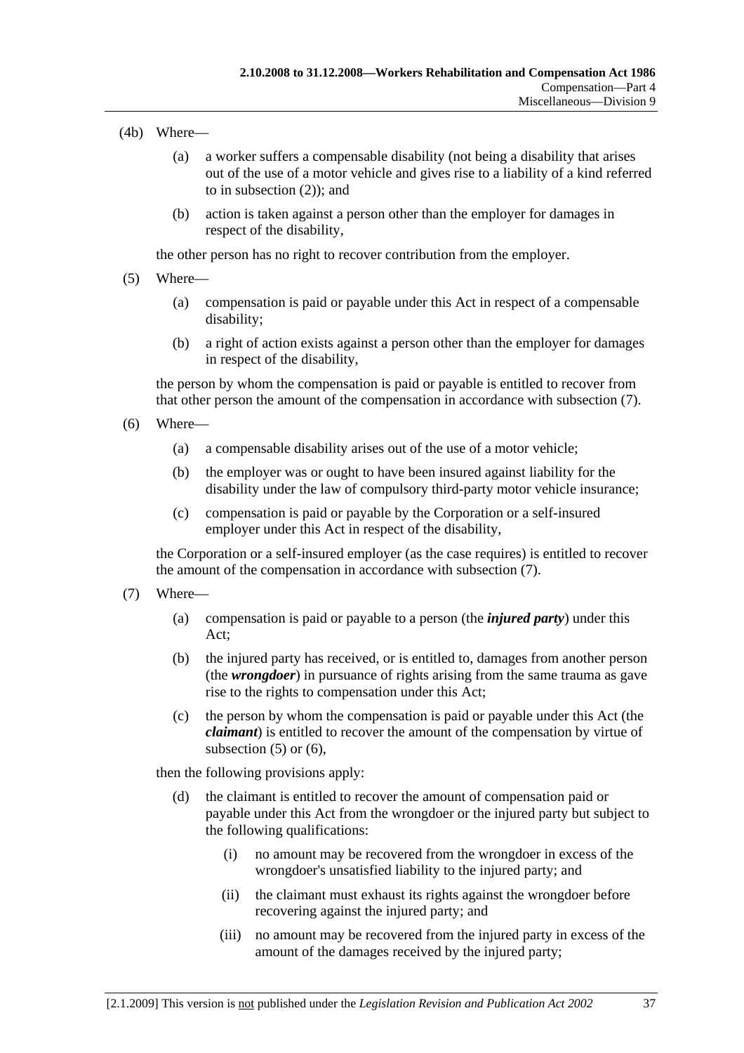(4b) Where—

(a) a worker suffers a compensable disability (not being a disability that arises out of the use of a motor vehicle and gives rise to a liability of a kind referred to in subsection (2)); and

(b) action is taken against a person other than the employer for damages in respect of the disability,

the other person has no right to recover contribution from the employer.

(5) Where—

(a) compensation is paid or payable under this Act in respect of a compensable disability;

(b) a right of action exists against a person other than the employer for damages in respect of the disability,

the person by whom the compensation is paid or payable is entitled to recover from that other person the amount of the compensation in accordance with subsection (7).

(6) Where—

(a) a compensable disability arises out of the use of a motor vehicle;

(b) the employer was or ought to have been insured against liability for the disability under the law of compulsory third-party motor vehicle insurance;

(c) compensation is paid or payable by the Corporation or a self-insured employer under this Act in respect of the disability,

the Corporation or a self-insured employer (as the case requires) is entitled to recover the amount of the compensation in accordance with subsection (7).

(7) Where—

(a) compensation is paid or payable to a person (the ***injured party***) under this Act;

(b) the injured party has received, or is entitled to, damages from another person (the ***wrongdoer***) in pursuance of rights arising from the same trauma as gave rise to the rights to compensation under this Act;

(c) the person by whom the compensation is paid or payable under this Act (the ***claimant***) is entitled to recover the amount of the compensation by virtue of subsection (5) or (6),

then the following provisions apply:

(d) the claimant is entitled to recover the amount of compensation paid or payable under this Act from the wrongdoer or the injured party but subject to the following qualifications:

(i) no amount may be recovered from the wrongdoer in excess of the wrongdoer's unsatisfied liability to the injured party; and

(ii) the claimant must exhaust its rights against the wrongdoer before recovering against the injured party; and

(iii) no amount may be recovered from the injured party in excess of the amount of the damages received by the injured party;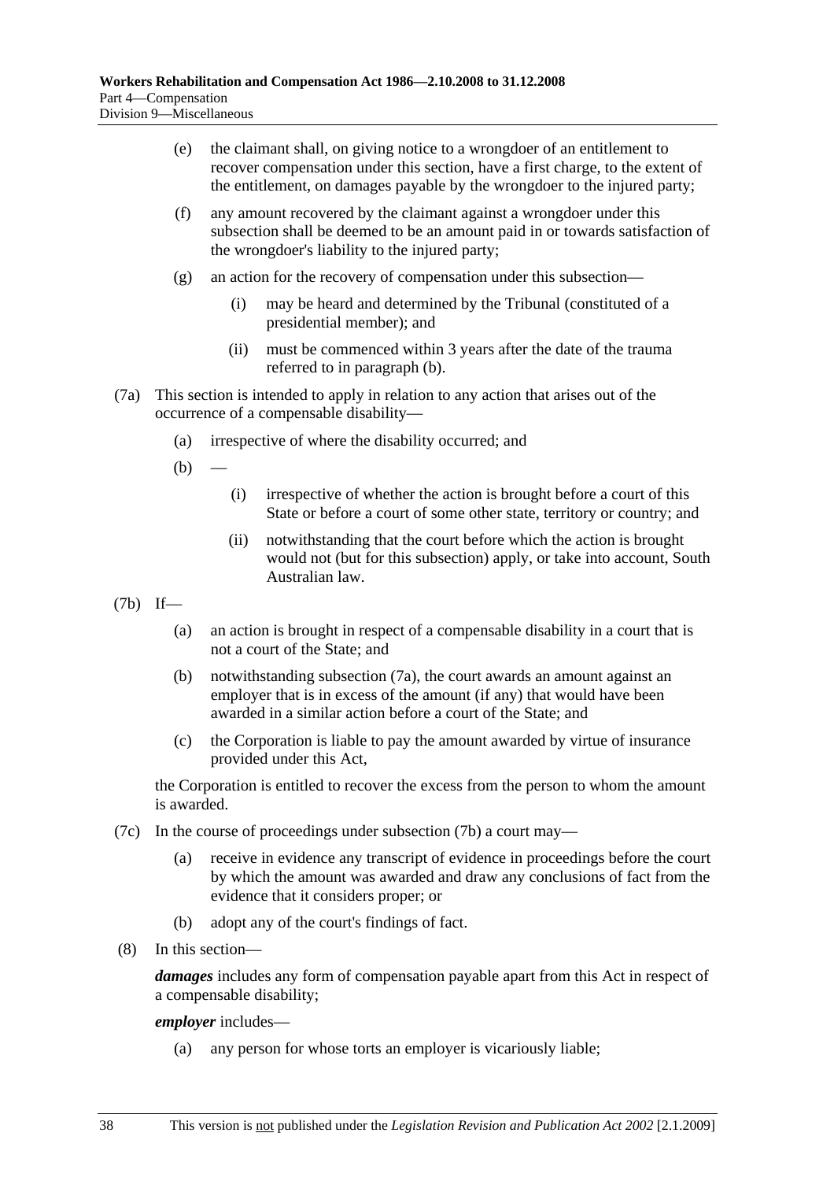(e) the claimant shall, on giving notice to a wrongdoer of an entitlement to recover compensation under this section, have a first charge, to the extent of the entitlement, on damages payable by the wrongdoer to the injured party;

(f) any amount recovered by the claimant against a wrongdoer under this subsection shall be deemed to be an amount paid in or towards satisfaction of the wrongdoer's liability to the injured party;

(g) an action for the recovery of compensation under this subsection—

(i) may be heard and determined by the Tribunal (constituted of a presidential member); and

(ii) must be commenced within 3 years after the date of the trauma referred to in paragraph (b).

(7a) This section is intended to apply in relation to any action that arises out of the occurrence of a compensable disability—

(a) irrespective of where the disability occurred; and

(b) —

(i) irrespective of whether the action is brought before a court of this State or before a court of some other state, territory or country; and

(ii) notwithstanding that the court before which the action is brought would not (but for this subsection) apply, or take into account, South Australian law.

(7b) If—

(a) an action is brought in respect of a compensable disability in a court that is not a court of the State; and

(b) notwithstanding subsection (7a), the court awards an amount against an employer that is in excess of the amount (if any) that would have been awarded in a similar action before a court of the State; and

(c) the Corporation is liable to pay the amount awarded by virtue of insurance provided under this Act,

the Corporation is entitled to recover the excess from the person to whom the amount is awarded.

(7c) In the course of proceedings under subsection (7b) a court may—

(a) receive in evidence any transcript of evidence in proceedings before the court by which the amount was awarded and draw any conclusions of fact from the evidence that it considers proper; or

(b) adopt any of the court's findings of fact.

(8) In this section—

***damages*** includes any form of compensation payable apart from this Act in respect of a compensable disability;

***employer*** includes—

(a) any person for whose torts an employer is vicariously liable;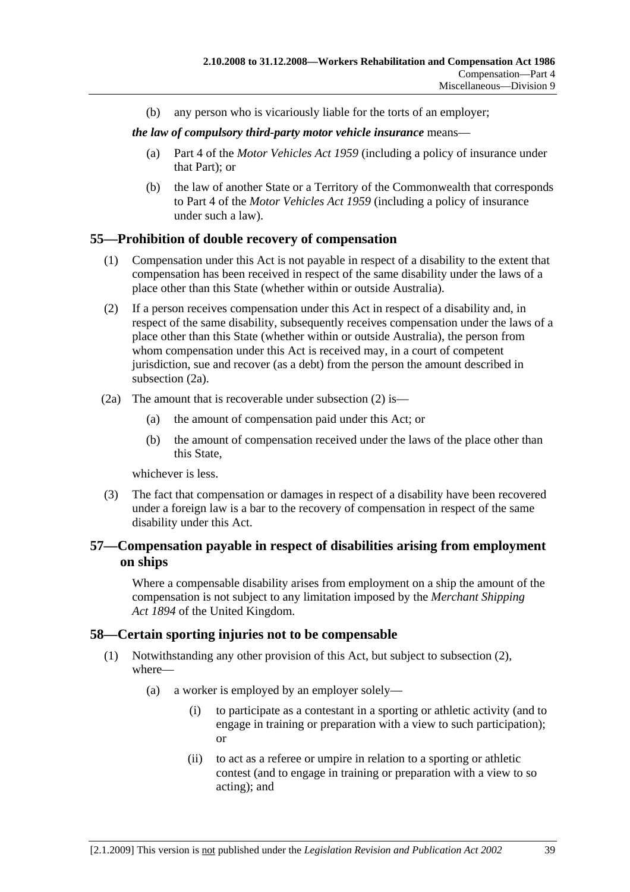(b) any person who is vicariously liable for the torts of an employer;

***the law of compulsory third-party motor vehicle insurance*** means—

(a) Part 4 of the *Motor Vehicles Act 1959* (including a policy of insurance under that Part); or

(b) the law of another State or a Territory of the Commonwealth that corresponds to Part 4 of the *Motor Vehicles Act 1959* (including a policy of insurance under such a law).

## 55—Prohibition of double recovery of compensation

(1) Compensation under this Act is not payable in respect of a disability to the extent that compensation has been received in respect of the same disability under the laws of a place other than this State (whether within or outside Australia).

(2) If a person receives compensation under this Act in respect of a disability and, in respect of the same disability, subsequently receives compensation under the laws of a place other than this State (whether within or outside Australia), the person from whom compensation under this Act is received may, in a court of competent jurisdiction, sue and recover (as a debt) from the person the amount described in subsection (2a).

(2a) The amount that is recoverable under subsection (2) is—

(a) the amount of compensation paid under this Act; or

(b) the amount of compensation received under the laws of the place other than this State,

whichever is less.

(3) The fact that compensation or damages in respect of a disability have been recovered under a foreign law is a bar to the recovery of compensation in respect of the same disability under this Act.

## 57—Compensation payable in respect of disabilities arising from employment on ships

Where a compensable disability arises from employment on a ship the amount of the compensation is not subject to any limitation imposed by the *Merchant Shipping Act 1894* of the United Kingdom.

## 58—Certain sporting injuries not to be compensable

(1) Notwithstanding any other provision of this Act, but subject to subsection (2), where—

(a) a worker is employed by an employer solely—

(i) to participate as a contestant in a sporting or athletic activity (and to engage in training or preparation with a view to such participation); or

(ii) to act as a referee or umpire in relation to a sporting or athletic contest (and to engage in training or preparation with a view to so acting); and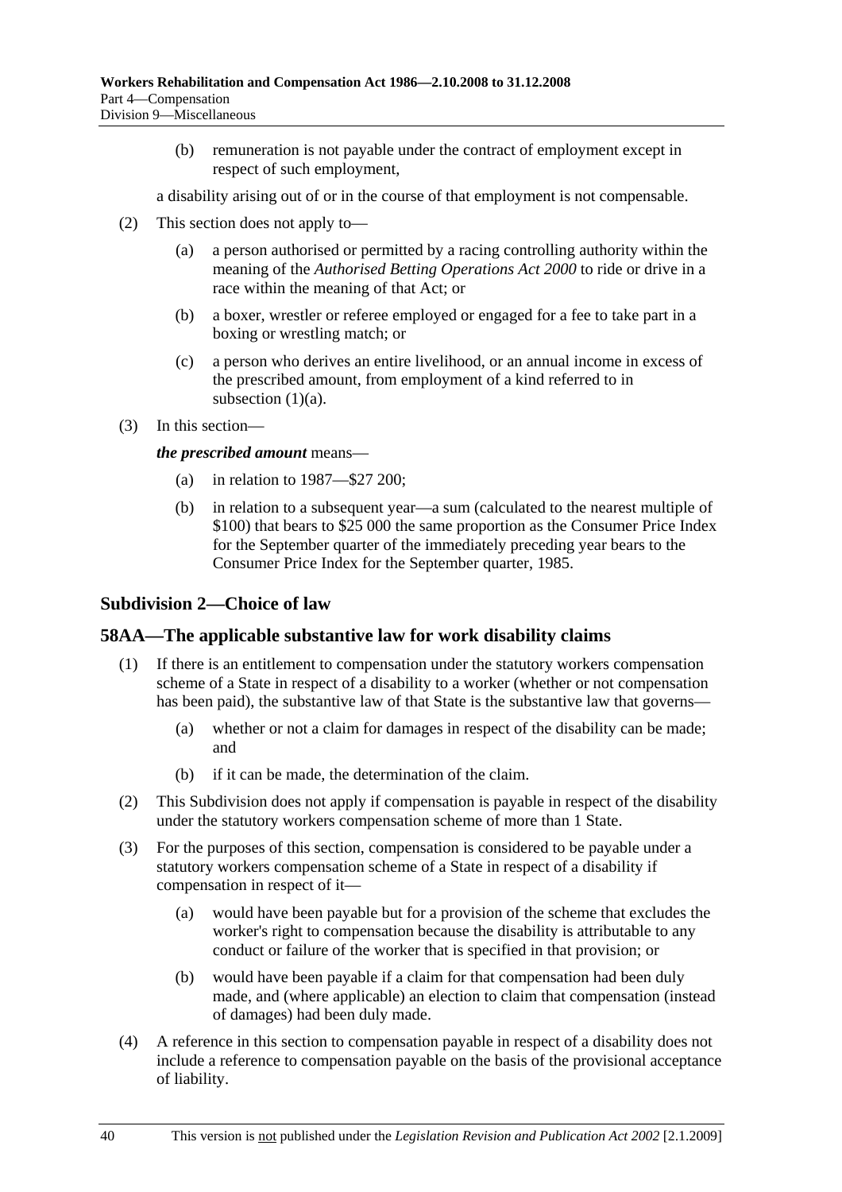(b) remuneration is not payable under the contract of employment except in respect of such employment,

a disability arising out of or in the course of that employment is not compensable.

(2) This section does not apply to—

(a) a person authorised or permitted by a racing controlling authority within the meaning of the *Authorised Betting Operations Act 2000* to ride or drive in a race within the meaning of that Act; or

(b) a boxer, wrestler or referee employed or engaged for a fee to take part in a boxing or wrestling match; or

(c) a person who derives an entire livelihood, or an annual income in excess of the prescribed amount, from employment of a kind referred to in subsection (1)(a).

(3) In this section—

***the prescribed amount*** means—

(a) in relation to 1987—$27 200;

(b) in relation to a subsequent year—a sum (calculated to the nearest multiple of $100) that bears to $25 000 the same proportion as the Consumer Price Index for the September quarter of the immediately preceding year bears to the Consumer Price Index for the September quarter, 1985.

## Subdivision 2—Choice of law

## 58AA—The applicable substantive law for work disability claims

(1) If there is an entitlement to compensation under the statutory workers compensation scheme of a State in respect of a disability to a worker (whether or not compensation has been paid), the substantive law of that State is the substantive law that governs—

(a) whether or not a claim for damages in respect of the disability can be made; and

(b) if it can be made, the determination of the claim.

(2) This Subdivision does not apply if compensation is payable in respect of the disability under the statutory workers compensation scheme of more than 1 State.

(3) For the purposes of this section, compensation is considered to be payable under a statutory workers compensation scheme of a State in respect of a disability if compensation in respect of it—

(a) would have been payable but for a provision of the scheme that excludes the worker's right to compensation because the disability is attributable to any conduct or failure of the worker that is specified in that provision; or

(b) would have been payable if a claim for that compensation had been duly made, and (where applicable) an election to claim that compensation (instead of damages) had been duly made.

(4) A reference in this section to compensation payable in respect of a disability does not include a reference to compensation payable on the basis of the provisional acceptance of liability.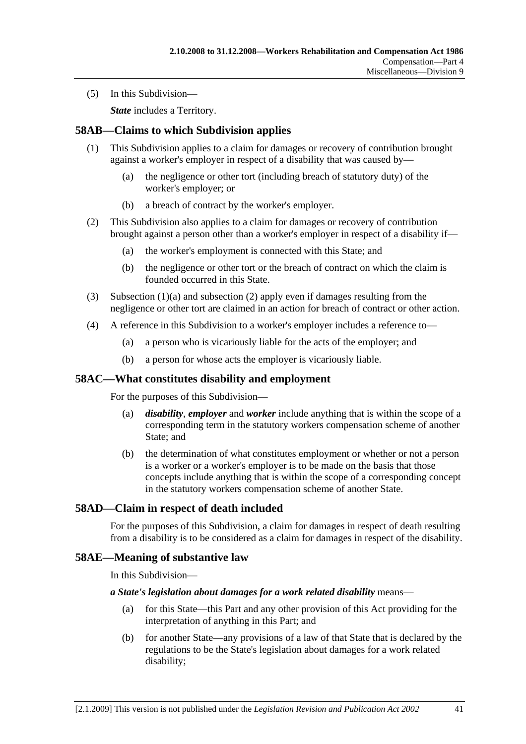(5) In this Subdivision—

*State* includes a Territory.

## 58AB—Claims to which Subdivision applies

(1) This Subdivision applies to a claim for damages or recovery of contribution brought against a worker's employer in respect of a disability that was caused by—

- (a) the negligence or other tort (including breach of statutory duty) of the worker's employer; or
- (b) a breach of contract by the worker's employer.

(2) This Subdivision also applies to a claim for damages or recovery of contribution brought against a person other than a worker's employer in respect of a disability if—

- (a) the worker's employment is connected with this State; and
- (b) the negligence or other tort or the breach of contract on which the claim is founded occurred in this State.

(3) Subsection (1)(a) and subsection (2) apply even if damages resulting from the negligence or other tort are claimed in an action for breach of contract or other action.

(4) A reference in this Subdivision to a worker's employer includes a reference to—

- (a) a person who is vicariously liable for the acts of the employer; and
- (b) a person for whose acts the employer is vicariously liable.

## 58AC—What constitutes disability and employment

For the purposes of this Subdivision—

- (a) ***disability***, ***employer*** and ***worker*** include anything that is within the scope of a corresponding term in the statutory workers compensation scheme of another State; and
- (b) the determination of what constitutes employment or whether or not a person is a worker or a worker's employer is to be made on the basis that those concepts include anything that is within the scope of a corresponding concept in the statutory workers compensation scheme of another State.

## 58AD—Claim in respect of death included

For the purposes of this Subdivision, a claim for damages in respect of death resulting from a disability is to be considered as a claim for damages in respect of the disability.

## 58AE—Meaning of substantive law

In this Subdivision—

***a State's legislation about damages for a work related disability*** means—

- (a) for this State—this Part and any other provision of this Act providing for the interpretation of anything in this Part; and
- (b) for another State—any provisions of a law of that State that is declared by the regulations to be the State's legislation about damages for a work related disability;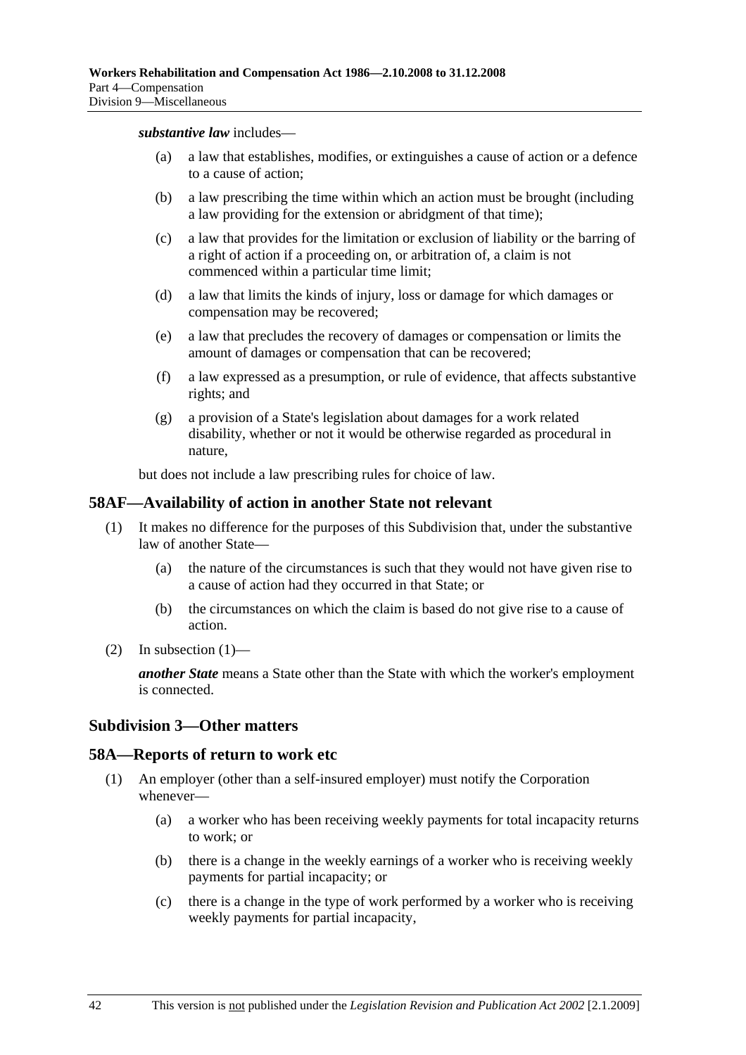***substantive law*** includes—

- (a) a law that establishes, modifies, or extinguishes a cause of action or a defence to a cause of action;
- (b) a law prescribing the time within which an action must be brought (including a law providing for the extension or abridgment of that time);
- (c) a law that provides for the limitation or exclusion of liability or the barring of a right of action if a proceeding on, or arbitration of, a claim is not commenced within a particular time limit;
- (d) a law that limits the kinds of injury, loss or damage for which damages or compensation may be recovered;
- (e) a law that precludes the recovery of damages or compensation or limits the amount of damages or compensation that can be recovered;
- (f) a law expressed as a presumption, or rule of evidence, that affects substantive rights; and
- (g) a provision of a State's legislation about damages for a work related disability, whether or not it would be otherwise regarded as procedural in nature,

but does not include a law prescribing rules for choice of law.

## 58AF—Availability of action in another State not relevant

(1) It makes no difference for the purposes of this Subdivision that, under the substantive law of another State—

- (a) the nature of the circumstances is such that they would not have given rise to a cause of action had they occurred in that State; or
- (b) the circumstances on which the claim is based do not give rise to a cause of action.

(2) In subsection (1)—

***another State*** means a State other than the State with which the worker's employment is connected.

### Subdivision 3—Other matters

## 58A—Reports of return to work etc

(1) An employer (other than a self-insured employer) must notify the Corporation whenever—

- (a) a worker who has been receiving weekly payments for total incapacity returns to work; or
- (b) there is a change in the weekly earnings of a worker who is receiving weekly payments for partial incapacity; or
- (c) there is a change in the type of work performed by a worker who is receiving weekly payments for partial incapacity,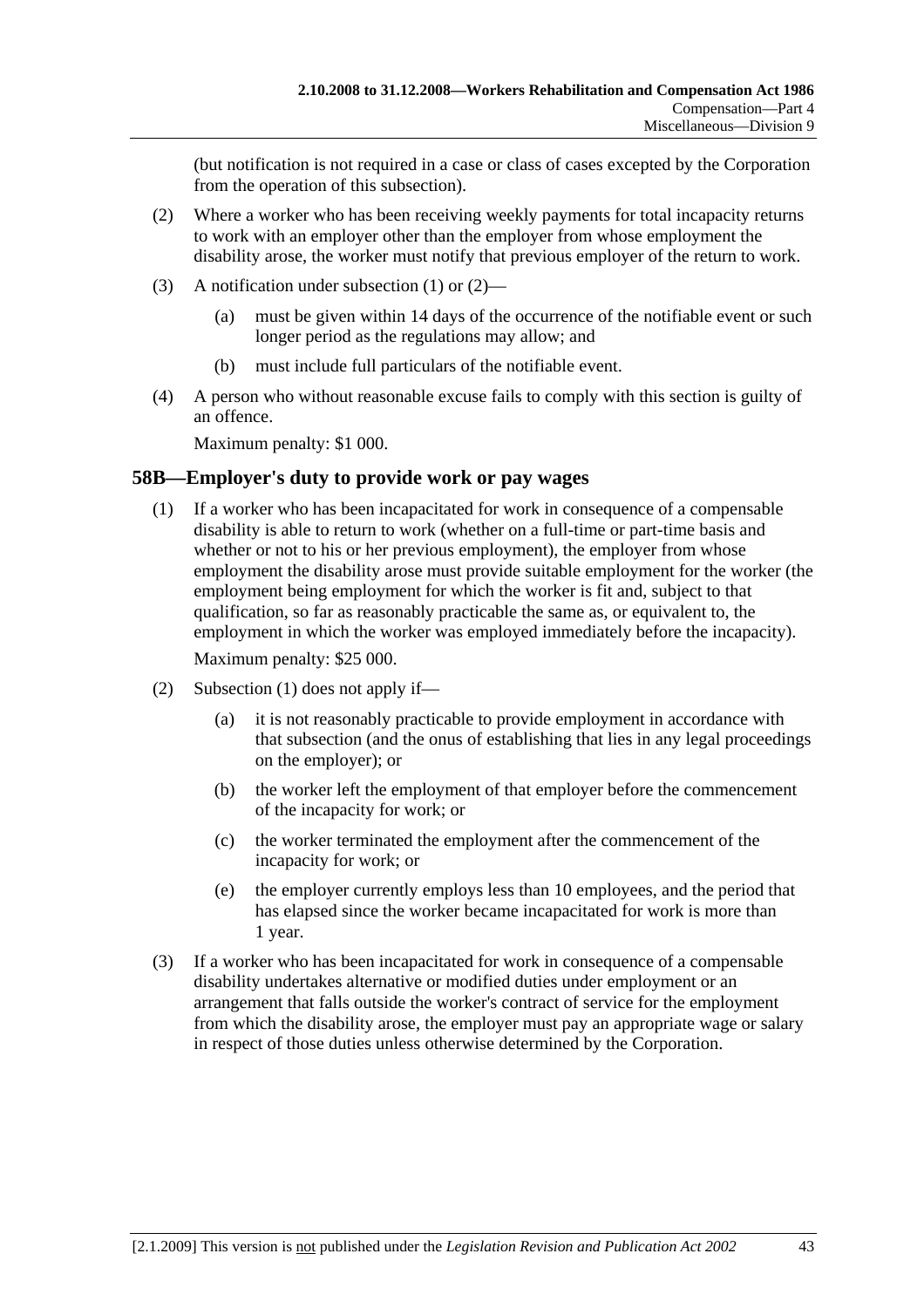(but notification is not required in a case or class of cases excepted by the Corporation from the operation of this subsection).

(2) Where a worker who has been receiving weekly payments for total incapacity returns to work with an employer other than the employer from whose employment the disability arose, the worker must notify that previous employer of the return to work.

(3) A notification under subsection (1) or (2)—

(a) must be given within 14 days of the occurrence of the notifiable event or such longer period as the regulations may allow; and

(b) must include full particulars of the notifiable event.

(4) A person who without reasonable excuse fails to comply with this section is guilty of an offence.

Maximum penalty: $1 000.

## 58B—Employer's duty to provide work or pay wages

(1) If a worker who has been incapacitated for work in consequence of a compensable disability is able to return to work (whether on a full-time or part-time basis and whether or not to his or her previous employment), the employer from whose employment the disability arose must provide suitable employment for the worker (the employment being employment for which the worker is fit and, subject to that qualification, so far as reasonably practicable the same as, or equivalent to, the employment in which the worker was employed immediately before the incapacity).

Maximum penalty: $25 000.

(2) Subsection (1) does not apply if—

(a) it is not reasonably practicable to provide employment in accordance with that subsection (and the onus of establishing that lies in any legal proceedings on the employer); or

(b) the worker left the employment of that employer before the commencement of the incapacity for work; or

(c) the worker terminated the employment after the commencement of the incapacity for work; or

(e) the employer currently employs less than 10 employees, and the period that has elapsed since the worker became incapacitated for work is more than 1 year.

(3) If a worker who has been incapacitated for work in consequence of a compensable disability undertakes alternative or modified duties under employment or an arrangement that falls outside the worker's contract of service for the employment from which the disability arose, the employer must pay an appropriate wage or salary in respect of those duties unless otherwise determined by the Corporation.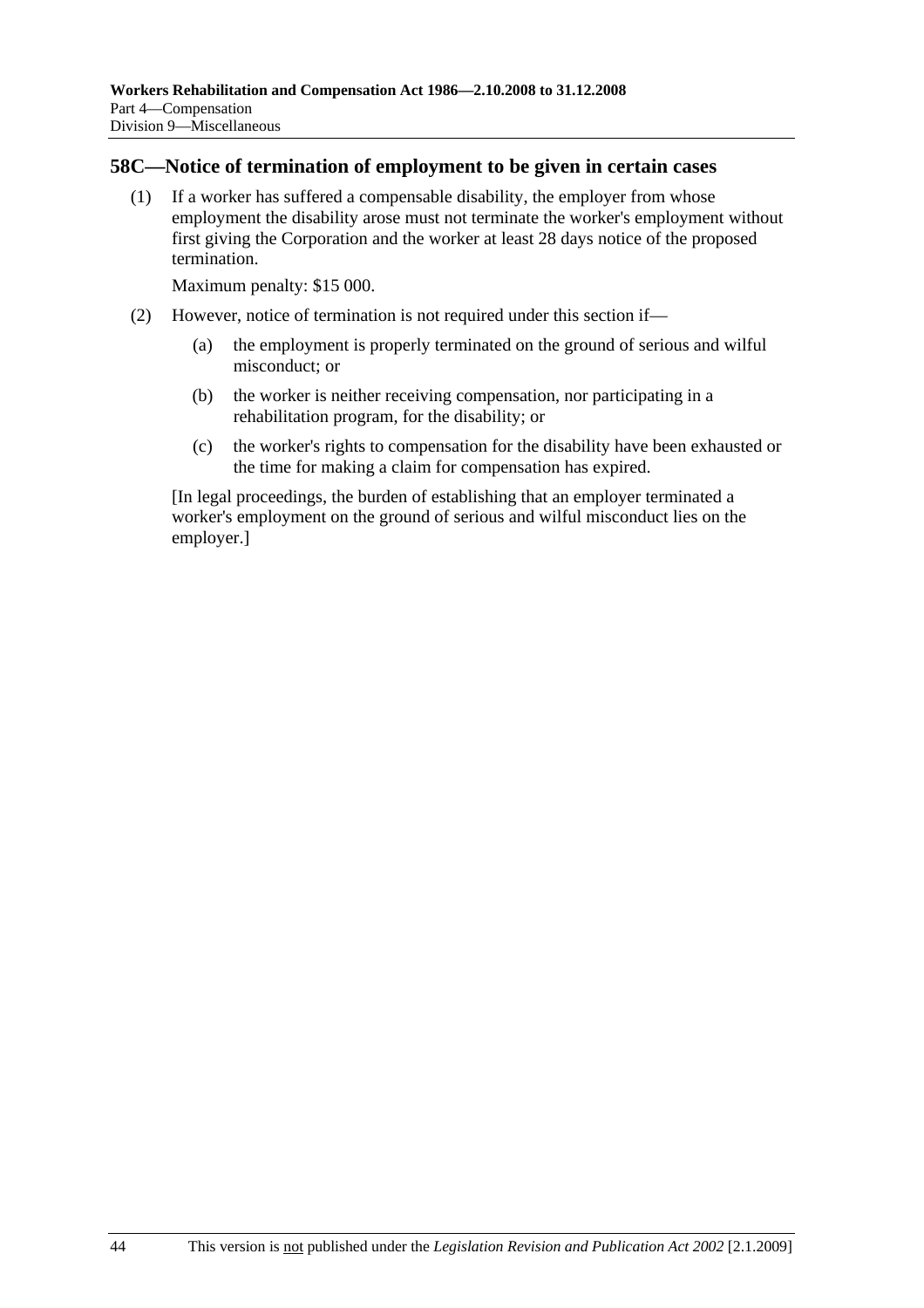## 58C—Notice of termination of employment to be given in certain cases

(1) If a worker has suffered a compensable disability, the employer from whose employment the disability arose must not terminate the worker's employment without first giving the Corporation and the worker at least 28 days notice of the proposed termination.

Maximum penalty: $15 000.

(2) However, notice of termination is not required under this section if—

(a) the employment is properly terminated on the ground of serious and wilful misconduct; or

(b) the worker is neither receiving compensation, nor participating in a rehabilitation program, for the disability; or

(c) the worker's rights to compensation for the disability have been exhausted or the time for making a claim for compensation has expired.

[In legal proceedings, the burden of establishing that an employer terminated a worker's employment on the ground of serious and wilful misconduct lies on the employer.]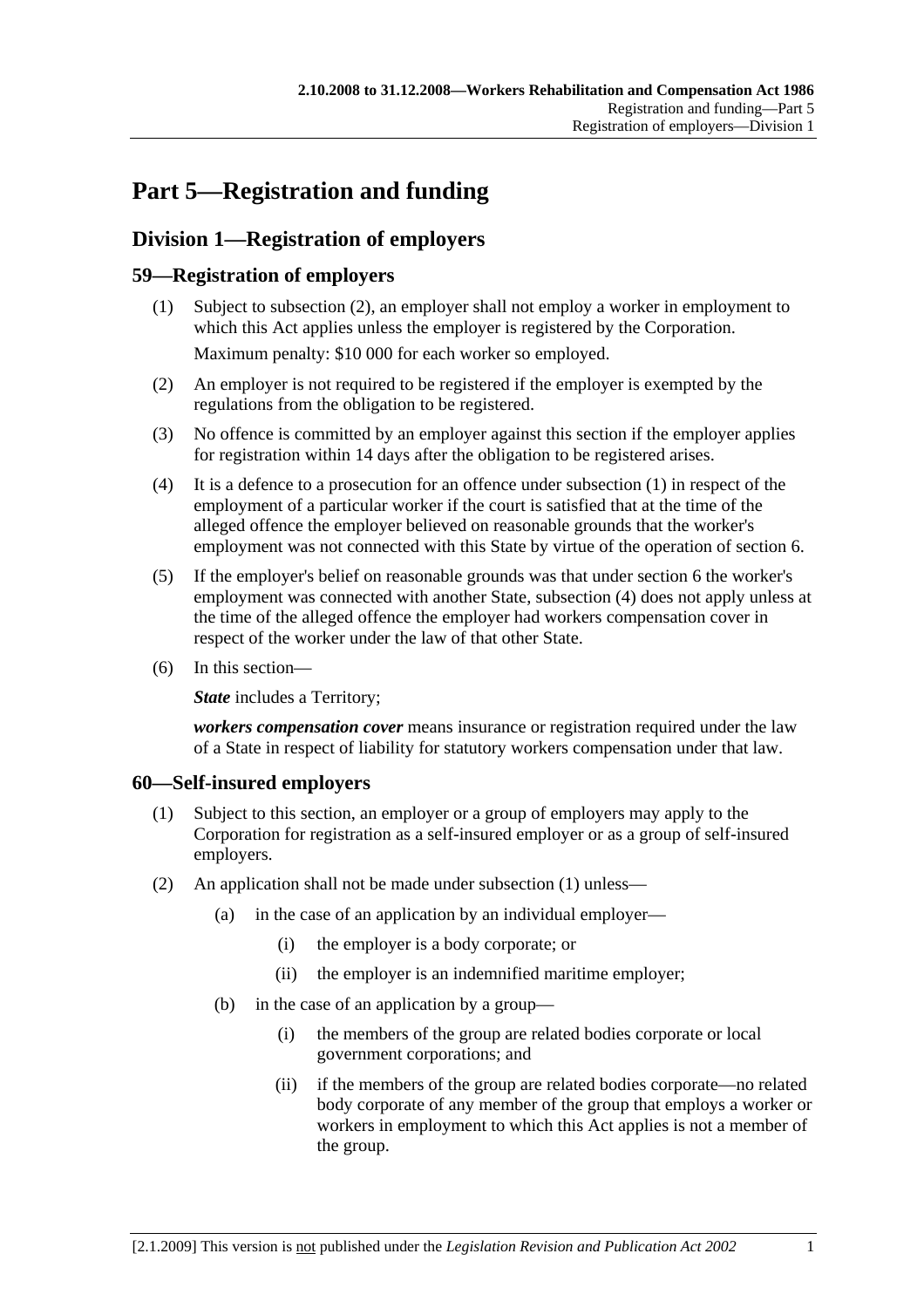# Part 5—Registration and funding

## Division 1—Registration of employers

### 59—Registration of employers

(1) Subject to subsection (2), an employer shall not employ a worker in employment to which this Act applies unless the employer is registered by the Corporation.

Maximum penalty: $10 000 for each worker so employed.

(2) An employer is not required to be registered if the employer is exempted by the regulations from the obligation to be registered.

(3) No offence is committed by an employer against this section if the employer applies for registration within 14 days after the obligation to be registered arises.

(4) It is a defence to a prosecution for an offence under subsection (1) in respect of the employment of a particular worker if the court is satisfied that at the time of the alleged offence the employer believed on reasonable grounds that the worker's employment was not connected with this State by virtue of the operation of section 6.

(5) If the employer's belief on reasonable grounds was that under section 6 the worker's employment was connected with another State, subsection (4) does not apply unless at the time of the alleged offence the employer had workers compensation cover in respect of the worker under the law of that other State.

(6) In this section—

***State*** includes a Territory;

***workers compensation cover*** means insurance or registration required under the law of a State in respect of liability for statutory workers compensation under that law.

### 60—Self-insured employers

(1) Subject to this section, an employer or a group of employers may apply to the Corporation for registration as a self-insured employer or as a group of self-insured employers.

(2) An application shall not be made under subsection (1) unless—

(a) in the case of an application by an individual employer—

(i) the employer is a body corporate; or

(ii) the employer is an indemnified maritime employer;

(b) in the case of an application by a group—

(i) the members of the group are related bodies corporate or local government corporations; and

(ii) if the members of the group are related bodies corporate—no related body corporate of any member of the group that employs a worker or workers in employment to which this Act applies is not a member of the group.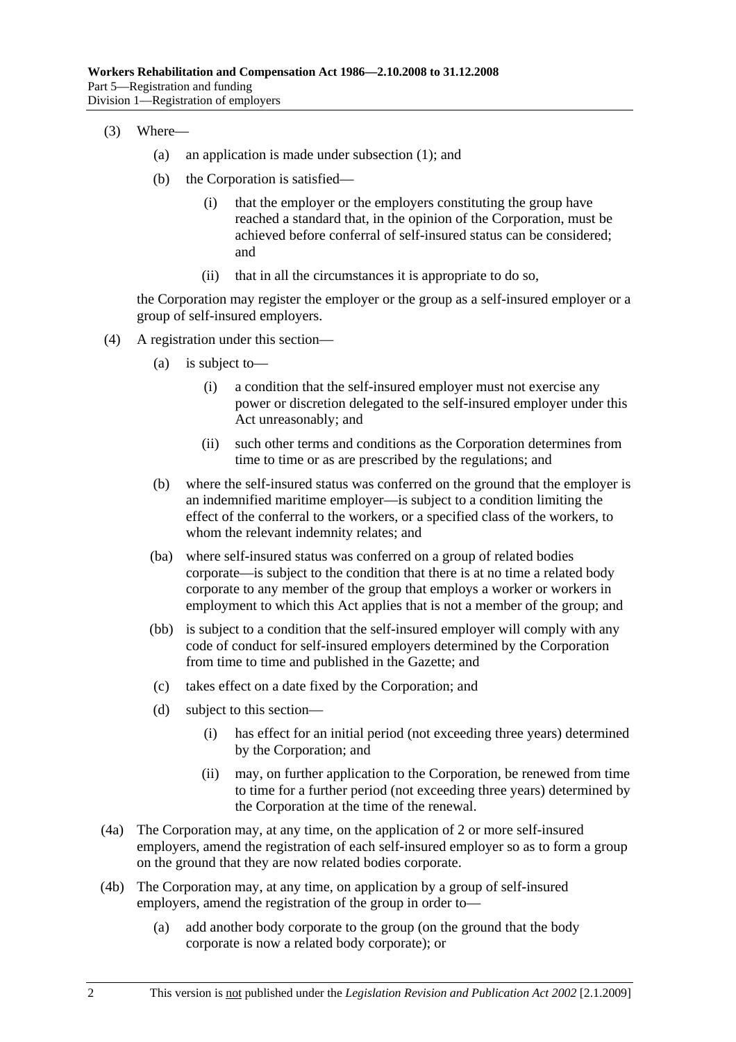(3) Where—

(a) an application is made under subsection (1); and

(b) the Corporation is satisfied—

(i) that the employer or the employers constituting the group have reached a standard that, in the opinion of the Corporation, must be achieved before conferral of self-insured status can be considered; and

(ii) that in all the circumstances it is appropriate to do so,

the Corporation may register the employer or the group as a self-insured employer or a group of self-insured employers.

(4) A registration under this section—

(a) is subject to—

(i) a condition that the self-insured employer must not exercise any power or discretion delegated to the self-insured employer under this Act unreasonably; and

(ii) such other terms and conditions as the Corporation determines from time to time or as are prescribed by the regulations; and

(b) where the self-insured status was conferred on the ground that the employer is an indemnified maritime employer—is subject to a condition limiting the effect of the conferral to the workers, or a specified class of the workers, to whom the relevant indemnity relates; and

(ba) where self-insured status was conferred on a group of related bodies corporate—is subject to the condition that there is at no time a related body corporate to any member of the group that employs a worker or workers in employment to which this Act applies that is not a member of the group; and

(bb) is subject to a condition that the self-insured employer will comply with any code of conduct for self-insured employers determined by the Corporation from time to time and published in the Gazette; and

(c) takes effect on a date fixed by the Corporation; and

(d) subject to this section—

(i) has effect for an initial period (not exceeding three years) determined by the Corporation; and

(ii) may, on further application to the Corporation, be renewed from time to time for a further period (not exceeding three years) determined by the Corporation at the time of the renewal.

(4a) The Corporation may, at any time, on the application of 2 or more self-insured employers, amend the registration of each self-insured employer so as to form a group on the ground that they are now related bodies corporate.

(4b) The Corporation may, at any time, on application by a group of self-insured employers, amend the registration of the group in order to—

(a) add another body corporate to the group (on the ground that the body corporate is now a related body corporate); or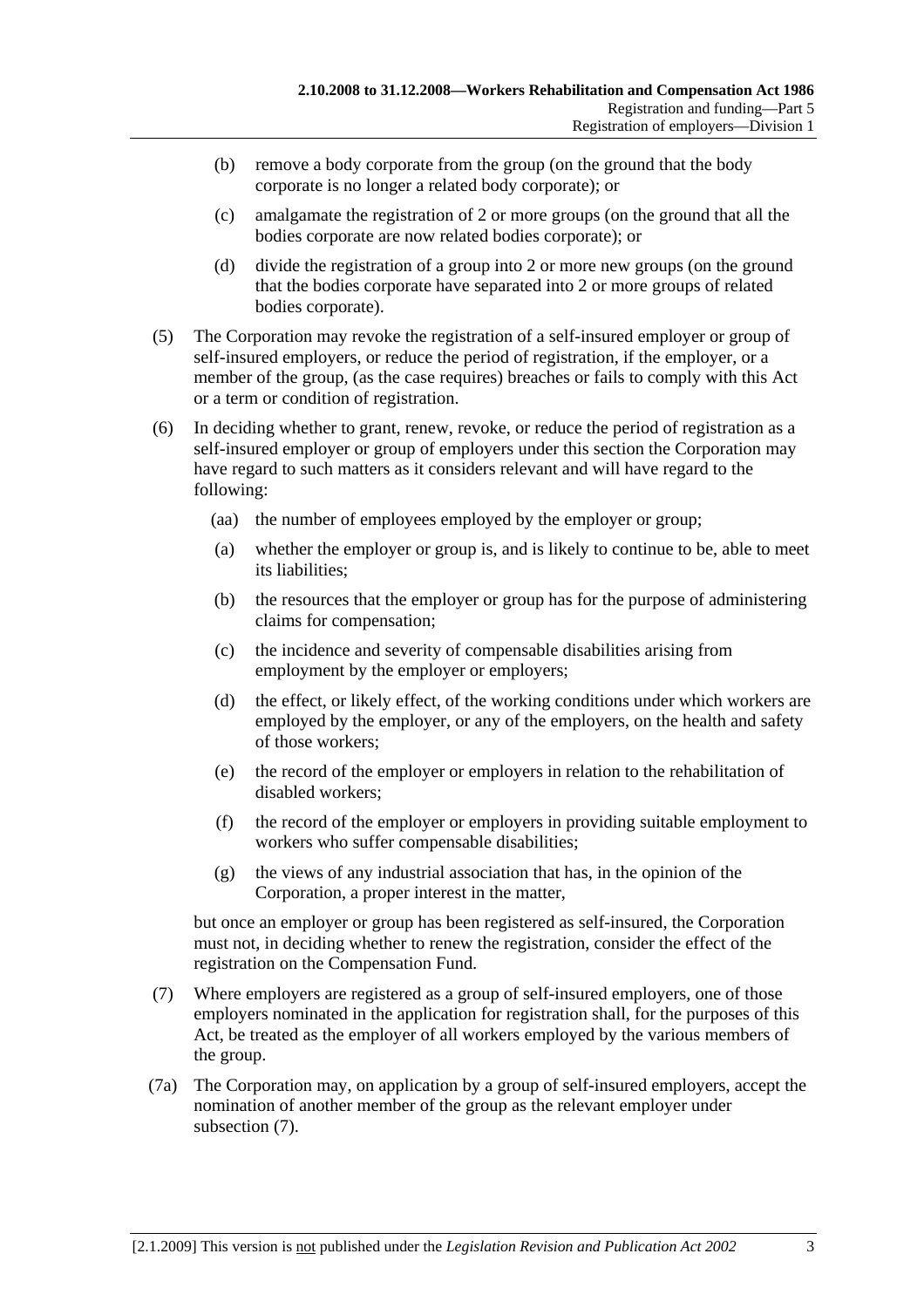(b) remove a body corporate from the group (on the ground that the body corporate is no longer a related body corporate); or

(c) amalgamate the registration of 2 or more groups (on the ground that all the bodies corporate are now related bodies corporate); or

(d) divide the registration of a group into 2 or more new groups (on the ground that the bodies corporate have separated into 2 or more groups of related bodies corporate).

(5) The Corporation may revoke the registration of a self-insured employer or group of self-insured employers, or reduce the period of registration, if the employer, or a member of the group, (as the case requires) breaches or fails to comply with this Act or a term or condition of registration.

(6) In deciding whether to grant, renew, revoke, or reduce the period of registration as a self-insured employer or group of employers under this section the Corporation may have regard to such matters as it considers relevant and will have regard to the following:

(aa) the number of employees employed by the employer or group;

(a) whether the employer or group is, and is likely to continue to be, able to meet its liabilities;

(b) the resources that the employer or group has for the purpose of administering claims for compensation;

(c) the incidence and severity of compensable disabilities arising from employment by the employer or employers;

(d) the effect, or likely effect, of the working conditions under which workers are employed by the employer, or any of the employers, on the health and safety of those workers;

(e) the record of the employer or employers in relation to the rehabilitation of disabled workers;

(f) the record of the employer or employers in providing suitable employment to workers who suffer compensable disabilities;

(g) the views of any industrial association that has, in the opinion of the Corporation, a proper interest in the matter,

but once an employer or group has been registered as self-insured, the Corporation must not, in deciding whether to renew the registration, consider the effect of the registration on the Compensation Fund.

(7) Where employers are registered as a group of self-insured employers, one of those employers nominated in the application for registration shall, for the purposes of this Act, be treated as the employer of all workers employed by the various members of the group.

(7a) The Corporation may, on application by a group of self-insured employers, accept the nomination of another member of the group as the relevant employer under subsection (7).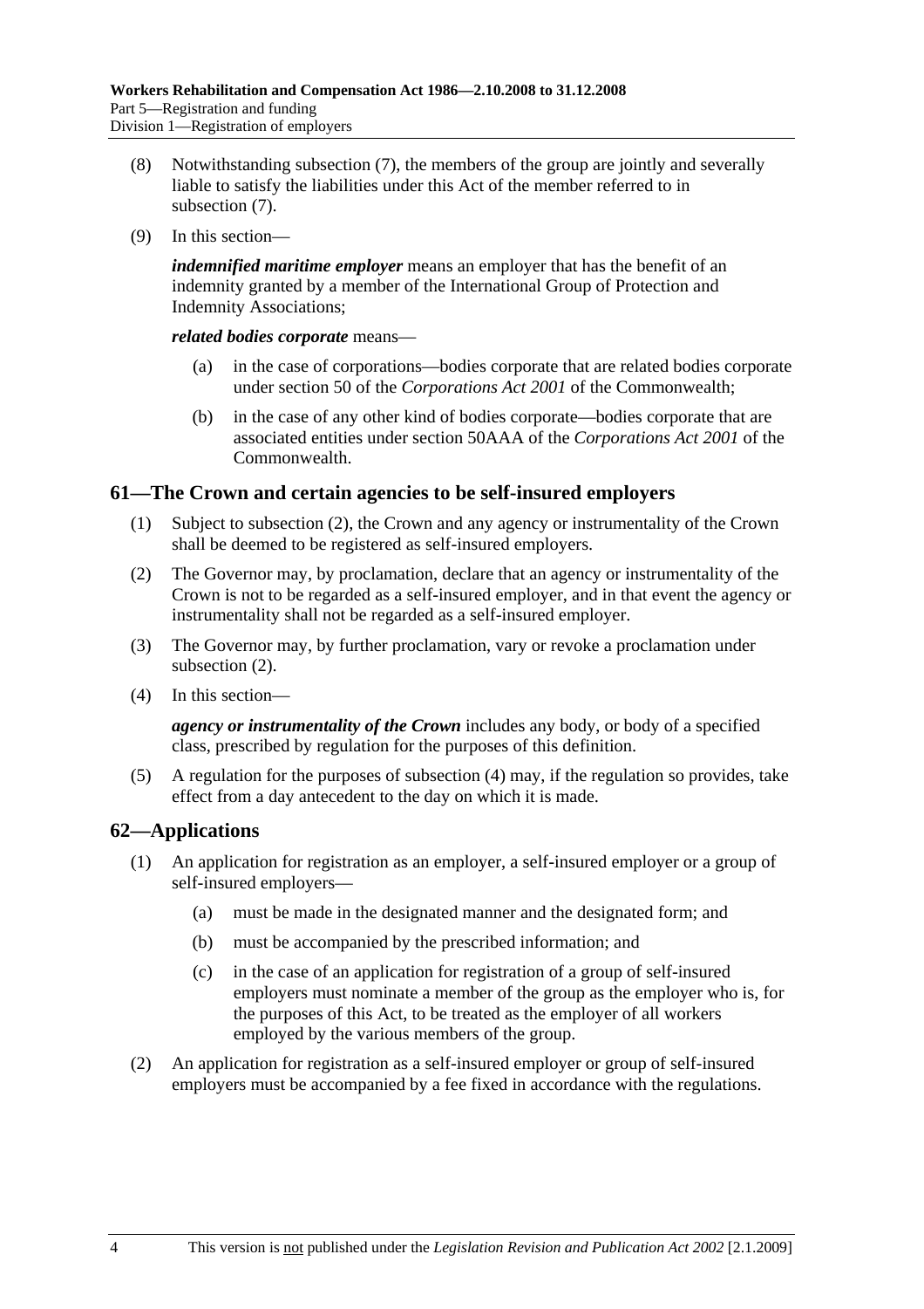(8) Notwithstanding subsection (7), the members of the group are jointly and severally liable to satisfy the liabilities under this Act of the member referred to in subsection (7).

(9) In this section—

***indemnified maritime employer*** means an employer that has the benefit of an indemnity granted by a member of the International Group of Protection and Indemnity Associations;

***related bodies corporate*** means—

(a) in the case of corporations—bodies corporate that are related bodies corporate under section 50 of the *Corporations Act 2001* of the Commonwealth;

(b) in the case of any other kind of bodies corporate—bodies corporate that are associated entities under section 50AAA of the *Corporations Act 2001* of the Commonwealth.

## 61—The Crown and certain agencies to be self-insured employers

(1) Subject to subsection (2), the Crown and any agency or instrumentality of the Crown shall be deemed to be registered as self-insured employers.

(2) The Governor may, by proclamation, declare that an agency or instrumentality of the Crown is not to be regarded as a self-insured employer, and in that event the agency or instrumentality shall not be regarded as a self-insured employer.

(3) The Governor may, by further proclamation, vary or revoke a proclamation under subsection (2).

(4) In this section—

***agency or instrumentality of the Crown*** includes any body, or body of a specified class, prescribed by regulation for the purposes of this definition.

(5) A regulation for the purposes of subsection (4) may, if the regulation so provides, take effect from a day antecedent to the day on which it is made.

## 62—Applications

(1) An application for registration as an employer, a self-insured employer or a group of self-insured employers—

(a) must be made in the designated manner and the designated form; and

(b) must be accompanied by the prescribed information; and

(c) in the case of an application for registration of a group of self-insured employers must nominate a member of the group as the employer who is, for the purposes of this Act, to be treated as the employer of all workers employed by the various members of the group.

(2) An application for registration as a self-insured employer or group of self-insured employers must be accompanied by a fee fixed in accordance with the regulations.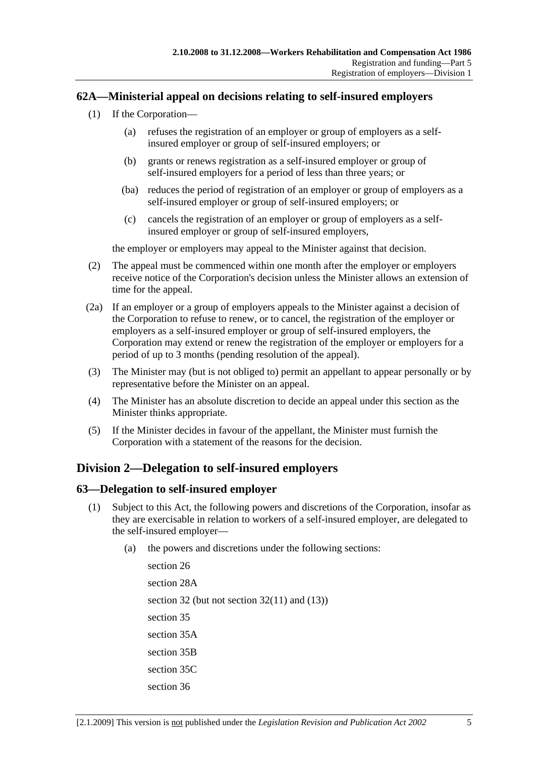## 62A—Ministerial appeal on decisions relating to self-insured employers

(1) If the Corporation—

(a) refuses the registration of an employer or group of employers as a self-insured employer or group of self-insured employers; or

(b) grants or renews registration as a self-insured employer or group of self-insured employers for a period of less than three years; or

(ba) reduces the period of registration of an employer or group of employers as a self-insured employer or group of self-insured employers; or

(c) cancels the registration of an employer or group of employers as a self-insured employer or group of self-insured employers,

the employer or employers may appeal to the Minister against that decision.

(2) The appeal must be commenced within one month after the employer or employers receive notice of the Corporation's decision unless the Minister allows an extension of time for the appeal.

(2a) If an employer or a group of employers appeals to the Minister against a decision of the Corporation to refuse to renew, or to cancel, the registration of the employer or employers as a self-insured employer or group of self-insured employers, the Corporation may extend or renew the registration of the employer or employers for a period of up to 3 months (pending resolution of the appeal).

(3) The Minister may (but is not obliged to) permit an appellant to appear personally or by representative before the Minister on an appeal.

(4) The Minister has an absolute discretion to decide an appeal under this section as the Minister thinks appropriate.

(5) If the Minister decides in favour of the appellant, the Minister must furnish the Corporation with a statement of the reasons for the decision.

# Division 2—Delegation to self-insured employers

## 63—Delegation to self-insured employer

(1) Subject to this Act, the following powers and discretions of the Corporation, insofar as they are exercisable in relation to workers of a self-insured employer, are delegated to the self-insured employer—

(a) the powers and discretions under the following sections:

section 26

section 28A

section 32 (but not section 32(11) and (13))

section 35

section 35A

section 35B

section 35C

section 36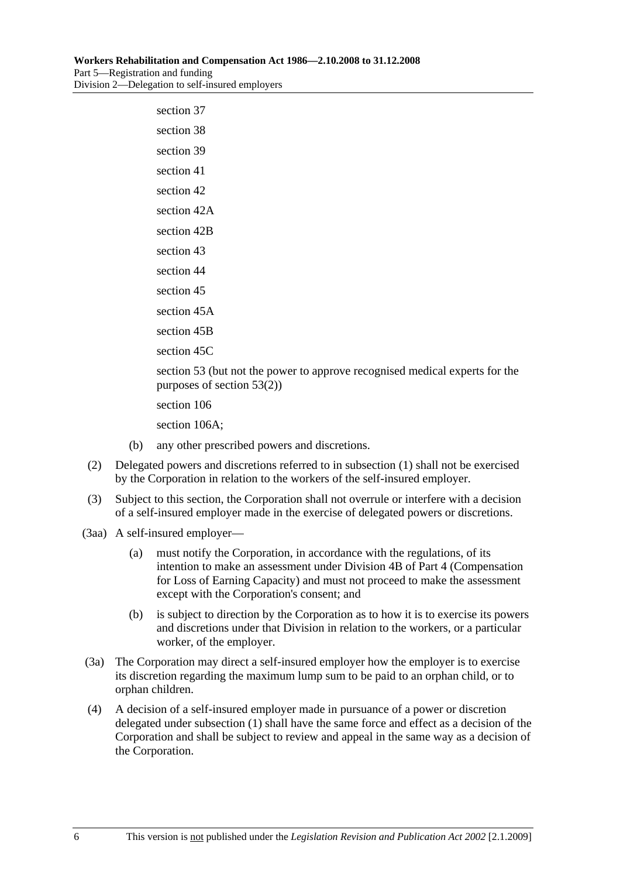section 37

section 38

section 39

section 41

section 42

section 42A

section 42B

section 43

section 44

section 45

section 45A

section 45B

section 45C

section 53 (but not the power to approve recognised medical experts for the purposes of section 53(2))

section 106

section 106A;

(b) any other prescribed powers and discretions.

(2) Delegated powers and discretions referred to in subsection (1) shall not be exercised by the Corporation in relation to the workers of the self-insured employer.

(3) Subject to this section, the Corporation shall not overrule or interfere with a decision of a self-insured employer made in the exercise of delegated powers or discretions.

(3aa) A self-insured employer—

(a) must notify the Corporation, in accordance with the regulations, of its intention to make an assessment under Division 4B of Part 4 (Compensation for Loss of Earning Capacity) and must not proceed to make the assessment except with the Corporation's consent; and

(b) is subject to direction by the Corporation as to how it is to exercise its powers and discretions under that Division in relation to the workers, or a particular worker, of the employer.

(3a) The Corporation may direct a self-insured employer how the employer is to exercise its discretion regarding the maximum lump sum to be paid to an orphan child, or to orphan children.

(4) A decision of a self-insured employer made in pursuance of a power or discretion delegated under subsection (1) shall have the same force and effect as a decision of the Corporation and shall be subject to review and appeal in the same way as a decision of the Corporation.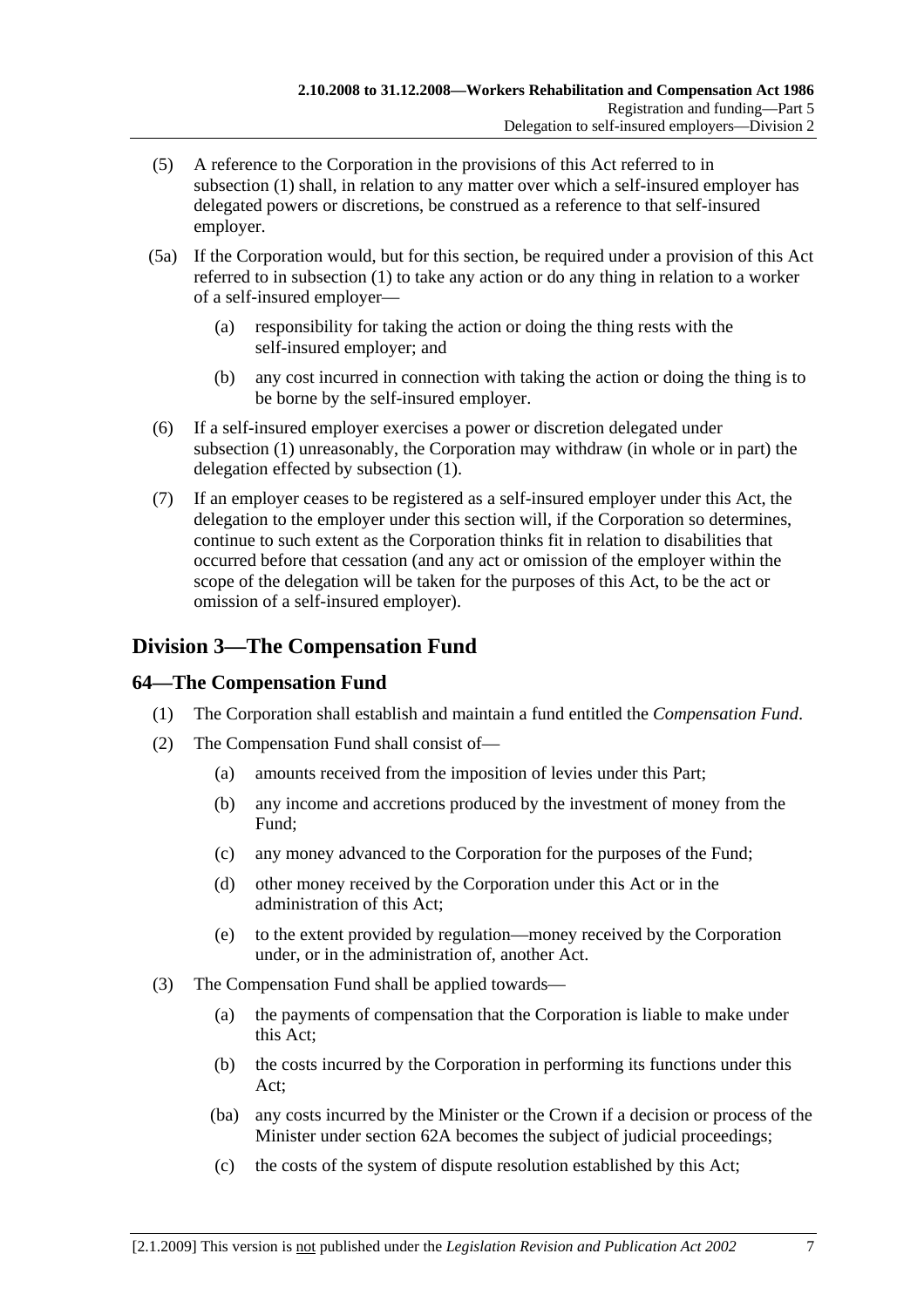(5) A reference to the Corporation in the provisions of this Act referred to in subsection (1) shall, in relation to any matter over which a self-insured employer has delegated powers or discretions, be construed as a reference to that self-insured employer.

(5a) If the Corporation would, but for this section, be required under a provision of this Act referred to in subsection (1) to take any action or do any thing in relation to a worker of a self-insured employer—

(a) responsibility for taking the action or doing the thing rests with the self-insured employer; and

(b) any cost incurred in connection with taking the action or doing the thing is to be borne by the self-insured employer.

(6) If a self-insured employer exercises a power or discretion delegated under subsection (1) unreasonably, the Corporation may withdraw (in whole or in part) the delegation effected by subsection (1).

(7) If an employer ceases to be registered as a self-insured employer under this Act, the delegation to the employer under this section will, if the Corporation so determines, continue to such extent as the Corporation thinks fit in relation to disabilities that occurred before that cessation (and any act or omission of the employer within the scope of the delegation will be taken for the purposes of this Act, to be the act or omission of a self-insured employer).

## Division 3—The Compensation Fund

### 64—The Compensation Fund

(1) The Corporation shall establish and maintain a fund entitled the *Compensation Fund*.

(2) The Compensation Fund shall consist of—

(a) amounts received from the imposition of levies under this Part;

(b) any income and accretions produced by the investment of money from the Fund;

(c) any money advanced to the Corporation for the purposes of the Fund;

(d) other money received by the Corporation under this Act or in the administration of this Act;

(e) to the extent provided by regulation—money received by the Corporation under, or in the administration of, another Act.

(3) The Compensation Fund shall be applied towards—

(a) the payments of compensation that the Corporation is liable to make under this Act;

(b) the costs incurred by the Corporation in performing its functions under this Act;

(ba) any costs incurred by the Minister or the Crown if a decision or process of the Minister under section 62A becomes the subject of judicial proceedings;

(c) the costs of the system of dispute resolution established by this Act;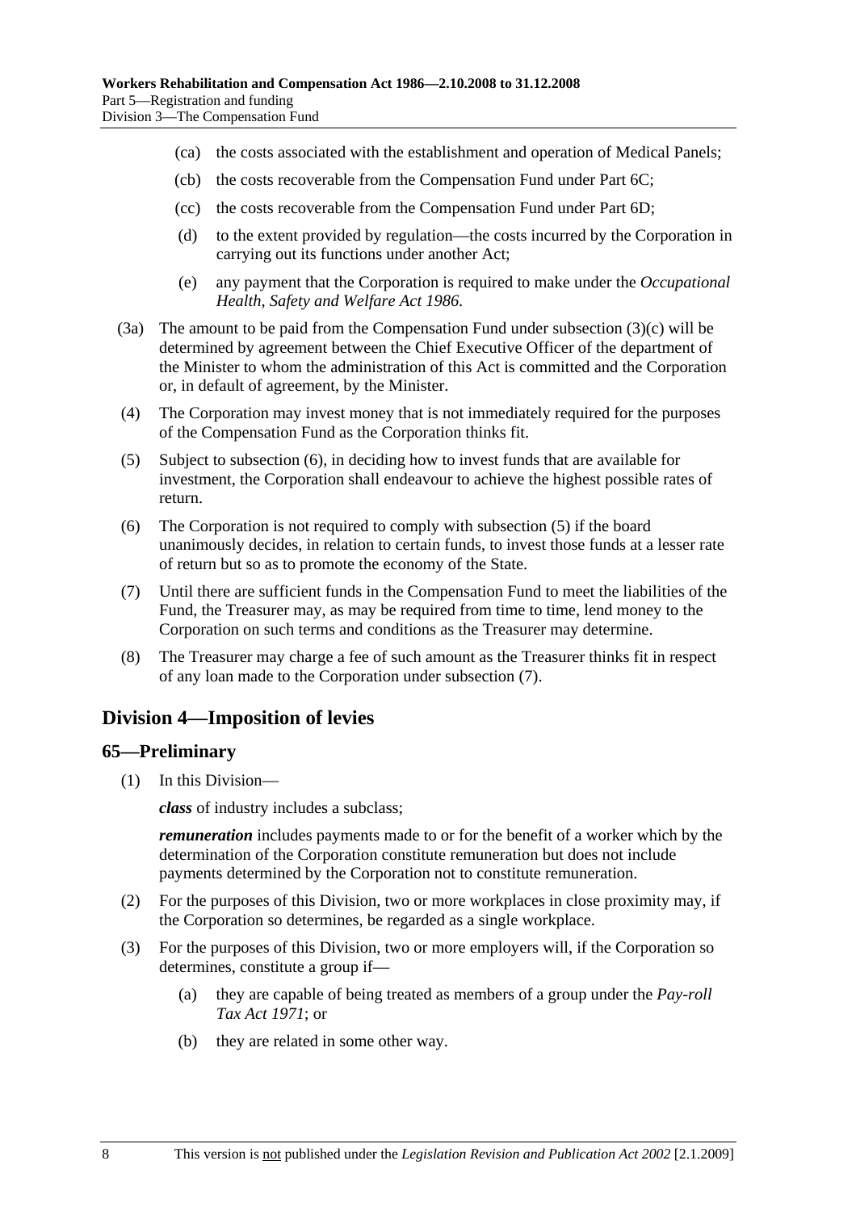(ca) the costs associated with the establishment and operation of Medical Panels;

(cb) the costs recoverable from the Compensation Fund under Part 6C;

(cc) the costs recoverable from the Compensation Fund under Part 6D;

(d) to the extent provided by regulation—the costs incurred by the Corporation in carrying out its functions under another Act;

(e) any payment that the Corporation is required to make under the *Occupational Health, Safety and Welfare Act 1986*.

(3a) The amount to be paid from the Compensation Fund under subsection (3)(c) will be determined by agreement between the Chief Executive Officer of the department of the Minister to whom the administration of this Act is committed and the Corporation or, in default of agreement, by the Minister.

(4) The Corporation may invest money that is not immediately required for the purposes of the Compensation Fund as the Corporation thinks fit.

(5) Subject to subsection (6), in deciding how to invest funds that are available for investment, the Corporation shall endeavour to achieve the highest possible rates of return.

(6) The Corporation is not required to comply with subsection (5) if the board unanimously decides, in relation to certain funds, to invest those funds at a lesser rate of return but so as to promote the economy of the State.

(7) Until there are sufficient funds in the Compensation Fund to meet the liabilities of the Fund, the Treasurer may, as may be required from time to time, lend money to the Corporation on such terms and conditions as the Treasurer may determine.

(8) The Treasurer may charge a fee of such amount as the Treasurer thinks fit in respect of any loan made to the Corporation under subsection (7).

## Division 4—Imposition of levies

### 65—Preliminary

(1) In this Division—

***class*** of industry includes a subclass;

***remuneration*** includes payments made to or for the benefit of a worker which by the determination of the Corporation constitute remuneration but does not include payments determined by the Corporation not to constitute remuneration.

(2) For the purposes of this Division, two or more workplaces in close proximity may, if the Corporation so determines, be regarded as a single workplace.

(3) For the purposes of this Division, two or more employers will, if the Corporation so determines, constitute a group if—

(a) they are capable of being treated as members of a group under the *Pay-roll Tax Act 1971*; or

(b) they are related in some other way.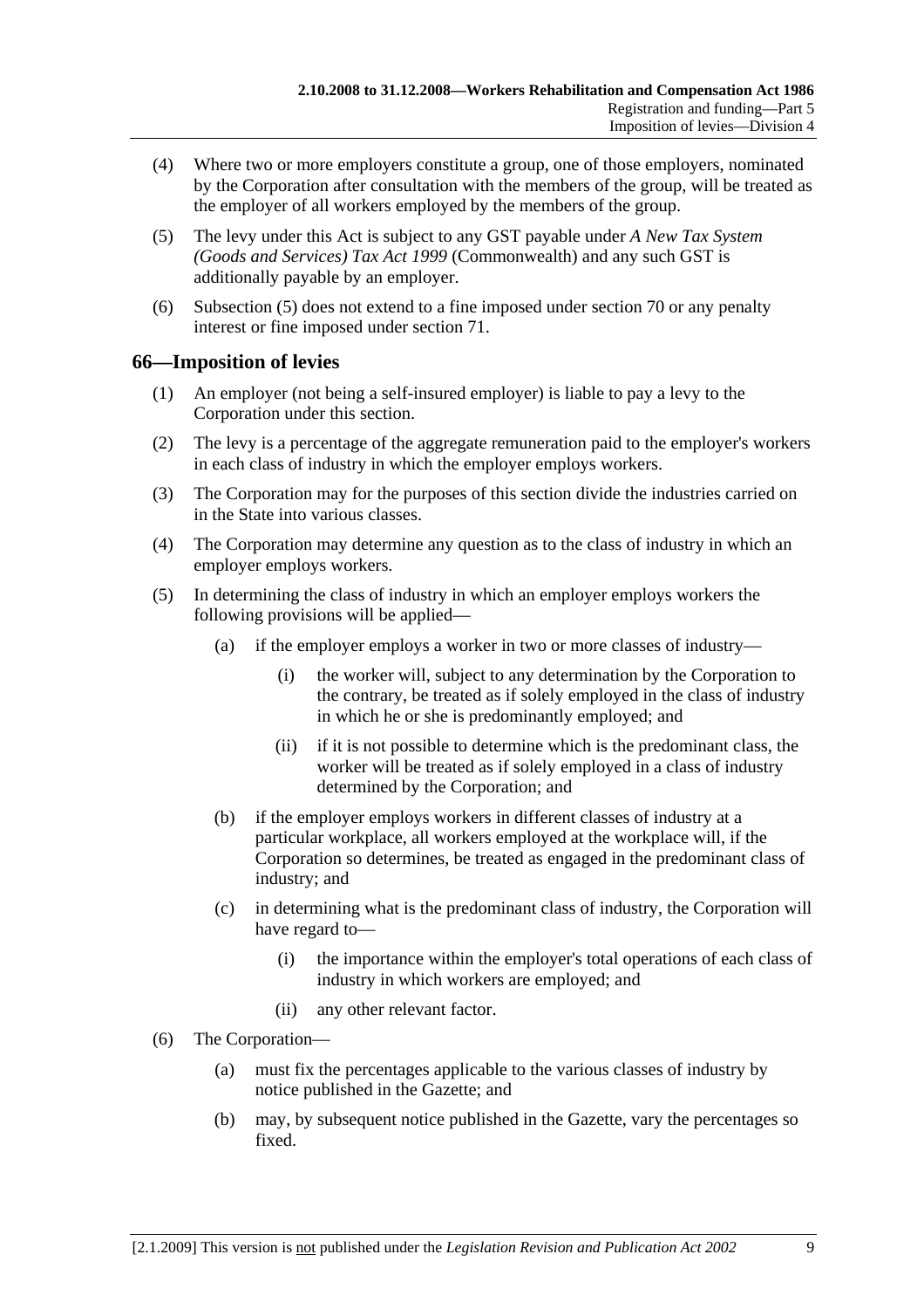(4) Where two or more employers constitute a group, one of those employers, nominated by the Corporation after consultation with the members of the group, will be treated as the employer of all workers employed by the members of the group.

(5) The levy under this Act is subject to any GST payable under *A New Tax System (Goods and Services) Tax Act 1999* (Commonwealth) and any such GST is additionally payable by an employer.

(6) Subsection (5) does not extend to a fine imposed under section 70 or any penalty interest or fine imposed under section 71.

## 66—Imposition of levies

(1) An employer (not being a self-insured employer) is liable to pay a levy to the Corporation under this section.

(2) The levy is a percentage of the aggregate remuneration paid to the employer's workers in each class of industry in which the employer employs workers.

(3) The Corporation may for the purposes of this section divide the industries carried on in the State into various classes.

(4) The Corporation may determine any question as to the class of industry in which an employer employs workers.

(5) In determining the class of industry in which an employer employs workers the following provisions will be applied—

- (a) if the employer employs a worker in two or more classes of industry—
  - (i) the worker will, subject to any determination by the Corporation to the contrary, be treated as if solely employed in the class of industry in which he or she is predominantly employed; and
  - (ii) if it is not possible to determine which is the predominant class, the worker will be treated as if solely employed in a class of industry determined by the Corporation; and
- (b) if the employer employs workers in different classes of industry at a particular workplace, all workers employed at the workplace will, if the Corporation so determines, be treated as engaged in the predominant class of industry; and
- (c) in determining what is the predominant class of industry, the Corporation will have regard to—
  - (i) the importance within the employer's total operations of each class of industry in which workers are employed; and
  - (ii) any other relevant factor.

(6) The Corporation—

- (a) must fix the percentages applicable to the various classes of industry by notice published in the Gazette; and
- (b) may, by subsequent notice published in the Gazette, vary the percentages so fixed.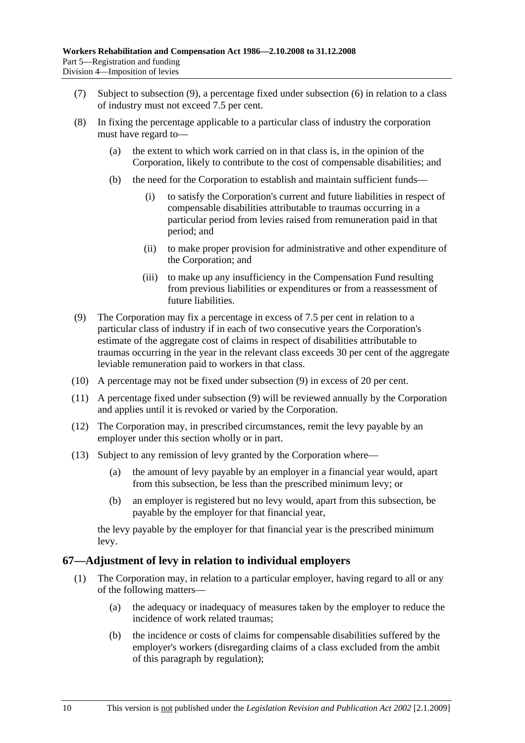(7) Subject to subsection (9), a percentage fixed under subsection (6) in relation to a class of industry must not exceed 7.5 per cent.

(8) In fixing the percentage applicable to a particular class of industry the corporation must have regard to—

- (a) the extent to which work carried on in that class is, in the opinion of the Corporation, likely to contribute to the cost of compensable disabilities; and
- (b) the need for the Corporation to establish and maintain sufficient funds—
  - (i) to satisfy the Corporation's current and future liabilities in respect of compensable disabilities attributable to traumas occurring in a particular period from levies raised from remuneration paid in that period; and
  - (ii) to make proper provision for administrative and other expenditure of the Corporation; and
  - (iii) to make up any insufficiency in the Compensation Fund resulting from previous liabilities or expenditures or from a reassessment of future liabilities.

(9) The Corporation may fix a percentage in excess of 7.5 per cent in relation to a particular class of industry if in each of two consecutive years the Corporation's estimate of the aggregate cost of claims in respect of disabilities attributable to traumas occurring in the year in the relevant class exceeds 30 per cent of the aggregate leviable remuneration paid to workers in that class.

(10) A percentage may not be fixed under subsection (9) in excess of 20 per cent.

(11) A percentage fixed under subsection (9) will be reviewed annually by the Corporation and applies until it is revoked or varied by the Corporation.

(12) The Corporation may, in prescribed circumstances, remit the levy payable by an employer under this section wholly or in part.

(13) Subject to any remission of levy granted by the Corporation where—

- (a) the amount of levy payable by an employer in a financial year would, apart from this subsection, be less than the prescribed minimum levy; or
- (b) an employer is registered but no levy would, apart from this subsection, be payable by the employer for that financial year,

the levy payable by the employer for that financial year is the prescribed minimum levy.

## 67—Adjustment of levy in relation to individual employers

(1) The Corporation may, in relation to a particular employer, having regard to all or any of the following matters—

- (a) the adequacy or inadequacy of measures taken by the employer to reduce the incidence of work related traumas;
- (b) the incidence or costs of claims for compensable disabilities suffered by the employer's workers (disregarding claims of a class excluded from the ambit of this paragraph by regulation);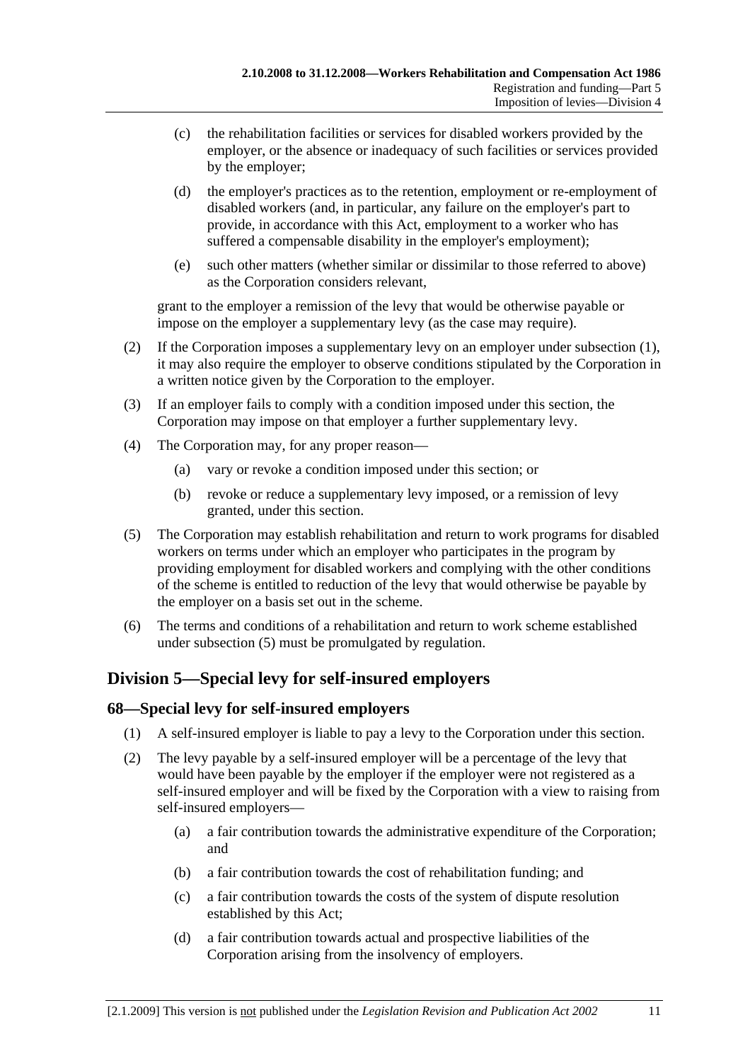(c) the rehabilitation facilities or services for disabled workers provided by the employer, or the absence or inadequacy of such facilities or services provided by the employer;

(d) the employer's practices as to the retention, employment or re-employment of disabled workers (and, in particular, any failure on the employer's part to provide, in accordance with this Act, employment to a worker who has suffered a compensable disability in the employer's employment);

(e) such other matters (whether similar or dissimilar to those referred to above) as the Corporation considers relevant,

grant to the employer a remission of the levy that would be otherwise payable or impose on the employer a supplementary levy (as the case may require).

(2) If the Corporation imposes a supplementary levy on an employer under subsection (1), it may also require the employer to observe conditions stipulated by the Corporation in a written notice given by the Corporation to the employer.

(3) If an employer fails to comply with a condition imposed under this section, the Corporation may impose on that employer a further supplementary levy.

(4) The Corporation may, for any proper reason—

(a) vary or revoke a condition imposed under this section; or

(b) revoke or reduce a supplementary levy imposed, or a remission of levy granted, under this section.

(5) The Corporation may establish rehabilitation and return to work programs for disabled workers on terms under which an employer who participates in the program by providing employment for disabled workers and complying with the other conditions of the scheme is entitled to reduction of the levy that would otherwise be payable by the employer on a basis set out in the scheme.

(6) The terms and conditions of a rehabilitation and return to work scheme established under subsection (5) must be promulgated by regulation.

## Division 5—Special levy for self-insured employers

### 68—Special levy for self-insured employers

(1) A self-insured employer is liable to pay a levy to the Corporation under this section.

(2) The levy payable by a self-insured employer will be a percentage of the levy that would have been payable by the employer if the employer were not registered as a self-insured employer and will be fixed by the Corporation with a view to raising from self-insured employers—

(a) a fair contribution towards the administrative expenditure of the Corporation; and

(b) a fair contribution towards the cost of rehabilitation funding; and

(c) a fair contribution towards the costs of the system of dispute resolution established by this Act;

(d) a fair contribution towards actual and prospective liabilities of the Corporation arising from the insolvency of employers.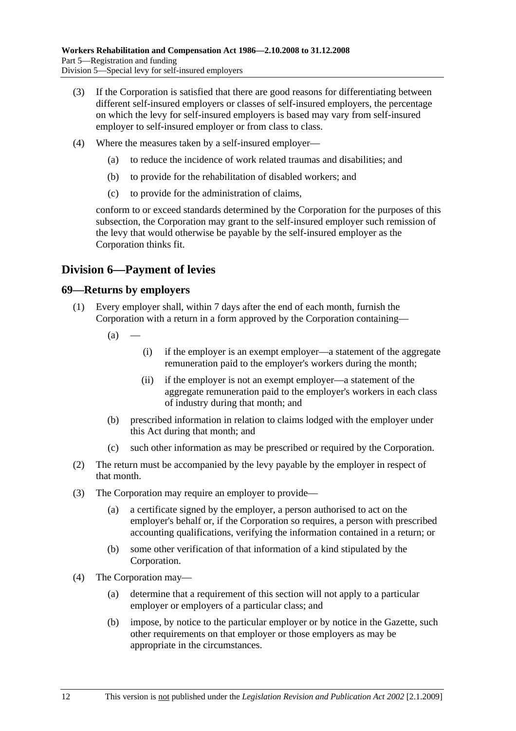(3) If the Corporation is satisfied that there are good reasons for differentiating between different self-insured employers or classes of self-insured employers, the percentage on which the levy for self-insured employers is based may vary from self-insured employer to self-insured employer or from class to class.

(4) Where the measures taken by a self-insured employer—

(a) to reduce the incidence of work related traumas and disabilities; and

(b) to provide for the rehabilitation of disabled workers; and

(c) to provide for the administration of claims,

conform to or exceed standards determined by the Corporation for the purposes of this subsection, the Corporation may grant to the self-insured employer such remission of the levy that would otherwise be payable by the self-insured employer as the Corporation thinks fit.

## Division 6—Payment of levies

### 69—Returns by employers

(1) Every employer shall, within 7 days after the end of each month, furnish the Corporation with a return in a form approved by the Corporation containing—

(a) —

(i) if the employer is an exempt employer—a statement of the aggregate remuneration paid to the employer's workers during the month;

(ii) if the employer is not an exempt employer—a statement of the aggregate remuneration paid to the employer's workers in each class of industry during that month; and

(b) prescribed information in relation to claims lodged with the employer under this Act during that month; and

(c) such other information as may be prescribed or required by the Corporation.

(2) The return must be accompanied by the levy payable by the employer in respect of that month.

(3) The Corporation may require an employer to provide—

(a) a certificate signed by the employer, a person authorised to act on the employer's behalf or, if the Corporation so requires, a person with prescribed accounting qualifications, verifying the information contained in a return; or

(b) some other verification of that information of a kind stipulated by the Corporation.

(4) The Corporation may—

(a) determine that a requirement of this section will not apply to a particular employer or employers of a particular class; and

(b) impose, by notice to the particular employer or by notice in the Gazette, such other requirements on that employer or those employers as may be appropriate in the circumstances.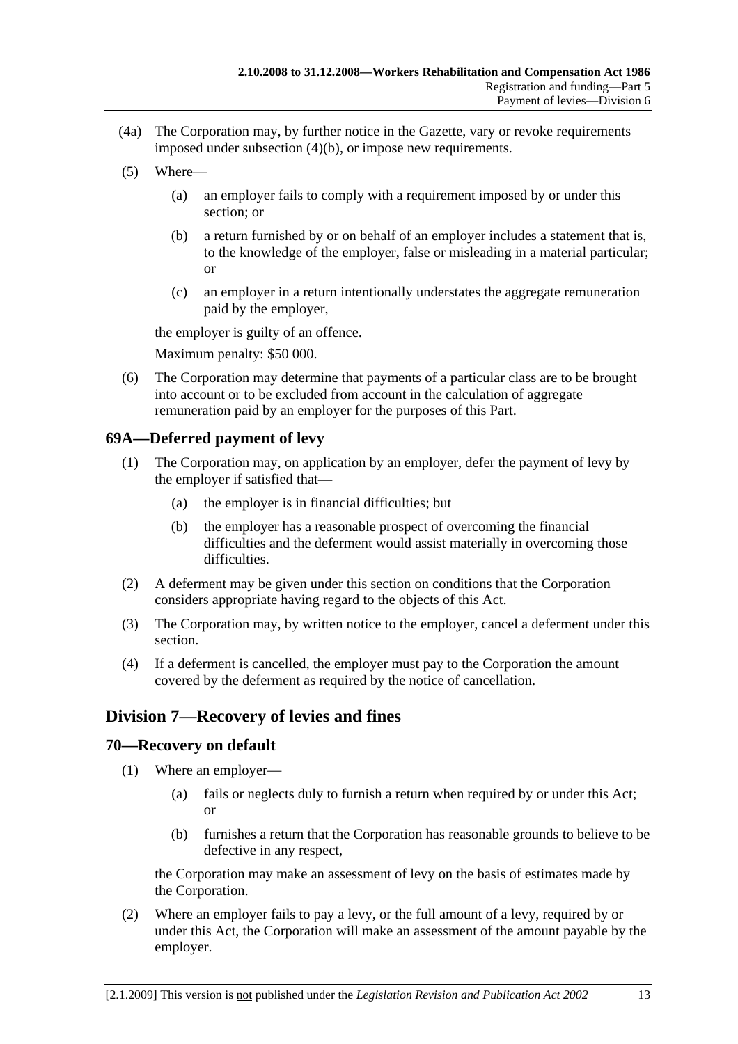(4a) The Corporation may, by further notice in the Gazette, vary or revoke requirements imposed under subsection (4)(b), or impose new requirements.

(5) Where—

  (a) an employer fails to comply with a requirement imposed by or under this section; or

  (b) a return furnished by or on behalf of an employer includes a statement that is, to the knowledge of the employer, false or misleading in a material particular; or

  (c) an employer in a return intentionally understates the aggregate remuneration paid by the employer,

the employer is guilty of an offence.

Maximum penalty: $50 000.

(6) The Corporation may determine that payments of a particular class are to be brought into account or to be excluded from account in the calculation of aggregate remuneration paid by an employer for the purposes of this Part.

## 69A—Deferred payment of levy

(1) The Corporation may, on application by an employer, defer the payment of levy by the employer if satisfied that—

  (a) the employer is in financial difficulties; but

  (b) the employer has a reasonable prospect of overcoming the financial difficulties and the deferment would assist materially in overcoming those difficulties.

(2) A deferment may be given under this section on conditions that the Corporation considers appropriate having regard to the objects of this Act.

(3) The Corporation may, by written notice to the employer, cancel a deferment under this section.

(4) If a deferment is cancelled, the employer must pay to the Corporation the amount covered by the deferment as required by the notice of cancellation.

# Division 7—Recovery of levies and fines

## 70—Recovery on default

(1) Where an employer—

  (a) fails or neglects duly to furnish a return when required by or under this Act; or

  (b) furnishes a return that the Corporation has reasonable grounds to believe to be defective in any respect,

the Corporation may make an assessment of levy on the basis of estimates made by the Corporation.

(2) Where an employer fails to pay a levy, or the full amount of a levy, required by or under this Act, the Corporation will make an assessment of the amount payable by the employer.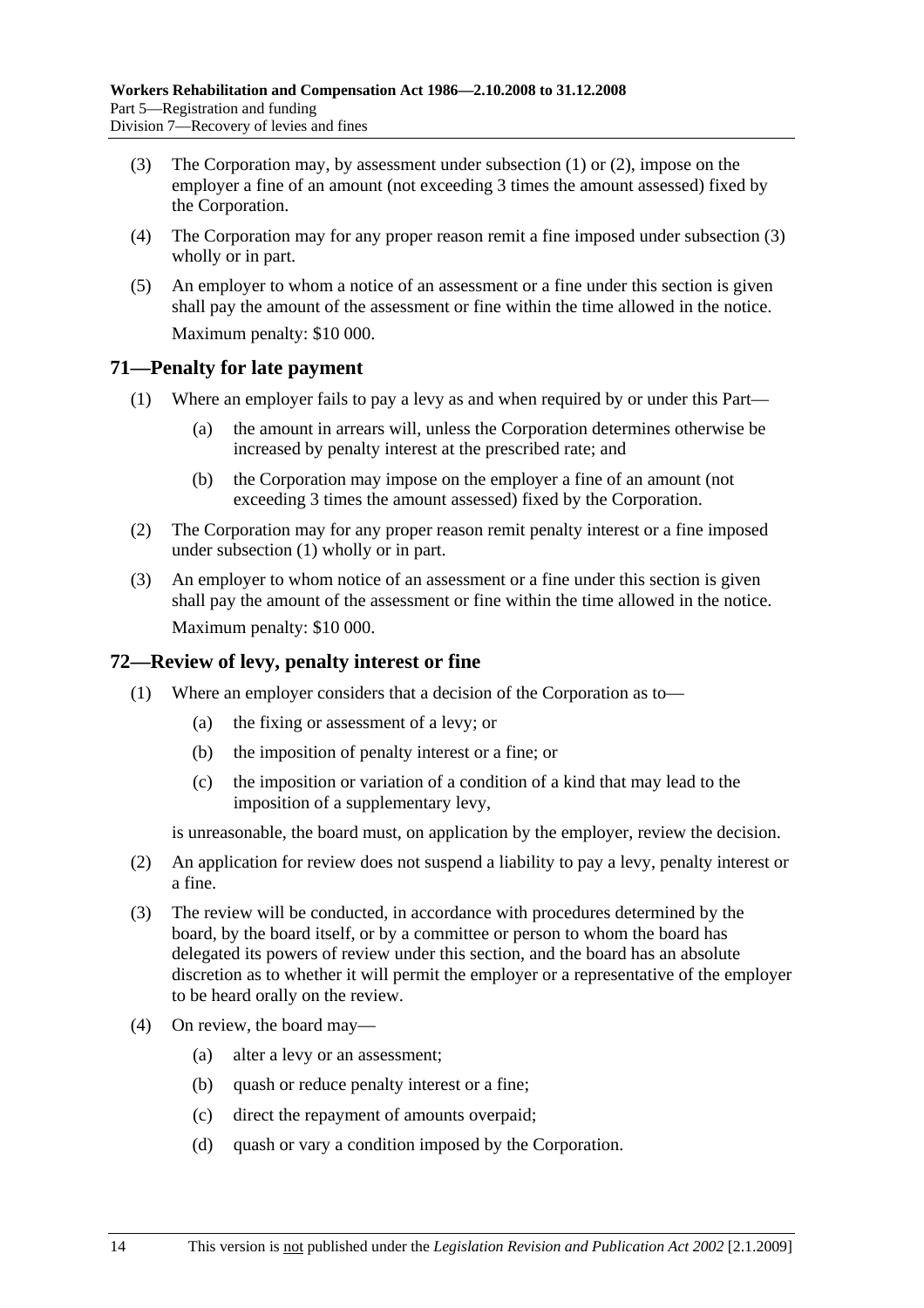(3) The Corporation may, by assessment under subsection (1) or (2), impose on the employer a fine of an amount (not exceeding 3 times the amount assessed) fixed by the Corporation.

(4) The Corporation may for any proper reason remit a fine imposed under subsection (3) wholly or in part.

(5) An employer to whom a notice of an assessment or a fine under this section is given shall pay the amount of the assessment or fine within the time allowed in the notice.

Maximum penalty: $10 000.

## 71—Penalty for late payment

(1) Where an employer fails to pay a levy as and when required by or under this Part—

(a) the amount in arrears will, unless the Corporation determines otherwise be increased by penalty interest at the prescribed rate; and

(b) the Corporation may impose on the employer a fine of an amount (not exceeding 3 times the amount assessed) fixed by the Corporation.

(2) The Corporation may for any proper reason remit penalty interest or a fine imposed under subsection (1) wholly or in part.

(3) An employer to whom notice of an assessment or a fine under this section is given shall pay the amount of the assessment or fine within the time allowed in the notice.

Maximum penalty: $10 000.

## 72—Review of levy, penalty interest or fine

(1) Where an employer considers that a decision of the Corporation as to—

(a) the fixing or assessment of a levy; or

(b) the imposition of penalty interest or a fine; or

(c) the imposition or variation of a condition of a kind that may lead to the imposition of a supplementary levy,

is unreasonable, the board must, on application by the employer, review the decision.

(2) An application for review does not suspend a liability to pay a levy, penalty interest or a fine.

(3) The review will be conducted, in accordance with procedures determined by the board, by the board itself, or by a committee or person to whom the board has delegated its powers of review under this section, and the board has an absolute discretion as to whether it will permit the employer or a representative of the employer to be heard orally on the review.

(4) On review, the board may—

(a) alter a levy or an assessment;

(b) quash or reduce penalty interest or a fine;

(c) direct the repayment of amounts overpaid;

(d) quash or vary a condition imposed by the Corporation.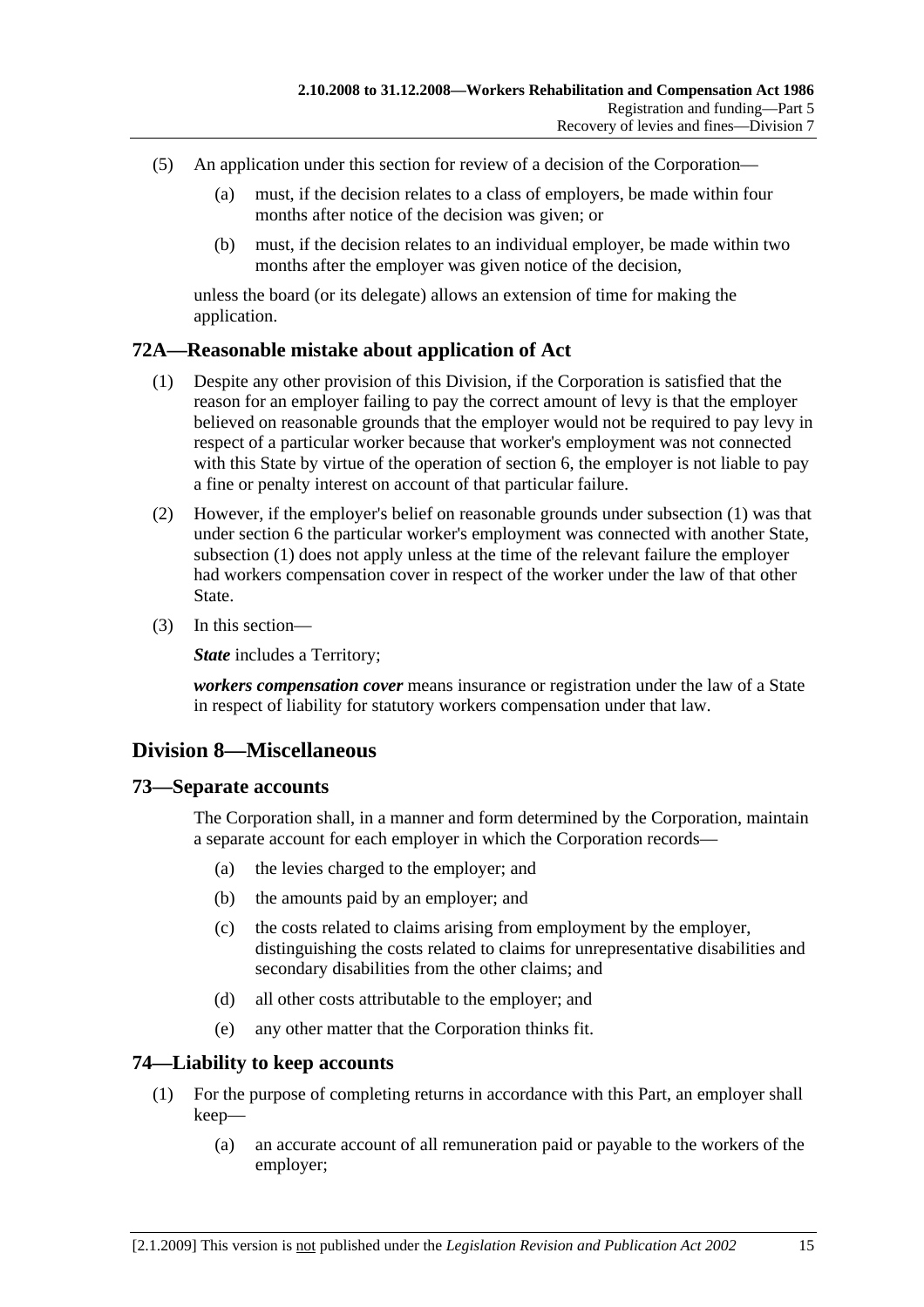(5) An application under this section for review of a decision of the Corporation—

(a) must, if the decision relates to a class of employers, be made within four months after notice of the decision was given; or

(b) must, if the decision relates to an individual employer, be made within two months after the employer was given notice of the decision,

unless the board (or its delegate) allows an extension of time for making the application.

## 72A—Reasonable mistake about application of Act

(1) Despite any other provision of this Division, if the Corporation is satisfied that the reason for an employer failing to pay the correct amount of levy is that the employer believed on reasonable grounds that the employer would not be required to pay levy in respect of a particular worker because that worker's employment was not connected with this State by virtue of the operation of section 6, the employer is not liable to pay a fine or penalty interest on account of that particular failure.

(2) However, if the employer's belief on reasonable grounds under subsection (1) was that under section 6 the particular worker's employment was connected with another State, subsection (1) does not apply unless at the time of the relevant failure the employer had workers compensation cover in respect of the worker under the law of that other State.

(3) In this section—

***State*** includes a Territory;

***workers compensation cover*** means insurance or registration under the law of a State in respect of liability for statutory workers compensation under that law.

# Division 8—Miscellaneous

## 73—Separate accounts

The Corporation shall, in a manner and form determined by the Corporation, maintain a separate account for each employer in which the Corporation records—

(a) the levies charged to the employer; and

(b) the amounts paid by an employer; and

(c) the costs related to claims arising from employment by the employer, distinguishing the costs related to claims for unrepresentative disabilities and secondary disabilities from the other claims; and

(d) all other costs attributable to the employer; and

(e) any other matter that the Corporation thinks fit.

## 74—Liability to keep accounts

(1) For the purpose of completing returns in accordance with this Part, an employer shall keep—

(a) an accurate account of all remuneration paid or payable to the workers of the employer;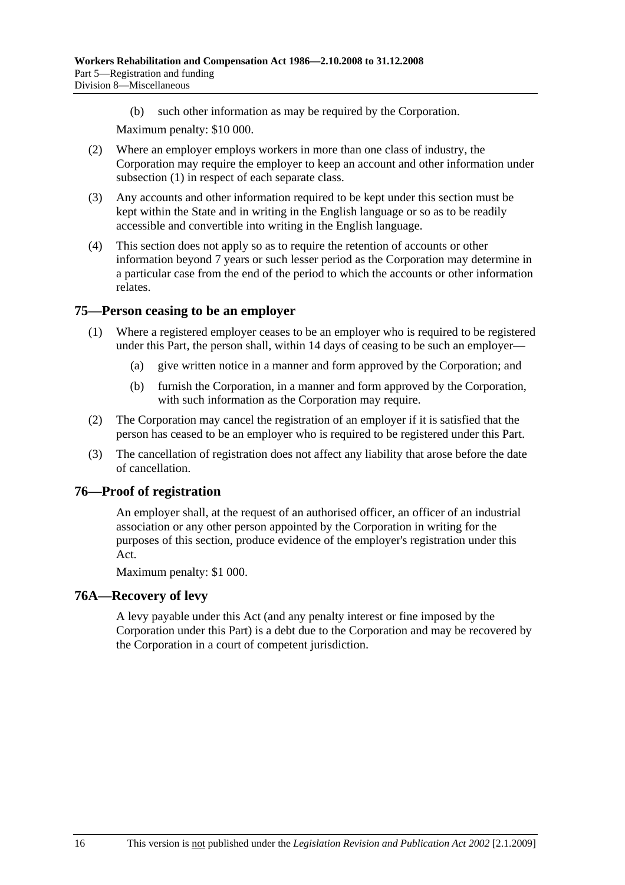(b) such other information as may be required by the Corporation.

Maximum penalty: $10 000.

(2) Where an employer employs workers in more than one class of industry, the Corporation may require the employer to keep an account and other information under subsection (1) in respect of each separate class.

(3) Any accounts and other information required to be kept under this section must be kept within the State and in writing in the English language or so as to be readily accessible and convertible into writing in the English language.

(4) This section does not apply so as to require the retention of accounts or other information beyond 7 years or such lesser period as the Corporation may determine in a particular case from the end of the period to which the accounts or other information relates.

## 75—Person ceasing to be an employer

(1) Where a registered employer ceases to be an employer who is required to be registered under this Part, the person shall, within 14 days of ceasing to be such an employer—

(a) give written notice in a manner and form approved by the Corporation; and

(b) furnish the Corporation, in a manner and form approved by the Corporation, with such information as the Corporation may require.

(2) The Corporation may cancel the registration of an employer if it is satisfied that the person has ceased to be an employer who is required to be registered under this Part.

(3) The cancellation of registration does not affect any liability that arose before the date of cancellation.

## 76—Proof of registration

An employer shall, at the request of an authorised officer, an officer of an industrial association or any other person appointed by the Corporation in writing for the purposes of this section, produce evidence of the employer's registration under this Act.

Maximum penalty: $1 000.

## 76A—Recovery of levy

A levy payable under this Act (and any penalty interest or fine imposed by the Corporation under this Part) is a debt due to the Corporation and may be recovered by the Corporation in a court of competent jurisdiction.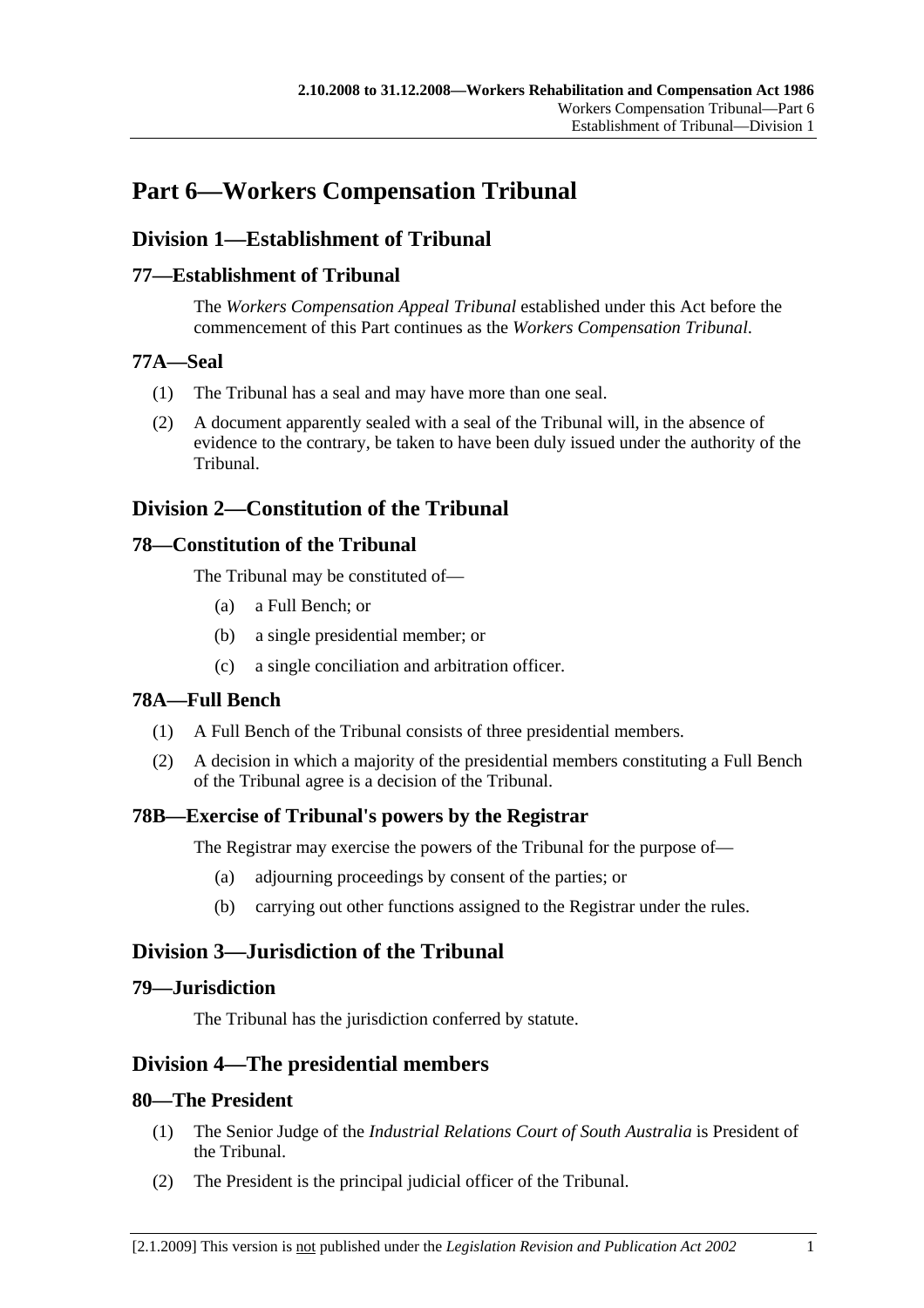# Part 6—Workers Compensation Tribunal

## Division 1—Establishment of Tribunal

### 77—Establishment of Tribunal

The *Workers Compensation Appeal Tribunal* established under this Act before the commencement of this Part continues as the *Workers Compensation Tribunal*.

### 77A—Seal

(1) The Tribunal has a seal and may have more than one seal.

(2) A document apparently sealed with a seal of the Tribunal will, in the absence of evidence to the contrary, be taken to have been duly issued under the authority of the Tribunal.

## Division 2—Constitution of the Tribunal

### 78—Constitution of the Tribunal

The Tribunal may be constituted of—

(a) a Full Bench; or

(b) a single presidential member; or

(c) a single conciliation and arbitration officer.

### 78A—Full Bench

(1) A Full Bench of the Tribunal consists of three presidential members.

(2) A decision in which a majority of the presidential members constituting a Full Bench of the Tribunal agree is a decision of the Tribunal.

### 78B—Exercise of Tribunal's powers by the Registrar

The Registrar may exercise the powers of the Tribunal for the purpose of—

(a) adjourning proceedings by consent of the parties; or

(b) carrying out other functions assigned to the Registrar under the rules.

## Division 3—Jurisdiction of the Tribunal

### 79—Jurisdiction

The Tribunal has the jurisdiction conferred by statute.

## Division 4—The presidential members

### 80—The President

(1) The Senior Judge of the *Industrial Relations Court of South Australia* is President of the Tribunal.

(2) The President is the principal judicial officer of the Tribunal.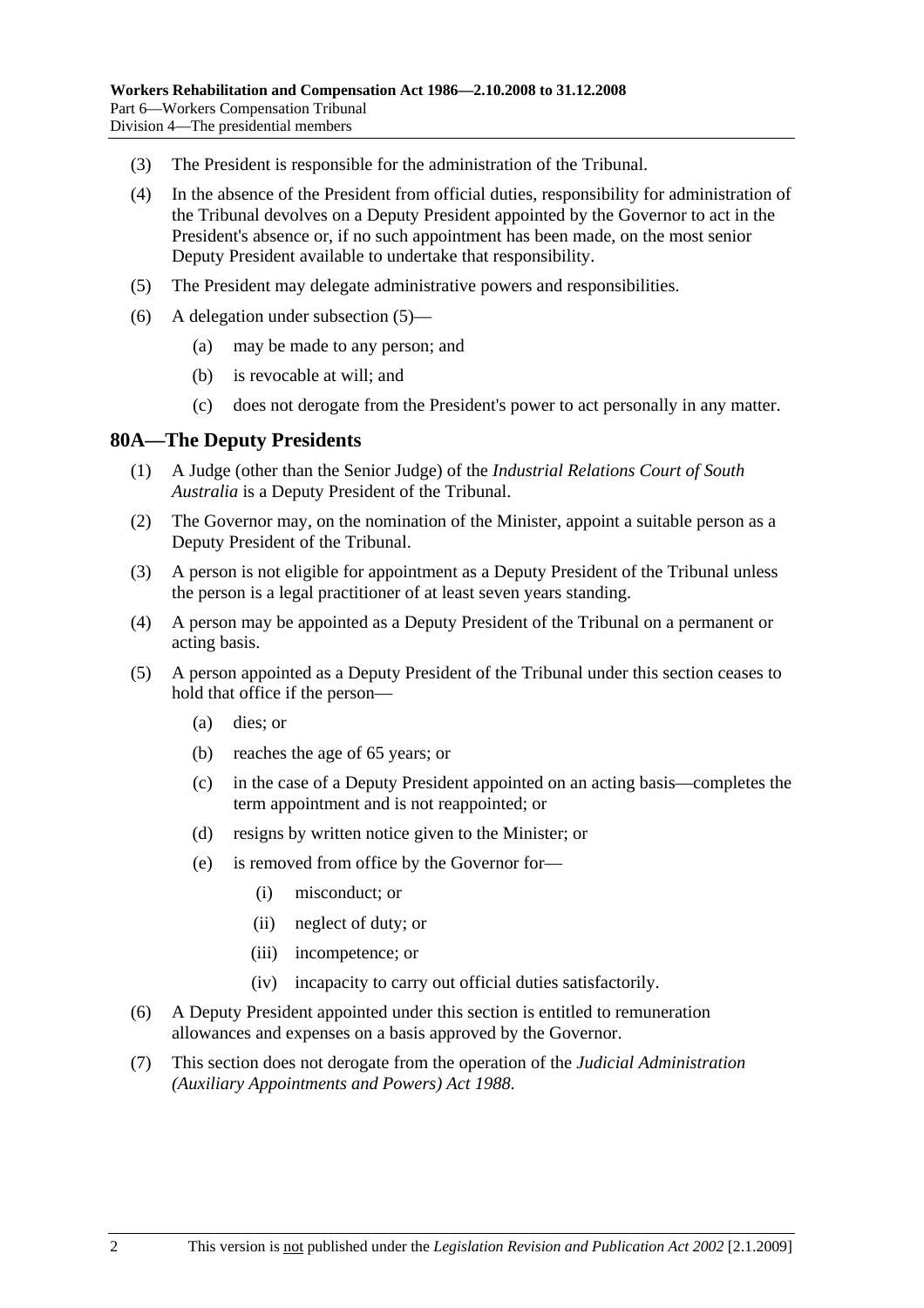(3) The President is responsible for the administration of the Tribunal.

(4) In the absence of the President from official duties, responsibility for administration of the Tribunal devolves on a Deputy President appointed by the Governor to act in the President's absence or, if no such appointment has been made, on the most senior Deputy President available to undertake that responsibility.

(5) The President may delegate administrative powers and responsibilities.

(6) A delegation under subsection (5)—

(a) may be made to any person; and

(b) is revocable at will; and

(c) does not derogate from the President's power to act personally in any matter.

## 80A—The Deputy Presidents

(1) A Judge (other than the Senior Judge) of the *Industrial Relations Court of South Australia* is a Deputy President of the Tribunal.

(2) The Governor may, on the nomination of the Minister, appoint a suitable person as a Deputy President of the Tribunal.

(3) A person is not eligible for appointment as a Deputy President of the Tribunal unless the person is a legal practitioner of at least seven years standing.

(4) A person may be appointed as a Deputy President of the Tribunal on a permanent or acting basis.

(5) A person appointed as a Deputy President of the Tribunal under this section ceases to hold that office if the person—

(a) dies; or

(b) reaches the age of 65 years; or

(c) in the case of a Deputy President appointed on an acting basis—completes the term appointment and is not reappointed; or

(d) resigns by written notice given to the Minister; or

(e) is removed from office by the Governor for—

(i) misconduct; or

(ii) neglect of duty; or

(iii) incompetence; or

(iv) incapacity to carry out official duties satisfactorily.

(6) A Deputy President appointed under this section is entitled to remuneration allowances and expenses on a basis approved by the Governor.

(7) This section does not derogate from the operation of the *Judicial Administration (Auxiliary Appointments and Powers) Act 1988*.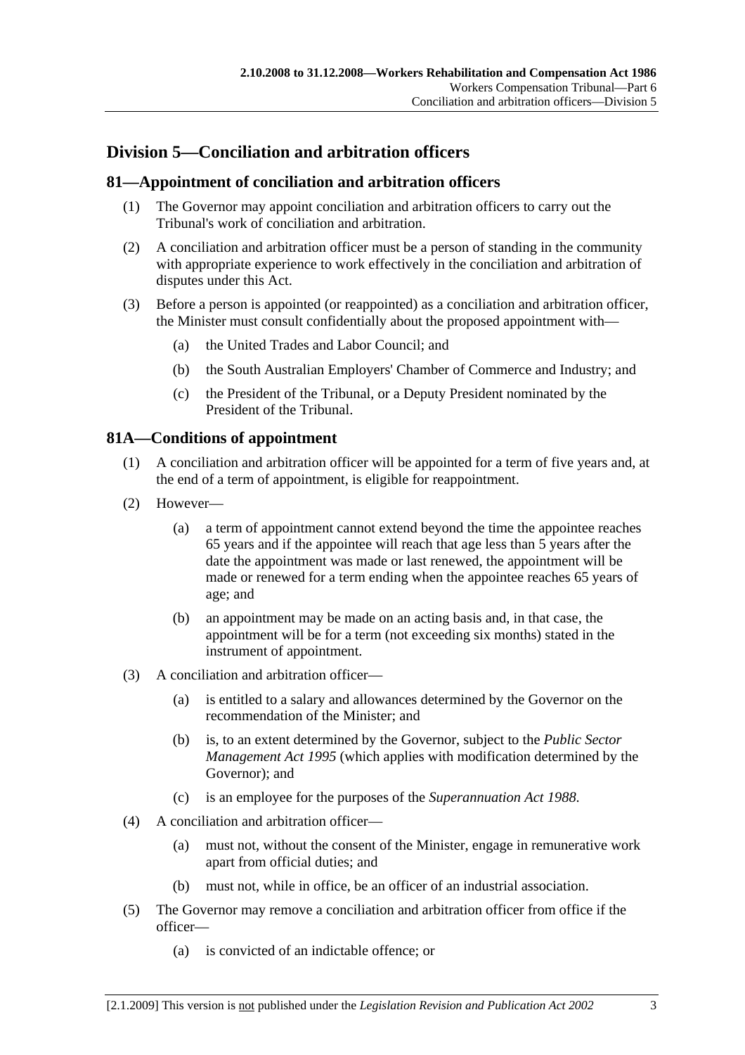## Division 5—Conciliation and arbitration officers

### 81—Appointment of conciliation and arbitration officers

(1) The Governor may appoint conciliation and arbitration officers to carry out the Tribunal's work of conciliation and arbitration.

(2) A conciliation and arbitration officer must be a person of standing in the community with appropriate experience to work effectively in the conciliation and arbitration of disputes under this Act.

(3) Before a person is appointed (or reappointed) as a conciliation and arbitration officer, the Minister must consult confidentially about the proposed appointment with—

- (a) the United Trades and Labor Council; and
- (b) the South Australian Employers' Chamber of Commerce and Industry; and
- (c) the President of the Tribunal, or a Deputy President nominated by the President of the Tribunal.

### 81A—Conditions of appointment

(1) A conciliation and arbitration officer will be appointed for a term of five years and, at the end of a term of appointment, is eligible for reappointment.

(2) However—

- (a) a term of appointment cannot extend beyond the time the appointee reaches 65 years and if the appointee will reach that age less than 5 years after the date the appointment was made or last renewed, the appointment will be made or renewed for a term ending when the appointee reaches 65 years of age; and
- (b) an appointment may be made on an acting basis and, in that case, the appointment will be for a term (not exceeding six months) stated in the instrument of appointment.

(3) A conciliation and arbitration officer—

- (a) is entitled to a salary and allowances determined by the Governor on the recommendation of the Minister; and
- (b) is, to an extent determined by the Governor, subject to the *Public Sector Management Act 1995* (which applies with modification determined by the Governor); and
- (c) is an employee for the purposes of the *Superannuation Act 1988*.

(4) A conciliation and arbitration officer—

- (a) must not, without the consent of the Minister, engage in remunerative work apart from official duties; and
- (b) must not, while in office, be an officer of an industrial association.

(5) The Governor may remove a conciliation and arbitration officer from office if the officer—

- (a) is convicted of an indictable offence; or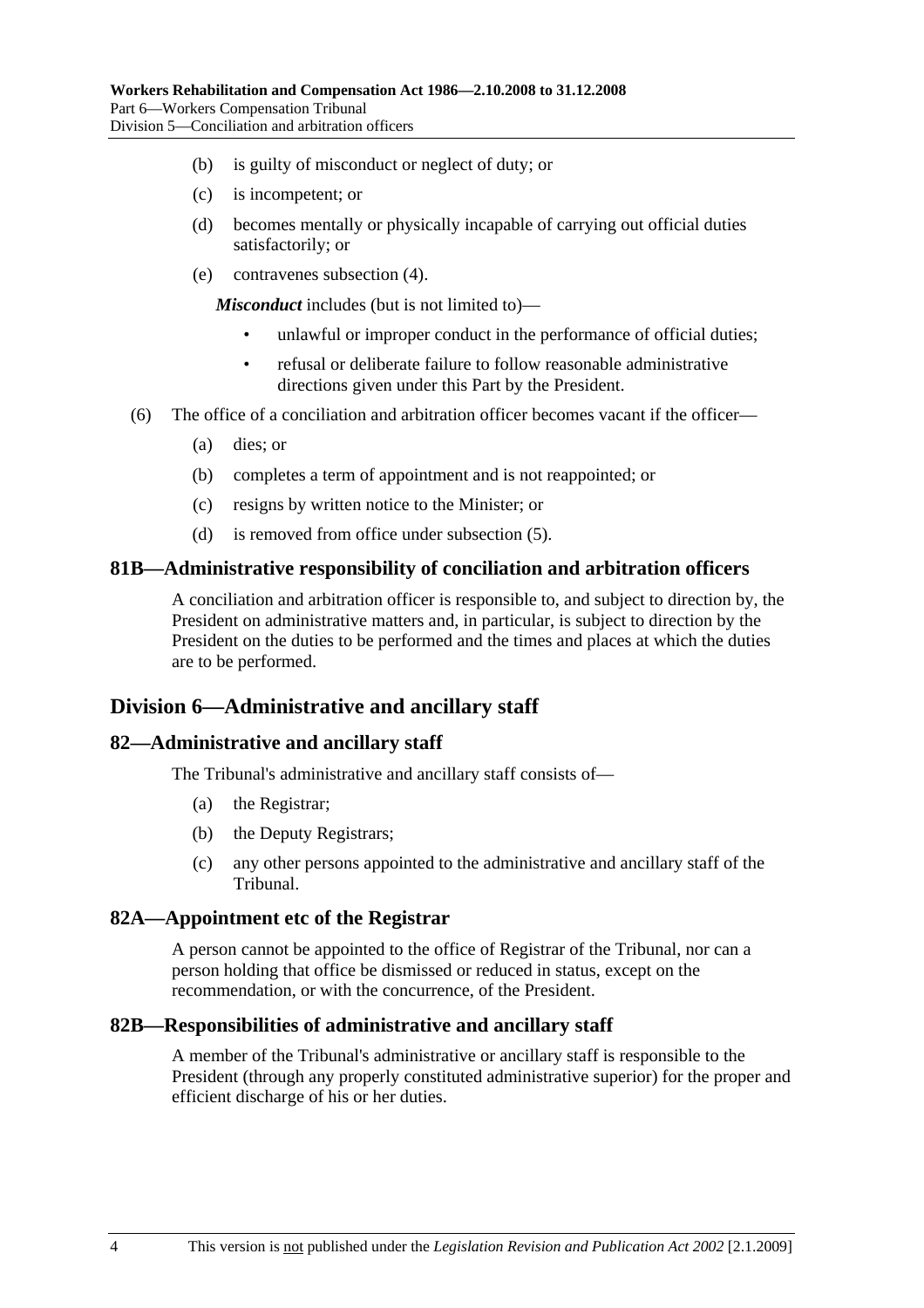(b) is guilty of misconduct or neglect of duty; or

(c) is incompetent; or

(d) becomes mentally or physically incapable of carrying out official duties satisfactorily; or

(e) contravenes subsection (4).

***Misconduct*** includes (but is not limited to)—

- unlawful or improper conduct in the performance of official duties;
- refusal or deliberate failure to follow reasonable administrative directions given under this Part by the President.

(6) The office of a conciliation and arbitration officer becomes vacant if the officer—

(a) dies; or

(b) completes a term of appointment and is not reappointed; or

(c) resigns by written notice to the Minister; or

(d) is removed from office under subsection (5).

### 81B—Administrative responsibility of conciliation and arbitration officers

A conciliation and arbitration officer is responsible to, and subject to direction by, the President on administrative matters and, in particular, is subject to direction by the President on the duties to be performed and the times and places at which the duties are to be performed.

## Division 6—Administrative and ancillary staff

### 82—Administrative and ancillary staff

The Tribunal's administrative and ancillary staff consists of—

(a) the Registrar;

(b) the Deputy Registrars;

(c) any other persons appointed to the administrative and ancillary staff of the Tribunal.

### 82A—Appointment etc of the Registrar

A person cannot be appointed to the office of Registrar of the Tribunal, nor can a person holding that office be dismissed or reduced in status, except on the recommendation, or with the concurrence, of the President.

### 82B—Responsibilities of administrative and ancillary staff

A member of the Tribunal's administrative or ancillary staff is responsible to the President (through any properly constituted administrative superior) for the proper and efficient discharge of his or her duties.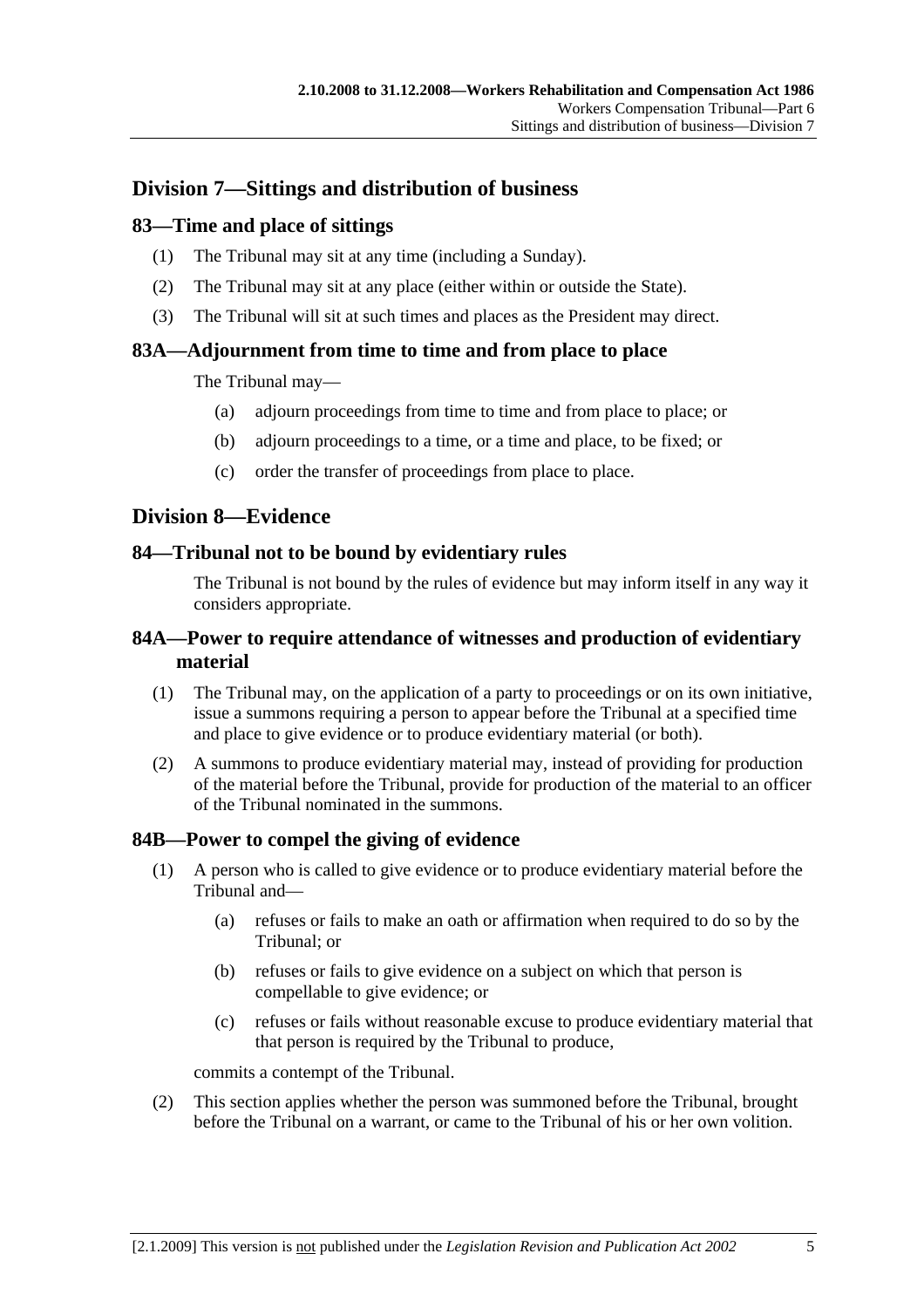## Division 7—Sittings and distribution of business

### 83—Time and place of sittings

(1) The Tribunal may sit at any time (including a Sunday).

(2) The Tribunal may sit at any place (either within or outside the State).

(3) The Tribunal will sit at such times and places as the President may direct.

### 83A—Adjournment from time to time and from place to place

The Tribunal may—

(a) adjourn proceedings from time to time and from place to place; or

(b) adjourn proceedings to a time, or a time and place, to be fixed; or

(c) order the transfer of proceedings from place to place.

## Division 8—Evidence

### 84—Tribunal not to be bound by evidentiary rules

The Tribunal is not bound by the rules of evidence but may inform itself in any way it considers appropriate.

### 84A—Power to require attendance of witnesses and production of evidentiary material

(1) The Tribunal may, on the application of a party to proceedings or on its own initiative, issue a summons requiring a person to appear before the Tribunal at a specified time and place to give evidence or to produce evidentiary material (or both).

(2) A summons to produce evidentiary material may, instead of providing for production of the material before the Tribunal, provide for production of the material to an officer of the Tribunal nominated in the summons.

### 84B—Power to compel the giving of evidence

(1) A person who is called to give evidence or to produce evidentiary material before the Tribunal and—

(a) refuses or fails to make an oath or affirmation when required to do so by the Tribunal; or

(b) refuses or fails to give evidence on a subject on which that person is compellable to give evidence; or

(c) refuses or fails without reasonable excuse to produce evidentiary material that that person is required by the Tribunal to produce,

commits a contempt of the Tribunal.

(2) This section applies whether the person was summoned before the Tribunal, brought before the Tribunal on a warrant, or came to the Tribunal of his or her own volition.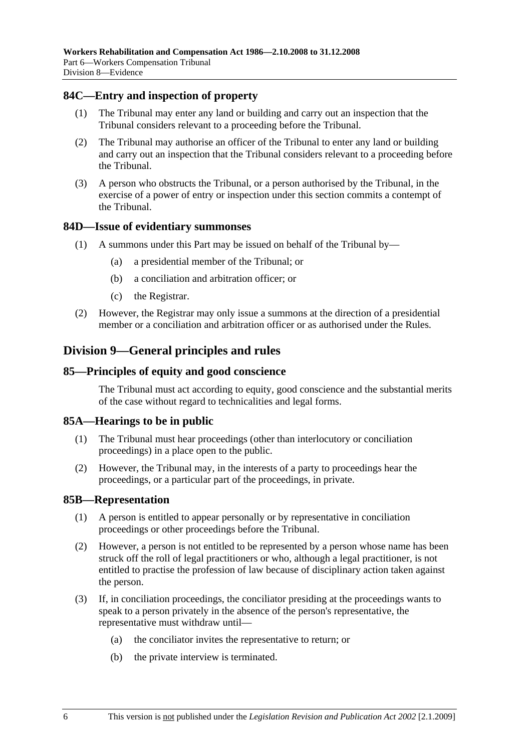### 84C—Entry and inspection of property

(1) The Tribunal may enter any land or building and carry out an inspection that the Tribunal considers relevant to a proceeding before the Tribunal.

(2) The Tribunal may authorise an officer of the Tribunal to enter any land or building and carry out an inspection that the Tribunal considers relevant to a proceeding before the Tribunal.

(3) A person who obstructs the Tribunal, or a person authorised by the Tribunal, in the exercise of a power of entry or inspection under this section commits a contempt of the Tribunal.

### 84D—Issue of evidentiary summonses

(1) A summons under this Part may be issued on behalf of the Tribunal by—

- (a) a presidential member of the Tribunal; or
- (b) a conciliation and arbitration officer; or
- (c) the Registrar.

(2) However, the Registrar may only issue a summons at the direction of a presidential member or a conciliation and arbitration officer or as authorised under the Rules.

## Division 9—General principles and rules

### 85—Principles of equity and good conscience

The Tribunal must act according to equity, good conscience and the substantial merits of the case without regard to technicalities and legal forms.

### 85A—Hearings to be in public

(1) The Tribunal must hear proceedings (other than interlocutory or conciliation proceedings) in a place open to the public.

(2) However, the Tribunal may, in the interests of a party to proceedings hear the proceedings, or a particular part of the proceedings, in private.

### 85B—Representation

(1) A person is entitled to appear personally or by representative in conciliation proceedings or other proceedings before the Tribunal.

(2) However, a person is not entitled to be represented by a person whose name has been struck off the roll of legal practitioners or who, although a legal practitioner, is not entitled to practise the profession of law because of disciplinary action taken against the person.

(3) If, in conciliation proceedings, the conciliator presiding at the proceedings wants to speak to a person privately in the absence of the person's representative, the representative must withdraw until—

- (a) the conciliator invites the representative to return; or
- (b) the private interview is terminated.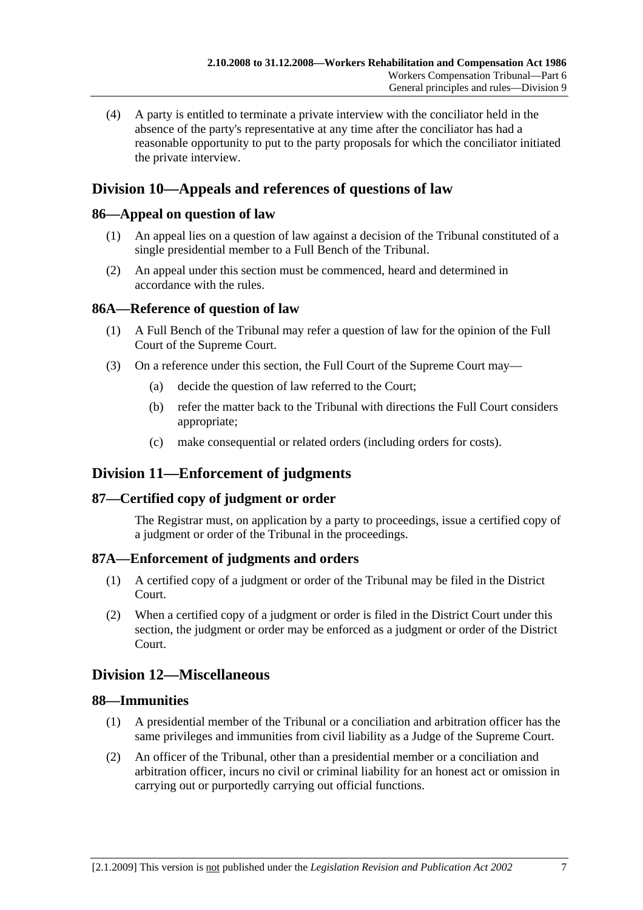(4) A party is entitled to terminate a private interview with the conciliator held in the absence of the party's representative at any time after the conciliator has had a reasonable opportunity to put to the party proposals for which the conciliator initiated the private interview.

## Division 10—Appeals and references of questions of law

### 86—Appeal on question of law

(1) An appeal lies on a question of law against a decision of the Tribunal constituted of a single presidential member to a Full Bench of the Tribunal.

(2) An appeal under this section must be commenced, heard and determined in accordance with the rules.

### 86A—Reference of question of law

(1) A Full Bench of the Tribunal may refer a question of law for the opinion of the Full Court of the Supreme Court.

(3) On a reference under this section, the Full Court of the Supreme Court may—

(a) decide the question of law referred to the Court;

(b) refer the matter back to the Tribunal with directions the Full Court considers appropriate;

(c) make consequential or related orders (including orders for costs).

## Division 11—Enforcement of judgments

### 87—Certified copy of judgment or order

The Registrar must, on application by a party to proceedings, issue a certified copy of a judgment or order of the Tribunal in the proceedings.

### 87A—Enforcement of judgments and orders

(1) A certified copy of a judgment or order of the Tribunal may be filed in the District Court.

(2) When a certified copy of a judgment or order is filed in the District Court under this section, the judgment or order may be enforced as a judgment or order of the District Court.

## Division 12—Miscellaneous

### 88—Immunities

(1) A presidential member of the Tribunal or a conciliation and arbitration officer has the same privileges and immunities from civil liability as a Judge of the Supreme Court.

(2) An officer of the Tribunal, other than a presidential member or a conciliation and arbitration officer, incurs no civil or criminal liability for an honest act or omission in carrying out or purportedly carrying out official functions.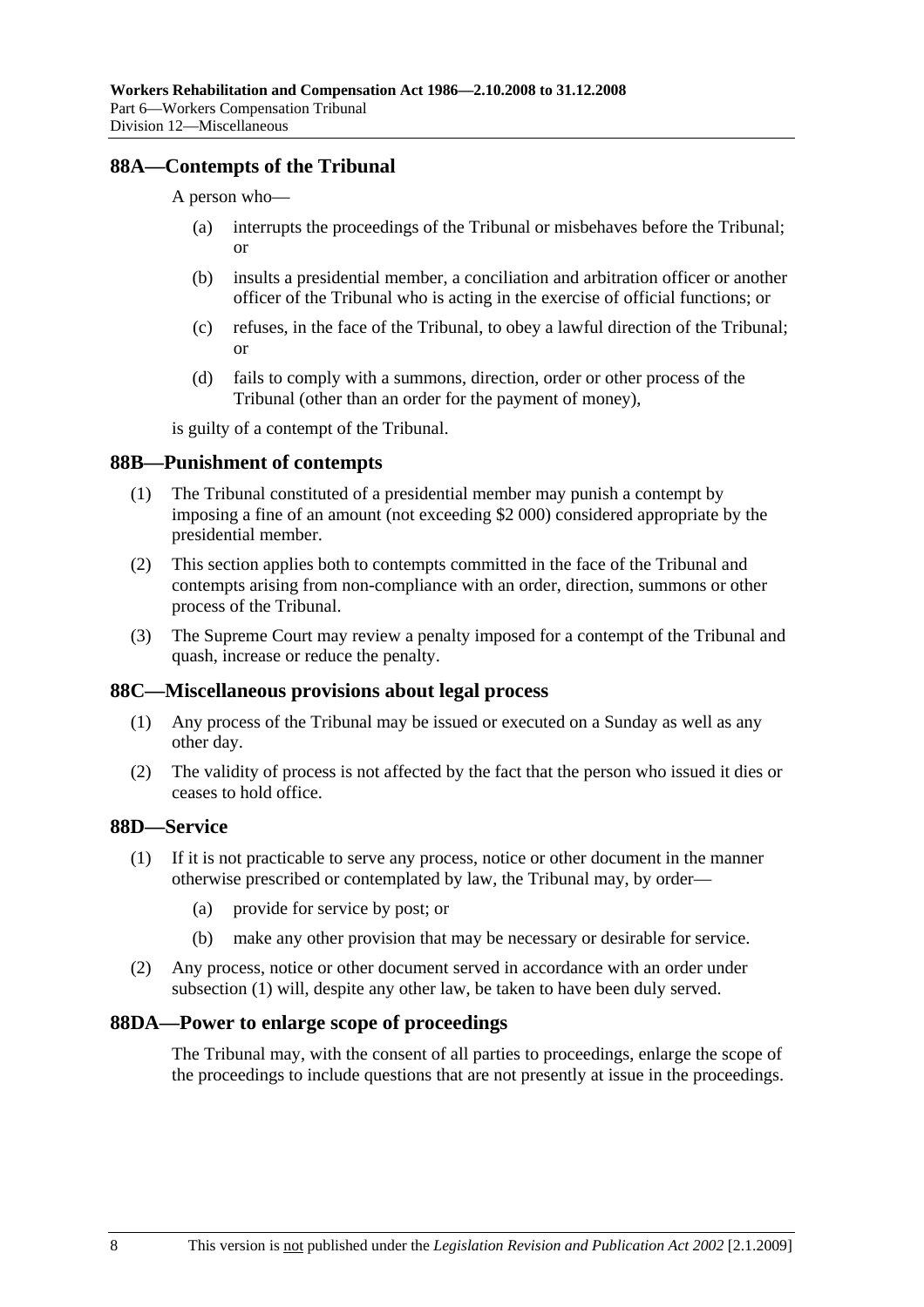## 88A—Contempts of the Tribunal

A person who—

(a) interrupts the proceedings of the Tribunal or misbehaves before the Tribunal; or

(b) insults a presidential member, a conciliation and arbitration officer or another officer of the Tribunal who is acting in the exercise of official functions; or

(c) refuses, in the face of the Tribunal, to obey a lawful direction of the Tribunal; or

(d) fails to comply with a summons, direction, order or other process of the Tribunal (other than an order for the payment of money),

is guilty of a contempt of the Tribunal.

## 88B—Punishment of contempts

(1) The Tribunal constituted of a presidential member may punish a contempt by imposing a fine of an amount (not exceeding $2 000) considered appropriate by the presidential member.

(2) This section applies both to contempts committed in the face of the Tribunal and contempts arising from non-compliance with an order, direction, summons or other process of the Tribunal.

(3) The Supreme Court may review a penalty imposed for a contempt of the Tribunal and quash, increase or reduce the penalty.

## 88C—Miscellaneous provisions about legal process

(1) Any process of the Tribunal may be issued or executed on a Sunday as well as any other day.

(2) The validity of process is not affected by the fact that the person who issued it dies or ceases to hold office.

## 88D—Service

(1) If it is not practicable to serve any process, notice or other document in the manner otherwise prescribed or contemplated by law, the Tribunal may, by order—

(a) provide for service by post; or

(b) make any other provision that may be necessary or desirable for service.

(2) Any process, notice or other document served in accordance with an order under subsection (1) will, despite any other law, be taken to have been duly served.

## 88DA—Power to enlarge scope of proceedings

The Tribunal may, with the consent of all parties to proceedings, enlarge the scope of the proceedings to include questions that are not presently at issue in the proceedings.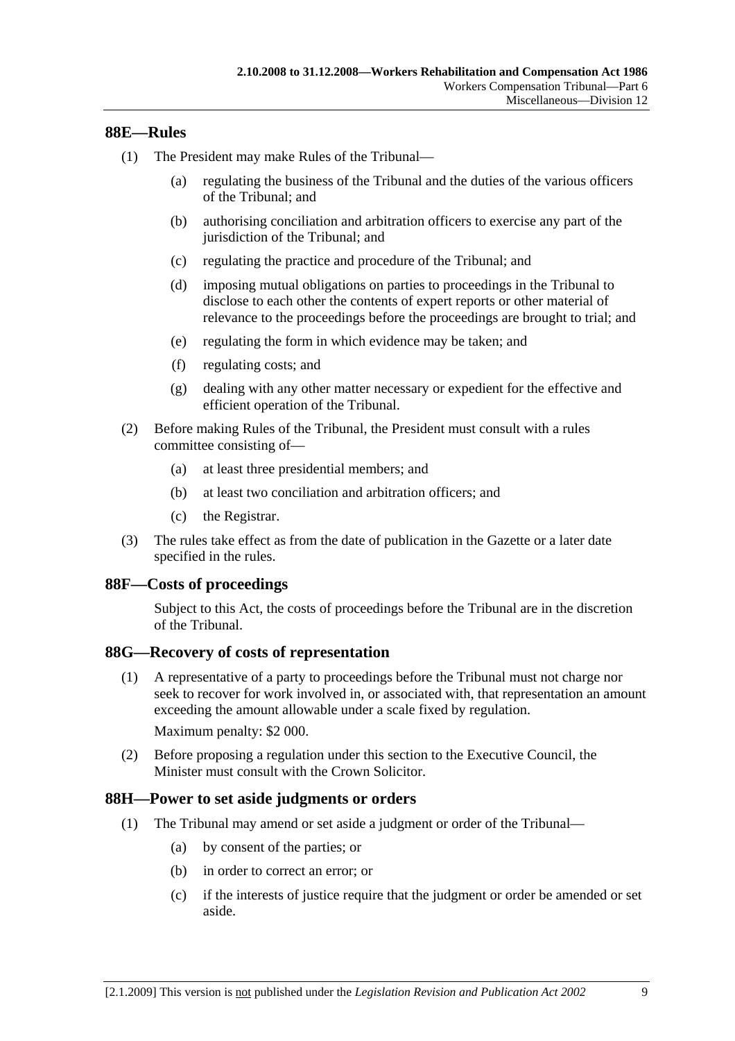## 88E—Rules

(1) The President may make Rules of the Tribunal—

- (a) regulating the business of the Tribunal and the duties of the various officers of the Tribunal; and
- (b) authorising conciliation and arbitration officers to exercise any part of the jurisdiction of the Tribunal; and
- (c) regulating the practice and procedure of the Tribunal; and
- (d) imposing mutual obligations on parties to proceedings in the Tribunal to disclose to each other the contents of expert reports or other material of relevance to the proceedings before the proceedings are brought to trial; and
- (e) regulating the form in which evidence may be taken; and
- (f) regulating costs; and
- (g) dealing with any other matter necessary or expedient for the effective and efficient operation of the Tribunal.

(2) Before making Rules of the Tribunal, the President must consult with a rules committee consisting of—

- (a) at least three presidential members; and
- (b) at least two conciliation and arbitration officers; and
- (c) the Registrar.

(3) The rules take effect as from the date of publication in the Gazette or a later date specified in the rules.

## 88F—Costs of proceedings

Subject to this Act, the costs of proceedings before the Tribunal are in the discretion of the Tribunal.

## 88G—Recovery of costs of representation

(1) A representative of a party to proceedings before the Tribunal must not charge nor seek to recover for work involved in, or associated with, that representation an amount exceeding the amount allowable under a scale fixed by regulation.

Maximum penalty: $2 000.

(2) Before proposing a regulation under this section to the Executive Council, the Minister must consult with the Crown Solicitor.

## 88H—Power to set aside judgments or orders

(1) The Tribunal may amend or set aside a judgment or order of the Tribunal—

- (a) by consent of the parties; or
- (b) in order to correct an error; or
- (c) if the interests of justice require that the judgment or order be amended or set aside.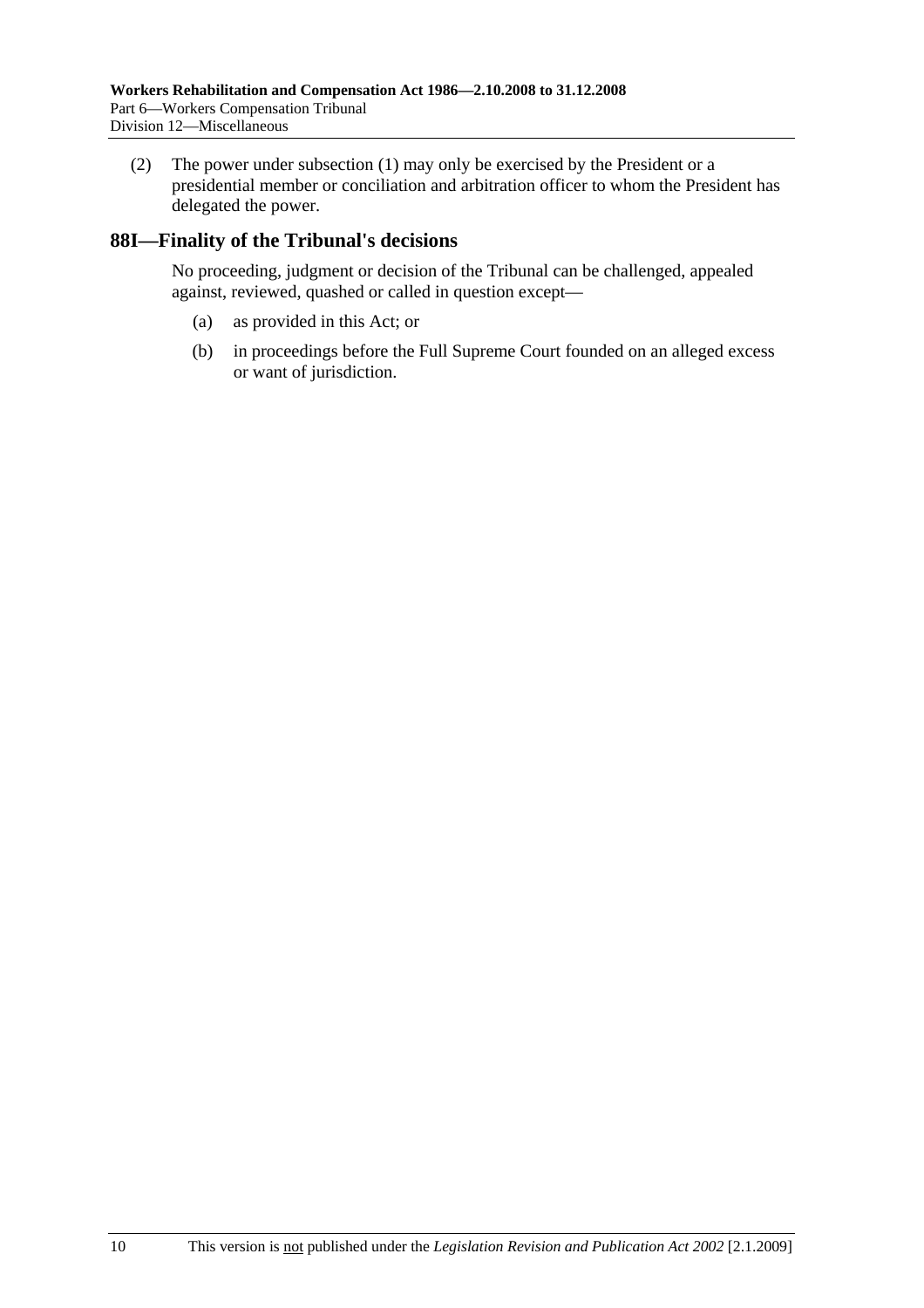(2) The power under subsection (1) may only be exercised by the President or a presidential member or conciliation and arbitration officer to whom the President has delegated the power.

## 88I—Finality of the Tribunal's decisions

No proceeding, judgment or decision of the Tribunal can be challenged, appealed against, reviewed, quashed or called in question except—

(a) as provided in this Act; or

(b) in proceedings before the Full Supreme Court founded on an alleged excess or want of jurisdiction.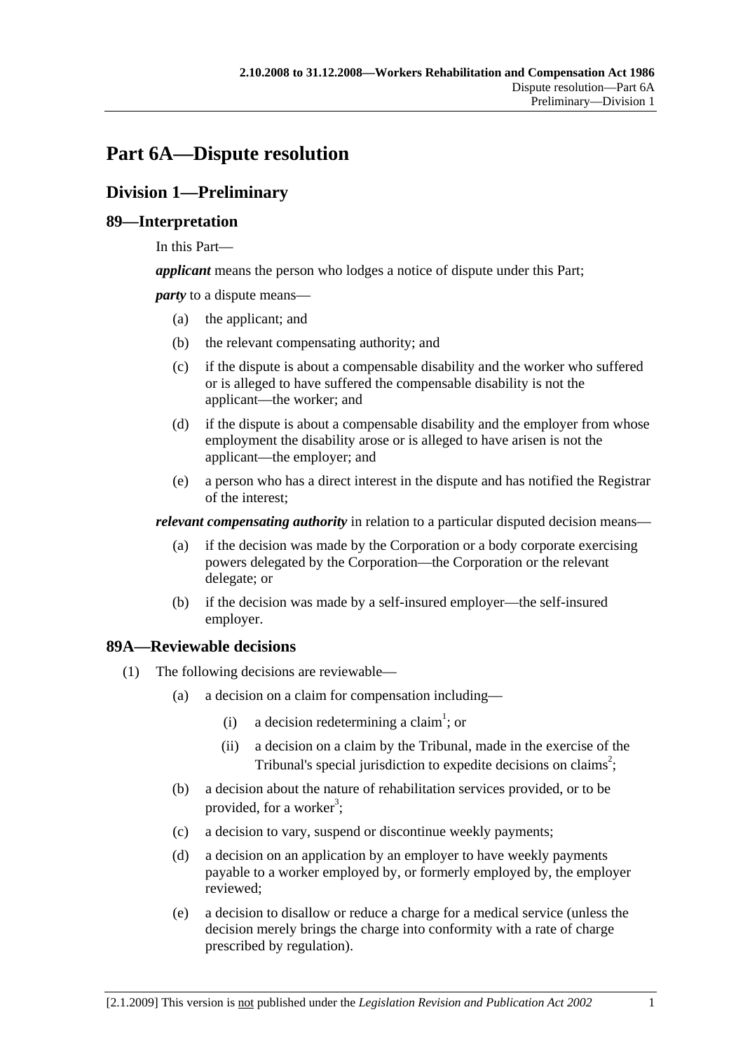# Part 6A—Dispute resolution

## Division 1—Preliminary

### 89—Interpretation

In this Part—

***applicant*** means the person who lodges a notice of dispute under this Part;

***party*** to a dispute means—

(a) the applicant; and

(b) the relevant compensating authority; and

(c) if the dispute is about a compensable disability and the worker who suffered or is alleged to have suffered the compensable disability is not the applicant—the worker; and

(d) if the dispute is about a compensable disability and the employer from whose employment the disability arose or is alleged to have arisen is not the applicant—the employer; and

(e) a person who has a direct interest in the dispute and has notified the Registrar of the interest;

***relevant compensating authority*** in relation to a particular disputed decision means—

(a) if the decision was made by the Corporation or a body corporate exercising powers delegated by the Corporation—the Corporation or the relevant delegate; or

(b) if the decision was made by a self-insured employer—the self-insured employer.

### 89A—Reviewable decisions

(1) The following decisions are reviewable—

(a) a decision on a claim for compensation including—

(i) a decision redetermining a claim[1]; or

(ii) a decision on a claim by the Tribunal, made in the exercise of the Tribunal's special jurisdiction to expedite decisions on claims[2];

(b) a decision about the nature of rehabilitation services provided, or to be provided, for a worker[3];

(c) a decision to vary, suspend or discontinue weekly payments;

(d) a decision on an application by an employer to have weekly payments payable to a worker employed by, or formerly employed by, the employer reviewed;

(e) a decision to disallow or reduce a charge for a medical service (unless the decision merely brings the charge into conformity with a rate of charge prescribed by regulation).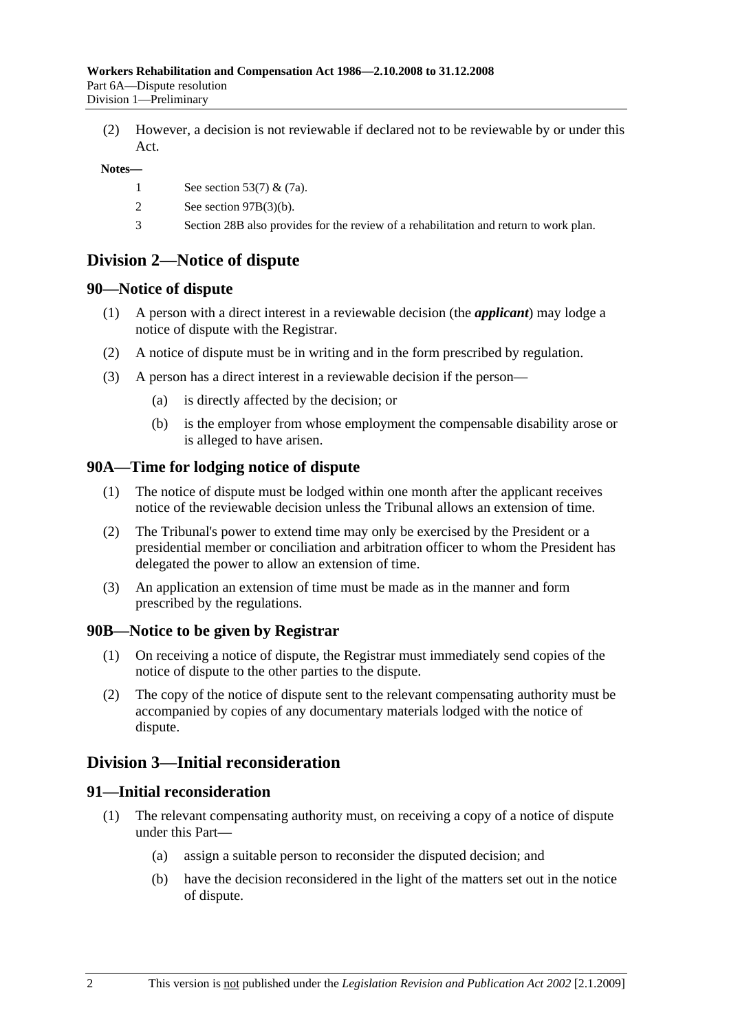(2) However, a decision is not reviewable if declared not to be reviewable by or under this Act.

**Notes—**

1 See section 53(7) & (7a).

2 See section 97B(3)(b).

3 Section 28B also provides for the review of a rehabilitation and return to work plan.

## Division 2—Notice of dispute

### 90—Notice of dispute

(1) A person with a direct interest in a reviewable decision (the ***applicant***) may lodge a notice of dispute with the Registrar.

(2) A notice of dispute must be in writing and in the form prescribed by regulation.

(3) A person has a direct interest in a reviewable decision if the person—

(a) is directly affected by the decision; or

(b) is the employer from whose employment the compensable disability arose or is alleged to have arisen.

### 90A—Time for lodging notice of dispute

(1) The notice of dispute must be lodged within one month after the applicant receives notice of the reviewable decision unless the Tribunal allows an extension of time.

(2) The Tribunal's power to extend time may only be exercised by the President or a presidential member or conciliation and arbitration officer to whom the President has delegated the power to allow an extension of time.

(3) An application an extension of time must be made as in the manner and form prescribed by the regulations.

### 90B—Notice to be given by Registrar

(1) On receiving a notice of dispute, the Registrar must immediately send copies of the notice of dispute to the other parties to the dispute.

(2) The copy of the notice of dispute sent to the relevant compensating authority must be accompanied by copies of any documentary materials lodged with the notice of dispute.

## Division 3—Initial reconsideration

### 91—Initial reconsideration

(1) The relevant compensating authority must, on receiving a copy of a notice of dispute under this Part—

(a) assign a suitable person to reconsider the disputed decision; and

(b) have the decision reconsidered in the light of the matters set out in the notice of dispute.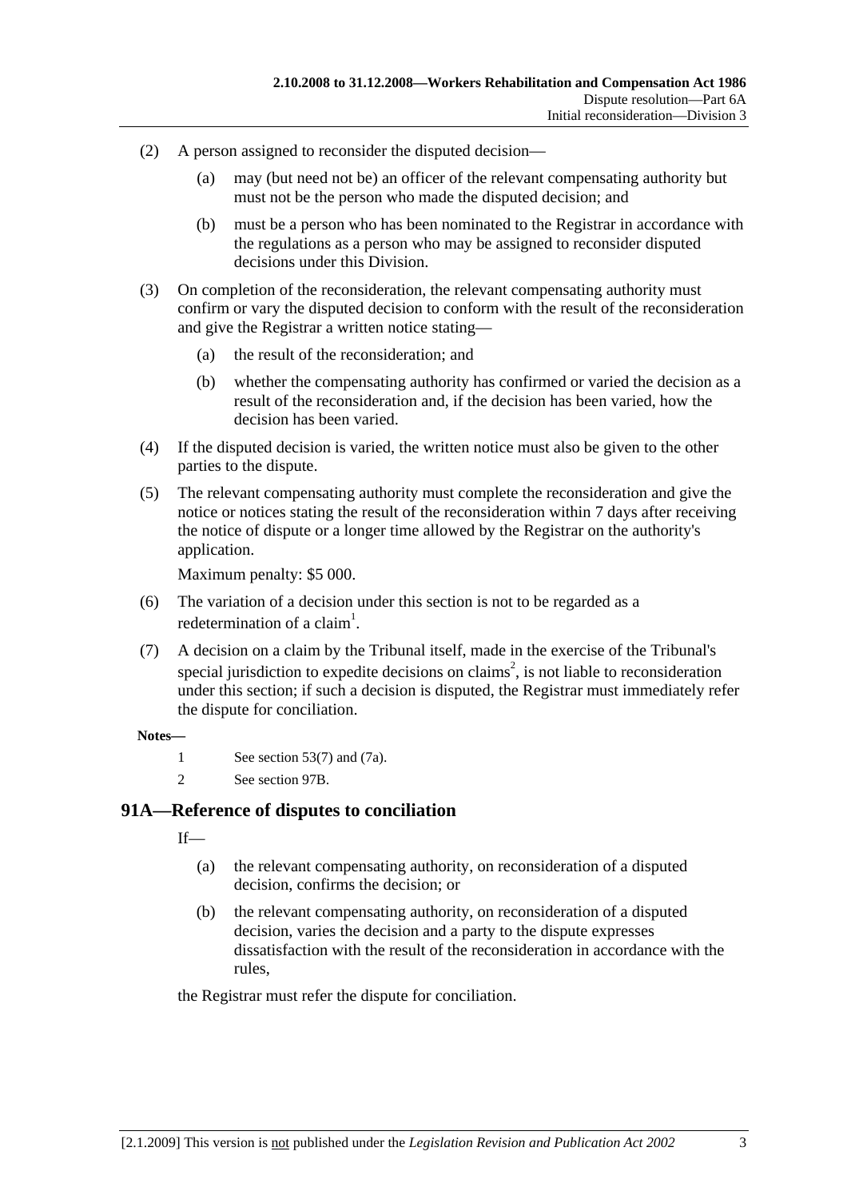(2) A person assigned to reconsider the disputed decision—

(a) may (but need not be) an officer of the relevant compensating authority but must not be the person who made the disputed decision; and

(b) must be a person who has been nominated to the Registrar in accordance with the regulations as a person who may be assigned to reconsider disputed decisions under this Division.

(3) On completion of the reconsideration, the relevant compensating authority must confirm or vary the disputed decision to conform with the result of the reconsideration and give the Registrar a written notice stating—

(a) the result of the reconsideration; and

(b) whether the compensating authority has confirmed or varied the decision as a result of the reconsideration and, if the decision has been varied, how the decision has been varied.

(4) If the disputed decision is varied, the written notice must also be given to the other parties to the dispute.

(5) The relevant compensating authority must complete the reconsideration and give the notice or notices stating the result of the reconsideration within 7 days after receiving the notice of dispute or a longer time allowed by the Registrar on the authority's application.

Maximum penalty: $5 000.

(6) The variation of a decision under this section is not to be regarded as a redetermination of a claim[1].

(7) A decision on a claim by the Tribunal itself, made in the exercise of the Tribunal's special jurisdiction to expedite decisions on claims[2], is not liable to reconsideration under this section; if such a decision is disputed, the Registrar must immediately refer the dispute for conciliation.

**Notes—**

1 See section 53(7) and (7a).

2 See section 97B.

## 91A—Reference of disputes to conciliation

If—

(a) the relevant compensating authority, on reconsideration of a disputed decision, confirms the decision; or

(b) the relevant compensating authority, on reconsideration of a disputed decision, varies the decision and a party to the dispute expresses dissatisfaction with the result of the reconsideration in accordance with the rules,

the Registrar must refer the dispute for conciliation.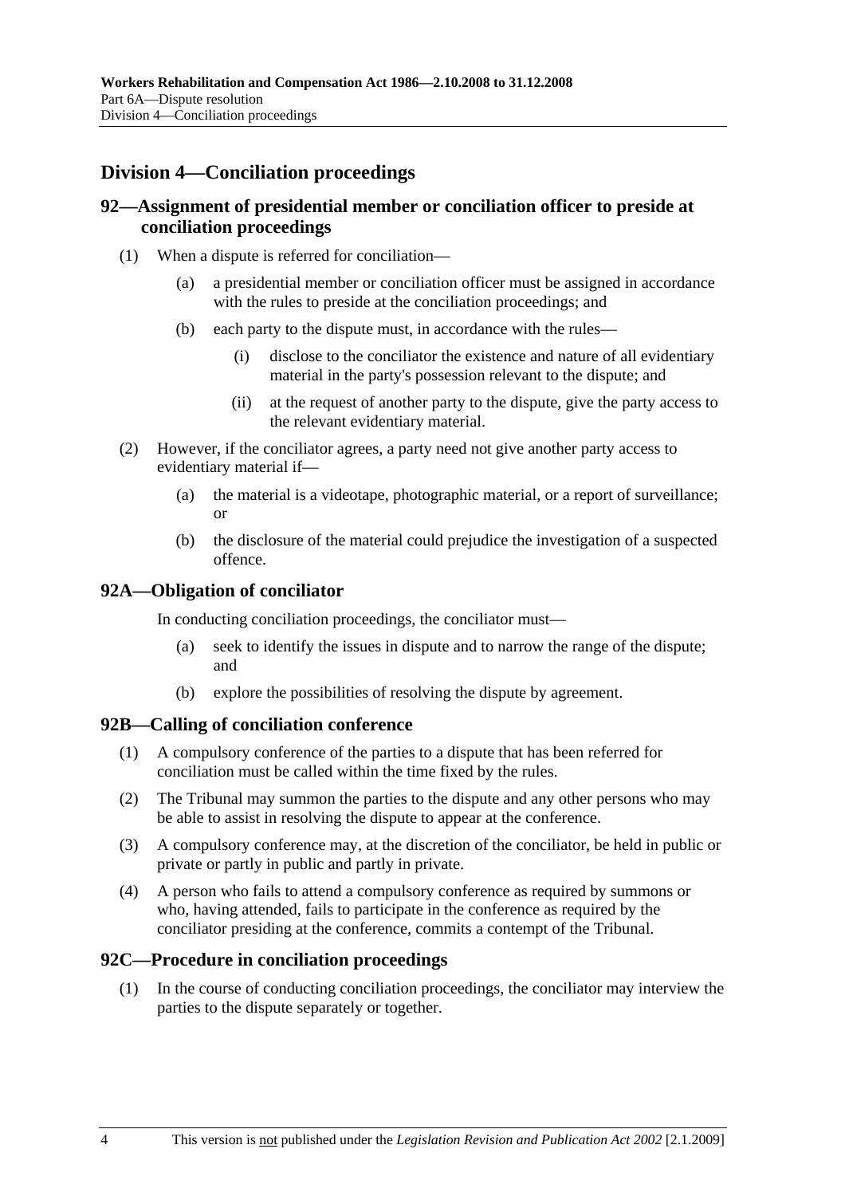## Division 4—Conciliation proceedings

### 92—Assignment of presidential member or conciliation officer to preside at conciliation proceedings

(1) When a dispute is referred for conciliation—

(a) a presidential member or conciliation officer must be assigned in accordance with the rules to preside at the conciliation proceedings; and

(b) each party to the dispute must, in accordance with the rules—

(i) disclose to the conciliator the existence and nature of all evidentiary material in the party's possession relevant to the dispute; and

(ii) at the request of another party to the dispute, give the party access to the relevant evidentiary material.

(2) However, if the conciliator agrees, a party need not give another party access to evidentiary material if—

(a) the material is a videotape, photographic material, or a report of surveillance; or

(b) the disclosure of the material could prejudice the investigation of a suspected offence.

### 92A—Obligation of conciliator

In conducting conciliation proceedings, the conciliator must—

(a) seek to identify the issues in dispute and to narrow the range of the dispute; and

(b) explore the possibilities of resolving the dispute by agreement.

### 92B—Calling of conciliation conference

(1) A compulsory conference of the parties to a dispute that has been referred for conciliation must be called within the time fixed by the rules.

(2) The Tribunal may summon the parties to the dispute and any other persons who may be able to assist in resolving the dispute to appear at the conference.

(3) A compulsory conference may, at the discretion of the conciliator, be held in public or private or partly in public and partly in private.

(4) A person who fails to attend a compulsory conference as required by summons or who, having attended, fails to participate in the conference as required by the conciliator presiding at the conference, commits a contempt of the Tribunal.

### 92C—Procedure in conciliation proceedings

(1) In the course of conducting conciliation proceedings, the conciliator may interview the parties to the dispute separately or together.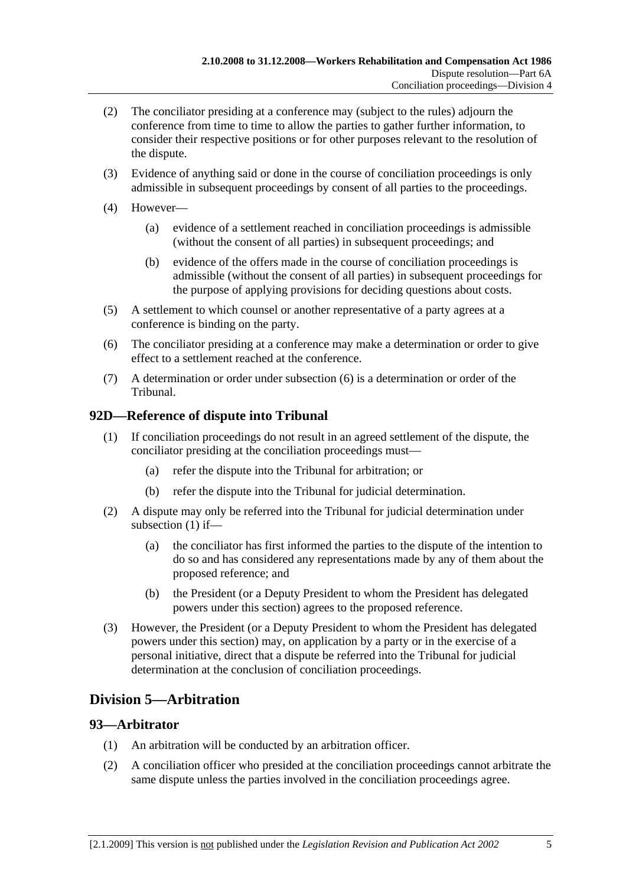(2) The conciliator presiding at a conference may (subject to the rules) adjourn the conference from time to time to allow the parties to gather further information, to consider their respective positions or for other purposes relevant to the resolution of the dispute.

(3) Evidence of anything said or done in the course of conciliation proceedings is only admissible in subsequent proceedings by consent of all parties to the proceedings.

(4) However—

(a) evidence of a settlement reached in conciliation proceedings is admissible (without the consent of all parties) in subsequent proceedings; and

(b) evidence of the offers made in the course of conciliation proceedings is admissible (without the consent of all parties) in subsequent proceedings for the purpose of applying provisions for deciding questions about costs.

(5) A settlement to which counsel or another representative of a party agrees at a conference is binding on the party.

(6) The conciliator presiding at a conference may make a determination or order to give effect to a settlement reached at the conference.

(7) A determination or order under subsection (6) is a determination or order of the Tribunal.

## 92D—Reference of dispute into Tribunal

(1) If conciliation proceedings do not result in an agreed settlement of the dispute, the conciliator presiding at the conciliation proceedings must—

(a) refer the dispute into the Tribunal for arbitration; or

(b) refer the dispute into the Tribunal for judicial determination.

(2) A dispute may only be referred into the Tribunal for judicial determination under subsection (1) if—

(a) the conciliator has first informed the parties to the dispute of the intention to do so and has considered any representations made by any of them about the proposed reference; and

(b) the President (or a Deputy President to whom the President has delegated powers under this section) agrees to the proposed reference.

(3) However, the President (or a Deputy President to whom the President has delegated powers under this section) may, on application by a party or in the exercise of a personal initiative, direct that a dispute be referred into the Tribunal for judicial determination at the conclusion of conciliation proceedings.

# Division 5—Arbitration

## 93—Arbitrator

(1) An arbitration will be conducted by an arbitration officer.

(2) A conciliation officer who presided at the conciliation proceedings cannot arbitrate the same dispute unless the parties involved in the conciliation proceedings agree.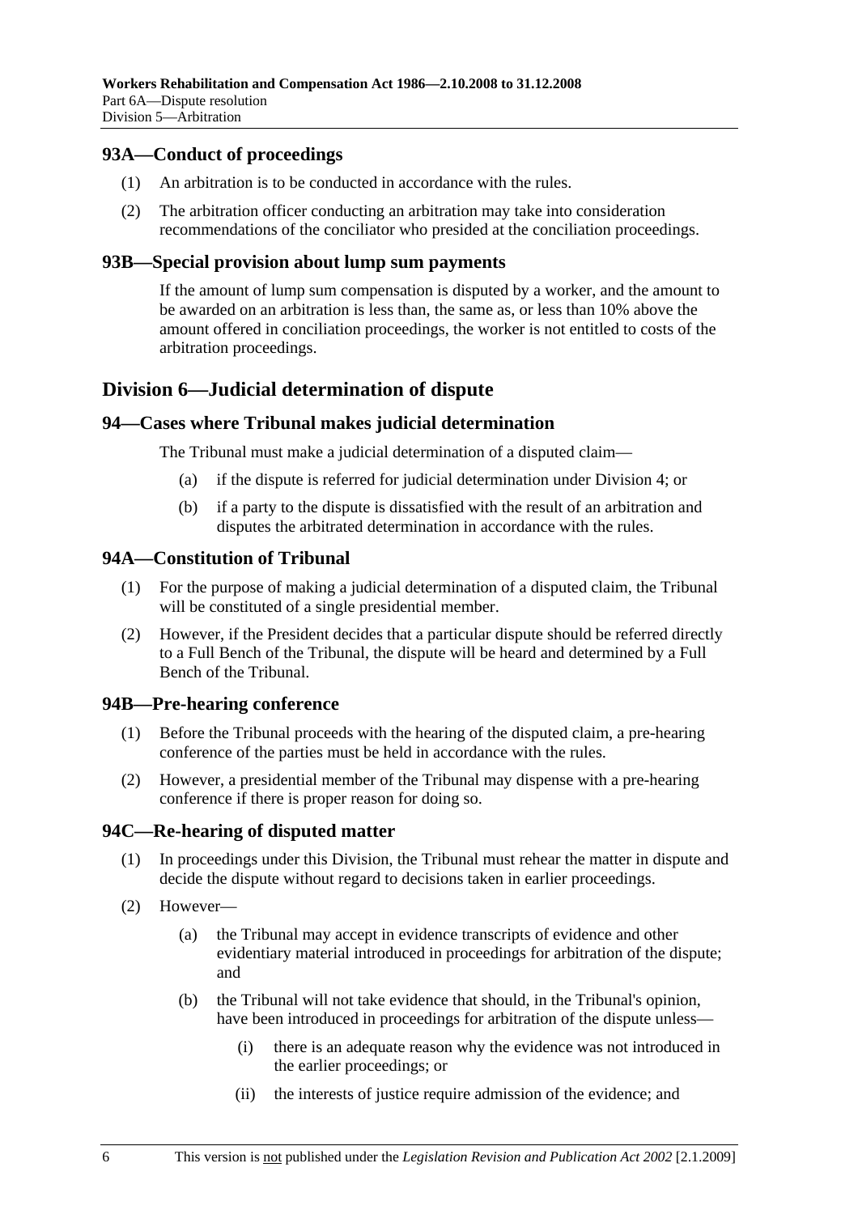## 93A—Conduct of proceedings

(1) An arbitration is to be conducted in accordance with the rules.

(2) The arbitration officer conducting an arbitration may take into consideration recommendations of the conciliator who presided at the conciliation proceedings.

## 93B—Special provision about lump sum payments

If the amount of lump sum compensation is disputed by a worker, and the amount to be awarded on an arbitration is less than, the same as, or less than 10% above the amount offered in conciliation proceedings, the worker is not entitled to costs of the arbitration proceedings.

# Division 6—Judicial determination of dispute

## 94—Cases where Tribunal makes judicial determination

The Tribunal must make a judicial determination of a disputed claim—

(a) if the dispute is referred for judicial determination under Division 4; or

(b) if a party to the dispute is dissatisfied with the result of an arbitration and disputes the arbitrated determination in accordance with the rules.

## 94A—Constitution of Tribunal

(1) For the purpose of making a judicial determination of a disputed claim, the Tribunal will be constituted of a single presidential member.

(2) However, if the President decides that a particular dispute should be referred directly to a Full Bench of the Tribunal, the dispute will be heard and determined by a Full Bench of the Tribunal.

## 94B—Pre-hearing conference

(1) Before the Tribunal proceeds with the hearing of the disputed claim, a pre-hearing conference of the parties must be held in accordance with the rules.

(2) However, a presidential member of the Tribunal may dispense with a pre-hearing conference if there is proper reason for doing so.

## 94C—Re-hearing of disputed matter

(1) In proceedings under this Division, the Tribunal must rehear the matter in dispute and decide the dispute without regard to decisions taken in earlier proceedings.

(2) However—

(a) the Tribunal may accept in evidence transcripts of evidence and other evidentiary material introduced in proceedings for arbitration of the dispute; and

(b) the Tribunal will not take evidence that should, in the Tribunal's opinion, have been introduced in proceedings for arbitration of the dispute unless—

(i) there is an adequate reason why the evidence was not introduced in the earlier proceedings; or

(ii) the interests of justice require admission of the evidence; and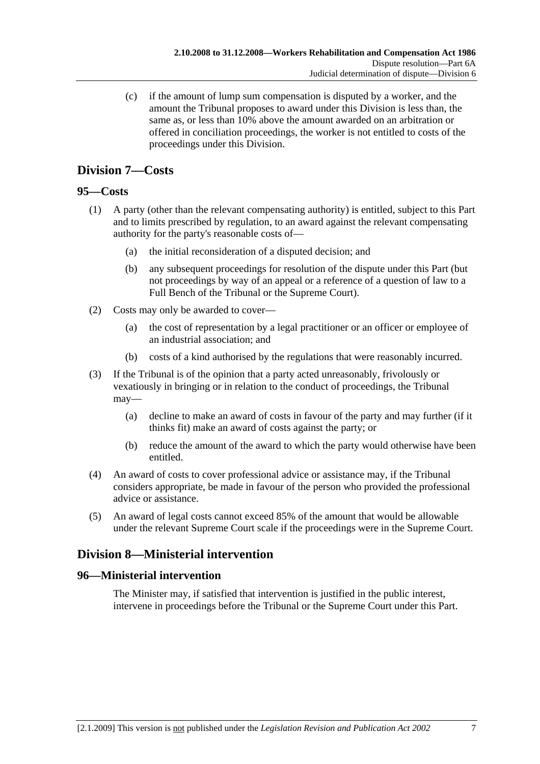(c) if the amount of lump sum compensation is disputed by a worker, and the amount the Tribunal proposes to award under this Division is less than, the same as, or less than 10% above the amount awarded on an arbitration or offered in conciliation proceedings, the worker is not entitled to costs of the proceedings under this Division.

## Division 7—Costs

### 95—Costs

(1) A party (other than the relevant compensating authority) is entitled, subject to this Part and to limits prescribed by regulation, to an award against the relevant compensating authority for the party's reasonable costs of—

(a) the initial reconsideration of a disputed decision; and

(b) any subsequent proceedings for resolution of the dispute under this Part (but not proceedings by way of an appeal or a reference of a question of law to a Full Bench of the Tribunal or the Supreme Court).

(2) Costs may only be awarded to cover—

(a) the cost of representation by a legal practitioner or an officer or employee of an industrial association; and

(b) costs of a kind authorised by the regulations that were reasonably incurred.

(3) If the Tribunal is of the opinion that a party acted unreasonably, frivolously or vexatiously in bringing or in relation to the conduct of proceedings, the Tribunal may—

(a) decline to make an award of costs in favour of the party and may further (if it thinks fit) make an award of costs against the party; or

(b) reduce the amount of the award to which the party would otherwise have been entitled.

(4) An award of costs to cover professional advice or assistance may, if the Tribunal considers appropriate, be made in favour of the person who provided the professional advice or assistance.

(5) An award of legal costs cannot exceed 85% of the amount that would be allowable under the relevant Supreme Court scale if the proceedings were in the Supreme Court.

## Division 8—Ministerial intervention

### 96—Ministerial intervention

The Minister may, if satisfied that intervention is justified in the public interest, intervene in proceedings before the Tribunal or the Supreme Court under this Part.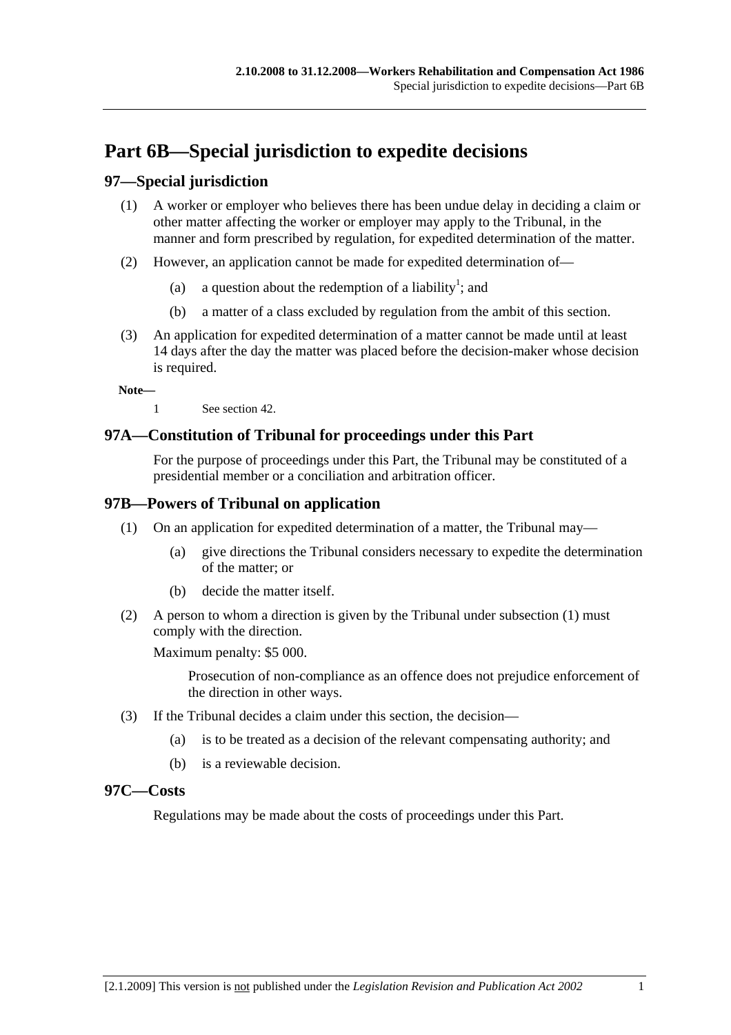# Part 6B—Special jurisdiction to expedite decisions

## 97—Special jurisdiction

(1) A worker or employer who believes there has been undue delay in deciding a claim or other matter affecting the worker or employer may apply to the Tribunal, in the manner and form prescribed by regulation, for expedited determination of the matter.

(2) However, an application cannot be made for expedited determination of—

- (a) a question about the redemption of a liability[1]; and
- (b) a matter of a class excluded by regulation from the ambit of this section.

(3) An application for expedited determination of a matter cannot be made until at least 14 days after the day the matter was placed before the decision-maker whose decision is required.

**Note—**

1 See section 42.

## 97A—Constitution of Tribunal for proceedings under this Part

For the purpose of proceedings under this Part, the Tribunal may be constituted of a presidential member or a conciliation and arbitration officer.

## 97B—Powers of Tribunal on application

(1) On an application for expedited determination of a matter, the Tribunal may—

- (a) give directions the Tribunal considers necessary to expedite the determination of the matter; or
- (b) decide the matter itself.

(2) A person to whom a direction is given by the Tribunal under subsection (1) must comply with the direction.

Maximum penalty: $5 000.

Prosecution of non-compliance as an offence does not prejudice enforcement of the direction in other ways.

(3) If the Tribunal decides a claim under this section, the decision—

- (a) is to be treated as a decision of the relevant compensating authority; and
- (b) is a reviewable decision.

## 97C—Costs

Regulations may be made about the costs of proceedings under this Part.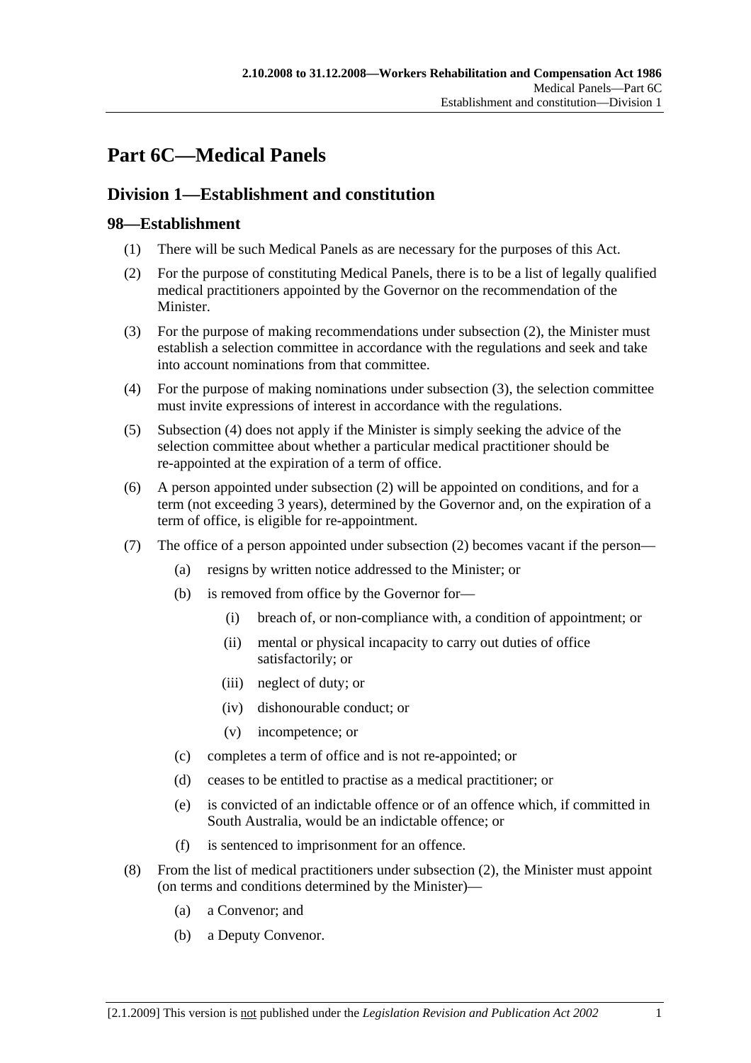# Part 6C—Medical Panels

## Division 1—Establishment and constitution

### 98—Establishment

(1) There will be such Medical Panels as are necessary for the purposes of this Act.

(2) For the purpose of constituting Medical Panels, there is to be a list of legally qualified medical practitioners appointed by the Governor on the recommendation of the Minister.

(3) For the purpose of making recommendations under subsection (2), the Minister must establish a selection committee in accordance with the regulations and seek and take into account nominations from that committee.

(4) For the purpose of making nominations under subsection (3), the selection committee must invite expressions of interest in accordance with the regulations.

(5) Subsection (4) does not apply if the Minister is simply seeking the advice of the selection committee about whether a particular medical practitioner should be re-appointed at the expiration of a term of office.

(6) A person appointed under subsection (2) will be appointed on conditions, and for a term (not exceeding 3 years), determined by the Governor and, on the expiration of a term of office, is eligible for re-appointment.

(7) The office of a person appointed under subsection (2) becomes vacant if the person—

- (a) resigns by written notice addressed to the Minister; or
- (b) is removed from office by the Governor for—
  - (i) breach of, or non-compliance with, a condition of appointment; or
  - (ii) mental or physical incapacity to carry out duties of office satisfactorily; or
  - (iii) neglect of duty; or
  - (iv) dishonourable conduct; or
  - (v) incompetence; or
- (c) completes a term of office and is not re-appointed; or
- (d) ceases to be entitled to practise as a medical practitioner; or
- (e) is convicted of an indictable offence or of an offence which, if committed in South Australia, would be an indictable offence; or
- (f) is sentenced to imprisonment for an offence.

(8) From the list of medical practitioners under subsection (2), the Minister must appoint (on terms and conditions determined by the Minister)—

- (a) a Convenor; and
- (b) a Deputy Convenor.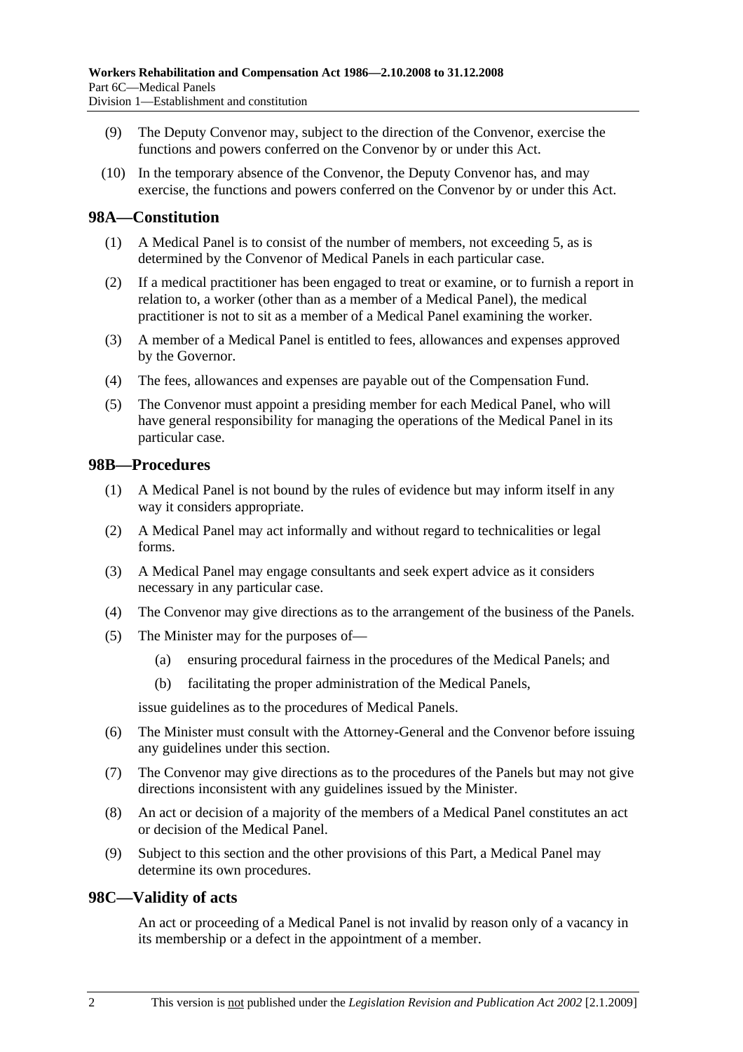(9) The Deputy Convenor may, subject to the direction of the Convenor, exercise the functions and powers conferred on the Convenor by or under this Act.

(10) In the temporary absence of the Convenor, the Deputy Convenor has, and may exercise, the functions and powers conferred on the Convenor by or under this Act.

## 98A—Constitution

(1) A Medical Panel is to consist of the number of members, not exceeding 5, as is determined by the Convenor of Medical Panels in each particular case.

(2) If a medical practitioner has been engaged to treat or examine, or to furnish a report in relation to, a worker (other than as a member of a Medical Panel), the medical practitioner is not to sit as a member of a Medical Panel examining the worker.

(3) A member of a Medical Panel is entitled to fees, allowances and expenses approved by the Governor.

(4) The fees, allowances and expenses are payable out of the Compensation Fund.

(5) The Convenor must appoint a presiding member for each Medical Panel, who will have general responsibility for managing the operations of the Medical Panel in its particular case.

## 98B—Procedures

(1) A Medical Panel is not bound by the rules of evidence but may inform itself in any way it considers appropriate.

(2) A Medical Panel may act informally and without regard to technicalities or legal forms.

(3) A Medical Panel may engage consultants and seek expert advice as it considers necessary in any particular case.

(4) The Convenor may give directions as to the arrangement of the business of the Panels.

(5) The Minister may for the purposes of—

(a) ensuring procedural fairness in the procedures of the Medical Panels; and

(b) facilitating the proper administration of the Medical Panels,

issue guidelines as to the procedures of Medical Panels.

(6) The Minister must consult with the Attorney-General and the Convenor before issuing any guidelines under this section.

(7) The Convenor may give directions as to the procedures of the Panels but may not give directions inconsistent with any guidelines issued by the Minister.

(8) An act or decision of a majority of the members of a Medical Panel constitutes an act or decision of the Medical Panel.

(9) Subject to this section and the other provisions of this Part, a Medical Panel may determine its own procedures.

## 98C—Validity of acts

An act or proceeding of a Medical Panel is not invalid by reason only of a vacancy in its membership or a defect in the appointment of a member.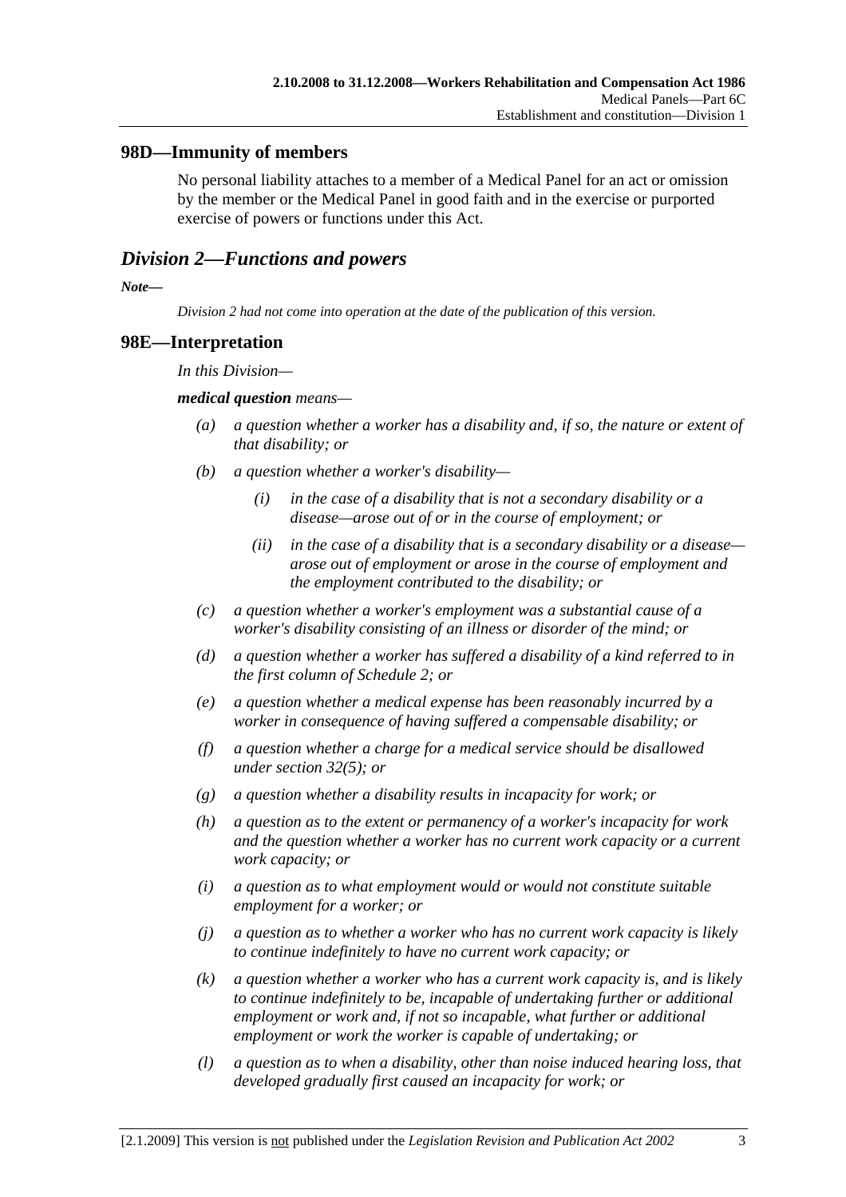## 98D—Immunity of members

No personal liability attaches to a member of a Medical Panel for an act or omission by the member or the Medical Panel in good faith and in the exercise or purported exercise of powers or functions under this Act.

## *Division 2—Functions and powers*

***Note—***

*Division 2 had not come into operation at the date of the publication of this version.*

## 98E—Interpretation

*In this Division—*

***medical question*** *means—*

- *(a) a question whether a worker has a disability and, if so, the nature or extent of that disability; or*
- *(b) a question whether a worker's disability—*
  - *(i) in the case of a disability that is not a secondary disability or a disease—arose out of or in the course of employment; or*
  - *(ii) in the case of a disability that is a secondary disability or a disease—arose out of employment or arose in the course of employment and the employment contributed to the disability; or*
- *(c) a question whether a worker's employment was a substantial cause of a worker's disability consisting of an illness or disorder of the mind; or*
- *(d) a question whether a worker has suffered a disability of a kind referred to in the first column of Schedule 2; or*
- *(e) a question whether a medical expense has been reasonably incurred by a worker in consequence of having suffered a compensable disability; or*
- *(f) a question whether a charge for a medical service should be disallowed under section 32(5); or*
- *(g) a question whether a disability results in incapacity for work; or*
- *(h) a question as to the extent or permanency of a worker's incapacity for work and the question whether a worker has no current work capacity or a current work capacity; or*
- *(i) a question as to what employment would or would not constitute suitable employment for a worker; or*
- *(j) a question as to whether a worker who has no current work capacity is likely to continue indefinitely to have no current work capacity; or*
- *(k) a question whether a worker who has a current work capacity is, and is likely to continue indefinitely to be, incapable of undertaking further or additional employment or work and, if not so incapable, what further or additional employment or work the worker is capable of undertaking; or*
- *(l) a question as to when a disability, other than noise induced hearing loss, that developed gradually first caused an incapacity for work; or*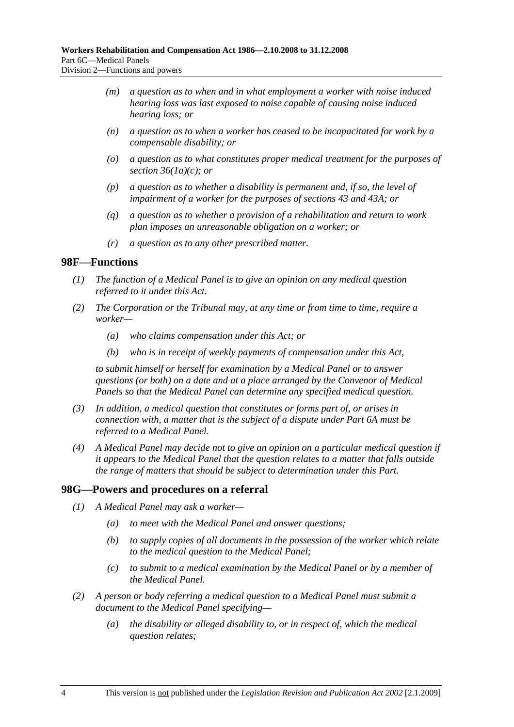*(m)* *a question as to when and in what employment a worker with noise induced hearing loss was last exposed to noise capable of causing noise induced hearing loss; or*

*(n)* *a question as to when a worker has ceased to be incapacitated for work by a compensable disability; or*

*(o)* *a question as to what constitutes proper medical treatment for the purposes of section 36(1a)(c); or*

*(p)* *a question as to whether a disability is permanent and, if so, the level of impairment of a worker for the purposes of sections 43 and 43A; or*

*(q)* *a question as to whether a provision of a rehabilitation and return to work plan imposes an unreasonable obligation on a worker; or*

*(r)* *a question as to any other prescribed matter.*

## 98F—Functions

*(1)* *The function of a Medical Panel is to give an opinion on any medical question referred to it under this Act.*

*(2)* *The Corporation or the Tribunal may, at any time or from time to time, require a worker—*

*(a)* *who claims compensation under this Act; or*

*(b)* *who is in receipt of weekly payments of compensation under this Act,*

*to submit himself or herself for examination by a Medical Panel or to answer questions (or both) on a date and at a place arranged by the Convenor of Medical Panels so that the Medical Panel can determine any specified medical question.*

*(3)* *In addition, a medical question that constitutes or forms part of, or arises in connection with, a matter that is the subject of a dispute under Part 6A must be referred to a Medical Panel.*

*(4)* *A Medical Panel may decide not to give an opinion on a particular medical question if it appears to the Medical Panel that the question relates to a matter that falls outside the range of matters that should be subject to determination under this Part.*

## 98G—Powers and procedures on a referral

*(1)* *A Medical Panel may ask a worker—*

*(a)* *to meet with the Medical Panel and answer questions;*

*(b)* *to supply copies of all documents in the possession of the worker which relate to the medical question to the Medical Panel;*

*(c)* *to submit to a medical examination by the Medical Panel or by a member of the Medical Panel.*

*(2)* *A person or body referring a medical question to a Medical Panel must submit a document to the Medical Panel specifying—*

*(a)* *the disability or alleged disability to, or in respect of, which the medical question relates;*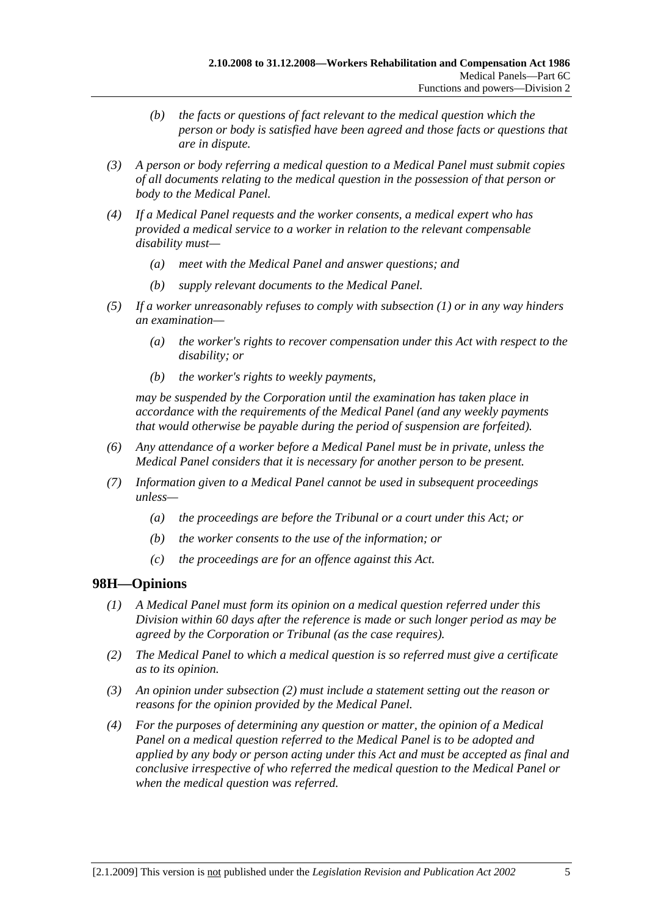*(b) the facts or questions of fact relevant to the medical question which the person or body is satisfied have been agreed and those facts or questions that are in dispute.*

*(3) A person or body referring a medical question to a Medical Panel must submit copies of all documents relating to the medical question in the possession of that person or body to the Medical Panel.*

*(4) If a Medical Panel requests and the worker consents, a medical expert who has provided a medical service to a worker in relation to the relevant compensable disability must—*

*(a) meet with the Medical Panel and answer questions; and*

*(b) supply relevant documents to the Medical Panel.*

*(5) If a worker unreasonably refuses to comply with subsection (1) or in any way hinders an examination—*

*(a) the worker's rights to recover compensation under this Act with respect to the disability; or*

*(b) the worker's rights to weekly payments,*

*may be suspended by the Corporation until the examination has taken place in accordance with the requirements of the Medical Panel (and any weekly payments that would otherwise be payable during the period of suspension are forfeited).*

*(6) Any attendance of a worker before a Medical Panel must be in private, unless the Medical Panel considers that it is necessary for another person to be present.*

*(7) Information given to a Medical Panel cannot be used in subsequent proceedings unless—*

*(a) the proceedings are before the Tribunal or a court under this Act; or*

*(b) the worker consents to the use of the information; or*

*(c) the proceedings are for an offence against this Act.*

## 98H—Opinions

*(1) A Medical Panel must form its opinion on a medical question referred under this Division within 60 days after the reference is made or such longer period as may be agreed by the Corporation or Tribunal (as the case requires).*

*(2) The Medical Panel to which a medical question is so referred must give a certificate as to its opinion.*

*(3) An opinion under subsection (2) must include a statement setting out the reason or reasons for the opinion provided by the Medical Panel.*

*(4) For the purposes of determining any question or matter, the opinion of a Medical Panel on a medical question referred to the Medical Panel is to be adopted and applied by any body or person acting under this Act and must be accepted as final and conclusive irrespective of who referred the medical question to the Medical Panel or when the medical question was referred.*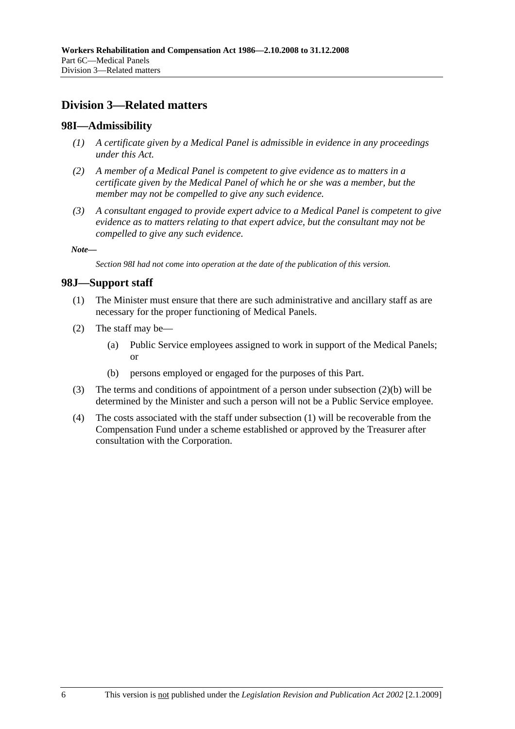## Division 3—Related matters

### 98I—Admissibility

*(1) A certificate given by a Medical Panel is admissible in evidence in any proceedings under this Act.*

*(2) A member of a Medical Panel is competent to give evidence as to matters in a certificate given by the Medical Panel of which he or she was a member, but the member may not be compelled to give any such evidence.*

*(3) A consultant engaged to provide expert advice to a Medical Panel is competent to give evidence as to matters relating to that expert advice, but the consultant may not be compelled to give any such evidence.*

***Note—***

*Section 98I had not come into operation at the date of the publication of this version.*

### 98J—Support staff

(1) The Minister must ensure that there are such administrative and ancillary staff as are necessary for the proper functioning of Medical Panels.

(2) The staff may be—

(a) Public Service employees assigned to work in support of the Medical Panels; or

(b) persons employed or engaged for the purposes of this Part.

(3) The terms and conditions of appointment of a person under subsection (2)(b) will be determined by the Minister and such a person will not be a Public Service employee.

(4) The costs associated with the staff under subsection (1) will be recoverable from the Compensation Fund under a scheme established or approved by the Treasurer after consultation with the Corporation.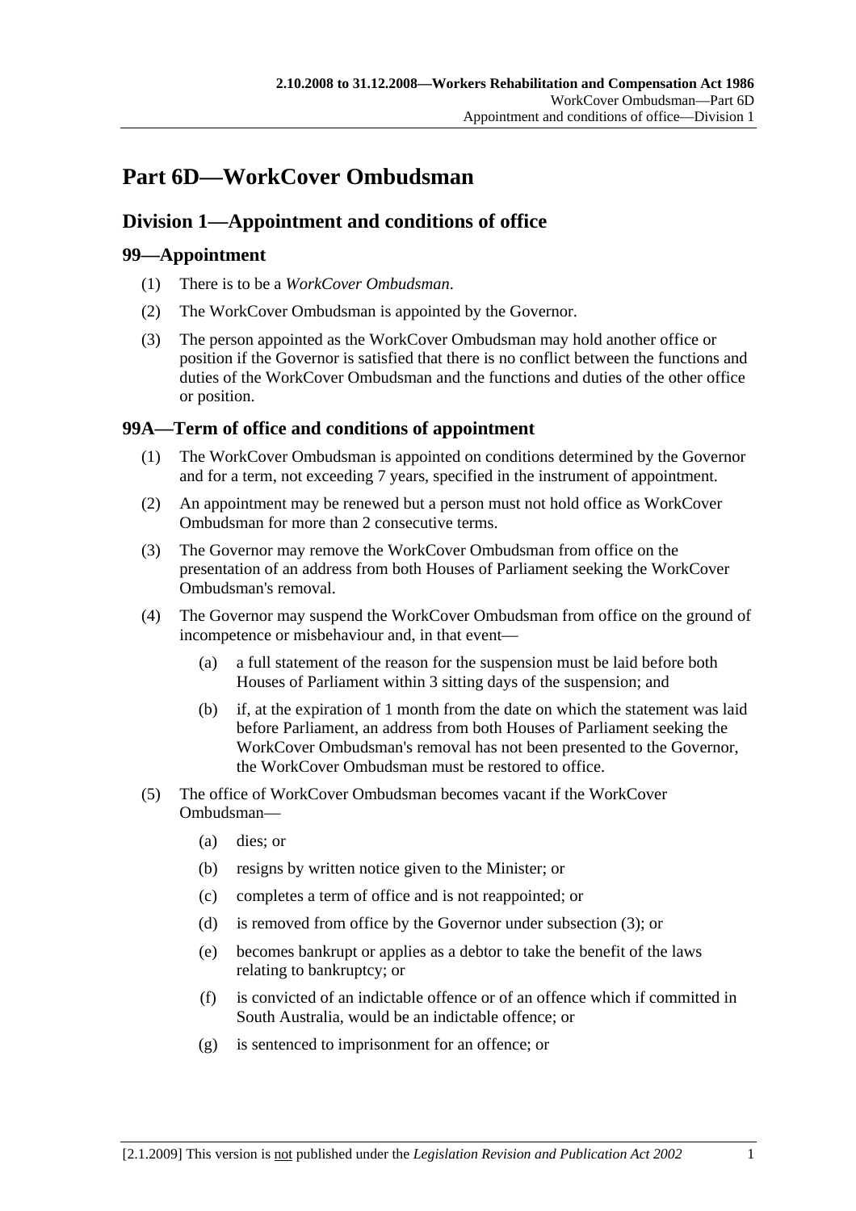# Part 6D—WorkCover Ombudsman

## Division 1—Appointment and conditions of office

### 99—Appointment

(1) There is to be a *WorkCover Ombudsman*.

(2) The WorkCover Ombudsman is appointed by the Governor.

(3) The person appointed as the WorkCover Ombudsman may hold another office or position if the Governor is satisfied that there is no conflict between the functions and duties of the WorkCover Ombudsman and the functions and duties of the other office or position.

### 99A—Term of office and conditions of appointment

(1) The WorkCover Ombudsman is appointed on conditions determined by the Governor and for a term, not exceeding 7 years, specified in the instrument of appointment.

(2) An appointment may be renewed but a person must not hold office as WorkCover Ombudsman for more than 2 consecutive terms.

(3) The Governor may remove the WorkCover Ombudsman from office on the presentation of an address from both Houses of Parliament seeking the WorkCover Ombudsman's removal.

(4) The Governor may suspend the WorkCover Ombudsman from office on the ground of incompetence or misbehaviour and, in that event—

- (a) a full statement of the reason for the suspension must be laid before both Houses of Parliament within 3 sitting days of the suspension; and
- (b) if, at the expiration of 1 month from the date on which the statement was laid before Parliament, an address from both Houses of Parliament seeking the WorkCover Ombudsman's removal has not been presented to the Governor, the WorkCover Ombudsman must be restored to office.

(5) The office of WorkCover Ombudsman becomes vacant if the WorkCover Ombudsman—

- (a) dies; or
- (b) resigns by written notice given to the Minister; or
- (c) completes a term of office and is not reappointed; or
- (d) is removed from office by the Governor under subsection (3); or
- (e) becomes bankrupt or applies as a debtor to take the benefit of the laws relating to bankruptcy; or
- (f) is convicted of an indictable offence or of an offence which if committed in South Australia, would be an indictable offence; or
- (g) is sentenced to imprisonment for an offence; or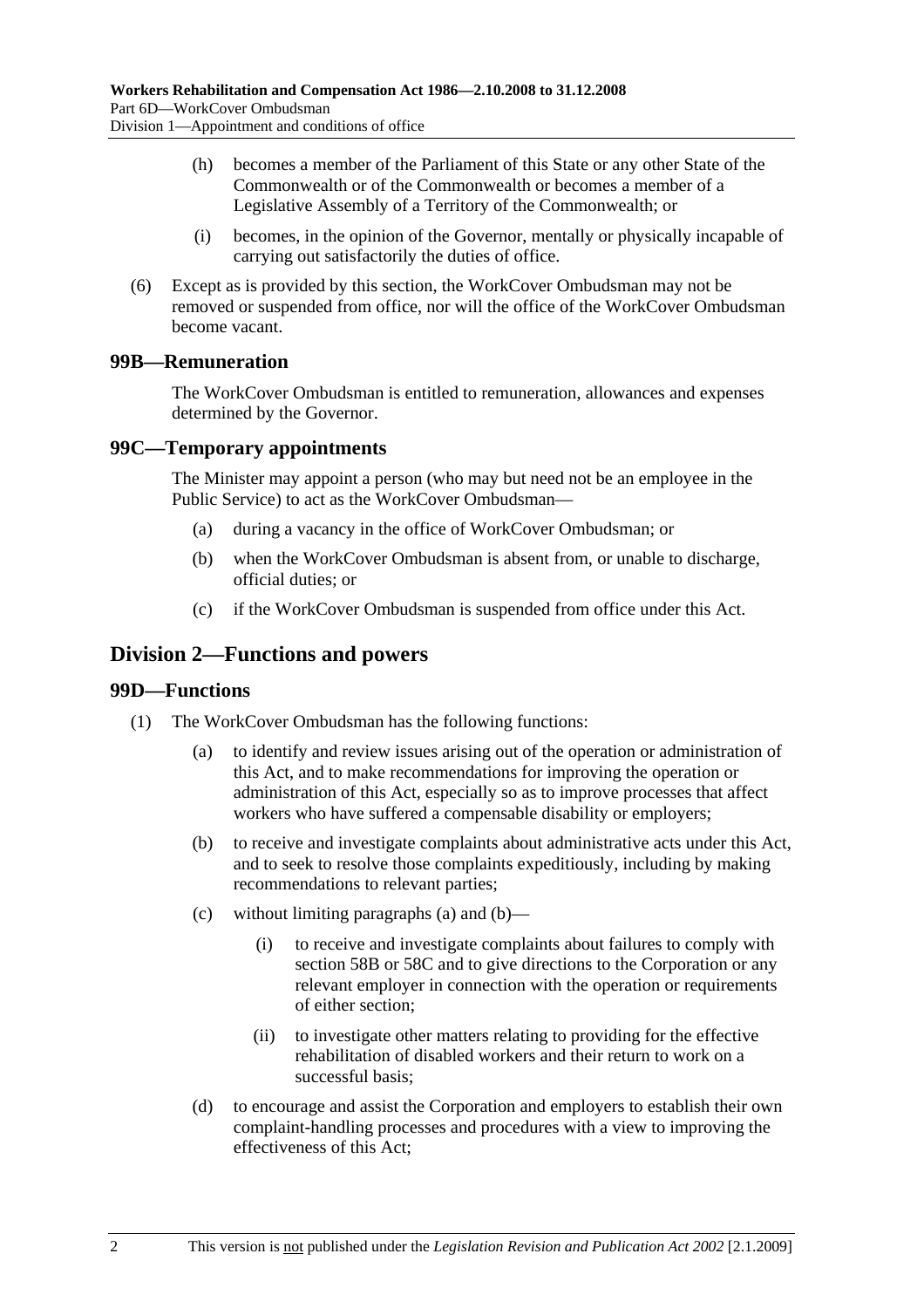(h) becomes a member of the Parliament of this State or any other State of the Commonwealth or of the Commonwealth or becomes a member of a Legislative Assembly of a Territory of the Commonwealth; or

(i) becomes, in the opinion of the Governor, mentally or physically incapable of carrying out satisfactorily the duties of office.

(6) Except as is provided by this section, the WorkCover Ombudsman may not be removed or suspended from office, nor will the office of the WorkCover Ombudsman become vacant.

### 99B—Remuneration

The WorkCover Ombudsman is entitled to remuneration, allowances and expenses determined by the Governor.

### 99C—Temporary appointments

The Minister may appoint a person (who may but need not be an employee in the Public Service) to act as the WorkCover Ombudsman—

(a) during a vacancy in the office of WorkCover Ombudsman; or

(b) when the WorkCover Ombudsman is absent from, or unable to discharge, official duties; or

(c) if the WorkCover Ombudsman is suspended from office under this Act.

## Division 2—Functions and powers

### 99D—Functions

(1) The WorkCover Ombudsman has the following functions:

(a) to identify and review issues arising out of the operation or administration of this Act, and to make recommendations for improving the operation or administration of this Act, especially so as to improve processes that affect workers who have suffered a compensable disability or employers;

(b) to receive and investigate complaints about administrative acts under this Act, and to seek to resolve those complaints expeditiously, including by making recommendations to relevant parties;

(c) without limiting paragraphs (a) and (b)—

(i) to receive and investigate complaints about failures to comply with section 58B or 58C and to give directions to the Corporation or any relevant employer in connection with the operation or requirements of either section;

(ii) to investigate other matters relating to providing for the effective rehabilitation of disabled workers and their return to work on a successful basis;

(d) to encourage and assist the Corporation and employers to establish their own complaint-handling processes and procedures with a view to improving the effectiveness of this Act;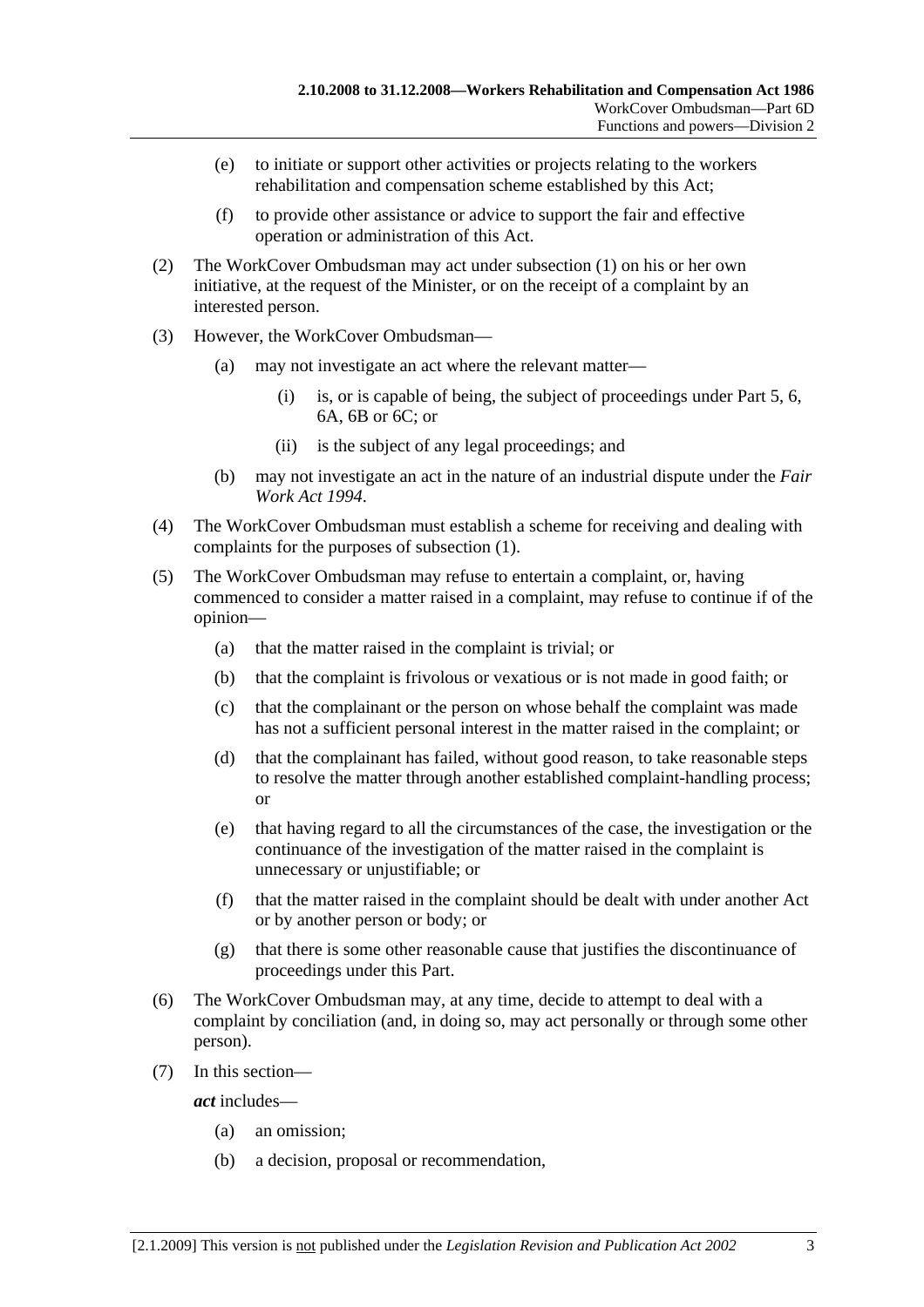(e) to initiate or support other activities or projects relating to the workers rehabilitation and compensation scheme established by this Act;

(f) to provide other assistance or advice to support the fair and effective operation or administration of this Act.

(2) The WorkCover Ombudsman may act under subsection (1) on his or her own initiative, at the request of the Minister, or on the receipt of a complaint by an interested person.

(3) However, the WorkCover Ombudsman—

(a) may not investigate an act where the relevant matter—

(i) is, or is capable of being, the subject of proceedings under Part 5, 6, 6A, 6B or 6C; or

(ii) is the subject of any legal proceedings; and

(b) may not investigate an act in the nature of an industrial dispute under the *Fair Work Act 1994*.

(4) The WorkCover Ombudsman must establish a scheme for receiving and dealing with complaints for the purposes of subsection (1).

(5) The WorkCover Ombudsman may refuse to entertain a complaint, or, having commenced to consider a matter raised in a complaint, may refuse to continue if of the opinion—

(a) that the matter raised in the complaint is trivial; or

(b) that the complaint is frivolous or vexatious or is not made in good faith; or

(c) that the complainant or the person on whose behalf the complaint was made has not a sufficient personal interest in the matter raised in the complaint; or

(d) that the complainant has failed, without good reason, to take reasonable steps to resolve the matter through another established complaint-handling process; or

(e) that having regard to all the circumstances of the case, the investigation or the continuance of the investigation of the matter raised in the complaint is unnecessary or unjustifiable; or

(f) that the matter raised in the complaint should be dealt with under another Act or by another person or body; or

(g) that there is some other reasonable cause that justifies the discontinuance of proceedings under this Part.

(6) The WorkCover Ombudsman may, at any time, decide to attempt to deal with a complaint by conciliation (and, in doing so, may act personally or through some other person).

(7) In this section—

***act*** includes—

(a) an omission;

(b) a decision, proposal or recommendation,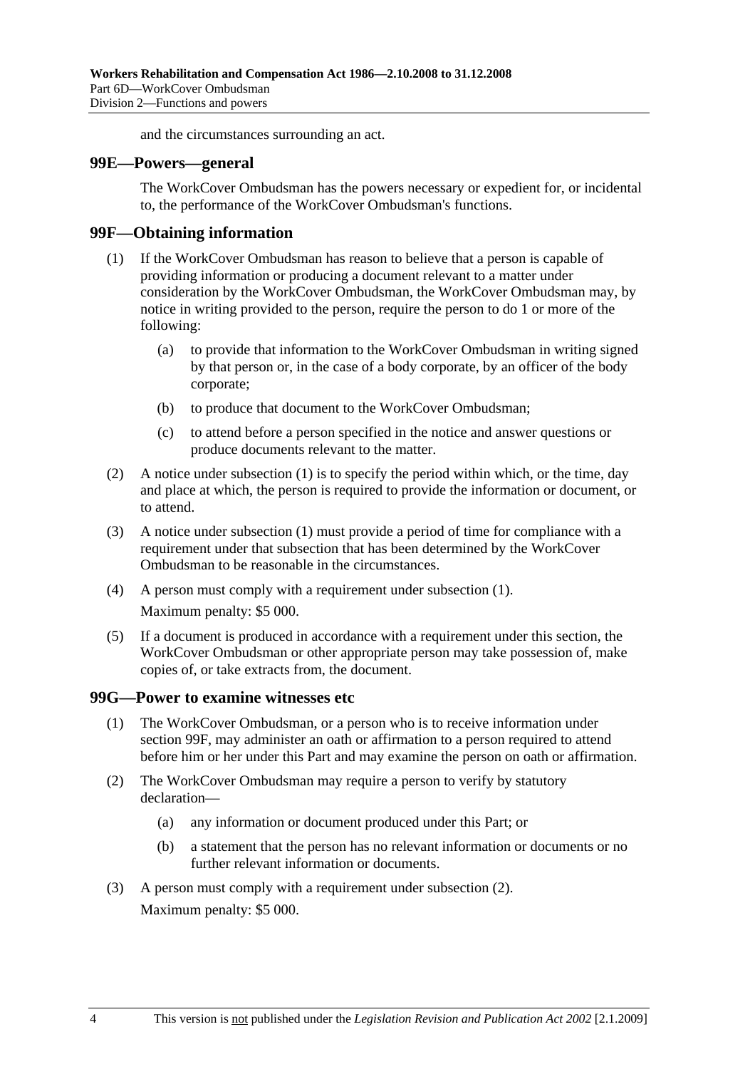and the circumstances surrounding an act.

## 99E—Powers—general

The WorkCover Ombudsman has the powers necessary or expedient for, or incidental to, the performance of the WorkCover Ombudsman's functions.

## 99F—Obtaining information

(1) If the WorkCover Ombudsman has reason to believe that a person is capable of providing information or producing a document relevant to a matter under consideration by the WorkCover Ombudsman, the WorkCover Ombudsman may, by notice in writing provided to the person, require the person to do 1 or more of the following:

  (a) to provide that information to the WorkCover Ombudsman in writing signed by that person or, in the case of a body corporate, by an officer of the body corporate;

  (b) to produce that document to the WorkCover Ombudsman;

  (c) to attend before a person specified in the notice and answer questions or produce documents relevant to the matter.

(2) A notice under subsection (1) is to specify the period within which, or the time, day and place at which, the person is required to provide the information or document, or to attend.

(3) A notice under subsection (1) must provide a period of time for compliance with a requirement under that subsection that has been determined by the WorkCover Ombudsman to be reasonable in the circumstances.

(4) A person must comply with a requirement under subsection (1).

Maximum penalty: $5 000.

(5) If a document is produced in accordance with a requirement under this section, the WorkCover Ombudsman or other appropriate person may take possession of, make copies of, or take extracts from, the document.

## 99G—Power to examine witnesses etc

(1) The WorkCover Ombudsman, or a person who is to receive information under section 99F, may administer an oath or affirmation to a person required to attend before him or her under this Part and may examine the person on oath or affirmation.

(2) The WorkCover Ombudsman may require a person to verify by statutory declaration—

  (a) any information or document produced under this Part; or

  (b) a statement that the person has no relevant information or documents or no further relevant information or documents.

(3) A person must comply with a requirement under subsection (2).

Maximum penalty: $5 000.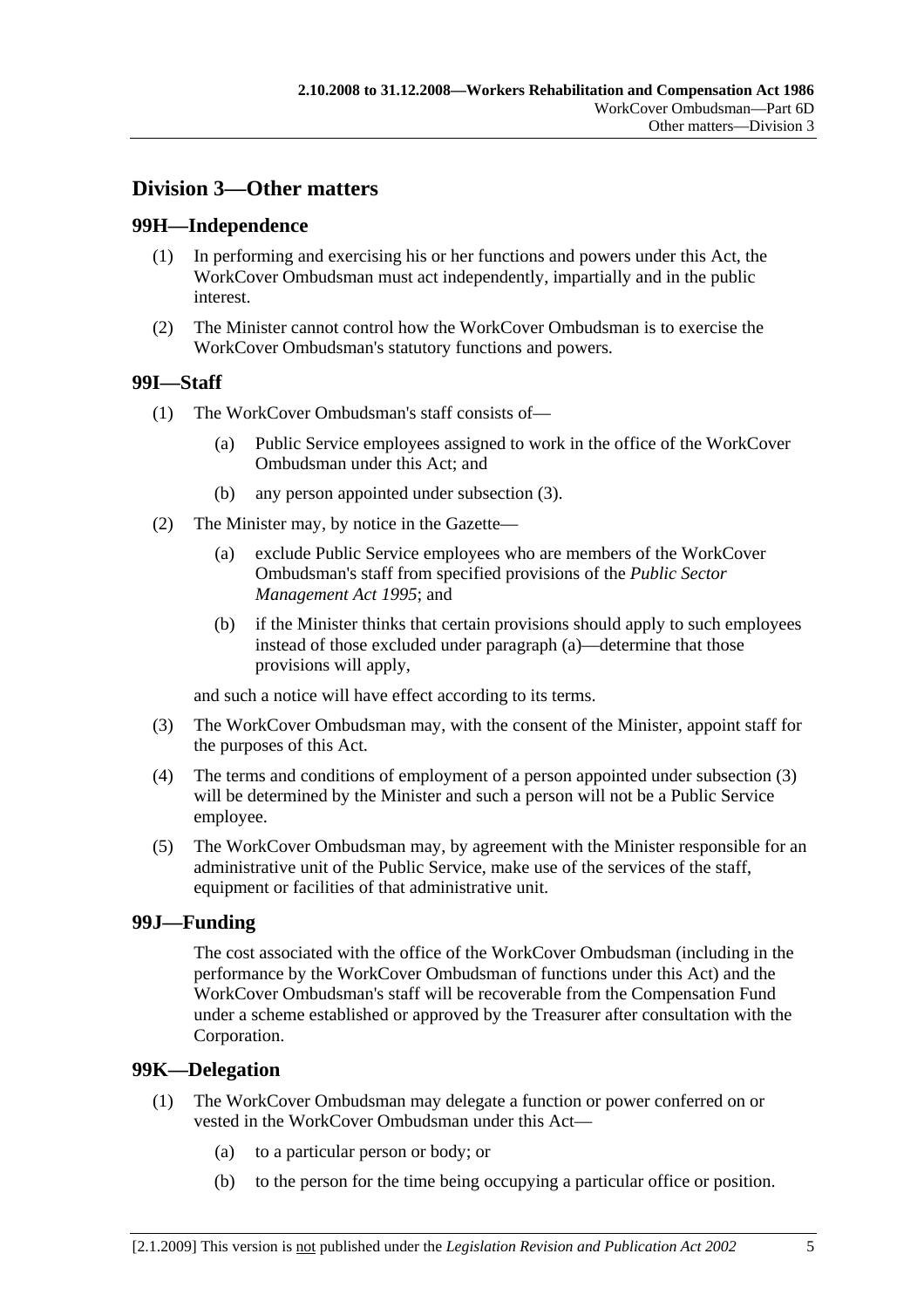## Division 3—Other matters

### 99H—Independence

(1) In performing and exercising his or her functions and powers under this Act, the WorkCover Ombudsman must act independently, impartially and in the public interest.

(2) The Minister cannot control how the WorkCover Ombudsman is to exercise the WorkCover Ombudsman's statutory functions and powers.

### 99I—Staff

(1) The WorkCover Ombudsman's staff consists of—

(a) Public Service employees assigned to work in the office of the WorkCover Ombudsman under this Act; and

(b) any person appointed under subsection (3).

(2) The Minister may, by notice in the Gazette—

(a) exclude Public Service employees who are members of the WorkCover Ombudsman's staff from specified provisions of the *Public Sector Management Act 1995*; and

(b) if the Minister thinks that certain provisions should apply to such employees instead of those excluded under paragraph (a)—determine that those provisions will apply,

and such a notice will have effect according to its terms.

(3) The WorkCover Ombudsman may, with the consent of the Minister, appoint staff for the purposes of this Act.

(4) The terms and conditions of employment of a person appointed under subsection (3) will be determined by the Minister and such a person will not be a Public Service employee.

(5) The WorkCover Ombudsman may, by agreement with the Minister responsible for an administrative unit of the Public Service, make use of the services of the staff, equipment or facilities of that administrative unit.

### 99J—Funding

The cost associated with the office of the WorkCover Ombudsman (including in the performance by the WorkCover Ombudsman of functions under this Act) and the WorkCover Ombudsman's staff will be recoverable from the Compensation Fund under a scheme established or approved by the Treasurer after consultation with the Corporation.

### 99K—Delegation

(1) The WorkCover Ombudsman may delegate a function or power conferred on or vested in the WorkCover Ombudsman under this Act—

(a) to a particular person or body; or

(b) to the person for the time being occupying a particular office or position.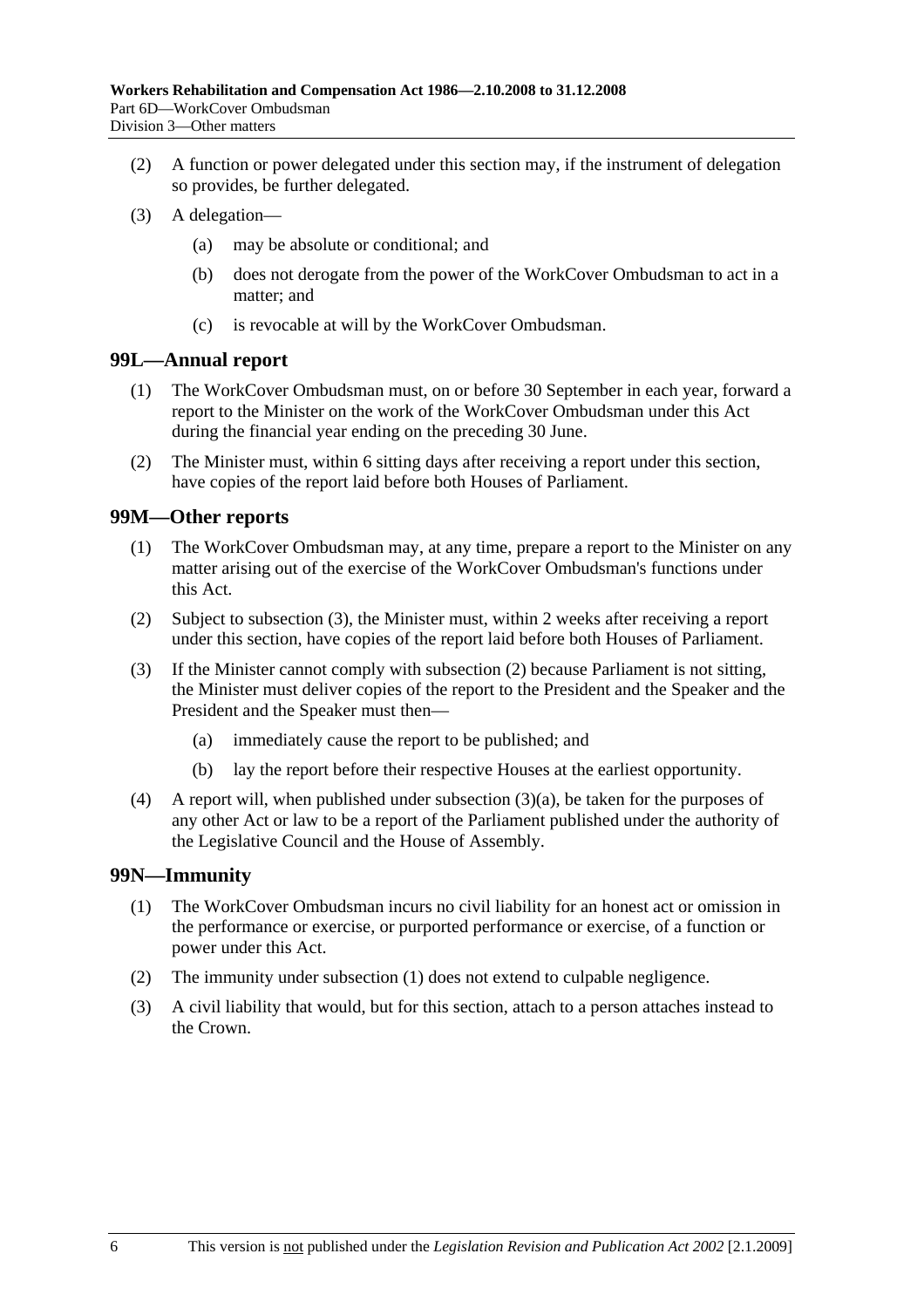(2) A function or power delegated under this section may, if the instrument of delegation so provides, be further delegated.

(3) A delegation—

(a) may be absolute or conditional; and

(b) does not derogate from the power of the WorkCover Ombudsman to act in a matter; and

(c) is revocable at will by the WorkCover Ombudsman.

## 99L—Annual report

(1) The WorkCover Ombudsman must, on or before 30 September in each year, forward a report to the Minister on the work of the WorkCover Ombudsman under this Act during the financial year ending on the preceding 30 June.

(2) The Minister must, within 6 sitting days after receiving a report under this section, have copies of the report laid before both Houses of Parliament.

## 99M—Other reports

(1) The WorkCover Ombudsman may, at any time, prepare a report to the Minister on any matter arising out of the exercise of the WorkCover Ombudsman's functions under this Act.

(2) Subject to subsection (3), the Minister must, within 2 weeks after receiving a report under this section, have copies of the report laid before both Houses of Parliament.

(3) If the Minister cannot comply with subsection (2) because Parliament is not sitting, the Minister must deliver copies of the report to the President and the Speaker and the President and the Speaker must then—

(a) immediately cause the report to be published; and

(b) lay the report before their respective Houses at the earliest opportunity.

(4) A report will, when published under subsection (3)(a), be taken for the purposes of any other Act or law to be a report of the Parliament published under the authority of the Legislative Council and the House of Assembly.

## 99N—Immunity

(1) The WorkCover Ombudsman incurs no civil liability for an honest act or omission in the performance or exercise, or purported performance or exercise, of a function or power under this Act.

(2) The immunity under subsection (1) does not extend to culpable negligence.

(3) A civil liability that would, but for this section, attach to a person attaches instead to the Crown.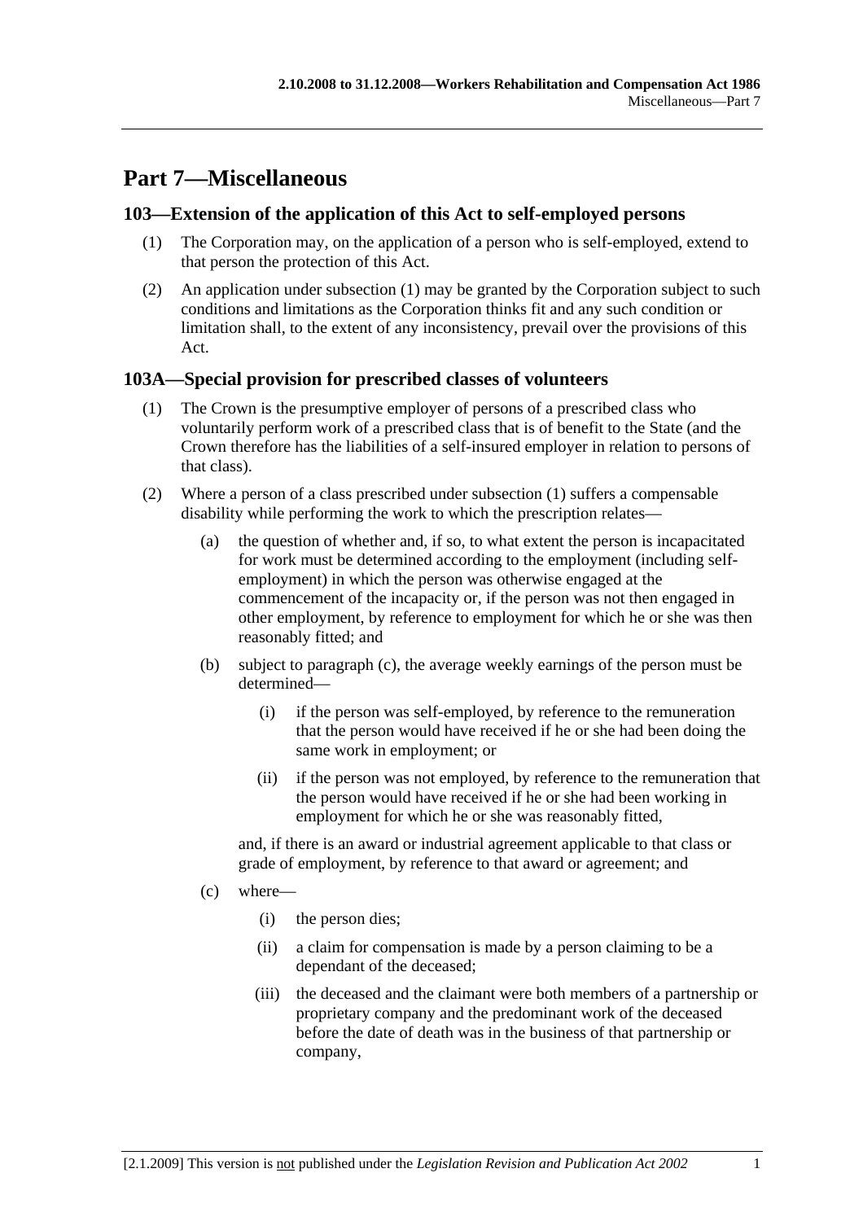# Part 7—Miscellaneous

## 103—Extension of the application of this Act to self-employed persons

(1) The Corporation may, on the application of a person who is self-employed, extend to that person the protection of this Act.

(2) An application under subsection (1) may be granted by the Corporation subject to such conditions and limitations as the Corporation thinks fit and any such condition or limitation shall, to the extent of any inconsistency, prevail over the provisions of this Act.

## 103A—Special provision for prescribed classes of volunteers

(1) The Crown is the presumptive employer of persons of a prescribed class who voluntarily perform work of a prescribed class that is of benefit to the State (and the Crown therefore has the liabilities of a self-insured employer in relation to persons of that class).

(2) Where a person of a class prescribed under subsection (1) suffers a compensable disability while performing the work to which the prescription relates—

(a) the question of whether and, if so, to what extent the person is incapacitated for work must be determined according to the employment (including self-employment) in which the person was otherwise engaged at the commencement of the incapacity or, if the person was not then engaged in other employment, by reference to employment for which he or she was then reasonably fitted; and

(b) subject to paragraph (c), the average weekly earnings of the person must be determined—

(i) if the person was self-employed, by reference to the remuneration that the person would have received if he or she had been doing the same work in employment; or

(ii) if the person was not employed, by reference to the remuneration that the person would have received if he or she had been working in employment for which he or she was reasonably fitted,

and, if there is an award or industrial agreement applicable to that class or grade of employment, by reference to that award or agreement; and

(c) where—

(i) the person dies;

(ii) a claim for compensation is made by a person claiming to be a dependant of the deceased;

(iii) the deceased and the claimant were both members of a partnership or proprietary company and the predominant work of the deceased before the date of death was in the business of that partnership or company,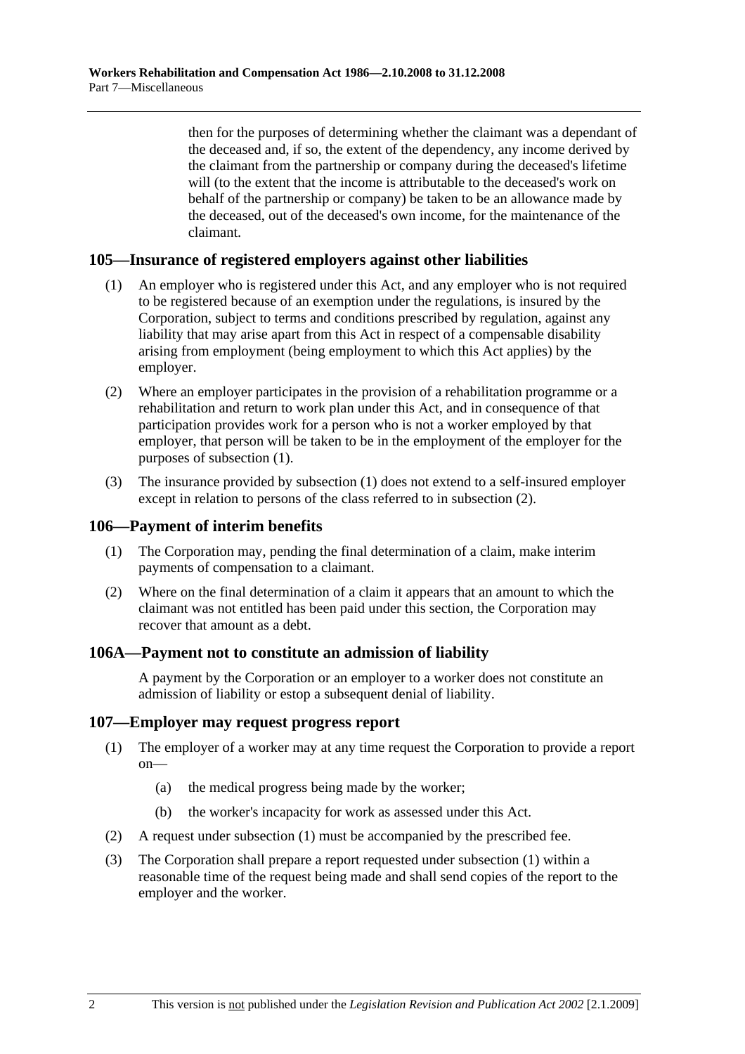then for the purposes of determining whether the claimant was a dependant of the deceased and, if so, the extent of the dependency, any income derived by the claimant from the partnership or company during the deceased's lifetime will (to the extent that the income is attributable to the deceased's work on behalf of the partnership or company) be taken to be an allowance made by the deceased, out of the deceased's own income, for the maintenance of the claimant.

## 105—Insurance of registered employers against other liabilities

(1) An employer who is registered under this Act, and any employer who is not required to be registered because of an exemption under the regulations, is insured by the Corporation, subject to terms and conditions prescribed by regulation, against any liability that may arise apart from this Act in respect of a compensable disability arising from employment (being employment to which this Act applies) by the employer.

(2) Where an employer participates in the provision of a rehabilitation programme or a rehabilitation and return to work plan under this Act, and in consequence of that participation provides work for a person who is not a worker employed by that employer, that person will be taken to be in the employment of the employer for the purposes of subsection (1).

(3) The insurance provided by subsection (1) does not extend to a self-insured employer except in relation to persons of the class referred to in subsection (2).

## 106—Payment of interim benefits

(1) The Corporation may, pending the final determination of a claim, make interim payments of compensation to a claimant.

(2) Where on the final determination of a claim it appears that an amount to which the claimant was not entitled has been paid under this section, the Corporation may recover that amount as a debt.

## 106A—Payment not to constitute an admission of liability

A payment by the Corporation or an employer to a worker does not constitute an admission of liability or estop a subsequent denial of liability.

## 107—Employer may request progress report

(1) The employer of a worker may at any time request the Corporation to provide a report on—

  (a) the medical progress being made by the worker;

  (b) the worker's incapacity for work as assessed under this Act.

(2) A request under subsection (1) must be accompanied by the prescribed fee.

(3) The Corporation shall prepare a report requested under subsection (1) within a reasonable time of the request being made and shall send copies of the report to the employer and the worker.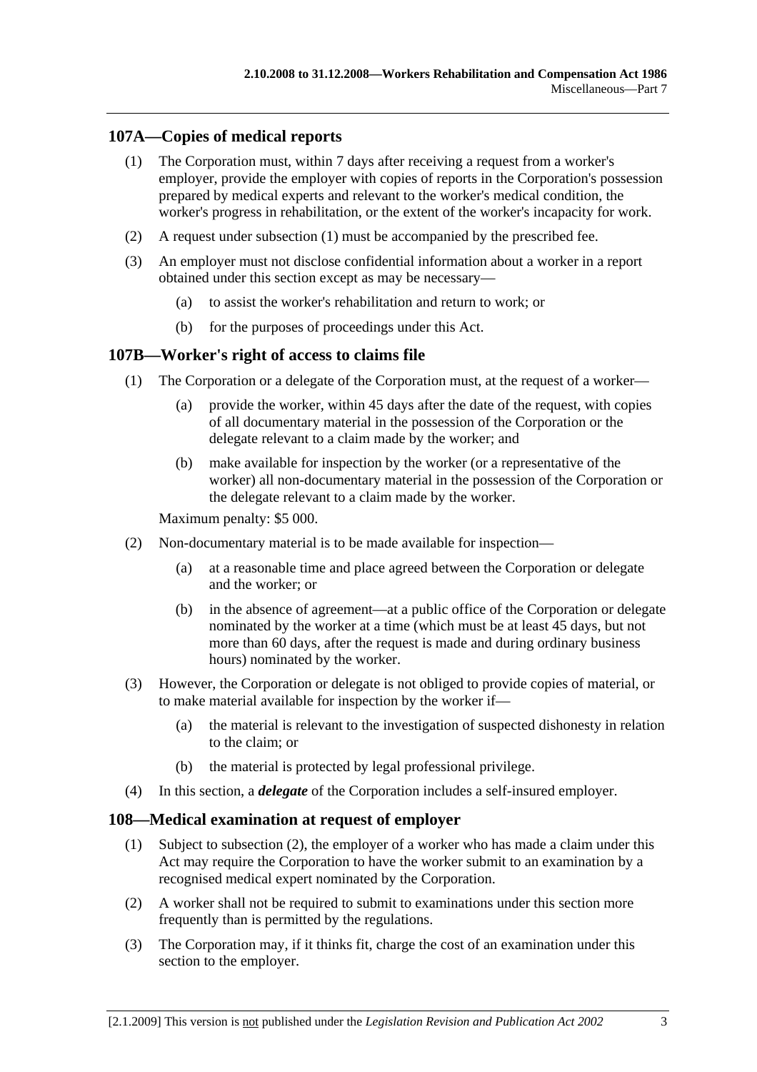## 107A—Copies of medical reports

(1) The Corporation must, within 7 days after receiving a request from a worker's employer, provide the employer with copies of reports in the Corporation's possession prepared by medical experts and relevant to the worker's medical condition, the worker's progress in rehabilitation, or the extent of the worker's incapacity for work.

(2) A request under subsection (1) must be accompanied by the prescribed fee.

(3) An employer must not disclose confidential information about a worker in a report obtained under this section except as may be necessary—

(a) to assist the worker's rehabilitation and return to work; or

(b) for the purposes of proceedings under this Act.

## 107B—Worker's right of access to claims file

(1) The Corporation or a delegate of the Corporation must, at the request of a worker—

(a) provide the worker, within 45 days after the date of the request, with copies of all documentary material in the possession of the Corporation or the delegate relevant to a claim made by the worker; and

(b) make available for inspection by the worker (or a representative of the worker) all non-documentary material in the possession of the Corporation or the delegate relevant to a claim made by the worker.

Maximum penalty: $5 000.

(2) Non-documentary material is to be made available for inspection—

(a) at a reasonable time and place agreed between the Corporation or delegate and the worker; or

(b) in the absence of agreement—at a public office of the Corporation or delegate nominated by the worker at a time (which must be at least 45 days, but not more than 60 days, after the request is made and during ordinary business hours) nominated by the worker.

(3) However, the Corporation or delegate is not obliged to provide copies of material, or to make material available for inspection by the worker if—

(a) the material is relevant to the investigation of suspected dishonesty in relation to the claim; or

(b) the material is protected by legal professional privilege.

(4) In this section, a ***delegate*** of the Corporation includes a self-insured employer.

## 108—Medical examination at request of employer

(1) Subject to subsection (2), the employer of a worker who has made a claim under this Act may require the Corporation to have the worker submit to an examination by a recognised medical expert nominated by the Corporation.

(2) A worker shall not be required to submit to examinations under this section more frequently than is permitted by the regulations.

(3) The Corporation may, if it thinks fit, charge the cost of an examination under this section to the employer.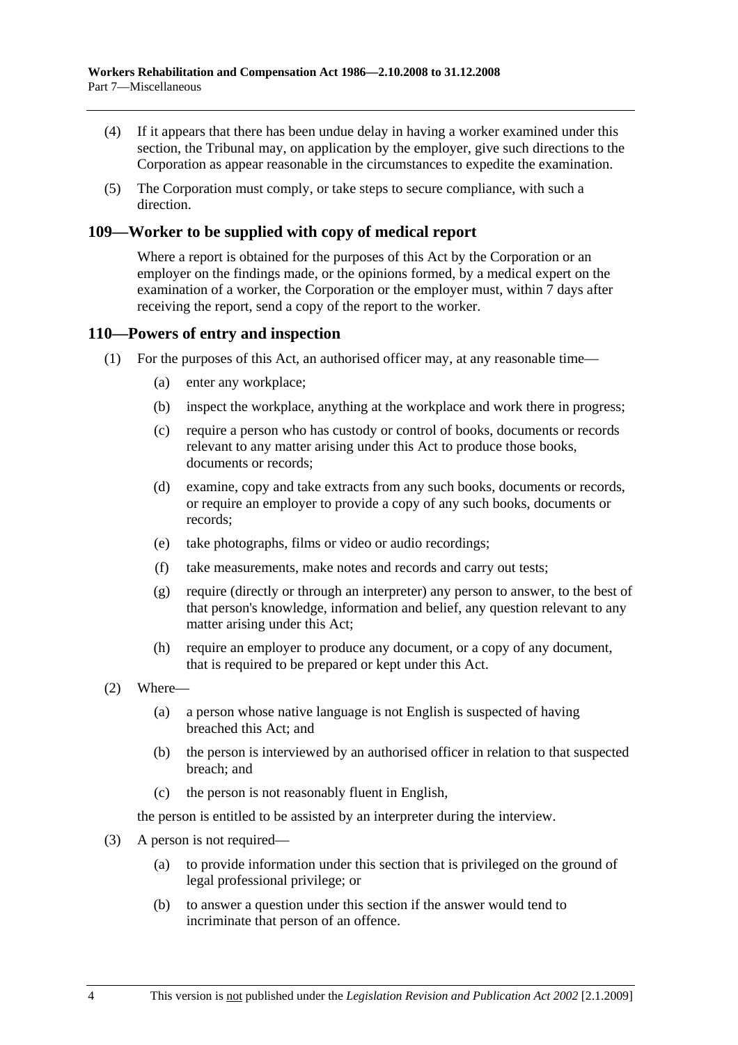(4) If it appears that there has been undue delay in having a worker examined under this section, the Tribunal may, on application by the employer, give such directions to the Corporation as appear reasonable in the circumstances to expedite the examination.

(5) The Corporation must comply, or take steps to secure compliance, with such a direction.

## 109—Worker to be supplied with copy of medical report

Where a report is obtained for the purposes of this Act by the Corporation or an employer on the findings made, or the opinions formed, by a medical expert on the examination of a worker, the Corporation or the employer must, within 7 days after receiving the report, send a copy of the report to the worker.

## 110—Powers of entry and inspection

(1) For the purposes of this Act, an authorised officer may, at any reasonable time—

- (a) enter any workplace;
- (b) inspect the workplace, anything at the workplace and work there in progress;
- (c) require a person who has custody or control of books, documents or records relevant to any matter arising under this Act to produce those books, documents or records;
- (d) examine, copy and take extracts from any such books, documents or records, or require an employer to provide a copy of any such books, documents or records;
- (e) take photographs, films or video or audio recordings;
- (f) take measurements, make notes and records and carry out tests;
- (g) require (directly or through an interpreter) any person to answer, to the best of that person's knowledge, information and belief, any question relevant to any matter arising under this Act;
- (h) require an employer to produce any document, or a copy of any document, that is required to be prepared or kept under this Act.

(2) Where—

- (a) a person whose native language is not English is suspected of having breached this Act; and
- (b) the person is interviewed by an authorised officer in relation to that suspected breach; and
- (c) the person is not reasonably fluent in English,

the person is entitled to be assisted by an interpreter during the interview.

(3) A person is not required—

- (a) to provide information under this section that is privileged on the ground of legal professional privilege; or
- (b) to answer a question under this section if the answer would tend to incriminate that person of an offence.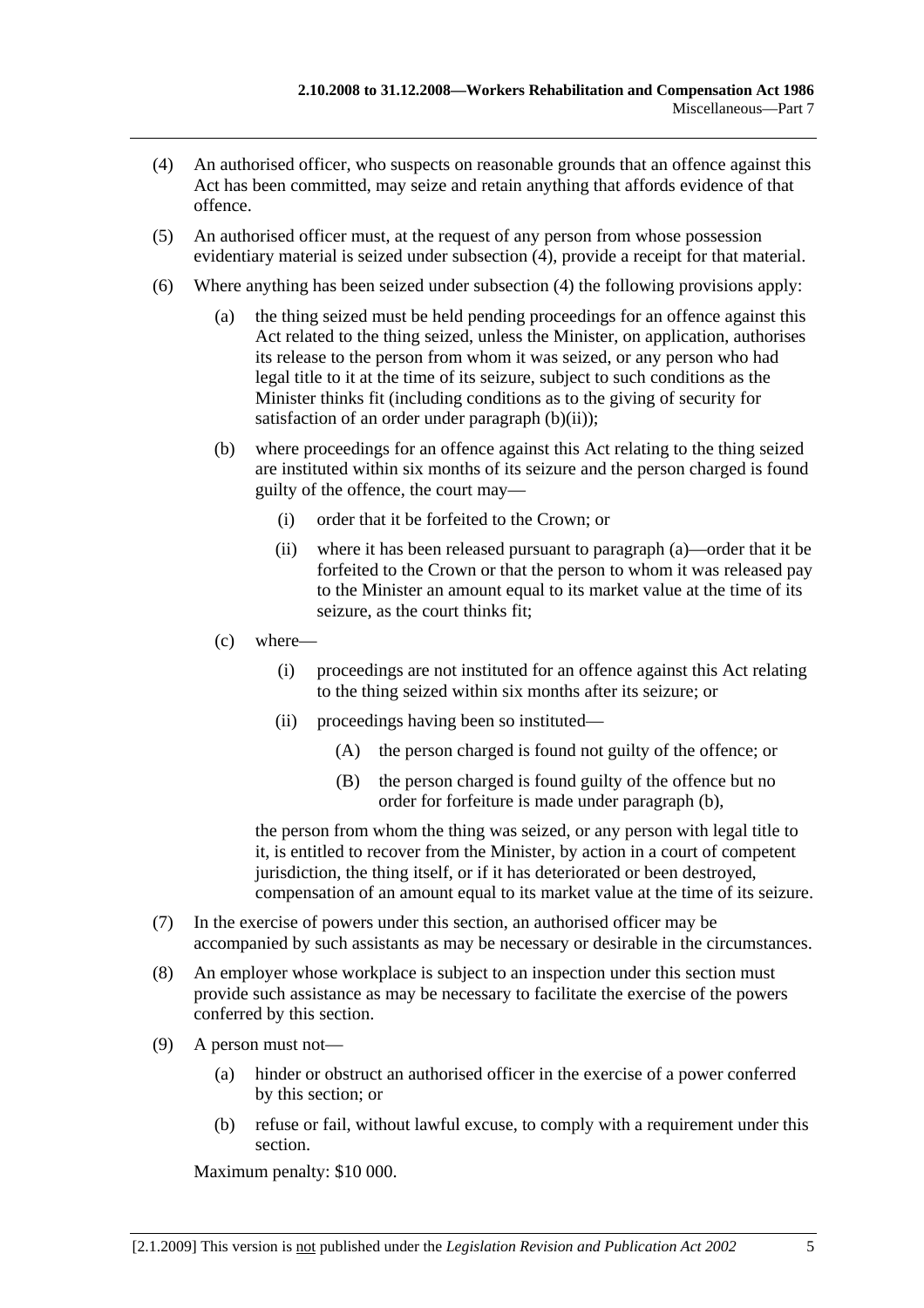(4) An authorised officer, who suspects on reasonable grounds that an offence against this Act has been committed, may seize and retain anything that affords evidence of that offence.

(5) An authorised officer must, at the request of any person from whose possession evidentiary material is seized under subsection (4), provide a receipt for that material.

(6) Where anything has been seized under subsection (4) the following provisions apply:

(a) the thing seized must be held pending proceedings for an offence against this Act related to the thing seized, unless the Minister, on application, authorises its release to the person from whom it was seized, or any person who had legal title to it at the time of its seizure, subject to such conditions as the Minister thinks fit (including conditions as to the giving of security for satisfaction of an order under paragraph (b)(ii));

(b) where proceedings for an offence against this Act relating to the thing seized are instituted within six months of its seizure and the person charged is found guilty of the offence, the court may—

(i) order that it be forfeited to the Crown; or

(ii) where it has been released pursuant to paragraph (a)—order that it be forfeited to the Crown or that the person to whom it was released pay to the Minister an amount equal to its market value at the time of its seizure, as the court thinks fit;

(c) where—

(i) proceedings are not instituted for an offence against this Act relating to the thing seized within six months after its seizure; or

(ii) proceedings having been so instituted—

(A) the person charged is found not guilty of the offence; or

(B) the person charged is found guilty of the offence but no order for forfeiture is made under paragraph (b),

the person from whom the thing was seized, or any person with legal title to it, is entitled to recover from the Minister, by action in a court of competent jurisdiction, the thing itself, or if it has deteriorated or been destroyed, compensation of an amount equal to its market value at the time of its seizure.

(7) In the exercise of powers under this section, an authorised officer may be accompanied by such assistants as may be necessary or desirable in the circumstances.

(8) An employer whose workplace is subject to an inspection under this section must provide such assistance as may be necessary to facilitate the exercise of the powers conferred by this section.

(9) A person must not—

(a) hinder or obstruct an authorised officer in the exercise of a power conferred by this section; or

(b) refuse or fail, without lawful excuse, to comply with a requirement under this section.

Maximum penalty: $10 000.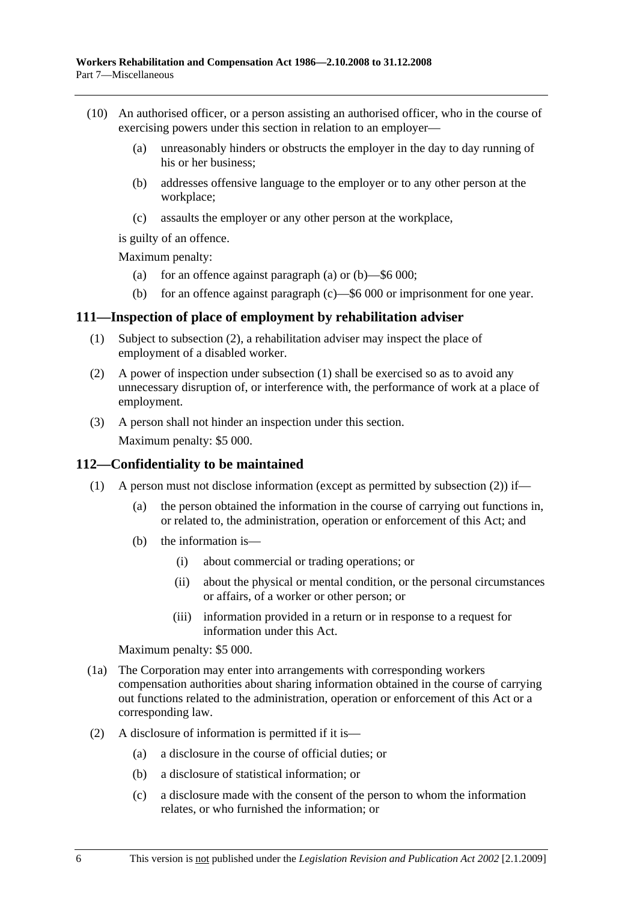(10) An authorised officer, or a person assisting an authorised officer, who in the course of exercising powers under this section in relation to an employer—

(a) unreasonably hinders or obstructs the employer in the day to day running of his or her business;

(b) addresses offensive language to the employer or to any other person at the workplace;

(c) assaults the employer or any other person at the workplace,

is guilty of an offence.

Maximum penalty:

(a) for an offence against paragraph (a) or (b)—$6 000;

(b) for an offence against paragraph (c)—$6 000 or imprisonment for one year.

## 111—Inspection of place of employment by rehabilitation adviser

(1) Subject to subsection (2), a rehabilitation adviser may inspect the place of employment of a disabled worker.

(2) A power of inspection under subsection (1) shall be exercised so as to avoid any unnecessary disruption of, or interference with, the performance of work at a place of employment.

(3) A person shall not hinder an inspection under this section.

Maximum penalty: $5 000.

## 112—Confidentiality to be maintained

(1) A person must not disclose information (except as permitted by subsection (2)) if—

(a) the person obtained the information in the course of carrying out functions in, or related to, the administration, operation or enforcement of this Act; and

(b) the information is—

(i) about commercial or trading operations; or

(ii) about the physical or mental condition, or the personal circumstances or affairs, of a worker or other person; or

(iii) information provided in a return or in response to a request for information under this Act.

Maximum penalty: $5 000.

(1a) The Corporation may enter into arrangements with corresponding workers compensation authorities about sharing information obtained in the course of carrying out functions related to the administration, operation or enforcement of this Act or a corresponding law.

(2) A disclosure of information is permitted if it is—

(a) a disclosure in the course of official duties; or

(b) a disclosure of statistical information; or

(c) a disclosure made with the consent of the person to whom the information relates, or who furnished the information; or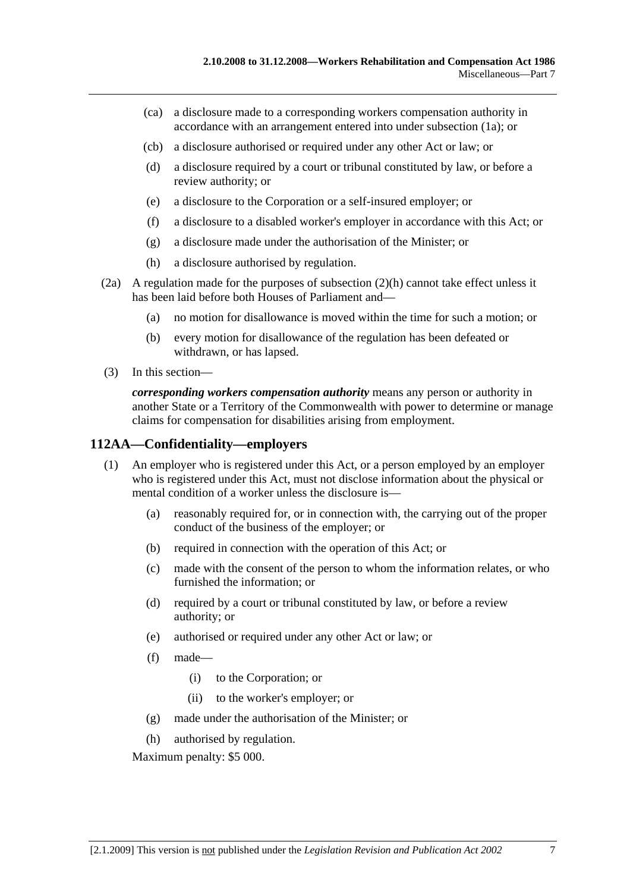(ca) a disclosure made to a corresponding workers compensation authority in accordance with an arrangement entered into under subsection (1a); or

(cb) a disclosure authorised or required under any other Act or law; or

(d) a disclosure required by a court or tribunal constituted by law, or before a review authority; or

(e) a disclosure to the Corporation or a self-insured employer; or

(f) a disclosure to a disabled worker's employer in accordance with this Act; or

(g) a disclosure made under the authorisation of the Minister; or

(h) a disclosure authorised by regulation.

(2a) A regulation made for the purposes of subsection (2)(h) cannot take effect unless it has been laid before both Houses of Parliament and—

(a) no motion for disallowance is moved within the time for such a motion; or

(b) every motion for disallowance of the regulation has been defeated or withdrawn, or has lapsed.

(3) In this section—

***corresponding workers compensation authority*** means any person or authority in another State or a Territory of the Commonwealth with power to determine or manage claims for compensation for disabilities arising from employment.

## 112AA—Confidentiality—employers

(1) An employer who is registered under this Act, or a person employed by an employer who is registered under this Act, must not disclose information about the physical or mental condition of a worker unless the disclosure is—

(a) reasonably required for, or in connection with, the carrying out of the proper conduct of the business of the employer; or

(b) required in connection with the operation of this Act; or

(c) made with the consent of the person to whom the information relates, or who furnished the information; or

(d) required by a court or tribunal constituted by law, or before a review authority; or

(e) authorised or required under any other Act or law; or

(f) made—

(i) to the Corporation; or

(ii) to the worker's employer; or

(g) made under the authorisation of the Minister; or

(h) authorised by regulation.

Maximum penalty: $5 000.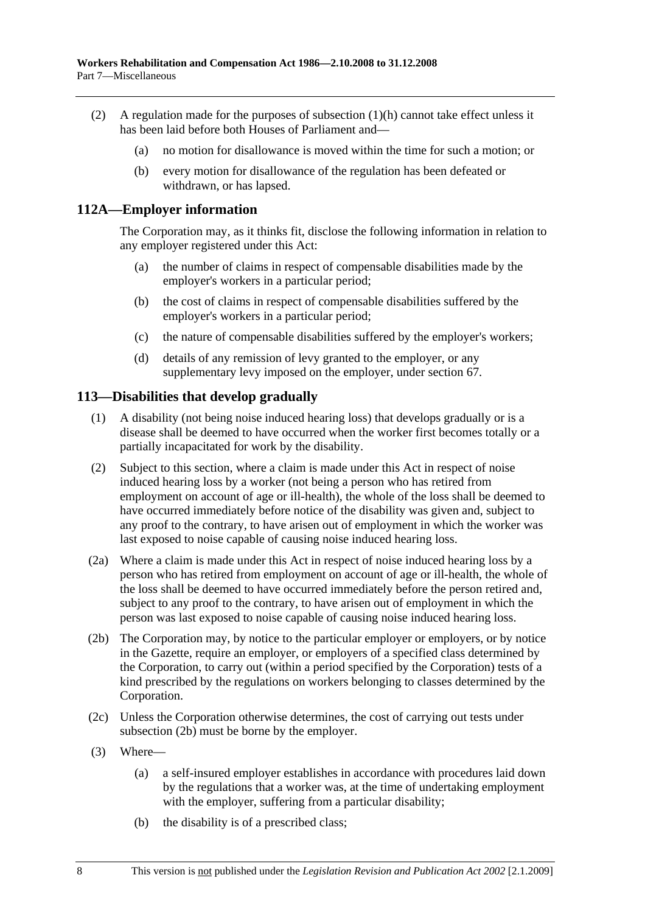(2) A regulation made for the purposes of subsection (1)(h) cannot take effect unless it has been laid before both Houses of Parliament and—

(a) no motion for disallowance is moved within the time for such a motion; or

(b) every motion for disallowance of the regulation has been defeated or withdrawn, or has lapsed.

## 112A—Employer information

The Corporation may, as it thinks fit, disclose the following information in relation to any employer registered under this Act:

(a) the number of claims in respect of compensable disabilities made by the employer's workers in a particular period;

(b) the cost of claims in respect of compensable disabilities suffered by the employer's workers in a particular period;

(c) the nature of compensable disabilities suffered by the employer's workers;

(d) details of any remission of levy granted to the employer, or any supplementary levy imposed on the employer, under section 67.

## 113—Disabilities that develop gradually

(1) A disability (not being noise induced hearing loss) that develops gradually or is a disease shall be deemed to have occurred when the worker first becomes totally or a partially incapacitated for work by the disability.

(2) Subject to this section, where a claim is made under this Act in respect of noise induced hearing loss by a worker (not being a person who has retired from employment on account of age or ill-health), the whole of the loss shall be deemed to have occurred immediately before notice of the disability was given and, subject to any proof to the contrary, to have arisen out of employment in which the worker was last exposed to noise capable of causing noise induced hearing loss.

(2a) Where a claim is made under this Act in respect of noise induced hearing loss by a person who has retired from employment on account of age or ill-health, the whole of the loss shall be deemed to have occurred immediately before the person retired and, subject to any proof to the contrary, to have arisen out of employment in which the person was last exposed to noise capable of causing noise induced hearing loss.

(2b) The Corporation may, by notice to the particular employer or employers, or by notice in the Gazette, require an employer, or employers of a specified class determined by the Corporation, to carry out (within a period specified by the Corporation) tests of a kind prescribed by the regulations on workers belonging to classes determined by the Corporation.

(2c) Unless the Corporation otherwise determines, the cost of carrying out tests under subsection (2b) must be borne by the employer.

(3) Where—

(a) a self-insured employer establishes in accordance with procedures laid down by the regulations that a worker was, at the time of undertaking employment with the employer, suffering from a particular disability;

(b) the disability is of a prescribed class;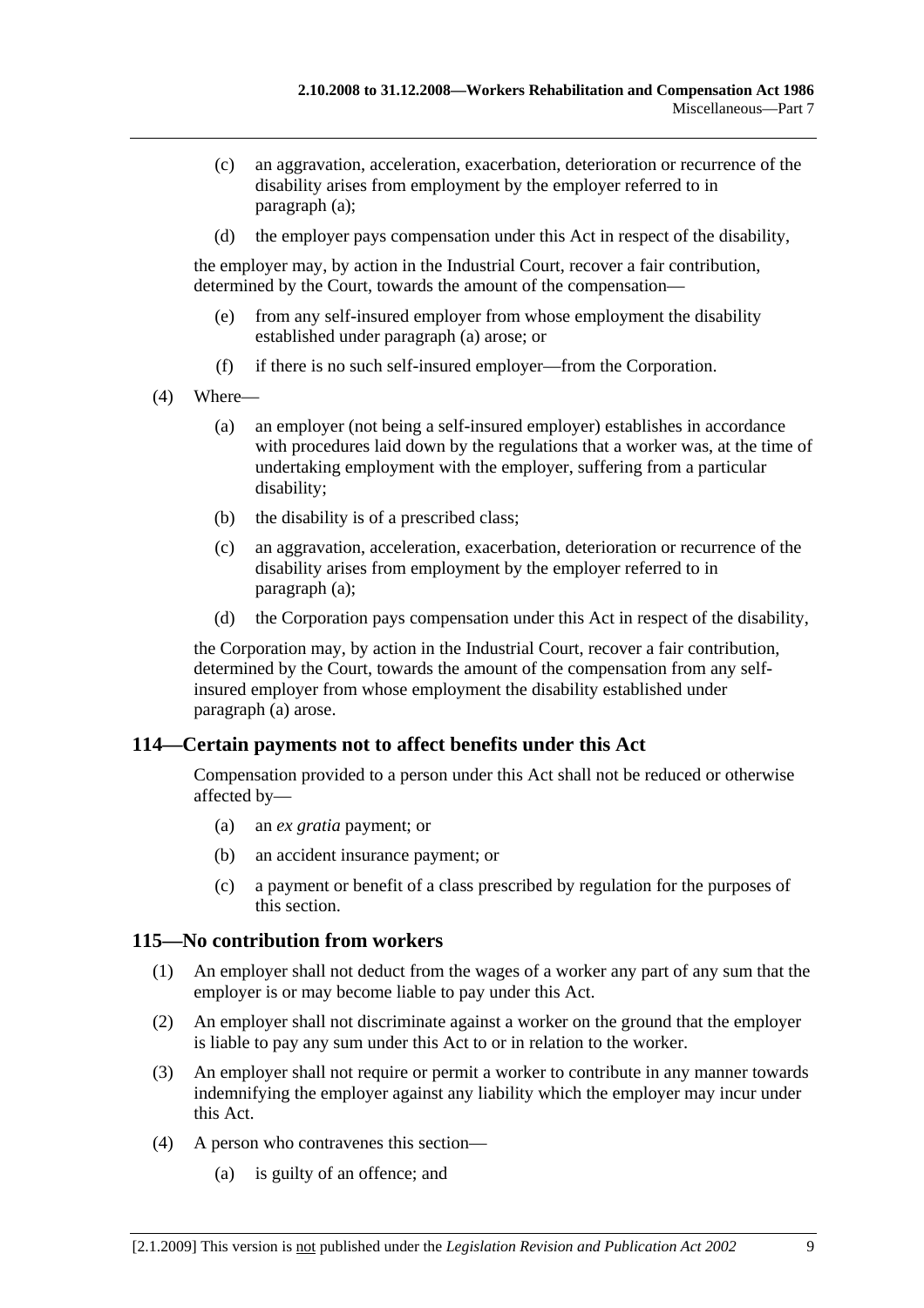(c) an aggravation, acceleration, exacerbation, deterioration or recurrence of the disability arises from employment by the employer referred to in paragraph (a);

(d) the employer pays compensation under this Act in respect of the disability,

the employer may, by action in the Industrial Court, recover a fair contribution, determined by the Court, towards the amount of the compensation—

(e) from any self-insured employer from whose employment the disability established under paragraph (a) arose; or

(f) if there is no such self-insured employer—from the Corporation.

(4) Where—

(a) an employer (not being a self-insured employer) establishes in accordance with procedures laid down by the regulations that a worker was, at the time of undertaking employment with the employer, suffering from a particular disability;

(b) the disability is of a prescribed class;

(c) an aggravation, acceleration, exacerbation, deterioration or recurrence of the disability arises from employment by the employer referred to in paragraph (a);

(d) the Corporation pays compensation under this Act in respect of the disability,

the Corporation may, by action in the Industrial Court, recover a fair contribution, determined by the Court, towards the amount of the compensation from any self-insured employer from whose employment the disability established under paragraph (a) arose.

## 114—Certain payments not to affect benefits under this Act

Compensation provided to a person under this Act shall not be reduced or otherwise affected by—

(a) an *ex gratia* payment; or

(b) an accident insurance payment; or

(c) a payment or benefit of a class prescribed by regulation for the purposes of this section.

## 115—No contribution from workers

(1) An employer shall not deduct from the wages of a worker any part of any sum that the employer is or may become liable to pay under this Act.

(2) An employer shall not discriminate against a worker on the ground that the employer is liable to pay any sum under this Act to or in relation to the worker.

(3) An employer shall not require or permit a worker to contribute in any manner towards indemnifying the employer against any liability which the employer may incur under this Act.

(4) A person who contravenes this section—

(a) is guilty of an offence; and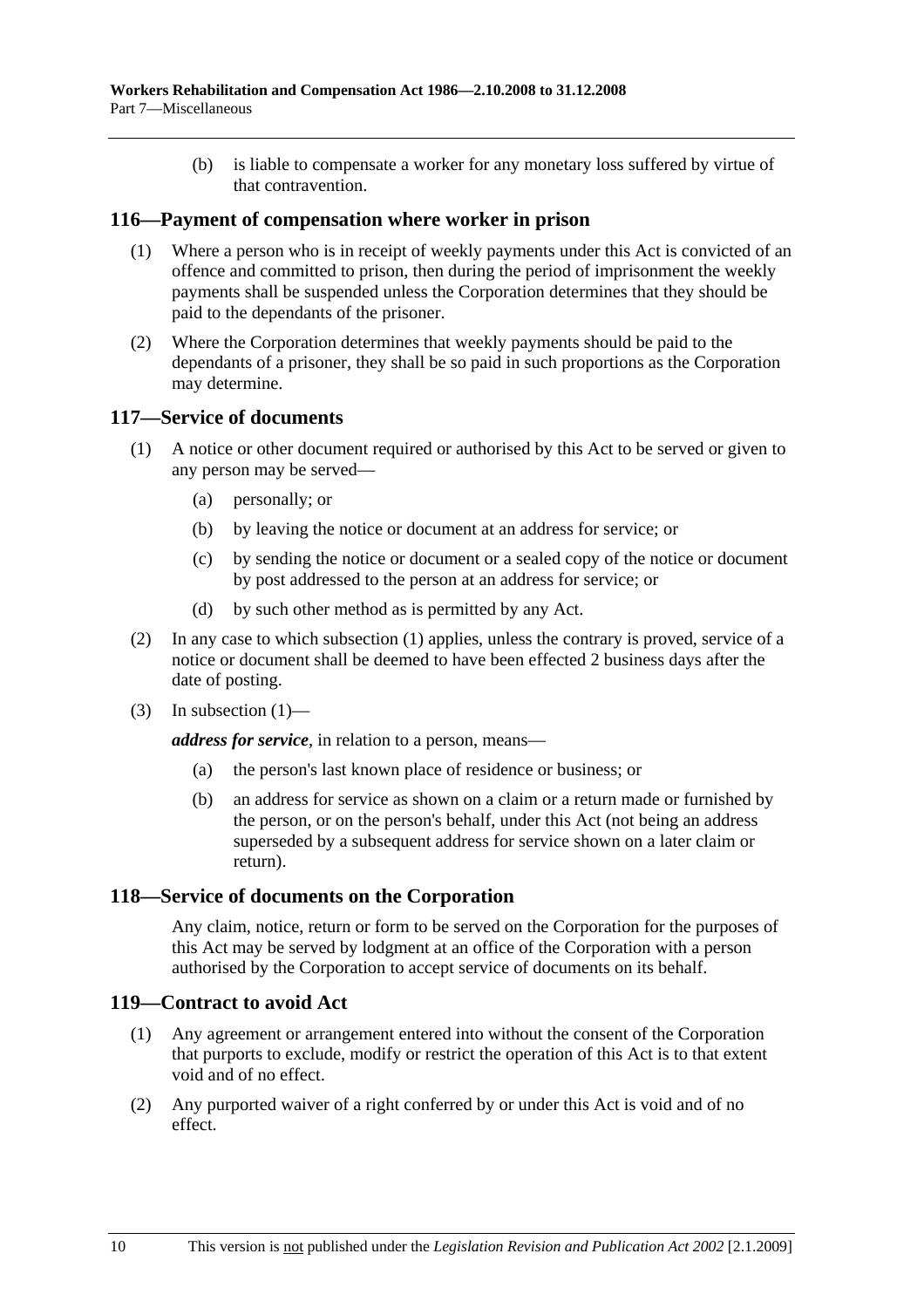(b) is liable to compensate a worker for any monetary loss suffered by virtue of that contravention.

## 116—Payment of compensation where worker in prison

(1) Where a person who is in receipt of weekly payments under this Act is convicted of an offence and committed to prison, then during the period of imprisonment the weekly payments shall be suspended unless the Corporation determines that they should be paid to the dependants of the prisoner.

(2) Where the Corporation determines that weekly payments should be paid to the dependants of a prisoner, they shall be so paid in such proportions as the Corporation may determine.

## 117—Service of documents

(1) A notice or other document required or authorised by this Act to be served or given to any person may be served—

- (a) personally; or
- (b) by leaving the notice or document at an address for service; or
- (c) by sending the notice or document or a sealed copy of the notice or document by post addressed to the person at an address for service; or
- (d) by such other method as is permitted by any Act.

(2) In any case to which subsection (1) applies, unless the contrary is proved, service of a notice or document shall be deemed to have been effected 2 business days after the date of posting.

(3) In subsection (1)—

***address for service***, in relation to a person, means—

- (a) the person's last known place of residence or business; or
- (b) an address for service as shown on a claim or a return made or furnished by the person, or on the person's behalf, under this Act (not being an address superseded by a subsequent address for service shown on a later claim or return).

## 118—Service of documents on the Corporation

Any claim, notice, return or form to be served on the Corporation for the purposes of this Act may be served by lodgment at an office of the Corporation with a person authorised by the Corporation to accept service of documents on its behalf.

## 119—Contract to avoid Act

(1) Any agreement or arrangement entered into without the consent of the Corporation that purports to exclude, modify or restrict the operation of this Act is to that extent void and of no effect.

(2) Any purported waiver of a right conferred by or under this Act is void and of no effect.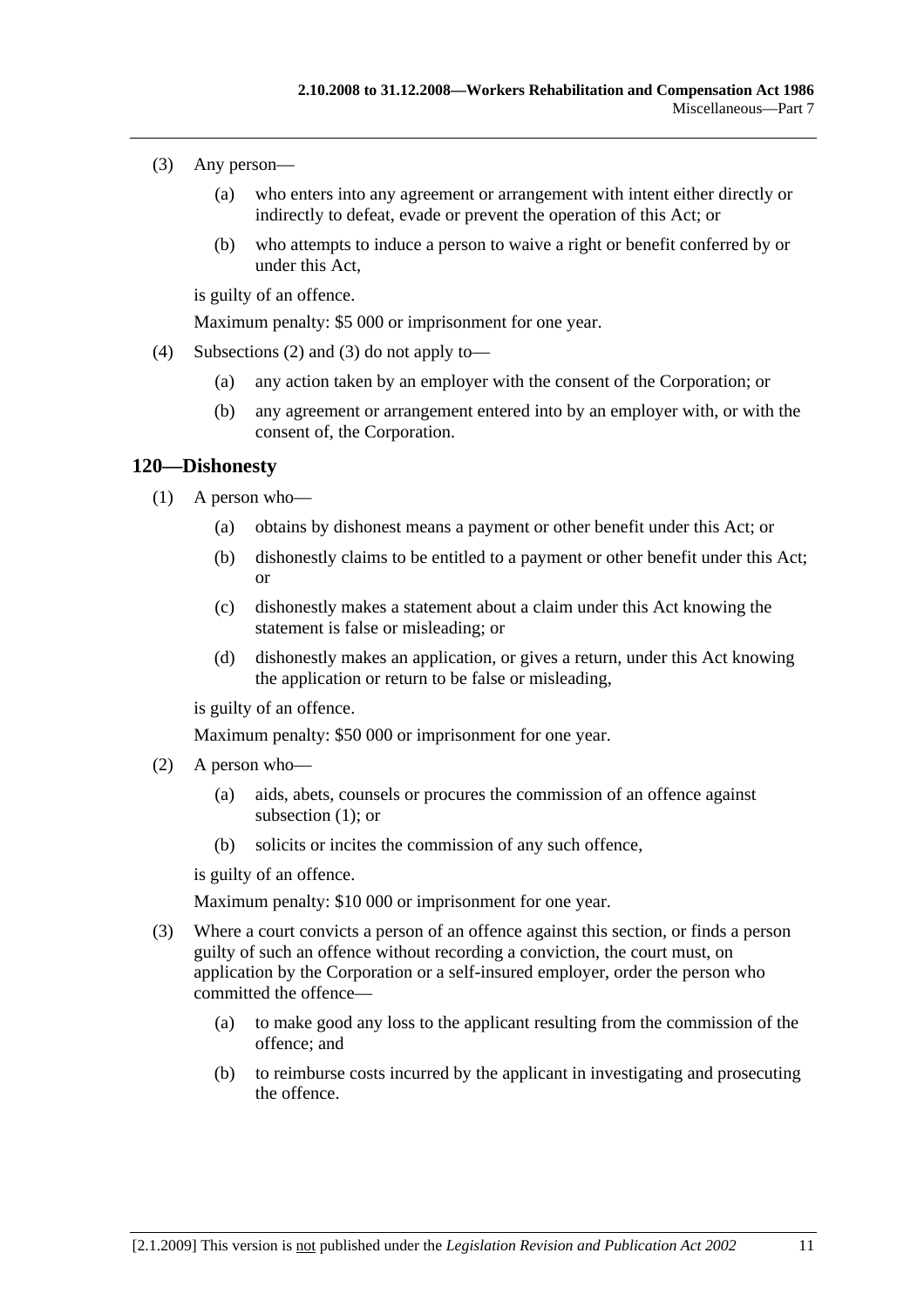(3) Any person—

(a) who enters into any agreement or arrangement with intent either directly or indirectly to defeat, evade or prevent the operation of this Act; or

(b) who attempts to induce a person to waive a right or benefit conferred by or under this Act,

is guilty of an offence.

Maximum penalty: $5 000 or imprisonment for one year.

(4) Subsections (2) and (3) do not apply to—

(a) any action taken by an employer with the consent of the Corporation; or

(b) any agreement or arrangement entered into by an employer with, or with the consent of, the Corporation.

## 120—Dishonesty

(1) A person who—

(a) obtains by dishonest means a payment or other benefit under this Act; or

(b) dishonestly claims to be entitled to a payment or other benefit under this Act; or

(c) dishonestly makes a statement about a claim under this Act knowing the statement is false or misleading; or

(d) dishonestly makes an application, or gives a return, under this Act knowing the application or return to be false or misleading,

is guilty of an offence.

Maximum penalty: $50 000 or imprisonment for one year.

(2) A person who—

(a) aids, abets, counsels or procures the commission of an offence against subsection (1); or

(b) solicits or incites the commission of any such offence,

is guilty of an offence.

Maximum penalty: $10 000 or imprisonment for one year.

(3) Where a court convicts a person of an offence against this section, or finds a person guilty of such an offence without recording a conviction, the court must, on application by the Corporation or a self-insured employer, order the person who committed the offence—

(a) to make good any loss to the applicant resulting from the commission of the offence; and

(b) to reimburse costs incurred by the applicant in investigating and prosecuting the offence.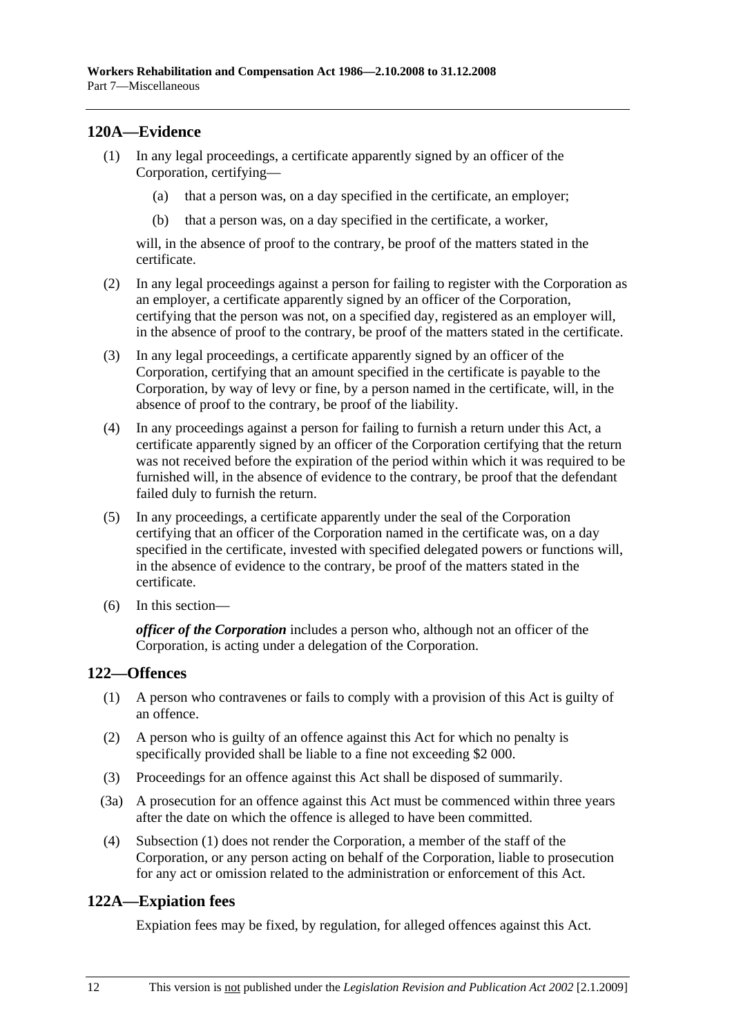## 120A—Evidence

(1) In any legal proceedings, a certificate apparently signed by an officer of the Corporation, certifying—

(a) that a person was, on a day specified in the certificate, an employer;

(b) that a person was, on a day specified in the certificate, a worker,

will, in the absence of proof to the contrary, be proof of the matters stated in the certificate.

(2) In any legal proceedings against a person for failing to register with the Corporation as an employer, a certificate apparently signed by an officer of the Corporation, certifying that the person was not, on a specified day, registered as an employer will, in the absence of proof to the contrary, be proof of the matters stated in the certificate.

(3) In any legal proceedings, a certificate apparently signed by an officer of the Corporation, certifying that an amount specified in the certificate is payable to the Corporation, by way of levy or fine, by a person named in the certificate, will, in the absence of proof to the contrary, be proof of the liability.

(4) In any proceedings against a person for failing to furnish a return under this Act, a certificate apparently signed by an officer of the Corporation certifying that the return was not received before the expiration of the period within which it was required to be furnished will, in the absence of evidence to the contrary, be proof that the defendant failed duly to furnish the return.

(5) In any proceedings, a certificate apparently under the seal of the Corporation certifying that an officer of the Corporation named in the certificate was, on a day specified in the certificate, invested with specified delegated powers or functions will, in the absence of evidence to the contrary, be proof of the matters stated in the certificate.

(6) In this section—

***officer of the Corporation*** includes a person who, although not an officer of the Corporation, is acting under a delegation of the Corporation.

## 122—Offences

(1) A person who contravenes or fails to comply with a provision of this Act is guilty of an offence.

(2) A person who is guilty of an offence against this Act for which no penalty is specifically provided shall be liable to a fine not exceeding $2 000.

(3) Proceedings for an offence against this Act shall be disposed of summarily.

(3a) A prosecution for an offence against this Act must be commenced within three years after the date on which the offence is alleged to have been committed.

(4) Subsection (1) does not render the Corporation, a member of the staff of the Corporation, or any person acting on behalf of the Corporation, liable to prosecution for any act or omission related to the administration or enforcement of this Act.

## 122A—Expiation fees

Expiation fees may be fixed, by regulation, for alleged offences against this Act.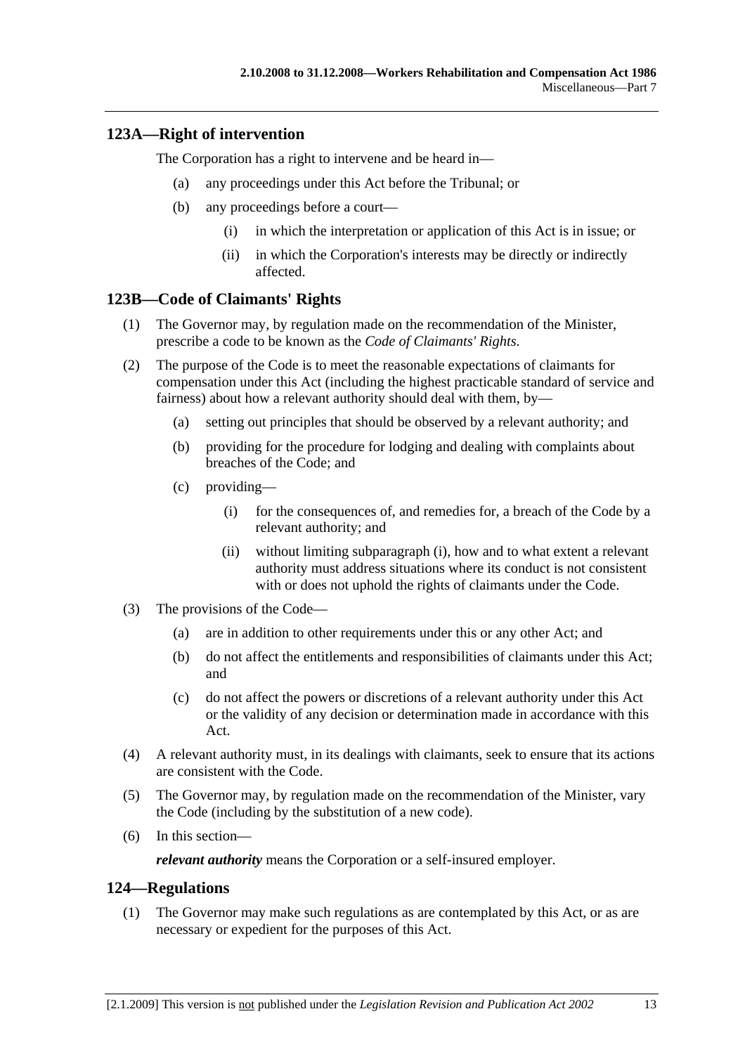## 123A—Right of intervention

The Corporation has a right to intervene and be heard in—

(a) any proceedings under this Act before the Tribunal; or

(b) any proceedings before a court—

  (i) in which the interpretation or application of this Act is in issue; or

  (ii) in which the Corporation's interests may be directly or indirectly affected.

## 123B—Code of Claimants' Rights

(1) The Governor may, by regulation made on the recommendation of the Minister, prescribe a code to be known as the *Code of Claimants' Rights*.

(2) The purpose of the Code is to meet the reasonable expectations of claimants for compensation under this Act (including the highest practicable standard of service and fairness) about how a relevant authority should deal with them, by—

  (a) setting out principles that should be observed by a relevant authority; and

  (b) providing for the procedure for lodging and dealing with complaints about breaches of the Code; and

  (c) providing—

    (i) for the consequences of, and remedies for, a breach of the Code by a relevant authority; and

    (ii) without limiting subparagraph (i), how and to what extent a relevant authority must address situations where its conduct is not consistent with or does not uphold the rights of claimants under the Code.

(3) The provisions of the Code—

  (a) are in addition to other requirements under this or any other Act; and

  (b) do not affect the entitlements and responsibilities of claimants under this Act; and

  (c) do not affect the powers or discretions of a relevant authority under this Act or the validity of any decision or determination made in accordance with this Act.

(4) A relevant authority must, in its dealings with claimants, seek to ensure that its actions are consistent with the Code.

(5) The Governor may, by regulation made on the recommendation of the Minister, vary the Code (including by the substitution of a new code).

(6) In this section—

***relevant authority*** means the Corporation or a self-insured employer.

## 124—Regulations

(1) The Governor may make such regulations as are contemplated by this Act, or as are necessary or expedient for the purposes of this Act.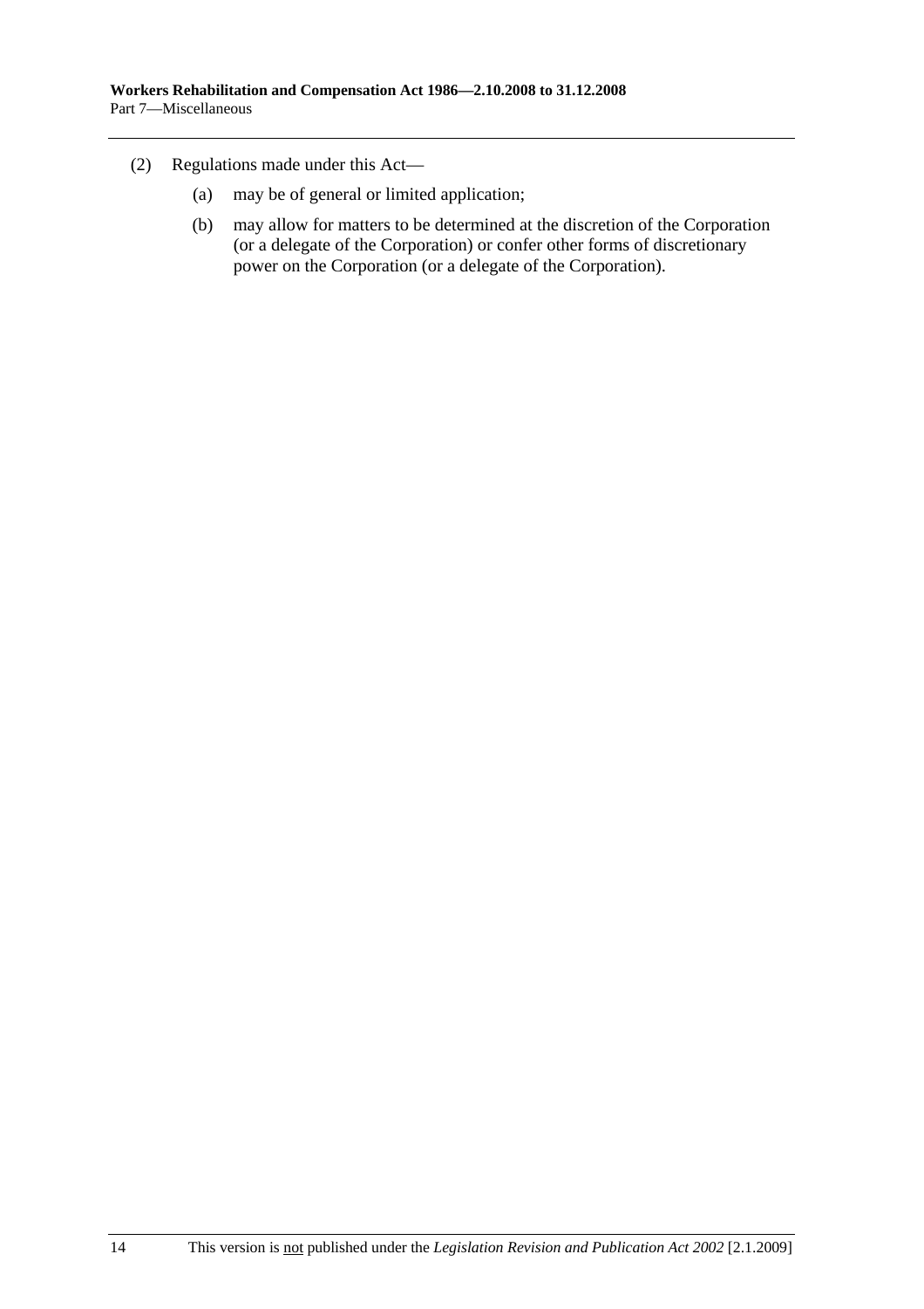(2) Regulations made under this Act—

(a) may be of general or limited application;

(b) may allow for matters to be determined at the discretion of the Corporation (or a delegate of the Corporation) or confer other forms of discretionary power on the Corporation (or a delegate of the Corporation).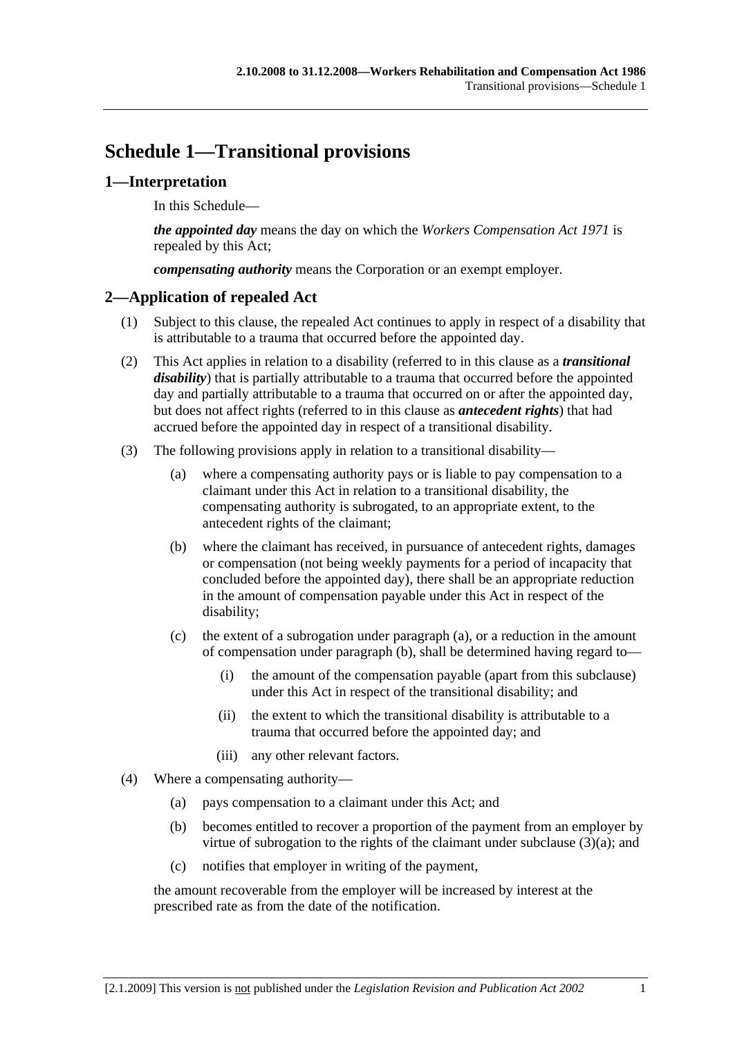# Schedule 1—Transitional provisions

## 1—Interpretation

In this Schedule—

***the appointed day*** means the day on which the *Workers Compensation Act 1971* is repealed by this Act;

***compensating authority*** means the Corporation or an exempt employer.

## 2—Application of repealed Act

(1) Subject to this clause, the repealed Act continues to apply in respect of a disability that is attributable to a trauma that occurred before the appointed day.

(2) This Act applies in relation to a disability (referred to in this clause as a ***transitional disability***) that is partially attributable to a trauma that occurred before the appointed day and partially attributable to a trauma that occurred on or after the appointed day, but does not affect rights (referred to in this clause as ***antecedent rights***) that had accrued before the appointed day in respect of a transitional disability.

(3) The following provisions apply in relation to a transitional disability—

(a) where a compensating authority pays or is liable to pay compensation to a claimant under this Act in relation to a transitional disability, the compensating authority is subrogated, to an appropriate extent, to the antecedent rights of the claimant;

(b) where the claimant has received, in pursuance of antecedent rights, damages or compensation (not being weekly payments for a period of incapacity that concluded before the appointed day), there shall be an appropriate reduction in the amount of compensation payable under this Act in respect of the disability;

(c) the extent of a subrogation under paragraph (a), or a reduction in the amount of compensation under paragraph (b), shall be determined having regard to—

(i) the amount of the compensation payable (apart from this subclause) under this Act in respect of the transitional disability; and

(ii) the extent to which the transitional disability is attributable to a trauma that occurred before the appointed day; and

(iii) any other relevant factors.

(4) Where a compensating authority—

(a) pays compensation to a claimant under this Act; and

(b) becomes entitled to recover a proportion of the payment from an employer by virtue of subrogation to the rights of the claimant under subclause (3)(a); and

(c) notifies that employer in writing of the payment,

the amount recoverable from the employer will be increased by interest at the prescribed rate as from the date of the notification.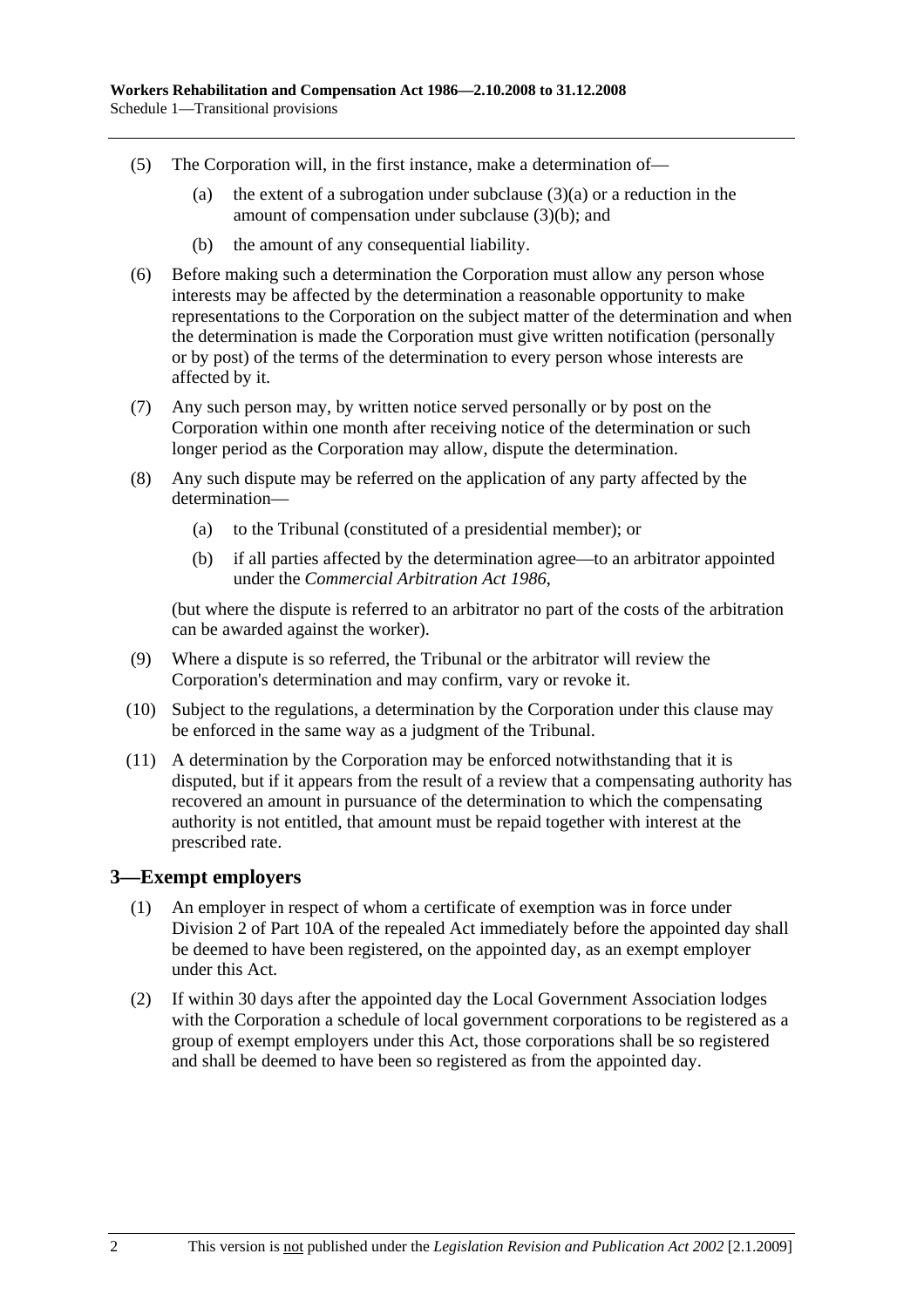(5) The Corporation will, in the first instance, make a determination of—

(a) the extent of a subrogation under subclause (3)(a) or a reduction in the amount of compensation under subclause (3)(b); and

(b) the amount of any consequential liability.

(6) Before making such a determination the Corporation must allow any person whose interests may be affected by the determination a reasonable opportunity to make representations to the Corporation on the subject matter of the determination and when the determination is made the Corporation must give written notification (personally or by post) of the terms of the determination to every person whose interests are affected by it.

(7) Any such person may, by written notice served personally or by post on the Corporation within one month after receiving notice of the determination or such longer period as the Corporation may allow, dispute the determination.

(8) Any such dispute may be referred on the application of any party affected by the determination—

(a) to the Tribunal (constituted of a presidential member); or

(b) if all parties affected by the determination agree—to an arbitrator appointed under the *Commercial Arbitration Act 1986*,

(but where the dispute is referred to an arbitrator no part of the costs of the arbitration can be awarded against the worker).

(9) Where a dispute is so referred, the Tribunal or the arbitrator will review the Corporation's determination and may confirm, vary or revoke it.

(10) Subject to the regulations, a determination by the Corporation under this clause may be enforced in the same way as a judgment of the Tribunal.

(11) A determination by the Corporation may be enforced notwithstanding that it is disputed, but if it appears from the result of a review that a compensating authority has recovered an amount in pursuance of the determination to which the compensating authority is not entitled, that amount must be repaid together with interest at the prescribed rate.

## 3—Exempt employers

(1) An employer in respect of whom a certificate of exemption was in force under Division 2 of Part 10A of the repealed Act immediately before the appointed day shall be deemed to have been registered, on the appointed day, as an exempt employer under this Act.

(2) If within 30 days after the appointed day the Local Government Association lodges with the Corporation a schedule of local government corporations to be registered as a group of exempt employers under this Act, those corporations shall be so registered and shall be deemed to have been so registered as from the appointed day.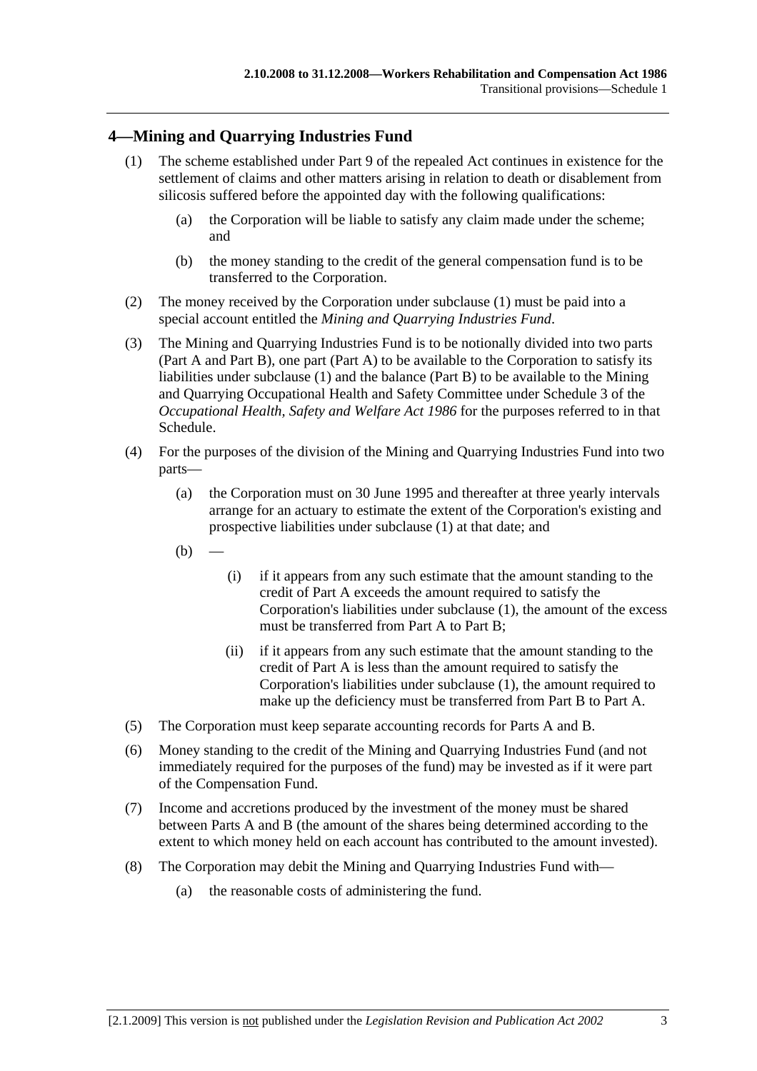## 4—Mining and Quarrying Industries Fund

(1) The scheme established under Part 9 of the repealed Act continues in existence for the settlement of claims and other matters arising in relation to death or disablement from silicosis suffered before the appointed day with the following qualifications:

   (a) the Corporation will be liable to satisfy any claim made under the scheme; and

   (b) the money standing to the credit of the general compensation fund is to be transferred to the Corporation.

(2) The money received by the Corporation under subclause (1) must be paid into a special account entitled the *Mining and Quarrying Industries Fund*.

(3) The Mining and Quarrying Industries Fund is to be notionally divided into two parts (Part A and Part B), one part (Part A) to be available to the Corporation to satisfy its liabilities under subclause (1) and the balance (Part B) to be available to the Mining and Quarrying Occupational Health and Safety Committee under Schedule 3 of the *Occupational Health, Safety and Welfare Act 1986* for the purposes referred to in that Schedule.

(4) For the purposes of the division of the Mining and Quarrying Industries Fund into two parts—

   (a) the Corporation must on 30 June 1995 and thereafter at three yearly intervals arrange for an actuary to estimate the extent of the Corporation's existing and prospective liabilities under subclause (1) at that date; and

   (b) —

      (i) if it appears from any such estimate that the amount standing to the credit of Part A exceeds the amount required to satisfy the Corporation's liabilities under subclause (1), the amount of the excess must be transferred from Part A to Part B;

      (ii) if it appears from any such estimate that the amount standing to the credit of Part A is less than the amount required to satisfy the Corporation's liabilities under subclause (1), the amount required to make up the deficiency must be transferred from Part B to Part A.

(5) The Corporation must keep separate accounting records for Parts A and B.

(6) Money standing to the credit of the Mining and Quarrying Industries Fund (and not immediately required for the purposes of the fund) may be invested as if it were part of the Compensation Fund.

(7) Income and accretions produced by the investment of the money must be shared between Parts A and B (the amount of the shares being determined according to the extent to which money held on each account has contributed to the amount invested).

(8) The Corporation may debit the Mining and Quarrying Industries Fund with—

   (a) the reasonable costs of administering the fund.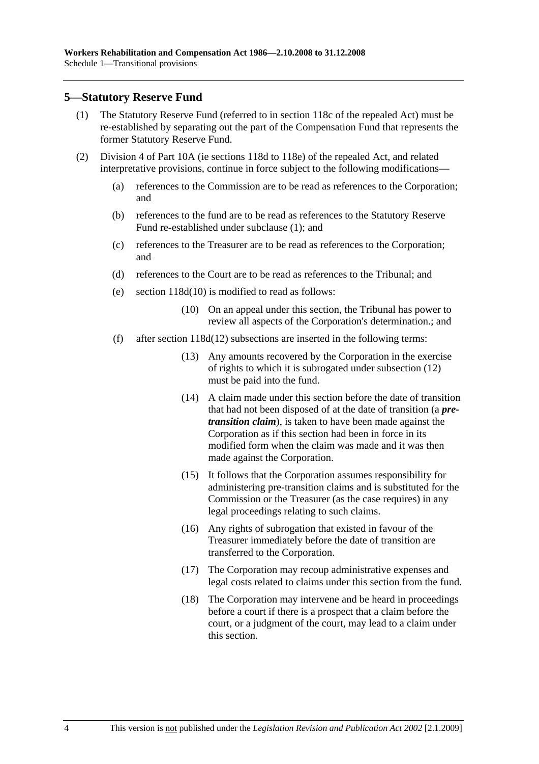## 5—Statutory Reserve Fund

(1) The Statutory Reserve Fund (referred to in section 118c of the repealed Act) must be re-established by separating out the part of the Compensation Fund that represents the former Statutory Reserve Fund.

(2) Division 4 of Part 10A (ie sections 118d to 118e) of the repealed Act, and related interpretative provisions, continue in force subject to the following modifications—

(a) references to the Commission are to be read as references to the Corporation; and

(b) references to the fund are to be read as references to the Statutory Reserve Fund re-established under subclause (1); and

(c) references to the Treasurer are to be read as references to the Corporation; and

(d) references to the Court are to be read as references to the Tribunal; and

(e) section 118d(10) is modified to read as follows:

> (10) On an appeal under this section, the Tribunal has power to review all aspects of the Corporation's determination.; and

(f) after section 118d(12) subsections are inserted in the following terms:

> (13) Any amounts recovered by the Corporation in the exercise of rights to which it is subrogated under subsection (12) must be paid into the fund.
>
> (14) A claim made under this section before the date of transition that had not been disposed of at the date of transition (a ***pre-transition claim***), is taken to have been made against the Corporation as if this section had been in force in its modified form when the claim was made and it was then made against the Corporation.
>
> (15) It follows that the Corporation assumes responsibility for administering pre-transition claims and is substituted for the Commission or the Treasurer (as the case requires) in any legal proceedings relating to such claims.
>
> (16) Any rights of subrogation that existed in favour of the Treasurer immediately before the date of transition are transferred to the Corporation.
>
> (17) The Corporation may recoup administrative expenses and legal costs related to claims under this section from the fund.
>
> (18) The Corporation may intervene and be heard in proceedings before a court if there is a prospect that a claim before the court, or a judgment of the court, may lead to a claim under this section.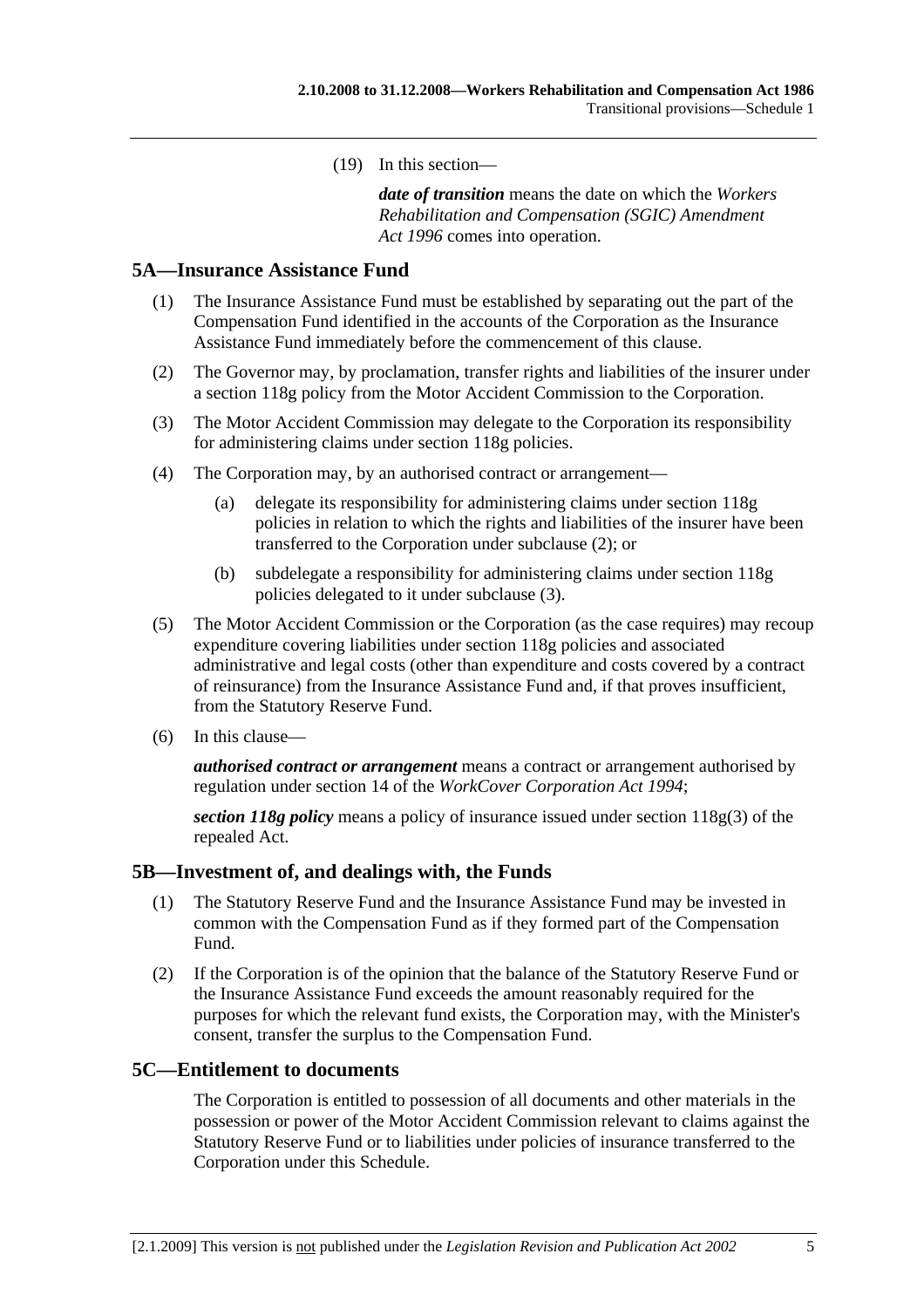(19) In this section—

***date of transition*** means the date on which the *Workers Rehabilitation and Compensation (SGIC) Amendment Act 1996* comes into operation.

## 5A—Insurance Assistance Fund

(1) The Insurance Assistance Fund must be established by separating out the part of the Compensation Fund identified in the accounts of the Corporation as the Insurance Assistance Fund immediately before the commencement of this clause.

(2) The Governor may, by proclamation, transfer rights and liabilities of the insurer under a section 118g policy from the Motor Accident Commission to the Corporation.

(3) The Motor Accident Commission may delegate to the Corporation its responsibility for administering claims under section 118g policies.

(4) The Corporation may, by an authorised contract or arrangement—

(a) delegate its responsibility for administering claims under section 118g policies in relation to which the rights and liabilities of the insurer have been transferred to the Corporation under subclause (2); or

(b) subdelegate a responsibility for administering claims under section 118g policies delegated to it under subclause (3).

(5) The Motor Accident Commission or the Corporation (as the case requires) may recoup expenditure covering liabilities under section 118g policies and associated administrative and legal costs (other than expenditure and costs covered by a contract of reinsurance) from the Insurance Assistance Fund and, if that proves insufficient, from the Statutory Reserve Fund.

(6) In this clause—

***authorised contract or arrangement*** means a contract or arrangement authorised by regulation under section 14 of the *WorkCover Corporation Act 1994*;

***section 118g policy*** means a policy of insurance issued under section 118g(3) of the repealed Act.

## 5B—Investment of, and dealings with, the Funds

(1) The Statutory Reserve Fund and the Insurance Assistance Fund may be invested in common with the Compensation Fund as if they formed part of the Compensation Fund.

(2) If the Corporation is of the opinion that the balance of the Statutory Reserve Fund or the Insurance Assistance Fund exceeds the amount reasonably required for the purposes for which the relevant fund exists, the Corporation may, with the Minister's consent, transfer the surplus to the Compensation Fund.

## 5C—Entitlement to documents

The Corporation is entitled to possession of all documents and other materials in the possession or power of the Motor Accident Commission relevant to claims against the Statutory Reserve Fund or to liabilities under policies of insurance transferred to the Corporation under this Schedule.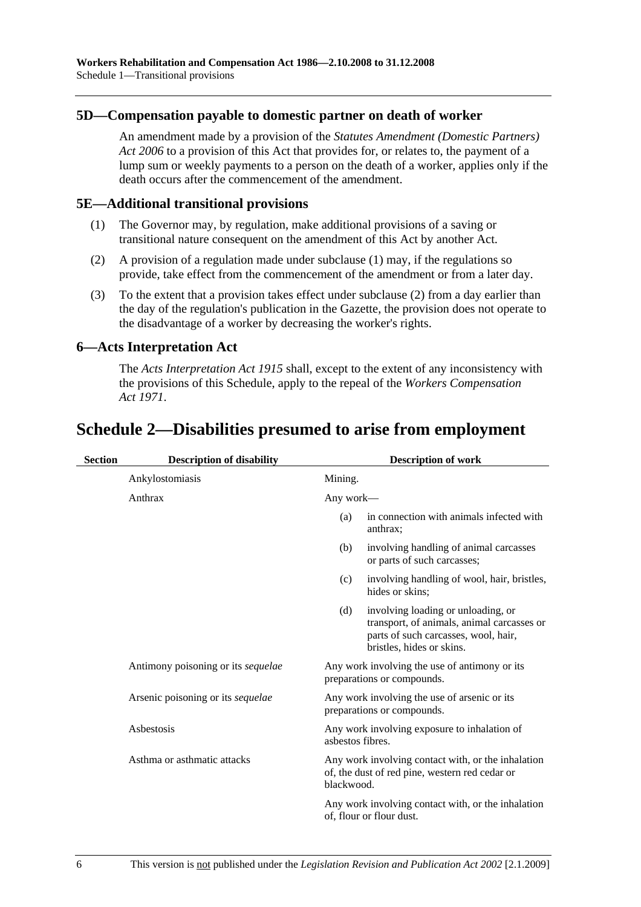### 5D—Compensation payable to domestic partner on death of worker

An amendment made by a provision of the *Statutes Amendment (Domestic Partners) Act 2006* to a provision of this Act that provides for, or relates to, the payment of a lump sum or weekly payments to a person on the death of a worker, applies only if the death occurs after the commencement of the amendment.

### 5E—Additional transitional provisions

(1) The Governor may, by regulation, make additional provisions of a saving or transitional nature consequent on the amendment of this Act by another Act.

(2) A provision of a regulation made under subclause (1) may, if the regulations so provide, take effect from the commencement of the amendment or from a later day.

(3) To the extent that a provision takes effect under subclause (2) from a day earlier than the day of the regulation's publication in the Gazette, the provision does not operate to the disadvantage of a worker by decreasing the worker's rights.

### 6—Acts Interpretation Act

The *Acts Interpretation Act 1915* shall, except to the extent of any inconsistency with the provisions of this Schedule, apply to the repeal of the *Workers Compensation Act 1971*.

## Schedule 2—Disabilities presumed to arise from employment

| Section | Description of disability | Description of work |
|---|---|---|
| | Ankylostomiasis | Mining. |
| | Anthrax | Any work—<br>(a) in connection with animals infected with anthrax;<br>(b) involving handling of animal carcasses or parts of such carcasses;<br>(c) involving handling of wool, hair, bristles, hides or skins;<br>(d) involving loading or unloading, or transport, of animals, animal carcasses or parts of such carcasses, wool, hair, bristles, hides or skins. |
| | Antimony poisoning or its *sequelae* | Any work involving the use of antimony or its preparations or compounds. |
| | Arsenic poisoning or its *sequelae* | Any work involving the use of arsenic or its preparations or compounds. |
| | Asbestosis | Any work involving exposure to inhalation of asbestos fibres. |
| | Asthma or asthmatic attacks | Any work involving contact with, or the inhalation of, the dust of red pine, western red cedar or blackwood.<br>Any work involving contact with, or the inhalation of, flour or flour dust. |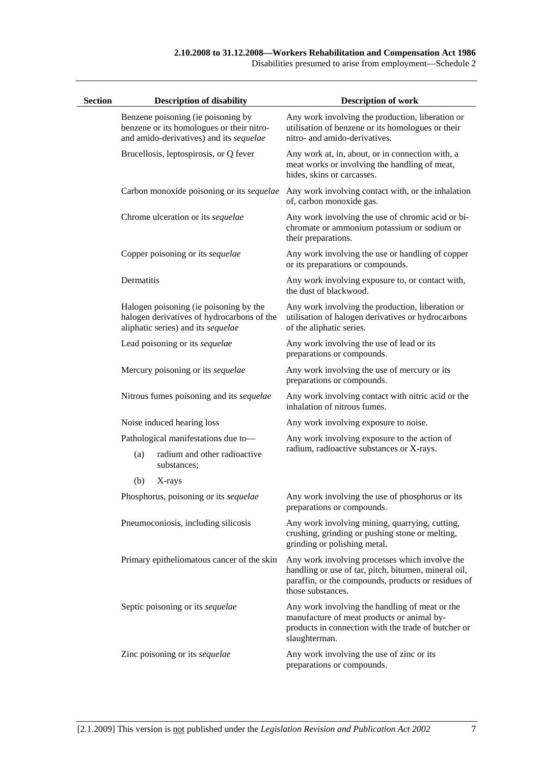| Section | Description of disability | Description of work |
|---|---|---|
| | Benzene poisoning (ie poisoning by benzene or its homologues or their nitro- and amido-derivatives) and its *sequelae* | Any work involving the production, liberation or utilisation of benzene or its homologues or their nitro- and amido-derivatives. |
| | Brucellosis, leptospirosis, or Q fever | Any work at, in, about, or in connection with, a meat works or involving the handling of meat, hides, skins or carcasses. |
| | Carbon monoxide poisoning or its *sequelae* | Any work involving contact with, or the inhalation of, carbon monoxide gas. |
| | Chrome ulceration or its *sequelae* | Any work involving the use of chromic acid or bi-chromate or ammonium potassium or sodium or their preparations. |
| | Copper poisoning or its *sequelae* | Any work involving the use or handling of copper or its preparations or compounds. |
| | Dermatitis | Any work involving exposure to, or contact with, the dust of blackwood. |
| | Halogen poisoning (ie poisoning by the halogen derivatives of hydrocarbons of the aliphatic series) and its *sequelae* | Any work involving the production, liberation or utilisation of halogen derivatives or hydrocarbons of the aliphatic series. |
| | Lead poisoning or its *sequelae* | Any work involving the use of lead or its preparations or compounds. |
| | Mercury poisoning or its *sequelae* | Any work involving the use of mercury or its preparations or compounds. |
| | Nitrous fumes poisoning and its *sequelae* | Any work involving contact with nitric acid or the inhalation of nitrous fumes. |
| | Noise induced hearing loss | Any work involving exposure to noise. |
| | Pathological manifestations due to—<br>(a) radium and other radioactive substances;<br>(b) X-rays | Any work involving exposure to the action of radium, radioactive substances or X-rays. |
| | Phosphorus, poisoning or its *sequelae* | Any work involving the use of phosphorus or its preparations or compounds. |
| | Pneumoconiosis, including silicosis | Any work involving mining, quarrying, cutting, crushing, grinding or pushing stone or melting, grinding or polishing metal. |
| | Primary epitheliomatous cancer of the skin | Any work involving processes which involve the handling or use of tar, pitch, bitumen, mineral oil, paraffin, or the compounds, products or residues of those substances. |
| | Septic poisoning or its *sequelae* | Any work involving the handling of meat or the manufacture of meat products or animal by-products in connection with the trade of butcher or slaughterman. |
| | Zinc poisoning or its *sequelae* | Any work involving the use of zinc or its preparations or compounds. |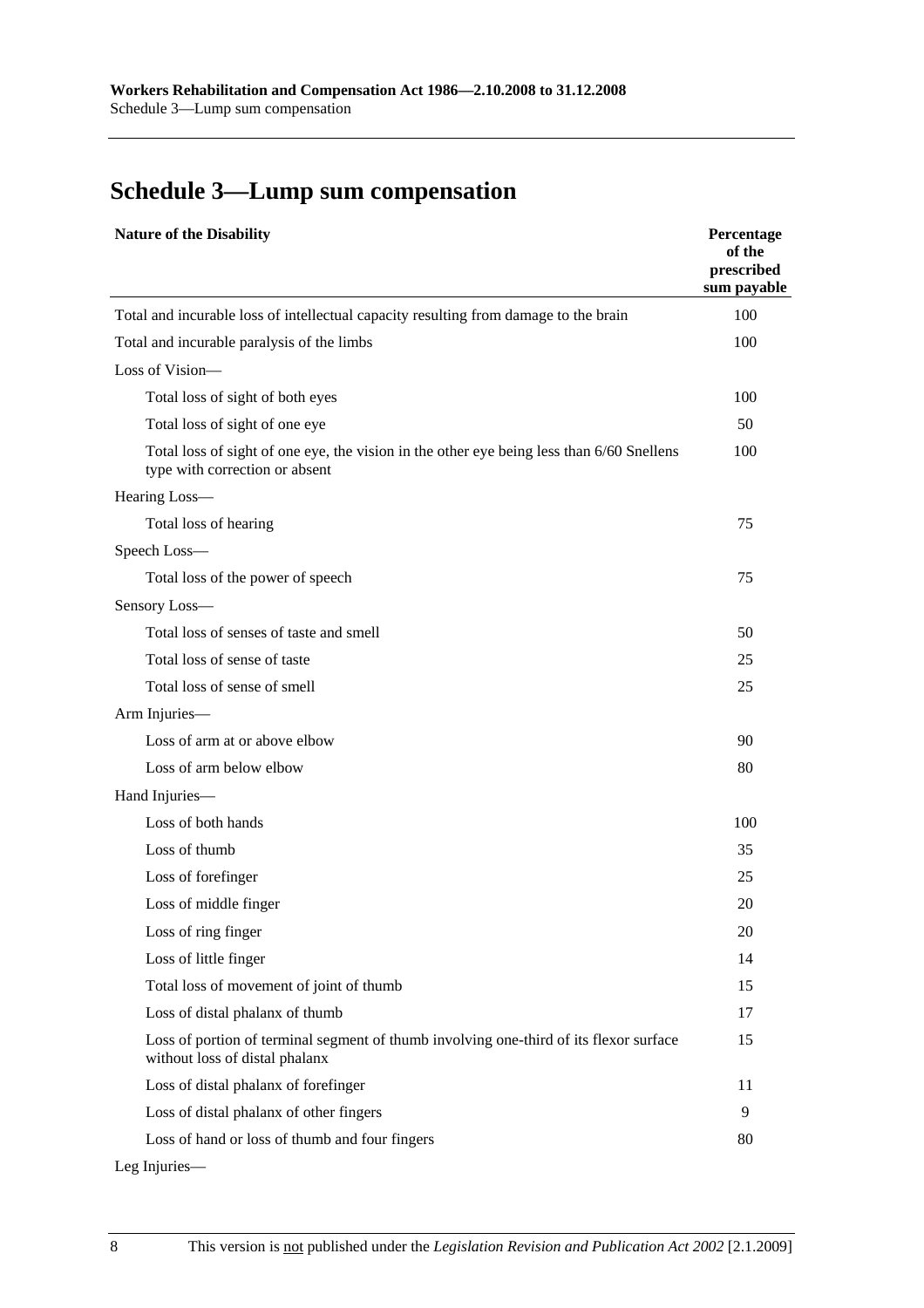# Schedule 3—Lump sum compensation

| Nature of the Disability | Percentage of the prescribed sum payable |
|---|---|
| Total and incurable loss of intellectual capacity resulting from damage to the brain | 100 |
| Total and incurable paralysis of the limbs | 100 |
| Loss of Vision— | |
| Total loss of sight of both eyes | 100 |
| Total loss of sight of one eye | 50 |
| Total loss of sight of one eye, the vision in the other eye being less than 6/60 Snellens type with correction or absent | 100 |
| Hearing Loss— | |
| Total loss of hearing | 75 |
| Speech Loss— | |
| Total loss of the power of speech | 75 |
| Sensory Loss— | |
| Total loss of senses of taste and smell | 50 |
| Total loss of sense of taste | 25 |
| Total loss of sense of smell | 25 |
| Arm Injuries— | |
| Loss of arm at or above elbow | 90 |
| Loss of arm below elbow | 80 |
| Hand Injuries— | |
| Loss of both hands | 100 |
| Loss of thumb | 35 |
| Loss of forefinger | 25 |
| Loss of middle finger | 20 |
| Loss of ring finger | 20 |
| Loss of little finger | 14 |
| Total loss of movement of joint of thumb | 15 |
| Loss of distal phalanx of thumb | 17 |
| Loss of portion of terminal segment of thumb involving one-third of its flexor surface without loss of distal phalanx | 15 |
| Loss of distal phalanx of forefinger | 11 |
| Loss of distal phalanx of other fingers | 9 |
| Loss of hand or loss of thumb and four fingers | 80 |
| Leg Injuries— | |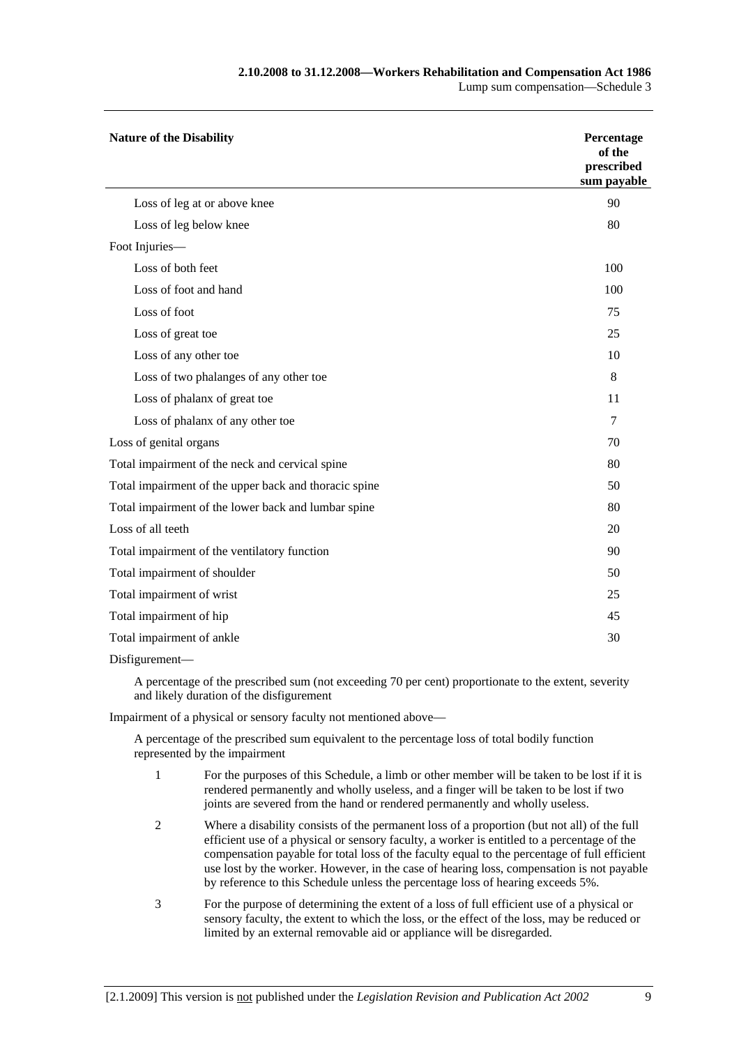| Nature of the Disability | Percentage of the prescribed sum payable |
|---|---|
| Loss of leg at or above knee | 90 |
| Loss of leg below knee | 80 |
| Foot Injuries— | |
| Loss of both feet | 100 |
| Loss of foot and hand | 100 |
| Loss of foot | 75 |
| Loss of great toe | 25 |
| Loss of any other toe | 10 |
| Loss of two phalanges of any other toe | 8 |
| Loss of phalanx of great toe | 11 |
| Loss of phalanx of any other toe | 7 |
| Loss of genital organs | 70 |
| Total impairment of the neck and cervical spine | 80 |
| Total impairment of the upper back and thoracic spine | 50 |
| Total impairment of the lower back and lumbar spine | 80 |
| Loss of all teeth | 20 |
| Total impairment of the ventilatory function | 90 |
| Total impairment of shoulder | 50 |
| Total impairment of wrist | 25 |
| Total impairment of hip | 45 |
| Total impairment of ankle | 30 |

Disfigurement—

A percentage of the prescribed sum (not exceeding 70 per cent) proportionate to the extent, severity and likely duration of the disfigurement

Impairment of a physical or sensory faculty not mentioned above—

A percentage of the prescribed sum equivalent to the percentage loss of total bodily function represented by the impairment

1 For the purposes of this Schedule, a limb or other member will be taken to be lost if it is rendered permanently and wholly useless, and a finger will be taken to be lost if two joints are severed from the hand or rendered permanently and wholly useless.

2 Where a disability consists of the permanent loss of a proportion (but not all) of the full efficient use of a physical or sensory faculty, a worker is entitled to a percentage of the compensation payable for total loss of the faculty equal to the percentage of full efficient use lost by the worker. However, in the case of hearing loss, compensation is not payable by reference to this Schedule unless the percentage loss of hearing exceeds 5%.

3 For the purpose of determining the extent of a loss of full efficient use of a physical or sensory faculty, the extent to which the loss, or the effect of the loss, may be reduced or limited by an external removable aid or appliance will be disregarded.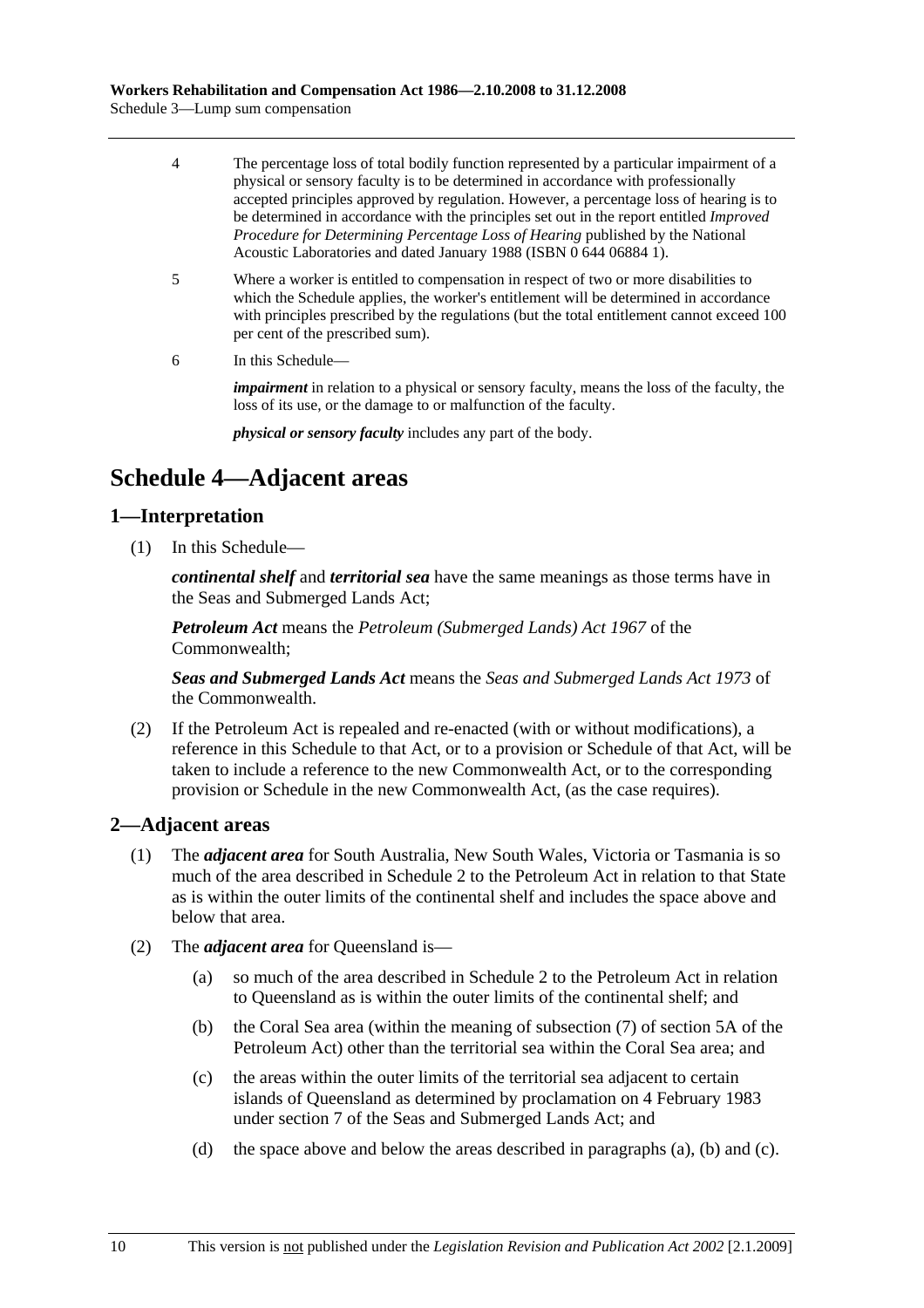4 The percentage loss of total bodily function represented by a particular impairment of a physical or sensory faculty is to be determined in accordance with professionally accepted principles approved by regulation. However, a percentage loss of hearing is to be determined in accordance with the principles set out in the report entitled *Improved Procedure for Determining Percentage Loss of Hearing* published by the National Acoustic Laboratories and dated January 1988 (ISBN 0 644 06884 1).

5 Where a worker is entitled to compensation in respect of two or more disabilities to which the Schedule applies, the worker's entitlement will be determined in accordance with principles prescribed by the regulations (but the total entitlement cannot exceed 100 per cent of the prescribed sum).

6 In this Schedule—

***impairment*** in relation to a physical or sensory faculty, means the loss of the faculty, the loss of its use, or the damage to or malfunction of the faculty.

***physical or sensory faculty*** includes any part of the body.

# Schedule 4—Adjacent areas

## 1—Interpretation

(1) In this Schedule—

***continental shelf*** and ***territorial sea*** have the same meanings as those terms have in the Seas and Submerged Lands Act;

***Petroleum Act*** means the *Petroleum (Submerged Lands) Act 1967* of the Commonwealth;

***Seas and Submerged Lands Act*** means the *Seas and Submerged Lands Act 1973* of the Commonwealth.

(2) If the Petroleum Act is repealed and re-enacted (with or without modifications), a reference in this Schedule to that Act, or to a provision or Schedule of that Act, will be taken to include a reference to the new Commonwealth Act, or to the corresponding provision or Schedule in the new Commonwealth Act, (as the case requires).

## 2—Adjacent areas

(1) The ***adjacent area*** for South Australia, New South Wales, Victoria or Tasmania is so much of the area described in Schedule 2 to the Petroleum Act in relation to that State as is within the outer limits of the continental shelf and includes the space above and below that area.

(2) The ***adjacent area*** for Queensland is—

- (a) so much of the area described in Schedule 2 to the Petroleum Act in relation to Queensland as is within the outer limits of the continental shelf; and
- (b) the Coral Sea area (within the meaning of subsection (7) of section 5A of the Petroleum Act) other than the territorial sea within the Coral Sea area; and
- (c) the areas within the outer limits of the territorial sea adjacent to certain islands of Queensland as determined by proclamation on 4 February 1983 under section 7 of the Seas and Submerged Lands Act; and
- (d) the space above and below the areas described in paragraphs (a), (b) and (c).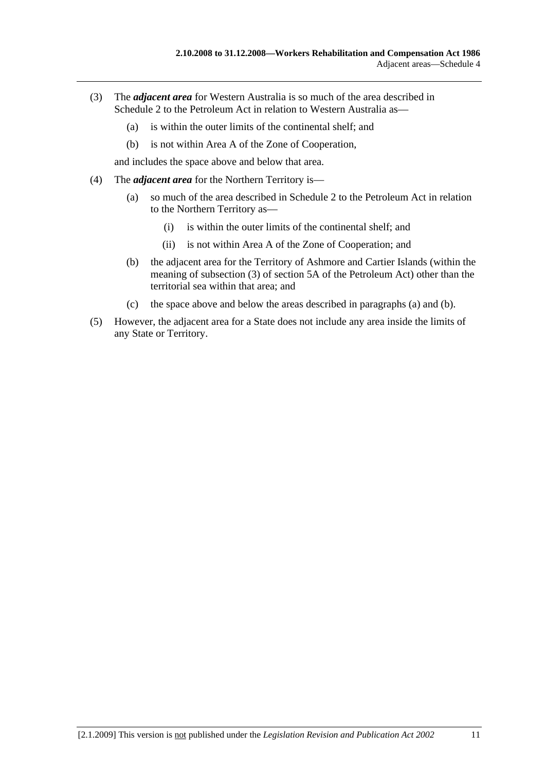(3) The ***adjacent area*** for Western Australia is so much of the area described in Schedule 2 to the Petroleum Act in relation to Western Australia as—

(a) is within the outer limits of the continental shelf; and

(b) is not within Area A of the Zone of Cooperation,

and includes the space above and below that area.

(4) The ***adjacent area*** for the Northern Territory is—

(a) so much of the area described in Schedule 2 to the Petroleum Act in relation to the Northern Territory as—

(i) is within the outer limits of the continental shelf; and

(ii) is not within Area A of the Zone of Cooperation; and

(b) the adjacent area for the Territory of Ashmore and Cartier Islands (within the meaning of subsection (3) of section 5A of the Petroleum Act) other than the territorial sea within that area; and

(c) the space above and below the areas described in paragraphs (a) and (b).

(5) However, the adjacent area for a State does not include any area inside the limits of any State or Territory.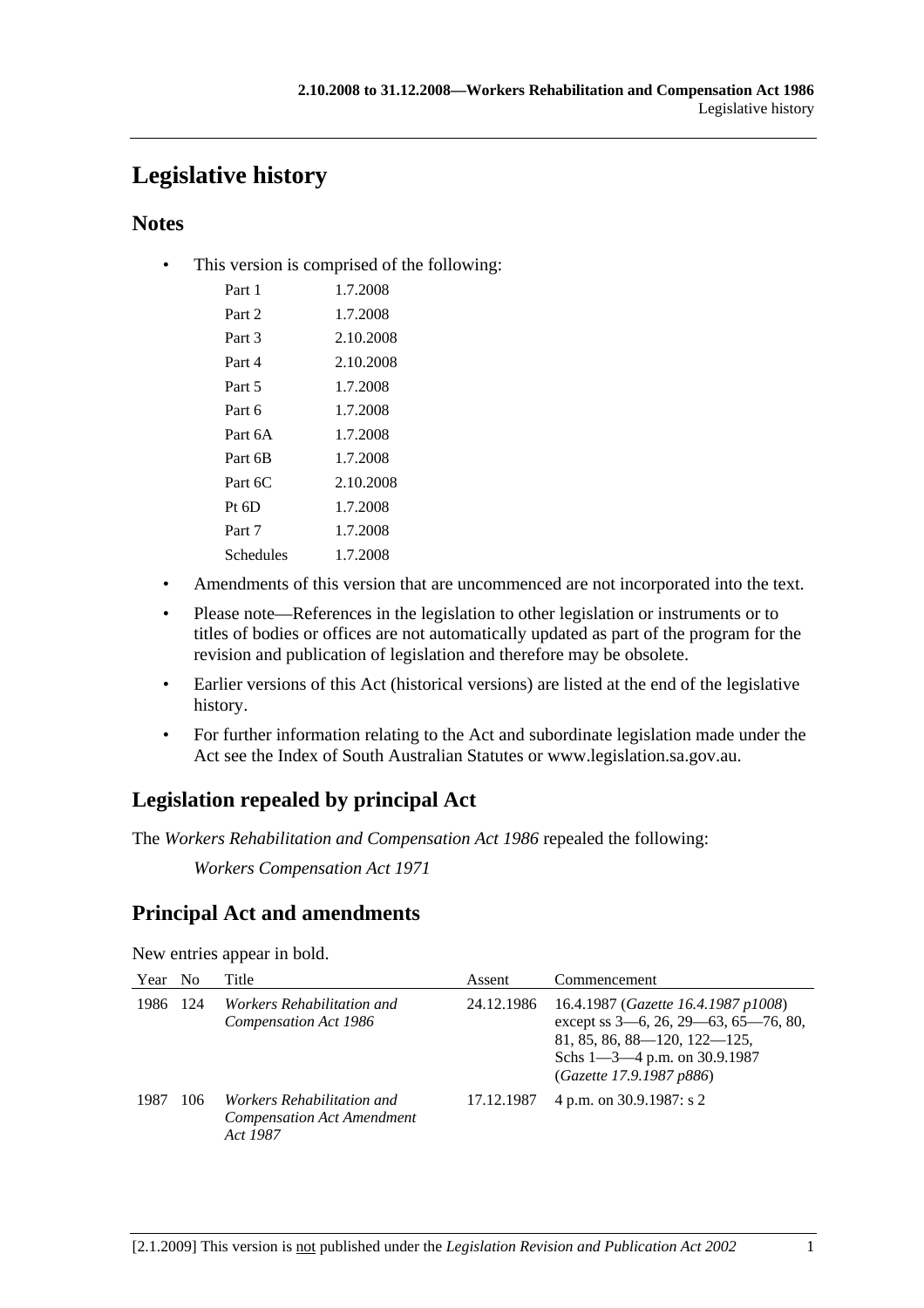# Legislative history

## Notes

- This version is comprised of the following:

| | |
|---|---|
| Part 1 | 1.7.2008 |
| Part 2 | 1.7.2008 |
| Part 3 | 2.10.2008 |
| Part 4 | 2.10.2008 |
| Part 5 | 1.7.2008 |
| Part 6 | 1.7.2008 |
| Part 6A | 1.7.2008 |
| Part 6B | 1.7.2008 |
| Part 6C | 2.10.2008 |
| Pt 6D | 1.7.2008 |
| Part 7 | 1.7.2008 |
| Schedules | 1.7.2008 |

- Amendments of this version that are uncommenced are not incorporated into the text.
- Please note—References in the legislation to other legislation or instruments or to titles of bodies or offices are not automatically updated as part of the program for the revision and publication of legislation and therefore may be obsolete.
- Earlier versions of this Act (historical versions) are listed at the end of the legislative history.
- For further information relating to the Act and subordinate legislation made under the Act see the Index of South Australian Statutes or www.legislation.sa.gov.au.

## Legislation repealed by principal Act

The *Workers Rehabilitation and Compensation Act 1986* repealed the following:

*Workers Compensation Act 1971*

## Principal Act and amendments

New entries appear in bold.

| Year | No | Title | Assent | Commencement |
|---|---|---|---|---|
| 1986 | 124 | *Workers Rehabilitation and Compensation Act 1986* | 24.12.1986 | 16.4.1987 (*Gazette 16.4.1987 p1008*) except ss 3—6, 26, 29—63, 65—76, 80, 81, 85, 86, 88—120, 122—125, Schs 1—3—4 p.m. on 30.9.1987 (*Gazette 17.9.1987 p886*) |
| 1987 | 106 | *Workers Rehabilitation and Compensation Act Amendment Act 1987* | 17.12.1987 | 4 p.m. on 30.9.1987: s 2 |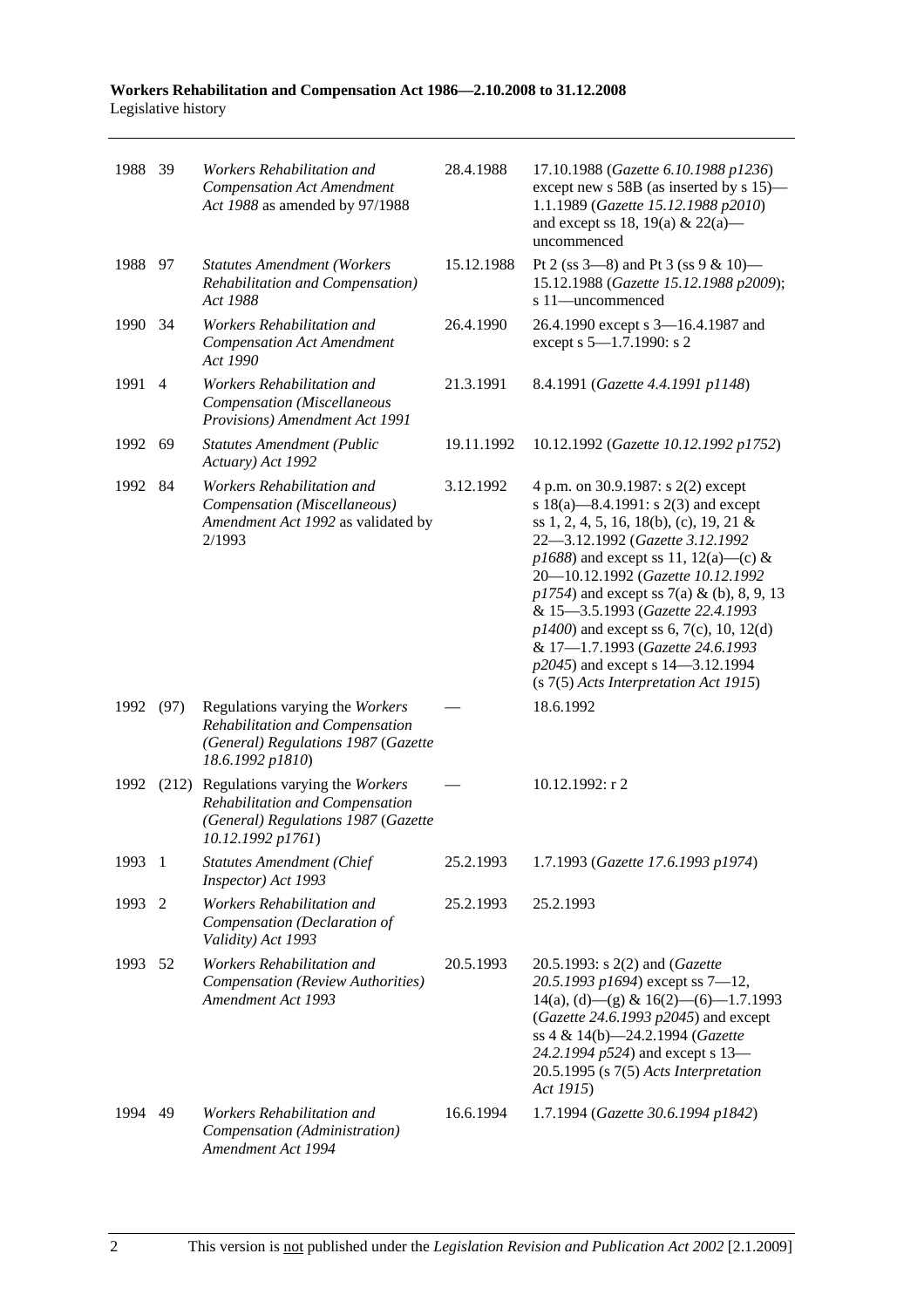| | | | | |
|---|---|---|---|---|
| 1988 | 39 | *Workers Rehabilitation and Compensation Act Amendment Act 1988* as amended by 97/1988 | 28.4.1988 | 17.10.1988 (*Gazette 6.10.1988 p1236*) except new s 58B (as inserted by s 15)—1.1.1989 (*Gazette 15.12.1988 p2010*) and except ss 18, 19(a) & 22(a)—uncommenced |
| 1988 | 97 | *Statutes Amendment (Workers Rehabilitation and Compensation) Act 1988* | 15.12.1988 | Pt 2 (ss 3—8) and Pt 3 (ss 9 & 10)—15.12.1988 (*Gazette 15.12.1988 p2009*); s 11—uncommenced |
| 1990 | 34 | *Workers Rehabilitation and Compensation Act Amendment Act 1990* | 26.4.1990 | 26.4.1990 except s 3—16.4.1987 and except s 5—1.7.1990: s 2 |
| 1991 | 4 | *Workers Rehabilitation and Compensation (Miscellaneous Provisions) Amendment Act 1991* | 21.3.1991 | 8.4.1991 (*Gazette 4.4.1991 p1148*) |
| 1992 | 69 | *Statutes Amendment (Public Actuary) Act 1992* | 19.11.1992 | 10.12.1992 (*Gazette 10.12.1992 p1752*) |
| 1992 | 84 | *Workers Rehabilitation and Compensation (Miscellaneous) Amendment Act 1992* as validated by 2/1993 | 3.12.1992 | 4 p.m. on 30.9.1987: s 2(2) except s 18(a)—8.4.1991: s 2(3) and except ss 1, 2, 4, 5, 16, 18(b), (c), 19, 21 & 22—3.12.1992 (*Gazette 3.12.1992 p1688*) and except ss 11, 12(a)—(c) & 20—10.12.1992 (*Gazette 10.12.1992 p1754*) and except ss 7(a) & (b), 8, 9, 13 & 15—3.5.1993 (*Gazette 22.4.1993 p1400*) and except ss 6, 7(c), 10, 12(d) & 17—1.7.1993 (*Gazette 24.6.1993 p2045*) and except s 14—3.12.1994 (s 7(5) *Acts Interpretation Act 1915*) |
| 1992 | (97) | Regulations varying the *Workers Rehabilitation and Compensation (General) Regulations 1987* (*Gazette 18.6.1992 p1810*) | — | 18.6.1992 |
| 1992 | (212) | Regulations varying the *Workers Rehabilitation and Compensation (General) Regulations 1987* (*Gazette 10.12.1992 p1761*) | — | 10.12.1992: r 2 |
| 1993 | 1 | *Statutes Amendment (Chief Inspector) Act 1993* | 25.2.1993 | 1.7.1993 (*Gazette 17.6.1993 p1974*) |
| 1993 | 2 | *Workers Rehabilitation and Compensation (Declaration of Validity) Act 1993* | 25.2.1993 | 25.2.1993 |
| 1993 | 52 | *Workers Rehabilitation and Compensation (Review Authorities) Amendment Act 1993* | 20.5.1993 | 20.5.1993: s 2(2) and (*Gazette 20.5.1993 p1694*) except ss 7—12, 14(a), (d)—(g) & 16(2)—(6)—1.7.1993 (*Gazette 24.6.1993 p2045*) and except ss 4 & 14(b)—24.2.1994 (*Gazette 24.2.1994 p524*) and except s 13—20.5.1995 (s 7(5) *Acts Interpretation Act 1915*) |
| 1994 | 49 | *Workers Rehabilitation and Compensation (Administration) Amendment Act 1994* | 16.6.1994 | 1.7.1994 (*Gazette 30.6.1994 p1842*) |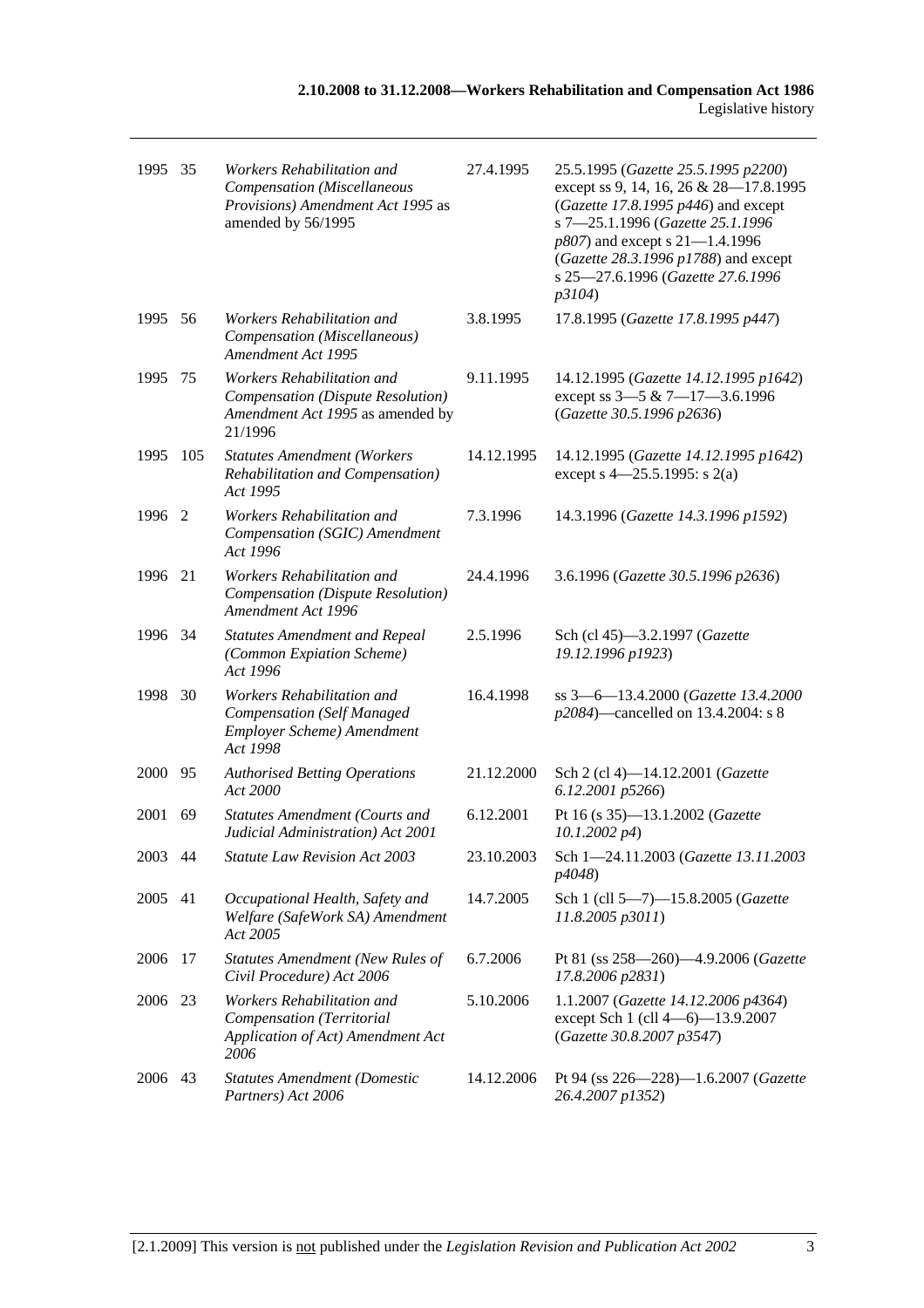| | | | | |
|---|---|---|---|---|
| 1995 | 35 | *Workers Rehabilitation and Compensation (Miscellaneous Provisions) Amendment Act 1995* as amended by 56/1995 | 27.4.1995 | 25.5.1995 (*Gazette 25.5.1995 p2200*) except ss 9, 14, 16, 26 & 28—17.8.1995 (*Gazette 17.8.1995 p446*) and except s 7—25.1.1996 (*Gazette 25.1.1996 p807*) and except s 21—1.4.1996 (*Gazette 28.3.1996 p1788*) and except s 25—27.6.1996 (*Gazette 27.6.1996 p3104*) |
| 1995 | 56 | *Workers Rehabilitation and Compensation (Miscellaneous) Amendment Act 1995* | 3.8.1995 | 17.8.1995 (*Gazette 17.8.1995 p447*) |
| 1995 | 75 | *Workers Rehabilitation and Compensation (Dispute Resolution) Amendment Act 1995* as amended by 21/1996 | 9.11.1995 | 14.12.1995 (*Gazette 14.12.1995 p1642*) except ss 3—5 & 7—17—3.6.1996 (*Gazette 30.5.1996 p2636*) |
| 1995 | 105 | *Statutes Amendment (Workers Rehabilitation and Compensation) Act 1995* | 14.12.1995 | 14.12.1995 (*Gazette 14.12.1995 p1642*) except s 4—25.5.1995: s 2(a) |
| 1996 | 2 | *Workers Rehabilitation and Compensation (SGIC) Amendment Act 1996* | 7.3.1996 | 14.3.1996 (*Gazette 14.3.1996 p1592*) |
| 1996 | 21 | *Workers Rehabilitation and Compensation (Dispute Resolution) Amendment Act 1996* | 24.4.1996 | 3.6.1996 (*Gazette 30.5.1996 p2636*) |
| 1996 | 34 | *Statutes Amendment and Repeal (Common Expiation Scheme) Act 1996* | 2.5.1996 | Sch (cl 45)—3.2.1997 (*Gazette 19.12.1996 p1923*) |
| 1998 | 30 | *Workers Rehabilitation and Compensation (Self Managed Employer Scheme) Amendment Act 1998* | 16.4.1998 | ss 3—6—13.4.2000 (*Gazette 13.4.2000 p2084*)—cancelled on 13.4.2004: s 8 |
| 2000 | 95 | *Authorised Betting Operations Act 2000* | 21.12.2000 | Sch 2 (cl 4)—14.12.2001 (*Gazette 6.12.2001 p5266*) |
| 2001 | 69 | *Statutes Amendment (Courts and Judicial Administration) Act 2001* | 6.12.2001 | Pt 16 (s 35)—13.1.2002 (*Gazette 10.1.2002 p4*) |
| 2003 | 44 | *Statute Law Revision Act 2003* | 23.10.2003 | Sch 1—24.11.2003 (*Gazette 13.11.2003 p4048*) |
| 2005 | 41 | *Occupational Health, Safety and Welfare (SafeWork SA) Amendment Act 2005* | 14.7.2005 | Sch 1 (cll 5—7)—15.8.2005 (*Gazette 11.8.2005 p3011*) |
| 2006 | 17 | *Statutes Amendment (New Rules of Civil Procedure) Act 2006* | 6.7.2006 | Pt 81 (ss 258—260)—4.9.2006 (*Gazette 17.8.2006 p2831*) |
| 2006 | 23 | *Workers Rehabilitation and Compensation (Territorial Application of Act) Amendment Act 2006* | 5.10.2006 | 1.1.2007 (*Gazette 14.12.2006 p4364*) except Sch 1 (cll 4—6)—13.9.2007 (*Gazette 30.8.2007 p3547*) |
| 2006 | 43 | *Statutes Amendment (Domestic Partners) Act 2006* | 14.12.2006 | Pt 94 (ss 226—228)—1.6.2007 (*Gazette 26.4.2007 p1352*) |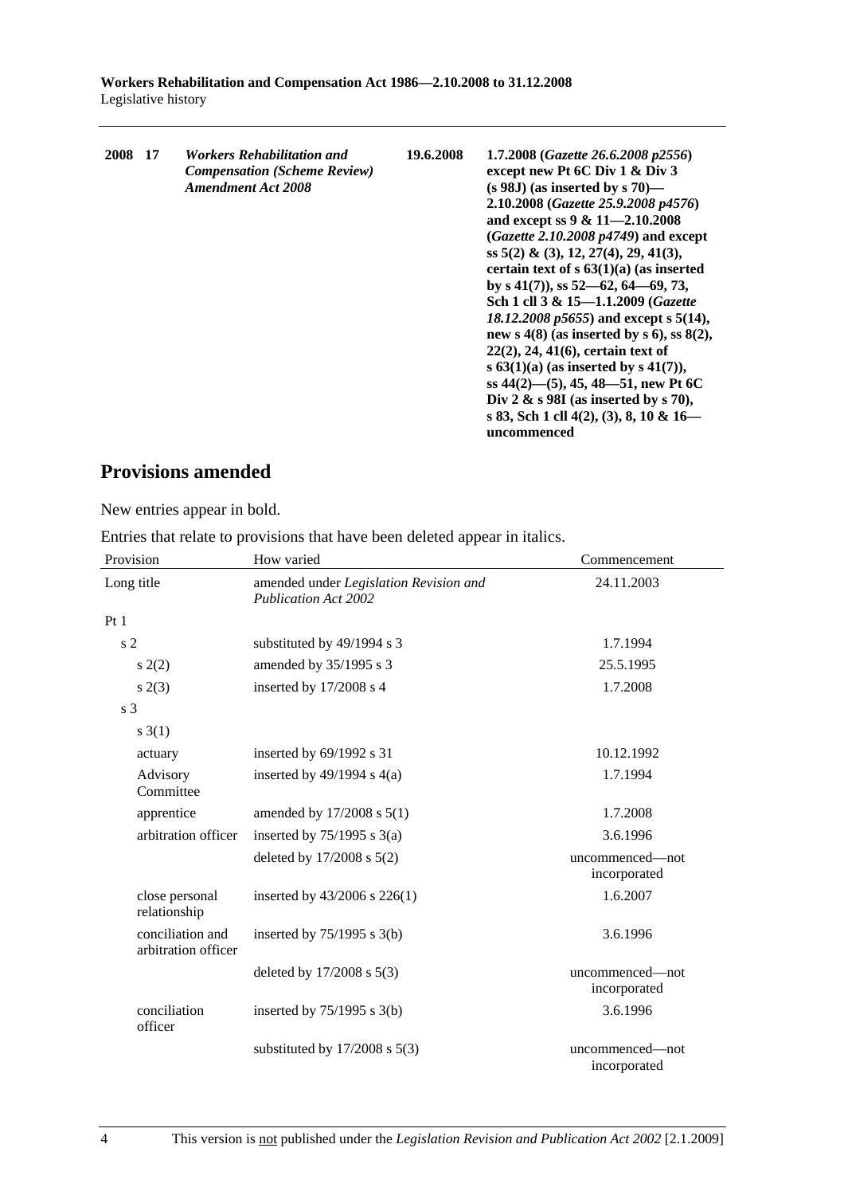| 2008 | 17 | *Workers Rehabilitation and Compensation (Scheme Review) Amendment Act 2008* | 19.6.2008 | 1.7.2008 (*Gazette 26.6.2008 p2556*) except new Pt 6C Div 1 & Div 3 (s 98J) (as inserted by s 70)—2.10.2008 (*Gazette 25.9.2008 p4576*) and except ss 9 & 11—2.10.2008 (*Gazette 2.10.2008 p4749*) and except ss 5(2) & (3), 12, 27(4), 29, 41(3), certain text of s 63(1)(a) (as inserted by s 41(7)), ss 52—62, 64—69, 73, Sch 1 cll 3 & 15—1.1.2009 (*Gazette 18.12.2008 p5655*) and except s 5(14), new s 4(8) (as inserted by s 6), ss 8(2), 22(2), 24, 41(6), certain text of s 63(1)(a) (as inserted by s 41(7)), ss 44(2)—(5), 45, 48—51, new Pt 6C Div 2 & s 98I (as inserted by s 70), s 83, Sch 1 cll 4(2), (3), 8, 10 & 16—uncommenced |
|---|---|---|---|---|

## Provisions amended

New entries appear in bold.

Entries that relate to provisions that have been deleted appear in italics.

| Provision | How varied | Commencement |
|---|---|---|
| Long title | amended under *Legislation Revision and Publication Act 2002* | 24.11.2003 |
| Pt 1 | | |
| s 2 | substituted by 49/1994 s 3 | 1.7.1994 |
| s 2(2) | amended by 35/1995 s 3 | 25.5.1995 |
| s 2(3) | inserted by 17/2008 s 4 | 1.7.2008 |
| s 3 | | |
| s 3(1) | | |
| actuary | inserted by 69/1992 s 31 | 10.12.1992 |
| Advisory Committee | inserted by 49/1994 s 4(a) | 1.7.1994 |
| apprentice | amended by 17/2008 s 5(1) | 1.7.2008 |
| arbitration officer | inserted by 75/1995 s 3(a) | 3.6.1996 |
| | deleted by 17/2008 s 5(2) | uncommenced—not incorporated |
| close personal relationship | inserted by 43/2006 s 226(1) | 1.6.2007 |
| conciliation and arbitration officer | inserted by 75/1995 s 3(b) | 3.6.1996 |
| | deleted by 17/2008 s 5(3) | uncommenced—not incorporated |
| conciliation officer | inserted by 75/1995 s 3(b) | 3.6.1996 |
| | substituted by 17/2008 s 5(3) | uncommenced—not incorporated |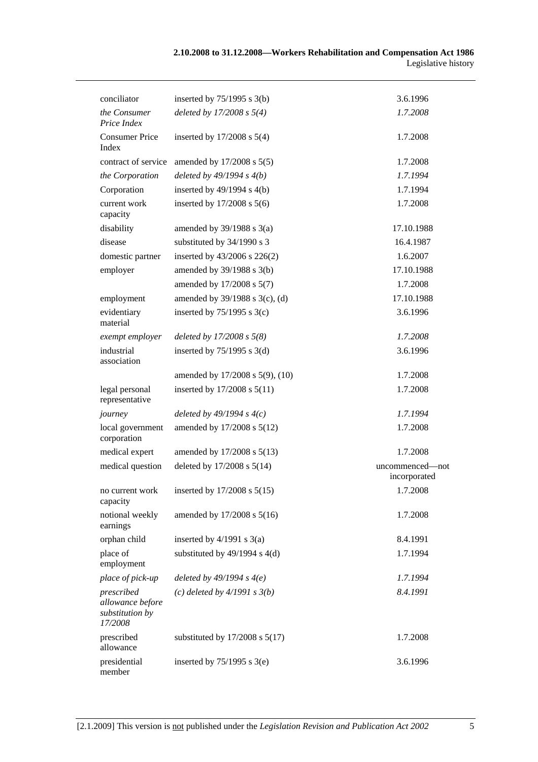| | | |
|---|---|---|
| conciliator | inserted by 75/1995 s 3(b) | 3.6.1996 |
| *the Consumer Price Index* | *deleted by 17/2008 s 5(4)* | *1.7.2008* |
| Consumer Price Index | inserted by 17/2008 s 5(4) | 1.7.2008 |
| contract of service | amended by 17/2008 s 5(5) | 1.7.2008 |
| *the Corporation* | *deleted by 49/1994 s 4(b)* | *1.7.1994* |
| Corporation | inserted by 49/1994 s 4(b) | 1.7.1994 |
| current work capacity | inserted by 17/2008 s 5(6) | 1.7.2008 |
| disability | amended by 39/1988 s 3(a) | 17.10.1988 |
| disease | substituted by 34/1990 s 3 | 16.4.1987 |
| domestic partner | inserted by 43/2006 s 226(2) | 1.6.2007 |
| employer | amended by 39/1988 s 3(b) | 17.10.1988 |
| | amended by 17/2008 s 5(7) | 1.7.2008 |
| employment | amended by 39/1988 s 3(c), (d) | 17.10.1988 |
| evidentiary material | inserted by 75/1995 s 3(c) | 3.6.1996 |
| *exempt employer* | *deleted by 17/2008 s 5(8)* | *1.7.2008* |
| industrial association | inserted by 75/1995 s 3(d) | 3.6.1996 |
| | amended by 17/2008 s 5(9), (10) | 1.7.2008 |
| legal personal representative | inserted by 17/2008 s 5(11) | 1.7.2008 |
| *journey* | *deleted by 49/1994 s 4(c)* | *1.7.1994* |
| local government corporation | amended by 17/2008 s 5(12) | 1.7.2008 |
| medical expert | amended by 17/2008 s 5(13) | 1.7.2008 |
| medical question | deleted by 17/2008 s 5(14) | uncommenced—not incorporated |
| no current work capacity | inserted by 17/2008 s 5(15) | 1.7.2008 |
| notional weekly earnings | amended by 17/2008 s 5(16) | 1.7.2008 |
| orphan child | inserted by 4/1991 s 3(a) | 8.4.1991 |
| place of employment | substituted by 49/1994 s 4(d) | 1.7.1994 |
| *place of pick-up* | *deleted by 49/1994 s 4(e)* | *1.7.1994* |
| *prescribed allowance before substitution by 17/2008* | *(c) deleted by 4/1991 s 3(b)* | *8.4.1991* |
| prescribed allowance | substituted by 17/2008 s 5(17) | 1.7.2008 |
| presidential member | inserted by 75/1995 s 3(e) | 3.6.1996 |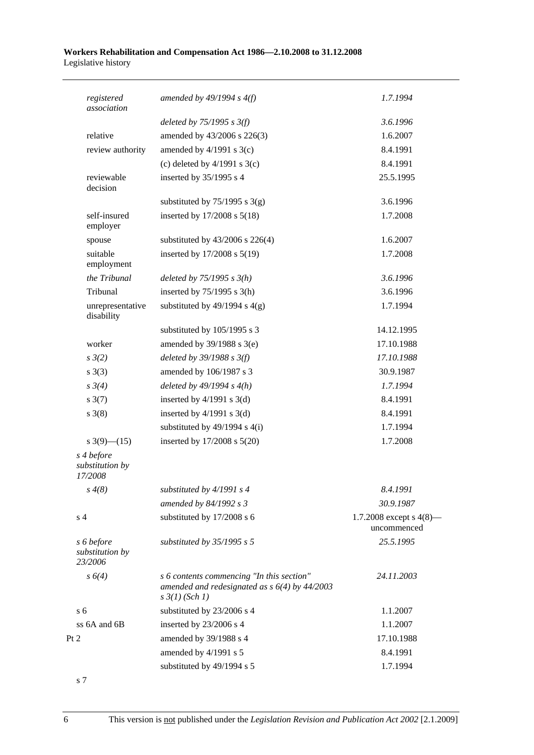| | | |
|---|---|---|
| *registered association* | *amended by 49/1994 s 4(f)* | *1.7.1994* |
| | *deleted by 75/1995 s 3(f)* | *3.6.1996* |
| relative | amended by 43/2006 s 226(3) | 1.6.2007 |
| review authority | amended by 4/1991 s 3(c) | 8.4.1991 |
| | (c) deleted by 4/1991 s 3(c) | 8.4.1991 |
| reviewable decision | inserted by 35/1995 s 4 | 25.5.1995 |
| | substituted by 75/1995 s 3(g) | 3.6.1996 |
| self-insured employer | inserted by 17/2008 s 5(18) | 1.7.2008 |
| spouse | substituted by 43/2006 s 226(4) | 1.6.2007 |
| suitable employment | inserted by 17/2008 s 5(19) | 1.7.2008 |
| *the Tribunal* | *deleted by 75/1995 s 3(h)* | *3.6.1996* |
| Tribunal | inserted by 75/1995 s 3(h) | 3.6.1996 |
| unrepresentative disability | substituted by 49/1994 s 4(g) | 1.7.1994 |
| | substituted by 105/1995 s 3 | 14.12.1995 |
| worker | amended by 39/1988 s 3(e) | 17.10.1988 |
| *s 3(2)* | *deleted by 39/1988 s 3(f)* | *17.10.1988* |
| s 3(3) | amended by 106/1987 s 3 | 30.9.1987 |
| *s 3(4)* | *deleted by 49/1994 s 4(h)* | *1.7.1994* |
| s 3(7) | inserted by 4/1991 s 3(d) | 8.4.1991 |
| s 3(8) | inserted by 4/1991 s 3(d) | 8.4.1991 |
| | substituted by 49/1994 s 4(i) | 1.7.1994 |
| s 3(9)—(15) | inserted by 17/2008 s 5(20) | 1.7.2008 |
| *s 4 before substitution by 17/2008* | | |
| *s 4(8)* | *substituted by 4/1991 s 4* | *8.4.1991* |
| | *amended by 84/1992 s 3* | *30.9.1987* |
| s 4 | substituted by 17/2008 s 6 | 1.7.2008 except s 4(8)—uncommenced |
| *s 6 before substitution by 23/2006* | *substituted by 35/1995 s 5* | *25.5.1995* |
| *s 6(4)* | *s 6 contents commencing "In this section" amended and redesignated as s 6(4) by 44/2003 s 3(1) (Sch 1)* | *24.11.2003* |
| s 6 | substituted by 23/2006 s 4 | 1.1.2007 |
| ss 6A and 6B | inserted by 23/2006 s 4 | 1.1.2007 |
| Pt 2 | amended by 39/1988 s 4 | 17.10.1988 |
| | amended by 4/1991 s 5 | 8.4.1991 |
| | substituted by 49/1994 s 5 | 1.7.1994 |
| s 7 | | |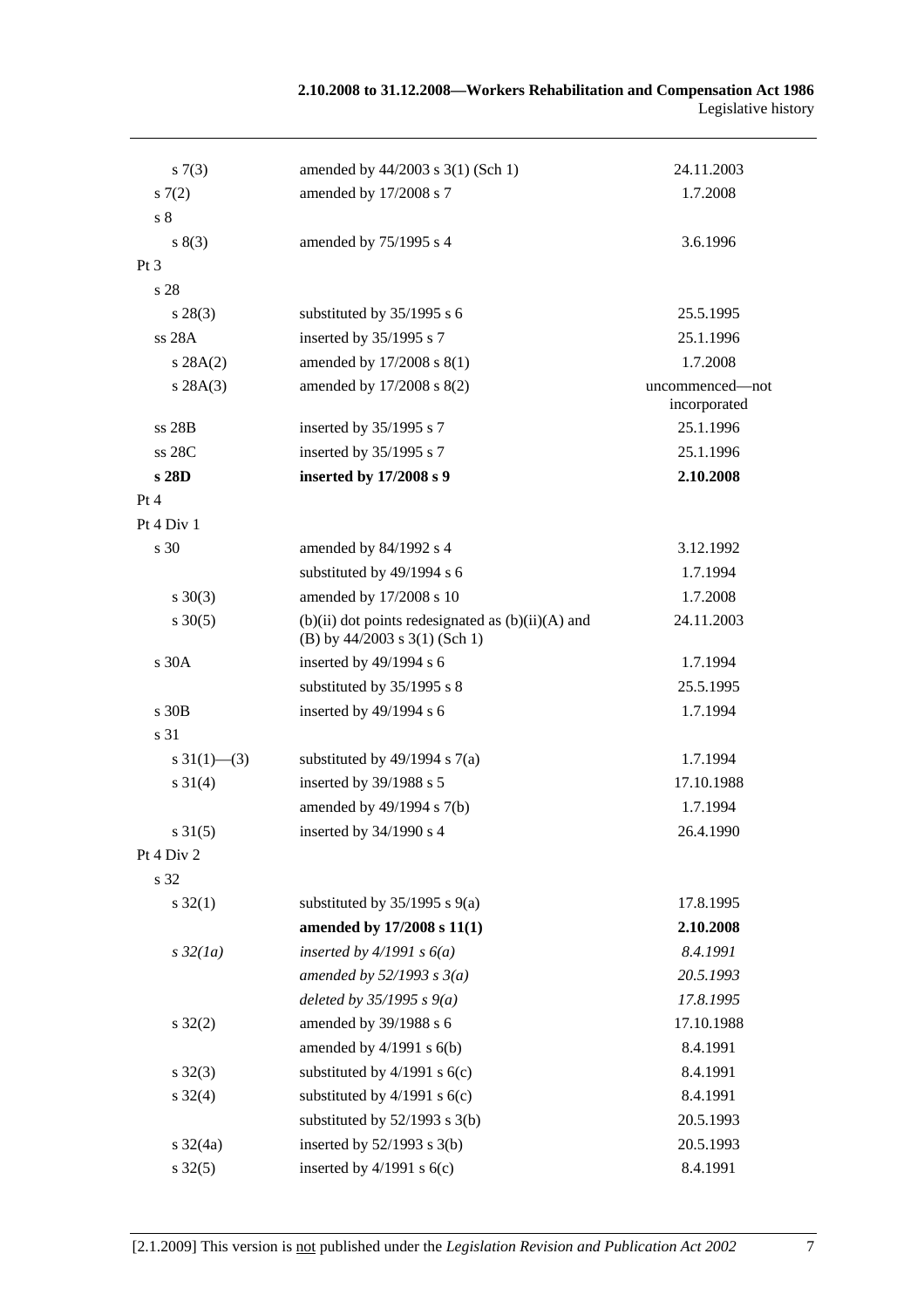| | | |
|---|---|---|
| s 7(3) | amended by 44/2003 s 3(1) (Sch 1) | 24.11.2003 |
| s 7(2) | amended by 17/2008 s 7 | 1.7.2008 |
| s 8 | | |
| s 8(3) | amended by 75/1995 s 4 | 3.6.1996 |
| Pt 3 | | |
| s 28 | | |
| s 28(3) | substituted by 35/1995 s 6 | 25.5.1995 |
| ss 28A | inserted by 35/1995 s 7 | 25.1.1996 |
| s 28A(2) | amended by 17/2008 s 8(1) | 1.7.2008 |
| s 28A(3) | amended by 17/2008 s 8(2) | uncommenced—not incorporated |
| ss 28B | inserted by 35/1995 s 7 | 25.1.1996 |
| ss 28C | inserted by 35/1995 s 7 | 25.1.1996 |
| **s 28D** | **inserted by 17/2008 s 9** | **2.10.2008** |
| Pt 4 | | |
| Pt 4 Div 1 | | |
| s 30 | amended by 84/1992 s 4 | 3.12.1992 |
| | substituted by 49/1994 s 6 | 1.7.1994 |
| s 30(3) | amended by 17/2008 s 10 | 1.7.2008 |
| s 30(5) | (b)(ii) dot points redesignated as (b)(ii)(A) and (B) by 44/2003 s 3(1) (Sch 1) | 24.11.2003 |
| s 30A | inserted by 49/1994 s 6 | 1.7.1994 |
| | substituted by 35/1995 s 8 | 25.5.1995 |
| s 30B | inserted by 49/1994 s 6 | 1.7.1994 |
| s 31 | | |
| s 31(1)—(3) | substituted by 49/1994 s 7(a) | 1.7.1994 |
| s 31(4) | inserted by 39/1988 s 5 | 17.10.1988 |
| | amended by 49/1994 s 7(b) | 1.7.1994 |
| s 31(5) | inserted by 34/1990 s 4 | 26.4.1990 |
| Pt 4 Div 2 | | |
| s 32 | | |
| s 32(1) | substituted by 35/1995 s 9(a) | 17.8.1995 |
| | **amended by 17/2008 s 11(1)** | **2.10.2008** |
| *s 32(1a)* | *inserted by 4/1991 s 6(a)* | *8.4.1991* |
| | *amended by 52/1993 s 3(a)* | *20.5.1993* |
| | *deleted by 35/1995 s 9(a)* | *17.8.1995* |
| s 32(2) | amended by 39/1988 s 6 | 17.10.1988 |
| | amended by 4/1991 s 6(b) | 8.4.1991 |
| s 32(3) | substituted by 4/1991 s 6(c) | 8.4.1991 |
| s 32(4) | substituted by 4/1991 s 6(c) | 8.4.1991 |
| | substituted by 52/1993 s 3(b) | 20.5.1993 |
| s 32(4a) | inserted by 52/1993 s 3(b) | 20.5.1993 |
| s 32(5) | inserted by 4/1991 s 6(c) | 8.4.1991 |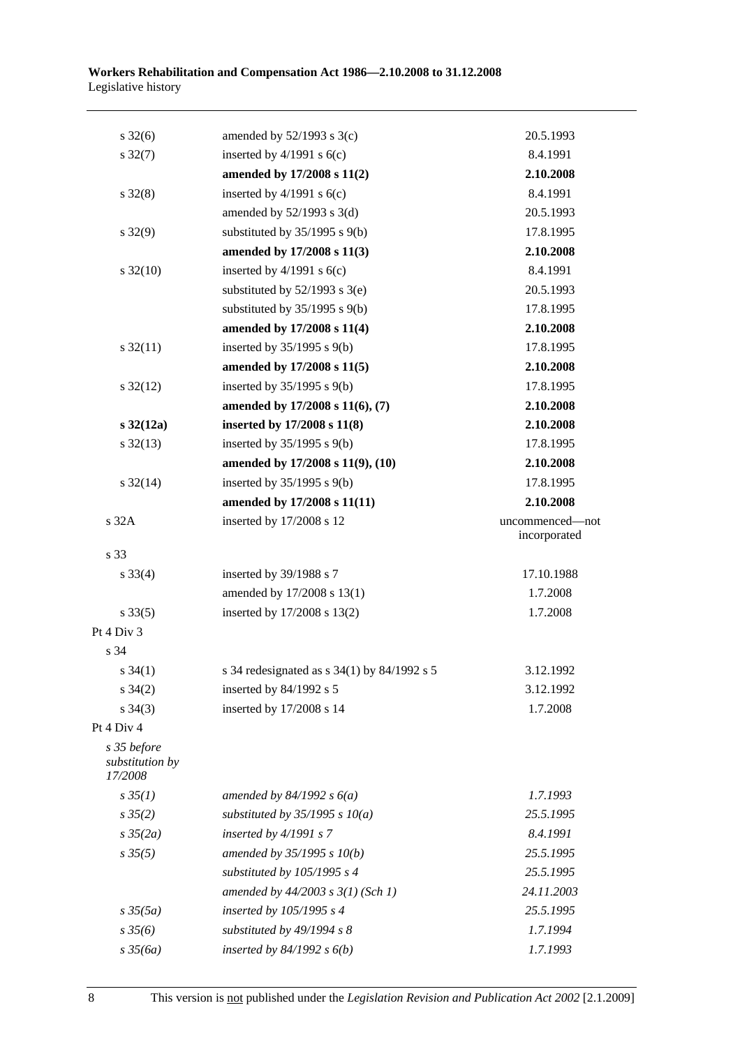| | | |
|---|---|---|
| s 32(6) | amended by 52/1993 s 3(c) | 20.5.1993 |
| s 32(7) | inserted by 4/1991 s 6(c) | 8.4.1991 |
| | **amended by 17/2008 s 11(2)** | **2.10.2008** |
| s 32(8) | inserted by 4/1991 s 6(c) | 8.4.1991 |
| | amended by 52/1993 s 3(d) | 20.5.1993 |
| s 32(9) | substituted by 35/1995 s 9(b) | 17.8.1995 |
| | **amended by 17/2008 s 11(3)** | **2.10.2008** |
| s 32(10) | inserted by 4/1991 s 6(c) | 8.4.1991 |
| | substituted by 52/1993 s 3(e) | 20.5.1993 |
| | substituted by 35/1995 s 9(b) | 17.8.1995 |
| | **amended by 17/2008 s 11(4)** | **2.10.2008** |
| s 32(11) | inserted by 35/1995 s 9(b) | 17.8.1995 |
| | **amended by 17/2008 s 11(5)** | **2.10.2008** |
| s 32(12) | inserted by 35/1995 s 9(b) | 17.8.1995 |
| | **amended by 17/2008 s 11(6), (7)** | **2.10.2008** |
| **s 32(12a)** | **inserted by 17/2008 s 11(8)** | **2.10.2008** |
| s 32(13) | inserted by 35/1995 s 9(b) | 17.8.1995 |
| | **amended by 17/2008 s 11(9), (10)** | **2.10.2008** |
| s 32(14) | inserted by 35/1995 s 9(b) | 17.8.1995 |
| | **amended by 17/2008 s 11(11)** | **2.10.2008** |
| s 32A | inserted by 17/2008 s 12 | uncommenced—not incorporated |
| s 33 | | |
| s 33(4) | inserted by 39/1988 s 7 | 17.10.1988 |
| | amended by 17/2008 s 13(1) | 1.7.2008 |
| s 33(5) | inserted by 17/2008 s 13(2) | 1.7.2008 |
| Pt 4 Div 3 | | |
| s 34 | | |
| s 34(1) | s 34 redesignated as s 34(1) by 84/1992 s 5 | 3.12.1992 |
| s 34(2) | inserted by 84/1992 s 5 | 3.12.1992 |
| s 34(3) | inserted by 17/2008 s 14 | 1.7.2008 |
| Pt 4 Div 4 | | |
| *s 35 before substitution by 17/2008* | | |
| *s 35(1)* | *amended by 84/1992 s 6(a)* | *1.7.1993* |
| *s 35(2)* | *substituted by 35/1995 s 10(a)* | *25.5.1995* |
| *s 35(2a)* | *inserted by 4/1991 s 7* | *8.4.1991* |
| *s 35(5)* | *amended by 35/1995 s 10(b)* | *25.5.1995* |
| | *substituted by 105/1995 s 4* | *25.5.1995* |
| | *amended by 44/2003 s 3(1) (Sch 1)* | *24.11.2003* |
| *s 35(5a)* | *inserted by 105/1995 s 4* | *25.5.1995* |
| *s 35(6)* | *substituted by 49/1994 s 8* | *1.7.1994* |
| *s 35(6a)* | *inserted by 84/1992 s 6(b)* | *1.7.1993* |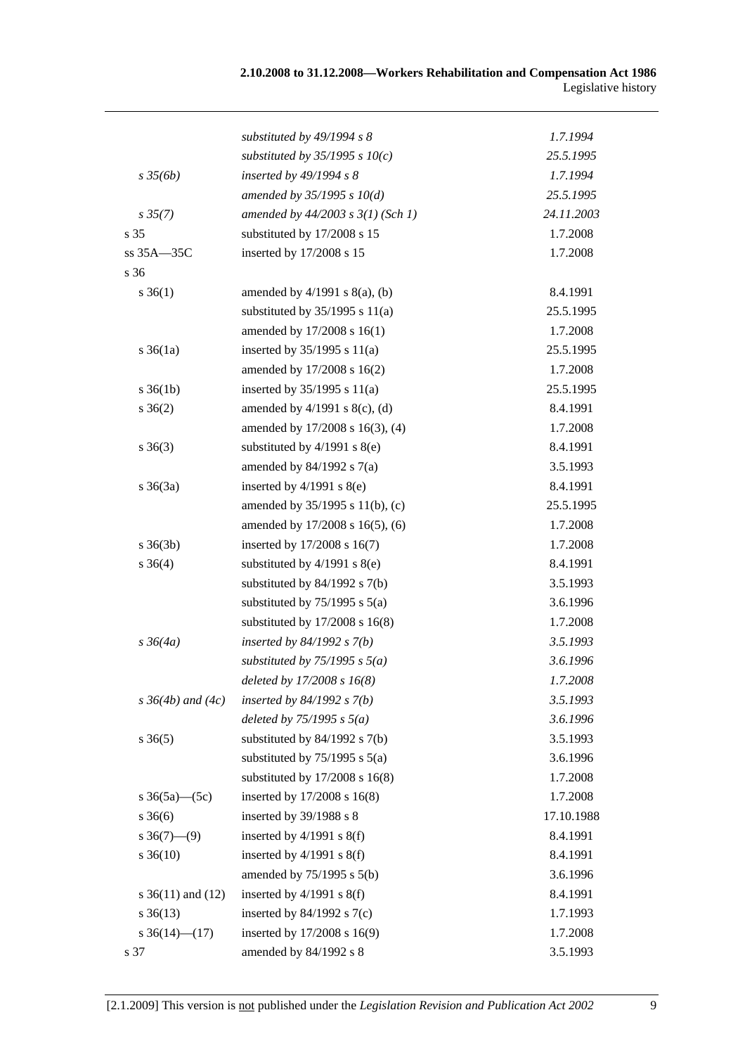| | | |
|---|---|---|
| | *substituted by 49/1994 s 8* | *1.7.1994* |
| | *substituted by 35/1995 s 10(c)* | *25.5.1995* |
| *s 35(6b)* | *inserted by 49/1994 s 8* | *1.7.1994* |
| | *amended by 35/1995 s 10(d)* | *25.5.1995* |
| *s 35(7)* | *amended by 44/2003 s 3(1) (Sch 1)* | *24.11.2003* |
| s 35 | substituted by 17/2008 s 15 | 1.7.2008 |
| ss 35A—35C | inserted by 17/2008 s 15 | 1.7.2008 |
| s 36 | | |
| s 36(1) | amended by 4/1991 s 8(a), (b) | 8.4.1991 |
| | substituted by 35/1995 s 11(a) | 25.5.1995 |
| | amended by 17/2008 s 16(1) | 1.7.2008 |
| s 36(1a) | inserted by 35/1995 s 11(a) | 25.5.1995 |
| | amended by 17/2008 s 16(2) | 1.7.2008 |
| s 36(1b) | inserted by 35/1995 s 11(a) | 25.5.1995 |
| s 36(2) | amended by 4/1991 s 8(c), (d) | 8.4.1991 |
| | amended by 17/2008 s 16(3), (4) | 1.7.2008 |
| s 36(3) | substituted by 4/1991 s 8(e) | 8.4.1991 |
| | amended by 84/1992 s 7(a) | 3.5.1993 |
| s 36(3a) | inserted by 4/1991 s 8(e) | 8.4.1991 |
| | amended by 35/1995 s 11(b), (c) | 25.5.1995 |
| | amended by 17/2008 s 16(5), (6) | 1.7.2008 |
| s 36(3b) | inserted by 17/2008 s 16(7) | 1.7.2008 |
| s 36(4) | substituted by 4/1991 s 8(e) | 8.4.1991 |
| | substituted by 84/1992 s 7(b) | 3.5.1993 |
| | substituted by 75/1995 s 5(a) | 3.6.1996 |
| | substituted by 17/2008 s 16(8) | 1.7.2008 |
| *s 36(4a)* | *inserted by 84/1992 s 7(b)* | *3.5.1993* |
| | *substituted by 75/1995 s 5(a)* | *3.6.1996* |
| | *deleted by 17/2008 s 16(8)* | *1.7.2008* |
| *s 36(4b) and (4c)* | *inserted by 84/1992 s 7(b)* | *3.5.1993* |
| | *deleted by 75/1995 s 5(a)* | *3.6.1996* |
| s 36(5) | substituted by 84/1992 s 7(b) | 3.5.1993 |
| | substituted by 75/1995 s 5(a) | 3.6.1996 |
| | substituted by 17/2008 s 16(8) | 1.7.2008 |
| s 36(5a)—(5c) | inserted by 17/2008 s 16(8) | 1.7.2008 |
| s 36(6) | inserted by 39/1988 s 8 | 17.10.1988 |
| s 36(7)—(9) | inserted by 4/1991 s 8(f) | 8.4.1991 |
| s 36(10) | inserted by 4/1991 s 8(f) | 8.4.1991 |
| | amended by 75/1995 s 5(b) | 3.6.1996 |
| s 36(11) and (12) | inserted by 4/1991 s 8(f) | 8.4.1991 |
| s 36(13) | inserted by 84/1992 s 7(c) | 1.7.1993 |
| s 36(14)—(17) | inserted by 17/2008 s 16(9) | 1.7.2008 |
| s 37 | amended by 84/1992 s 8 | 3.5.1993 |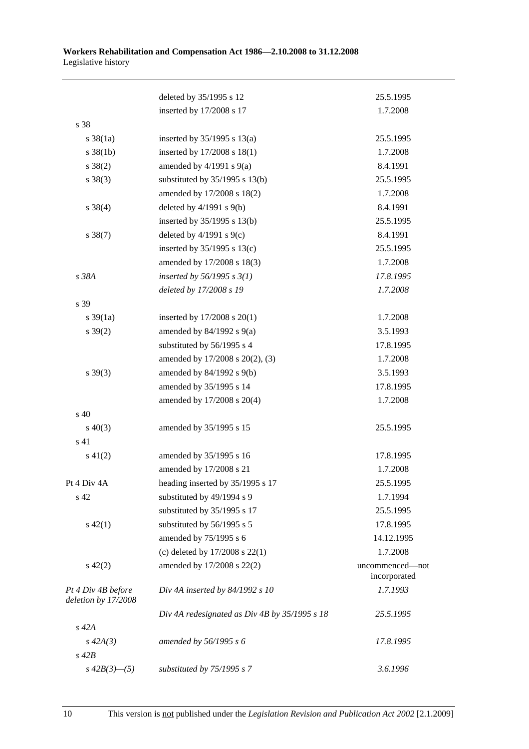| | | |
|---|---|---|
| | deleted by 35/1995 s 12 | 25.5.1995 |
| | inserted by 17/2008 s 17 | 1.7.2008 |
| s 38 | | |
| s 38(1a) | inserted by 35/1995 s 13(a) | 25.5.1995 |
| s 38(1b) | inserted by 17/2008 s 18(1) | 1.7.2008 |
| s 38(2) | amended by 4/1991 s 9(a) | 8.4.1991 |
| s 38(3) | substituted by 35/1995 s 13(b) | 25.5.1995 |
| | amended by 17/2008 s 18(2) | 1.7.2008 |
| s 38(4) | deleted by 4/1991 s 9(b) | 8.4.1991 |
| | inserted by 35/1995 s 13(b) | 25.5.1995 |
| s 38(7) | deleted by 4/1991 s 9(c) | 8.4.1991 |
| | inserted by 35/1995 s 13(c) | 25.5.1995 |
| | amended by 17/2008 s 18(3) | 1.7.2008 |
| *s 38A* | *inserted by 56/1995 s 3(1)* | *17.8.1995* |
| | *deleted by 17/2008 s 19* | *1.7.2008* |
| s 39 | | |
| s 39(1a) | inserted by 17/2008 s 20(1) | 1.7.2008 |
| s 39(2) | amended by 84/1992 s 9(a) | 3.5.1993 |
| | substituted by 56/1995 s 4 | 17.8.1995 |
| | amended by 17/2008 s 20(2), (3) | 1.7.2008 |
| s 39(3) | amended by 84/1992 s 9(b) | 3.5.1993 |
| | amended by 35/1995 s 14 | 17.8.1995 |
| | amended by 17/2008 s 20(4) | 1.7.2008 |
| s 40 | | |
| s 40(3) | amended by 35/1995 s 15 | 25.5.1995 |
| s 41 | | |
| s 41(2) | amended by 35/1995 s 16 | 17.8.1995 |
| | amended by 17/2008 s 21 | 1.7.2008 |
| Pt 4 Div 4A | heading inserted by 35/1995 s 17 | 25.5.1995 |
| s 42 | substituted by 49/1994 s 9 | 1.7.1994 |
| | substituted by 35/1995 s 17 | 25.5.1995 |
| s 42(1) | substituted by 56/1995 s 5 | 17.8.1995 |
| | amended by 75/1995 s 6 | 14.12.1995 |
| | (c) deleted by 17/2008 s 22(1) | 1.7.2008 |
| s 42(2) | amended by 17/2008 s 22(2) | uncommenced—not incorporated |
| *Pt 4 Div 4B before deletion by 17/2008* | *Div 4A inserted by 84/1992 s 10* | *1.7.1993* |
| | *Div 4A redesignated as Div 4B by 35/1995 s 18* | *25.5.1995* |
| *s 42A* | | |
| *s 42A(3)* | *amended by 56/1995 s 6* | *17.8.1995* |
| *s 42B* | | |
| *s 42B(3)—(5)* | *substituted by 75/1995 s 7* | *3.6.1996* |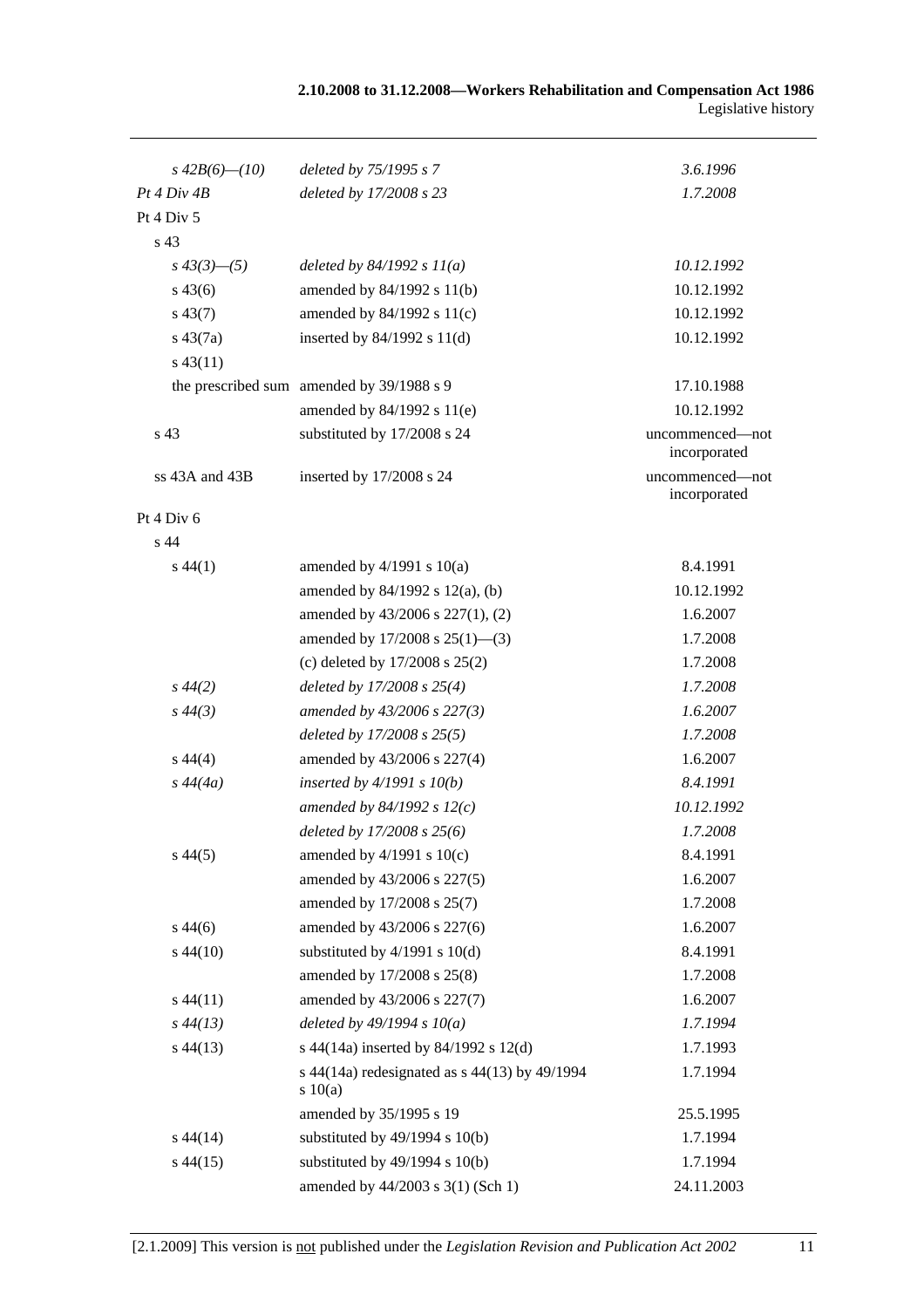| | | |
|---|---|---|
| *s 42B(6)—(10)* | *deleted by 75/1995 s 7* | *3.6.1996* |
| *Pt 4 Div 4B* | *deleted by 17/2008 s 23* | *1.7.2008* |
| Pt 4 Div 5 | | |
| s 43 | | |
| *s 43(3)—(5)* | *deleted by 84/1992 s 11(a)* | *10.12.1992* |
| s 43(6) | amended by 84/1992 s 11(b) | 10.12.1992 |
| s 43(7) | amended by 84/1992 s 11(c) | 10.12.1992 |
| s 43(7a) | inserted by 84/1992 s 11(d) | 10.12.1992 |
| s 43(11) | | |
| the prescribed sum | amended by 39/1988 s 9 | 17.10.1988 |
| | amended by 84/1992 s 11(e) | 10.12.1992 |
| s 43 | substituted by 17/2008 s 24 | uncommenced—not incorporated |
| ss 43A and 43B | inserted by 17/2008 s 24 | uncommenced—not incorporated |
| Pt 4 Div 6 | | |
| s 44 | | |
| s 44(1) | amended by 4/1991 s 10(a) | 8.4.1991 |
| | amended by 84/1992 s 12(a), (b) | 10.12.1992 |
| | amended by 43/2006 s 227(1), (2) | 1.6.2007 |
| | amended by 17/2008 s 25(1)—(3) | 1.7.2008 |
| | (c) deleted by 17/2008 s 25(2) | 1.7.2008 |
| *s 44(2)* | *deleted by 17/2008 s 25(4)* | *1.7.2008* |
| *s 44(3)* | *amended by 43/2006 s 227(3)* | *1.6.2007* |
| | *deleted by 17/2008 s 25(5)* | *1.7.2008* |
| s 44(4) | amended by 43/2006 s 227(4) | 1.6.2007 |
| *s 44(4a)* | *inserted by 4/1991 s 10(b)* | *8.4.1991* |
| | *amended by 84/1992 s 12(c)* | *10.12.1992* |
| | *deleted by 17/2008 s 25(6)* | *1.7.2008* |
| s 44(5) | amended by 4/1991 s 10(c) | 8.4.1991 |
| | amended by 43/2006 s 227(5) | 1.6.2007 |
| | amended by 17/2008 s 25(7) | 1.7.2008 |
| s 44(6) | amended by 43/2006 s 227(6) | 1.6.2007 |
| s 44(10) | substituted by 4/1991 s 10(d) | 8.4.1991 |
| | amended by 17/2008 s 25(8) | 1.7.2008 |
| s 44(11) | amended by 43/2006 s 227(7) | 1.6.2007 |
| *s 44(13)* | *deleted by 49/1994 s 10(a)* | *1.7.1994* |
| s 44(13) | s 44(14a) inserted by 84/1992 s 12(d) | 1.7.1993 |
| | s 44(14a) redesignated as s 44(13) by 49/1994 s 10(a) | 1.7.1994 |
| | amended by 35/1995 s 19 | 25.5.1995 |
| s 44(14) | substituted by 49/1994 s 10(b) | 1.7.1994 |
| s 44(15) | substituted by 49/1994 s 10(b) | 1.7.1994 |
| | amended by 44/2003 s 3(1) (Sch 1) | 24.11.2003 |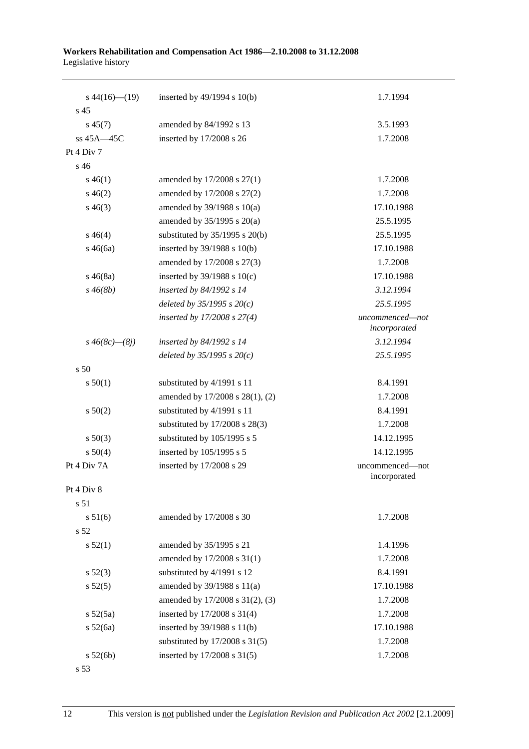| | | |
|---|---|---|
| s 44(16)—(19) | inserted by 49/1994 s 10(b) | 1.7.1994 |
| s 45 | | |
| s 45(7) | amended by 84/1992 s 13 | 3.5.1993 |
| ss 45A—45C | inserted by 17/2008 s 26 | 1.7.2008 |
| Pt 4 Div 7 | | |
| s 46 | | |
| s 46(1) | amended by 17/2008 s 27(1) | 1.7.2008 |
| s 46(2) | amended by 17/2008 s 27(2) | 1.7.2008 |
| s 46(3) | amended by 39/1988 s 10(a) | 17.10.1988 |
| | amended by 35/1995 s 20(a) | 25.5.1995 |
| s 46(4) | substituted by 35/1995 s 20(b) | 25.5.1995 |
| s 46(6a) | inserted by 39/1988 s 10(b) | 17.10.1988 |
| | amended by 17/2008 s 27(3) | 1.7.2008 |
| s 46(8a) | inserted by 39/1988 s 10(c) | 17.10.1988 |
| *s 46(8b)* | *inserted by 84/1992 s 14* | *3.12.1994* |
| | *deleted by 35/1995 s 20(c)* | *25.5.1995* |
| | *inserted by 17/2008 s 27(4)* | *uncommenced—not incorporated* |
| *s 46(8c)—(8j)* | *inserted by 84/1992 s 14* | *3.12.1994* |
| | *deleted by 35/1995 s 20(c)* | *25.5.1995* |
| s 50 | | |
| s 50(1) | substituted by 4/1991 s 11 | 8.4.1991 |
| | amended by 17/2008 s 28(1), (2) | 1.7.2008 |
| s 50(2) | substituted by 4/1991 s 11 | 8.4.1991 |
| | substituted by 17/2008 s 28(3) | 1.7.2008 |
| s 50(3) | substituted by 105/1995 s 5 | 14.12.1995 |
| s 50(4) | inserted by 105/1995 s 5 | 14.12.1995 |
| Pt 4 Div 7A | inserted by 17/2008 s 29 | uncommenced—not incorporated |
| Pt 4 Div 8 | | |
| s 51 | | |
| s 51(6) | amended by 17/2008 s 30 | 1.7.2008 |
| s 52 | | |
| s 52(1) | amended by 35/1995 s 21 | 1.4.1996 |
| | amended by 17/2008 s 31(1) | 1.7.2008 |
| s 52(3) | substituted by 4/1991 s 12 | 8.4.1991 |
| s 52(5) | amended by 39/1988 s 11(a) | 17.10.1988 |
| | amended by 17/2008 s 31(2), (3) | 1.7.2008 |
| s 52(5a) | inserted by 17/2008 s 31(4) | 1.7.2008 |
| s 52(6a) | inserted by 39/1988 s 11(b) | 17.10.1988 |
| | substituted by 17/2008 s 31(5) | 1.7.2008 |
| s 52(6b) | inserted by 17/2008 s 31(5) | 1.7.2008 |
| s 53 | | |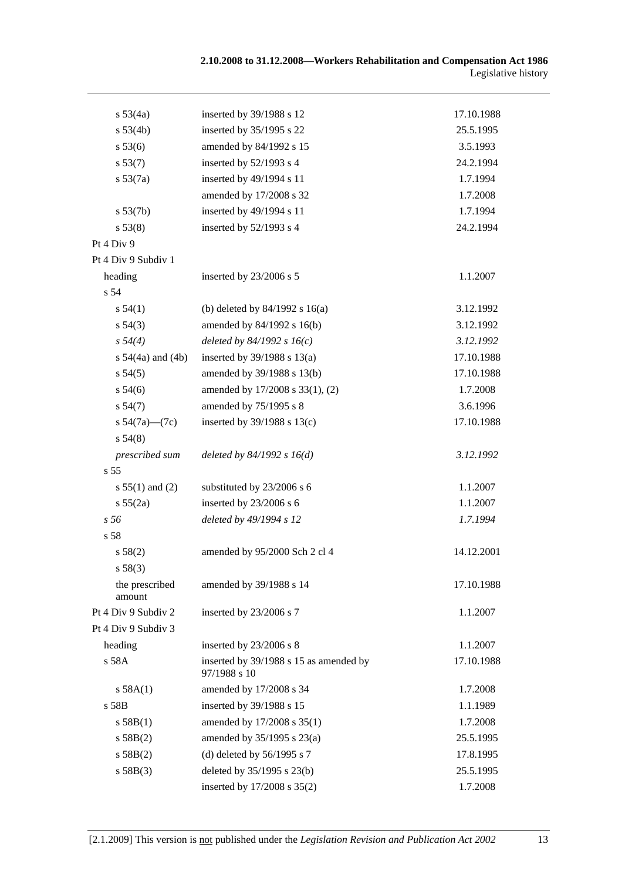| | | |
|---|---|---|
| s 53(4a) | inserted by 39/1988 s 12 | 17.10.1988 |
| s 53(4b) | inserted by 35/1995 s 22 | 25.5.1995 |
| s 53(6) | amended by 84/1992 s 15 | 3.5.1993 |
| s 53(7) | inserted by 52/1993 s 4 | 24.2.1994 |
| s 53(7a) | inserted by 49/1994 s 11 | 1.7.1994 |
| | amended by 17/2008 s 32 | 1.7.2008 |
| s 53(7b) | inserted by 49/1994 s 11 | 1.7.1994 |
| s 53(8) | inserted by 52/1993 s 4 | 24.2.1994 |
| Pt 4 Div 9 | | |
| Pt 4 Div 9 Subdiv 1 | | |
| heading | inserted by 23/2006 s 5 | 1.1.2007 |
| s 54 | | |
| s 54(1) | (b) deleted by 84/1992 s 16(a) | 3.12.1992 |
| s 54(3) | amended by 84/1992 s 16(b) | 3.12.1992 |
| *s 54(4)* | *deleted by 84/1992 s 16(c)* | *3.12.1992* |
| s 54(4a) and (4b) | inserted by 39/1988 s 13(a) | 17.10.1988 |
| s 54(5) | amended by 39/1988 s 13(b) | 17.10.1988 |
| s 54(6) | amended by 17/2008 s 33(1), (2) | 1.7.2008 |
| s 54(7) | amended by 75/1995 s 8 | 3.6.1996 |
| s 54(7a)—(7c) | inserted by 39/1988 s 13(c) | 17.10.1988 |
| s 54(8) | | |
| *prescribed sum* | *deleted by 84/1992 s 16(d)* | *3.12.1992* |
| s 55 | | |
| s 55(1) and (2) | substituted by 23/2006 s 6 | 1.1.2007 |
| s 55(2a) | inserted by 23/2006 s 6 | 1.1.2007 |
| *s 56* | *deleted by 49/1994 s 12* | *1.7.1994* |
| s 58 | | |
| s 58(2) | amended by 95/2000 Sch 2 cl 4 | 14.12.2001 |
| s 58(3) | | |
| the prescribed amount | amended by 39/1988 s 14 | 17.10.1988 |
| Pt 4 Div 9 Subdiv 2 | inserted by 23/2006 s 7 | 1.1.2007 |
| Pt 4 Div 9 Subdiv 3 | | |
| heading | inserted by 23/2006 s 8 | 1.1.2007 |
| s 58A | inserted by 39/1988 s 15 as amended by 97/1988 s 10 | 17.10.1988 |
| s 58A(1) | amended by 17/2008 s 34 | 1.7.2008 |
| s 58B | inserted by 39/1988 s 15 | 1.1.1989 |
| s 58B(1) | amended by 17/2008 s 35(1) | 1.7.2008 |
| s 58B(2) | amended by 35/1995 s 23(a) | 25.5.1995 |
| s 58B(2) | (d) deleted by 56/1995 s 7 | 17.8.1995 |
| s 58B(3) | deleted by 35/1995 s 23(b) | 25.5.1995 |
| | inserted by 17/2008 s 35(2) | 1.7.2008 |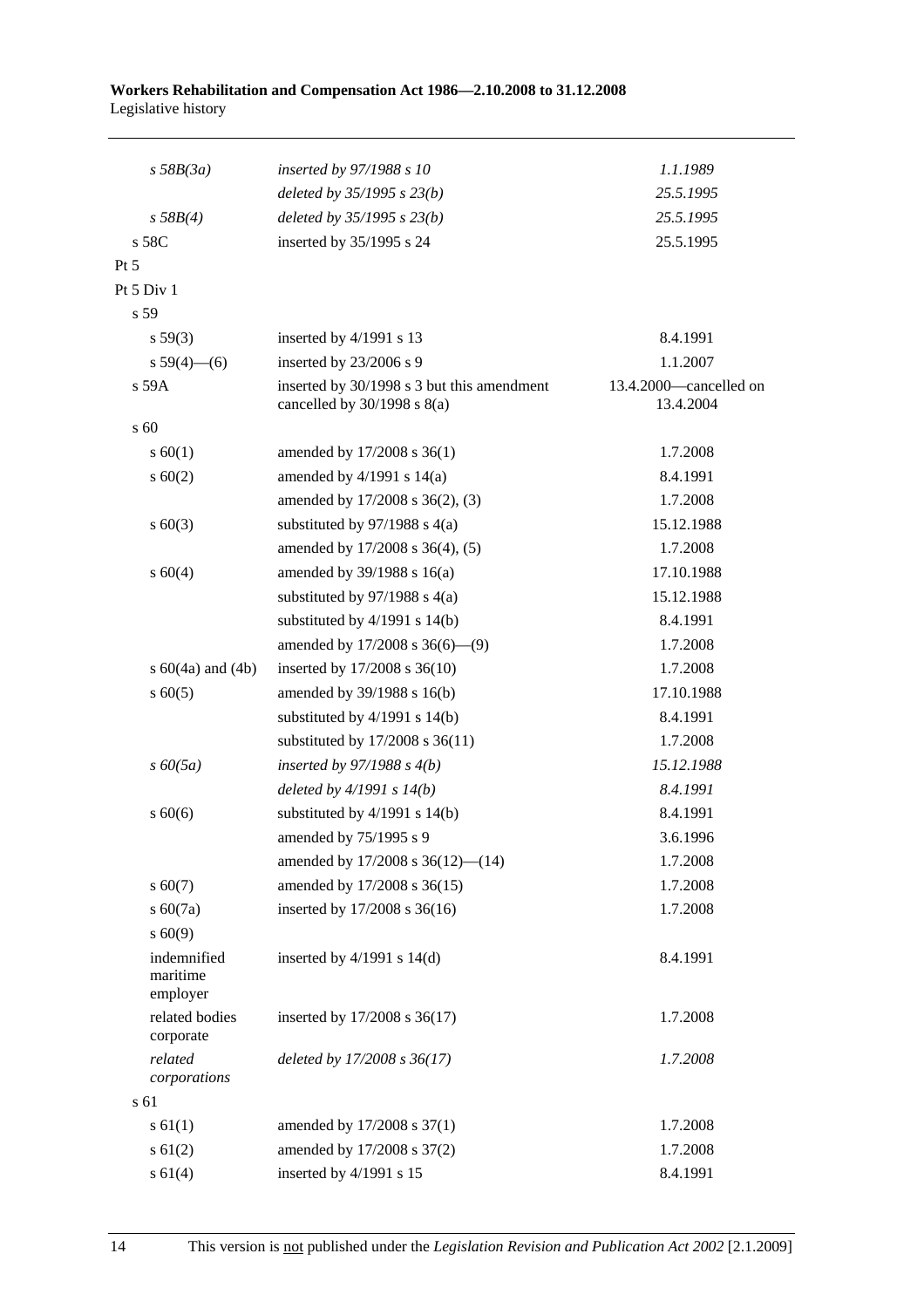| | | |
|---|---|---|
| *s 58B(3a)* | *inserted by 97/1988 s 10* | *1.1.1989* |
| | *deleted by 35/1995 s 23(b)* | *25.5.1995* |
| *s 58B(4)* | *deleted by 35/1995 s 23(b)* | *25.5.1995* |
| s 58C | inserted by 35/1995 s 24 | 25.5.1995 |
| Pt 5 | | |
| Pt 5 Div 1 | | |
| s 59 | | |
| s 59(3) | inserted by 4/1991 s 13 | 8.4.1991 |
| s 59(4)—(6) | inserted by 23/2006 s 9 | 1.1.2007 |
| s 59A | inserted by 30/1998 s 3 but this amendment cancelled by 30/1998 s 8(a) | 13.4.2000—cancelled on 13.4.2004 |
| s 60 | | |
| s 60(1) | amended by 17/2008 s 36(1) | 1.7.2008 |
| s 60(2) | amended by 4/1991 s 14(a) | 8.4.1991 |
| | amended by 17/2008 s 36(2), (3) | 1.7.2008 |
| s 60(3) | substituted by 97/1988 s 4(a) | 15.12.1988 |
| | amended by 17/2008 s 36(4), (5) | 1.7.2008 |
| s 60(4) | amended by 39/1988 s 16(a) | 17.10.1988 |
| | substituted by 97/1988 s 4(a) | 15.12.1988 |
| | substituted by 4/1991 s 14(b) | 8.4.1991 |
| | amended by 17/2008 s 36(6)—(9) | 1.7.2008 |
| s 60(4a) and (4b) | inserted by 17/2008 s 36(10) | 1.7.2008 |
| s 60(5) | amended by 39/1988 s 16(b) | 17.10.1988 |
| | substituted by 4/1991 s 14(b) | 8.4.1991 |
| | substituted by 17/2008 s 36(11) | 1.7.2008 |
| *s 60(5a)* | *inserted by 97/1988 s 4(b)* | *15.12.1988* |
| | *deleted by 4/1991 s 14(b)* | *8.4.1991* |
| s 60(6) | substituted by 4/1991 s 14(b) | 8.4.1991 |
| | amended by 75/1995 s 9 | 3.6.1996 |
| | amended by 17/2008 s 36(12)—(14) | 1.7.2008 |
| s 60(7) | amended by 17/2008 s 36(15) | 1.7.2008 |
| s 60(7a) | inserted by 17/2008 s 36(16) | 1.7.2008 |
| s 60(9) | | |
| indemnified maritime employer | inserted by 4/1991 s 14(d) | 8.4.1991 |
| related bodies corporate | inserted by 17/2008 s 36(17) | 1.7.2008 |
| *related corporations* | *deleted by 17/2008 s 36(17)* | *1.7.2008* |
| s 61 | | |
| s 61(1) | amended by 17/2008 s 37(1) | 1.7.2008 |
| s 61(2) | amended by 17/2008 s 37(2) | 1.7.2008 |
| s 61(4) | inserted by 4/1991 s 15 | 8.4.1991 |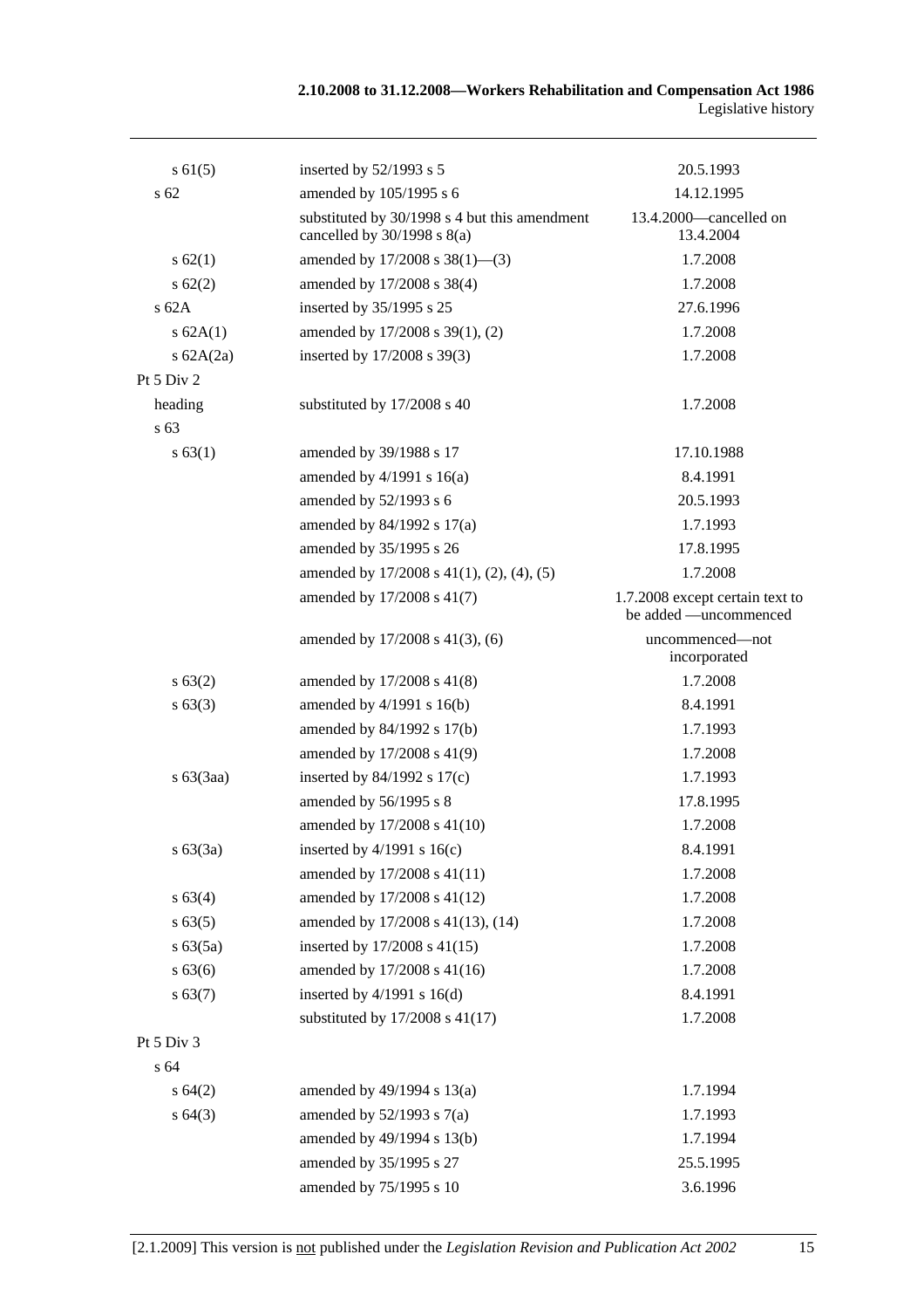| | | |
|---|---|---|
| s 61(5) | inserted by 52/1993 s 5 | 20.5.1993 |
| s 62 | amended by 105/1995 s 6 | 14.12.1995 |
| | substituted by 30/1998 s 4 but this amendment cancelled by 30/1998 s 8(a) | 13.4.2000—cancelled on 13.4.2004 |
| s 62(1) | amended by 17/2008 s 38(1)—(3) | 1.7.2008 |
| s 62(2) | amended by 17/2008 s 38(4) | 1.7.2008 |
| s 62A | inserted by 35/1995 s 25 | 27.6.1996 |
| s 62A(1) | amended by 17/2008 s 39(1), (2) | 1.7.2008 |
| s 62A(2a) | inserted by 17/2008 s 39(3) | 1.7.2008 |
| Pt 5 Div 2 | | |
| heading | substituted by 17/2008 s 40 | 1.7.2008 |
| s 63 | | |
| s 63(1) | amended by 39/1988 s 17 | 17.10.1988 |
| | amended by 4/1991 s 16(a) | 8.4.1991 |
| | amended by 52/1993 s 6 | 20.5.1993 |
| | amended by 84/1992 s 17(a) | 1.7.1993 |
| | amended by 35/1995 s 26 | 17.8.1995 |
| | amended by 17/2008 s 41(1), (2), (4), (5) | 1.7.2008 |
| | amended by 17/2008 s 41(7) | 1.7.2008 except certain text to be added —uncommenced |
| | amended by 17/2008 s 41(3), (6) | uncommenced—not incorporated |
| s 63(2) | amended by 17/2008 s 41(8) | 1.7.2008 |
| s 63(3) | amended by 4/1991 s 16(b) | 8.4.1991 |
| | amended by 84/1992 s 17(b) | 1.7.1993 |
| | amended by 17/2008 s 41(9) | 1.7.2008 |
| s 63(3aa) | inserted by 84/1992 s 17(c) | 1.7.1993 |
| | amended by 56/1995 s 8 | 17.8.1995 |
| | amended by 17/2008 s 41(10) | 1.7.2008 |
| s 63(3a) | inserted by 4/1991 s 16(c) | 8.4.1991 |
| | amended by 17/2008 s 41(11) | 1.7.2008 |
| s 63(4) | amended by 17/2008 s 41(12) | 1.7.2008 |
| s 63(5) | amended by 17/2008 s 41(13), (14) | 1.7.2008 |
| s 63(5a) | inserted by 17/2008 s 41(15) | 1.7.2008 |
| s 63(6) | amended by 17/2008 s 41(16) | 1.7.2008 |
| s 63(7) | inserted by 4/1991 s 16(d) | 8.4.1991 |
| | substituted by 17/2008 s 41(17) | 1.7.2008 |
| Pt 5 Div 3 | | |
| s 64 | | |
| s 64(2) | amended by 49/1994 s 13(a) | 1.7.1994 |
| s 64(3) | amended by 52/1993 s 7(a) | 1.7.1993 |
| | amended by 49/1994 s 13(b) | 1.7.1994 |
| | amended by 35/1995 s 27 | 25.5.1995 |
| | amended by 75/1995 s 10 | 3.6.1996 |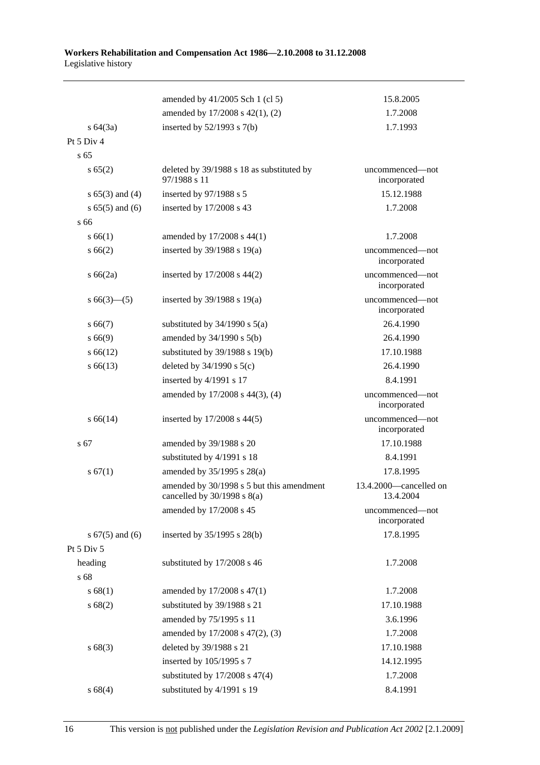| | | |
|---|---|---|
| | amended by 41/2005 Sch 1 (cl 5) | 15.8.2005 |
| | amended by 17/2008 s 42(1), (2) | 1.7.2008 |
| s 64(3a) | inserted by 52/1993 s 7(b) | 1.7.1993 |
| Pt 5 Div 4 | | |
| s 65 | | |
| s 65(2) | deleted by 39/1988 s 18 as substituted by 97/1988 s 11 | uncommenced—not incorporated |
| s 65(3) and (4) | inserted by 97/1988 s 5 | 15.12.1988 |
| s 65(5) and (6) | inserted by 17/2008 s 43 | 1.7.2008 |
| s 66 | | |
| s 66(1) | amended by 17/2008 s 44(1) | 1.7.2008 |
| s 66(2) | inserted by 39/1988 s 19(a) | uncommenced—not incorporated |
| s 66(2a) | inserted by 17/2008 s 44(2) | uncommenced—not incorporated |
| s 66(3)—(5) | inserted by 39/1988 s 19(a) | uncommenced—not incorporated |
| s 66(7) | substituted by 34/1990 s 5(a) | 26.4.1990 |
| s 66(9) | amended by 34/1990 s 5(b) | 26.4.1990 |
| s 66(12) | substituted by 39/1988 s 19(b) | 17.10.1988 |
| s 66(13) | deleted by 34/1990 s 5(c) | 26.4.1990 |
| | inserted by 4/1991 s 17 | 8.4.1991 |
| | amended by 17/2008 s 44(3), (4) | uncommenced—not incorporated |
| s 66(14) | inserted by 17/2008 s 44(5) | uncommenced—not incorporated |
| s 67 | amended by 39/1988 s 20 | 17.10.1988 |
| | substituted by 4/1991 s 18 | 8.4.1991 |
| s 67(1) | amended by 35/1995 s 28(a) | 17.8.1995 |
| | amended by 30/1998 s 5 but this amendment cancelled by 30/1998 s 8(a) | 13.4.2000—cancelled on 13.4.2004 |
| | amended by 17/2008 s 45 | uncommenced—not incorporated |
| s 67(5) and (6) | inserted by 35/1995 s 28(b) | 17.8.1995 |
| Pt 5 Div 5 | | |
| heading | substituted by 17/2008 s 46 | 1.7.2008 |
| s 68 | | |
| s 68(1) | amended by 17/2008 s 47(1) | 1.7.2008 |
| s 68(2) | substituted by 39/1988 s 21 | 17.10.1988 |
| | amended by 75/1995 s 11 | 3.6.1996 |
| | amended by 17/2008 s 47(2), (3) | 1.7.2008 |
| s 68(3) | deleted by 39/1988 s 21 | 17.10.1988 |
| | inserted by 105/1995 s 7 | 14.12.1995 |
| | substituted by 17/2008 s 47(4) | 1.7.2008 |
| s 68(4) | substituted by 4/1991 s 19 | 8.4.1991 |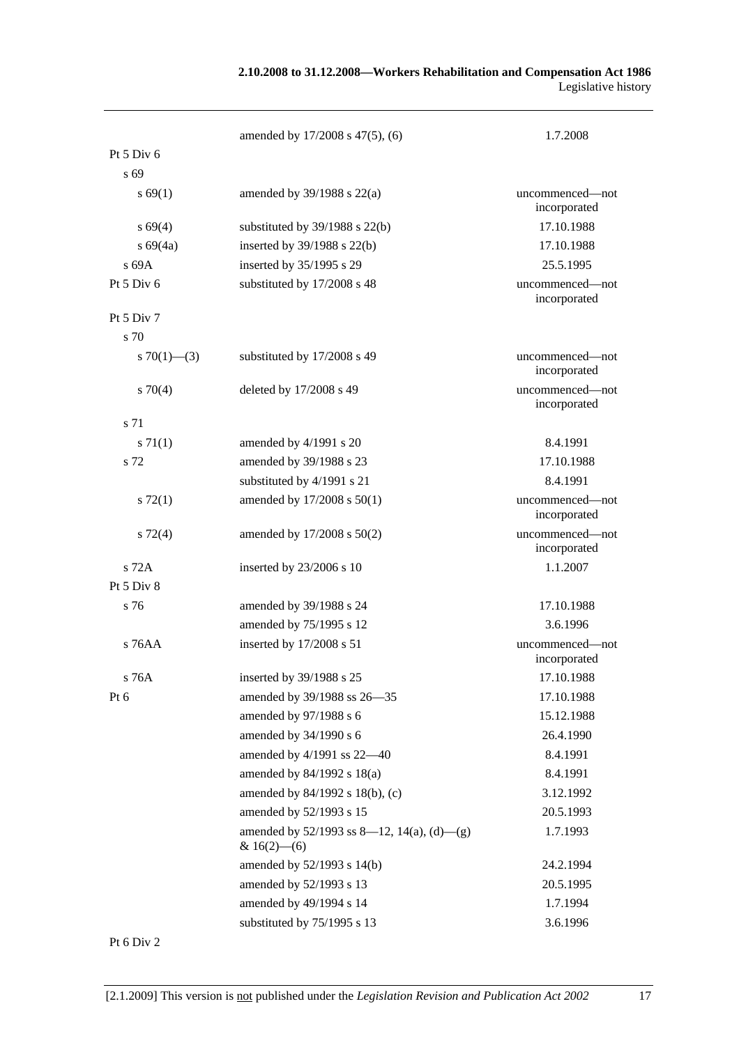| | | |
|---|---|---|
| | amended by 17/2008 s 47(5), (6) | 1.7.2008 |
| Pt 5 Div 6 | | |
| s 69 | | |
| s 69(1) | amended by 39/1988 s 22(a) | uncommenced—not incorporated |
| s 69(4) | substituted by 39/1988 s 22(b) | 17.10.1988 |
| s 69(4a) | inserted by 39/1988 s 22(b) | 17.10.1988 |
| s 69A | inserted by 35/1995 s 29 | 25.5.1995 |
| Pt 5 Div 6 | substituted by 17/2008 s 48 | uncommenced—not incorporated |
| Pt 5 Div 7 | | |
| s 70 | | |
| s 70(1)—(3) | substituted by 17/2008 s 49 | uncommenced—not incorporated |
| s 70(4) | deleted by 17/2008 s 49 | uncommenced—not incorporated |
| s 71 | | |
| s 71(1) | amended by 4/1991 s 20 | 8.4.1991 |
| s 72 | amended by 39/1988 s 23 | 17.10.1988 |
| | substituted by 4/1991 s 21 | 8.4.1991 |
| s 72(1) | amended by 17/2008 s 50(1) | uncommenced—not incorporated |
| s 72(4) | amended by 17/2008 s 50(2) | uncommenced—not incorporated |
| s 72A | inserted by 23/2006 s 10 | 1.1.2007 |
| Pt 5 Div 8 | | |
| s 76 | amended by 39/1988 s 24 | 17.10.1988 |
| | amended by 75/1995 s 12 | 3.6.1996 |
| s 76AA | inserted by 17/2008 s 51 | uncommenced—not incorporated |
| s 76A | inserted by 39/1988 s 25 | 17.10.1988 |
| Pt 6 | amended by 39/1988 ss 26—35 | 17.10.1988 |
| | amended by 97/1988 s 6 | 15.12.1988 |
| | amended by 34/1990 s 6 | 26.4.1990 |
| | amended by 4/1991 ss 22—40 | 8.4.1991 |
| | amended by 84/1992 s 18(a) | 8.4.1991 |
| | amended by 84/1992 s 18(b), (c) | 3.12.1992 |
| | amended by 52/1993 s 15 | 20.5.1993 |
| | amended by 52/1993 ss 8—12, 14(a), (d)—(g) & 16(2)—(6) | 1.7.1993 |
| | amended by 52/1993 s 14(b) | 24.2.1994 |
| | amended by 52/1993 s 13 | 20.5.1995 |
| | amended by 49/1994 s 14 | 1.7.1994 |
| | substituted by 75/1995 s 13 | 3.6.1996 |
| Pt 6 Div 2 | | |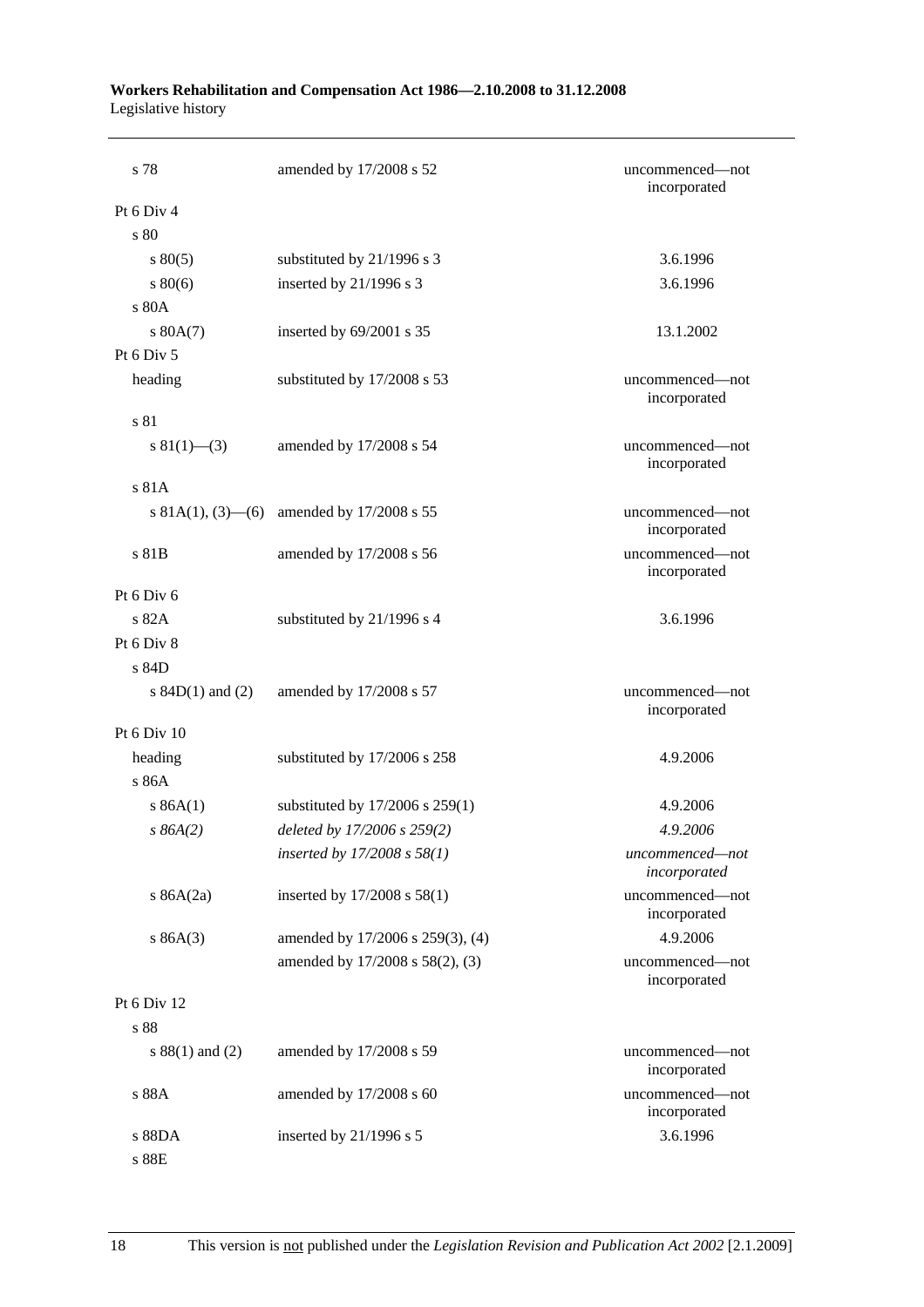| | | |
|---|---|---|
| s 78 | amended by 17/2008 s 52 | uncommenced—not incorporated |
| Pt 6 Div 4 | | |
| s 80 | | |
| s 80(5) | substituted by 21/1996 s 3 | 3.6.1996 |
| s 80(6) | inserted by 21/1996 s 3 | 3.6.1996 |
| s 80A | | |
| s 80A(7) | inserted by 69/2001 s 35 | 13.1.2002 |
| Pt 6 Div 5 | | |
| heading | substituted by 17/2008 s 53 | uncommenced—not incorporated |
| s 81 | | |
| s 81(1)—(3) | amended by 17/2008 s 54 | uncommenced—not incorporated |
| s 81A | | |
| s 81A(1), (3)—(6) | amended by 17/2008 s 55 | uncommenced—not incorporated |
| s 81B | amended by 17/2008 s 56 | uncommenced—not incorporated |
| Pt 6 Div 6 | | |
| s 82A | substituted by 21/1996 s 4 | 3.6.1996 |
| Pt 6 Div 8 | | |
| s 84D | | |
| s 84D(1) and (2) | amended by 17/2008 s 57 | uncommenced—not incorporated |
| Pt 6 Div 10 | | |
| heading | substituted by 17/2006 s 258 | 4.9.2006 |
| s 86A | | |
| s 86A(1) | substituted by 17/2006 s 259(1) | 4.9.2006 |
| *s 86A(2)* | *deleted by 17/2006 s 259(2)* | *4.9.2006* |
| | *inserted by 17/2008 s 58(1)* | *uncommenced—not incorporated* |
| s 86A(2a) | inserted by 17/2008 s 58(1) | uncommenced—not incorporated |
| s 86A(3) | amended by 17/2006 s 259(3), (4) | 4.9.2006 |
| | amended by 17/2008 s 58(2), (3) | uncommenced—not incorporated |
| Pt 6 Div 12 | | |
| s 88 | | |
| s 88(1) and (2) | amended by 17/2008 s 59 | uncommenced—not incorporated |
| s 88A | amended by 17/2008 s 60 | uncommenced—not incorporated |
| s 88DA | inserted by 21/1996 s 5 | 3.6.1996 |
| s 88E | | |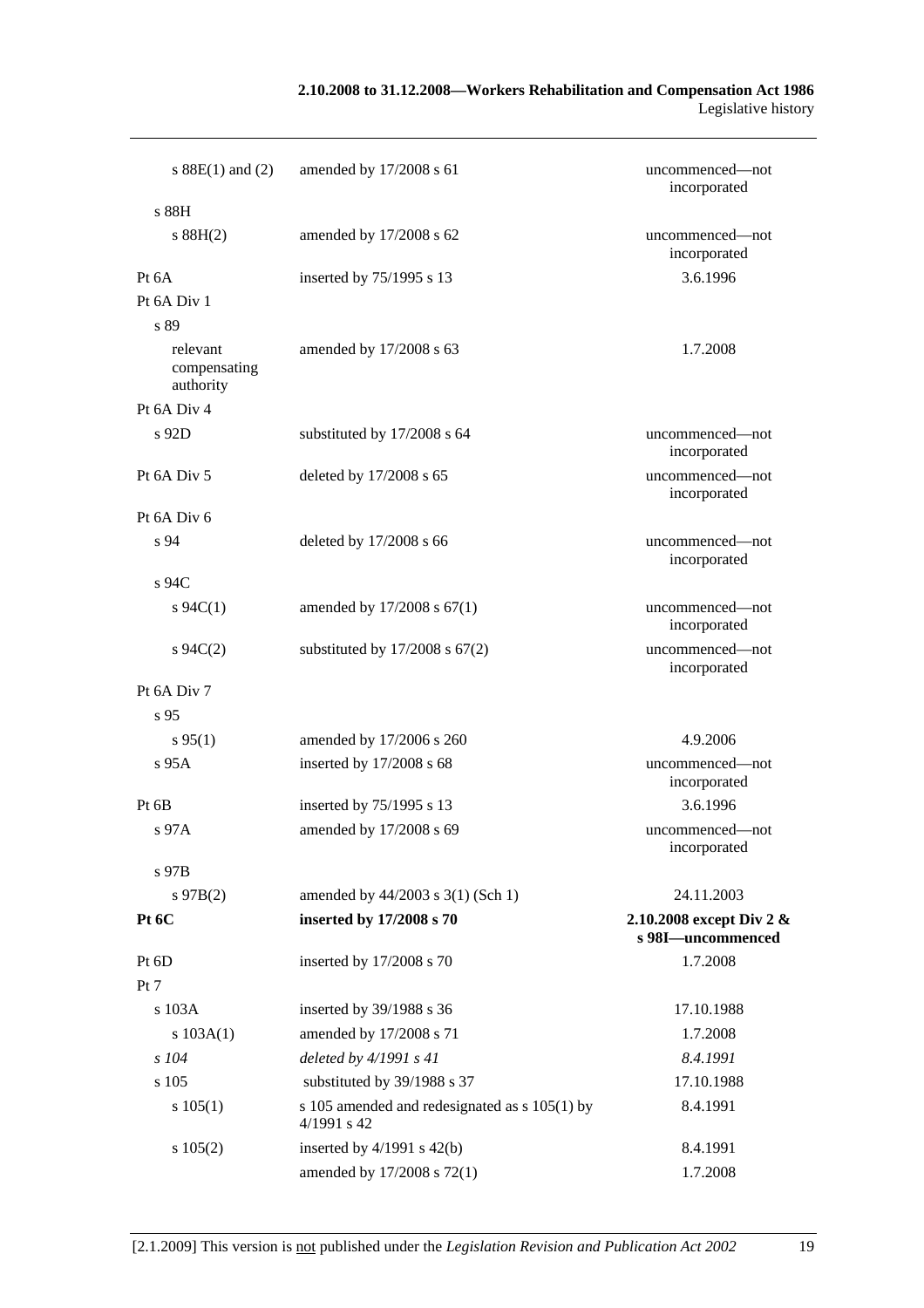| | | |
|---|---|---|
| s 88E(1) and (2) | amended by 17/2008 s 61 | uncommenced—not incorporated |
| s 88H | | |
| s 88H(2) | amended by 17/2008 s 62 | uncommenced—not incorporated |
| Pt 6A | inserted by 75/1995 s 13 | 3.6.1996 |
| Pt 6A Div 1 | | |
| s 89 | | |
| relevant compensating authority | amended by 17/2008 s 63 | 1.7.2008 |
| Pt 6A Div 4 | | |
| s 92D | substituted by 17/2008 s 64 | uncommenced—not incorporated |
| Pt 6A Div 5 | deleted by 17/2008 s 65 | uncommenced—not incorporated |
| Pt 6A Div 6 | | |
| s 94 | deleted by 17/2008 s 66 | uncommenced—not incorporated |
| s 94C | | |
| s 94C(1) | amended by 17/2008 s 67(1) | uncommenced—not incorporated |
| s 94C(2) | substituted by 17/2008 s 67(2) | uncommenced—not incorporated |
| Pt 6A Div 7 | | |
| s 95 | | |
| s 95(1) | amended by 17/2006 s 260 | 4.9.2006 |
| s 95A | inserted by 17/2008 s 68 | uncommenced—not incorporated |
| Pt 6B | inserted by 75/1995 s 13 | 3.6.1996 |
| s 97A | amended by 17/2008 s 69 | uncommenced—not incorporated |
| s 97B | | |
| s 97B(2) | amended by 44/2003 s 3(1) (Sch 1) | 24.11.2003 |
| **Pt 6C** | **inserted by 17/2008 s 70** | **2.10.2008 except Div 2 & s 98I—uncommenced** |
| Pt 6D | inserted by 17/2008 s 70 | 1.7.2008 |
| Pt 7 | | |
| s 103A | inserted by 39/1988 s 36 | 17.10.1988 |
| s 103A(1) | amended by 17/2008 s 71 | 1.7.2008 |
| *s 104* | *deleted by 4/1991 s 41* | *8.4.1991* |
| s 105 | substituted by 39/1988 s 37 | 17.10.1988 |
| s 105(1) | s 105 amended and redesignated as s 105(1) by 4/1991 s 42 | 8.4.1991 |
| s 105(2) | inserted by 4/1991 s 42(b) | 8.4.1991 |
| | amended by 17/2008 s 72(1) | 1.7.2008 |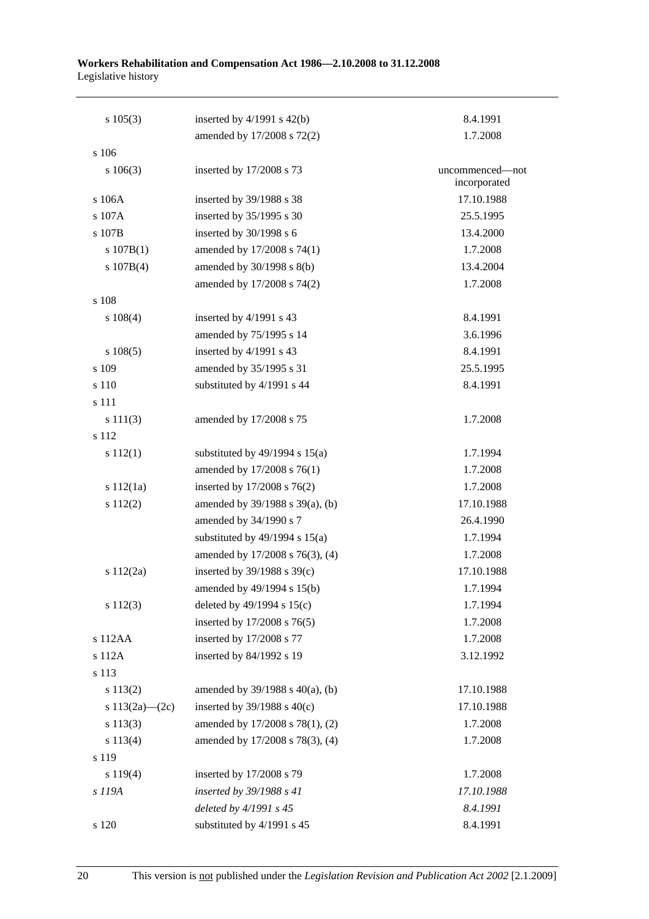| | | |
|---|---|---|
| s 105(3) | inserted by 4/1991 s 42(b) | 8.4.1991 |
| | amended by 17/2008 s 72(2) | 1.7.2008 |
| s 106 | | |
| s 106(3) | inserted by 17/2008 s 73 | uncommenced—not incorporated |
| s 106A | inserted by 39/1988 s 38 | 17.10.1988 |
| s 107A | inserted by 35/1995 s 30 | 25.5.1995 |
| s 107B | inserted by 30/1998 s 6 | 13.4.2000 |
| s 107B(1) | amended by 17/2008 s 74(1) | 1.7.2008 |
| s 107B(4) | amended by 30/1998 s 8(b) | 13.4.2004 |
| | amended by 17/2008 s 74(2) | 1.7.2008 |
| s 108 | | |
| s 108(4) | inserted by 4/1991 s 43 | 8.4.1991 |
| | amended by 75/1995 s 14 | 3.6.1996 |
| s 108(5) | inserted by 4/1991 s 43 | 8.4.1991 |
| s 109 | amended by 35/1995 s 31 | 25.5.1995 |
| s 110 | substituted by 4/1991 s 44 | 8.4.1991 |
| s 111 | | |
| s 111(3) | amended by 17/2008 s 75 | 1.7.2008 |
| s 112 | | |
| s 112(1) | substituted by 49/1994 s 15(a) | 1.7.1994 |
| | amended by 17/2008 s 76(1) | 1.7.2008 |
| s 112(1a) | inserted by 17/2008 s 76(2) | 1.7.2008 |
| s 112(2) | amended by 39/1988 s 39(a), (b) | 17.10.1988 |
| | amended by 34/1990 s 7 | 26.4.1990 |
| | substituted by 49/1994 s 15(a) | 1.7.1994 |
| | amended by 17/2008 s 76(3), (4) | 1.7.2008 |
| s 112(2a) | inserted by 39/1988 s 39(c) | 17.10.1988 |
| | amended by 49/1994 s 15(b) | 1.7.1994 |
| s 112(3) | deleted by 49/1994 s 15(c) | 1.7.1994 |
| | inserted by 17/2008 s 76(5) | 1.7.2008 |
| s 112AA | inserted by 17/2008 s 77 | 1.7.2008 |
| s 112A | inserted by 84/1992 s 19 | 3.12.1992 |
| s 113 | | |
| s 113(2) | amended by 39/1988 s 40(a), (b) | 17.10.1988 |
| s 113(2a)—(2c) | inserted by 39/1988 s 40(c) | 17.10.1988 |
| s 113(3) | amended by 17/2008 s 78(1), (2) | 1.7.2008 |
| s 113(4) | amended by 17/2008 s 78(3), (4) | 1.7.2008 |
| s 119 | | |
| s 119(4) | inserted by 17/2008 s 79 | 1.7.2008 |
| *s 119A* | *inserted by 39/1988 s 41* | *17.10.1988* |
| | *deleted by 4/1991 s 45* | *8.4.1991* |
| s 120 | substituted by 4/1991 s 45 | 8.4.1991 |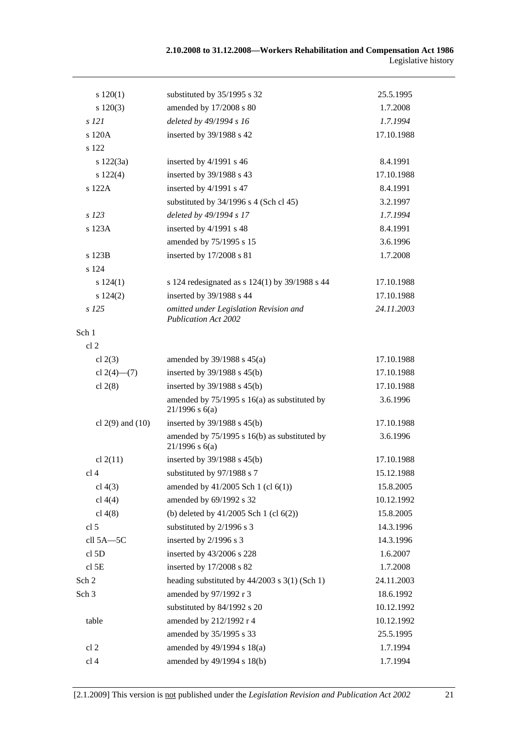| | | |
|---|---|---|
| s 120(1) | substituted by 35/1995 s 32 | 25.5.1995 |
| s 120(3) | amended by 17/2008 s 80 | 1.7.2008 |
| *s 121* | *deleted by 49/1994 s 16* | *1.7.1994* |
| s 120A | inserted by 39/1988 s 42 | 17.10.1988 |
| s 122 | | |
| s 122(3a) | inserted by 4/1991 s 46 | 8.4.1991 |
| s 122(4) | inserted by 39/1988 s 43 | 17.10.1988 |
| s 122A | inserted by 4/1991 s 47 | 8.4.1991 |
| | substituted by 34/1996 s 4 (Sch cl 45) | 3.2.1997 |
| *s 123* | *deleted by 49/1994 s 17* | *1.7.1994* |
| s 123A | inserted by 4/1991 s 48 | 8.4.1991 |
| | amended by 75/1995 s 15 | 3.6.1996 |
| s 123B | inserted by 17/2008 s 81 | 1.7.2008 |
| s 124 | | |
| s 124(1) | s 124 redesignated as s 124(1) by 39/1988 s 44 | 17.10.1988 |
| s 124(2) | inserted by 39/1988 s 44 | 17.10.1988 |
| *s 125* | *omitted under Legislation Revision and Publication Act 2002* | *24.11.2003* |
| Sch 1 | | |
| cl 2 | | |
| cl 2(3) | amended by 39/1988 s 45(a) | 17.10.1988 |
| cl 2(4)—(7) | inserted by 39/1988 s 45(b) | 17.10.1988 |
| cl 2(8) | inserted by 39/1988 s 45(b) | 17.10.1988 |
| | amended by 75/1995 s 16(a) as substituted by 21/1996 s 6(a) | 3.6.1996 |
| cl 2(9) and (10) | inserted by 39/1988 s 45(b) | 17.10.1988 |
| | amended by 75/1995 s 16(b) as substituted by 21/1996 s 6(a) | 3.6.1996 |
| cl 2(11) | inserted by 39/1988 s 45(b) | 17.10.1988 |
| cl 4 | substituted by 97/1988 s 7 | 15.12.1988 |
| cl 4(3) | amended by 41/2005 Sch 1 (cl 6(1)) | 15.8.2005 |
| cl 4(4) | amended by 69/1992 s 32 | 10.12.1992 |
| cl 4(8) | (b) deleted by 41/2005 Sch 1 (cl 6(2)) | 15.8.2005 |
| cl 5 | substituted by 2/1996 s 3 | 14.3.1996 |
| cll 5A—5C | inserted by 2/1996 s 3 | 14.3.1996 |
| cl 5D | inserted by 43/2006 s 228 | 1.6.2007 |
| cl 5E | inserted by 17/2008 s 82 | 1.7.2008 |
| Sch 2 | heading substituted by 44/2003 s 3(1) (Sch 1) | 24.11.2003 |
| Sch 3 | amended by 97/1992 r 3 | 18.6.1992 |
| | substituted by 84/1992 s 20 | 10.12.1992 |
| table | amended by 212/1992 r 4 | 10.12.1992 |
| | amended by 35/1995 s 33 | 25.5.1995 |
| cl 2 | amended by 49/1994 s 18(a) | 1.7.1994 |
| cl 4 | amended by 49/1994 s 18(b) | 1.7.1994 |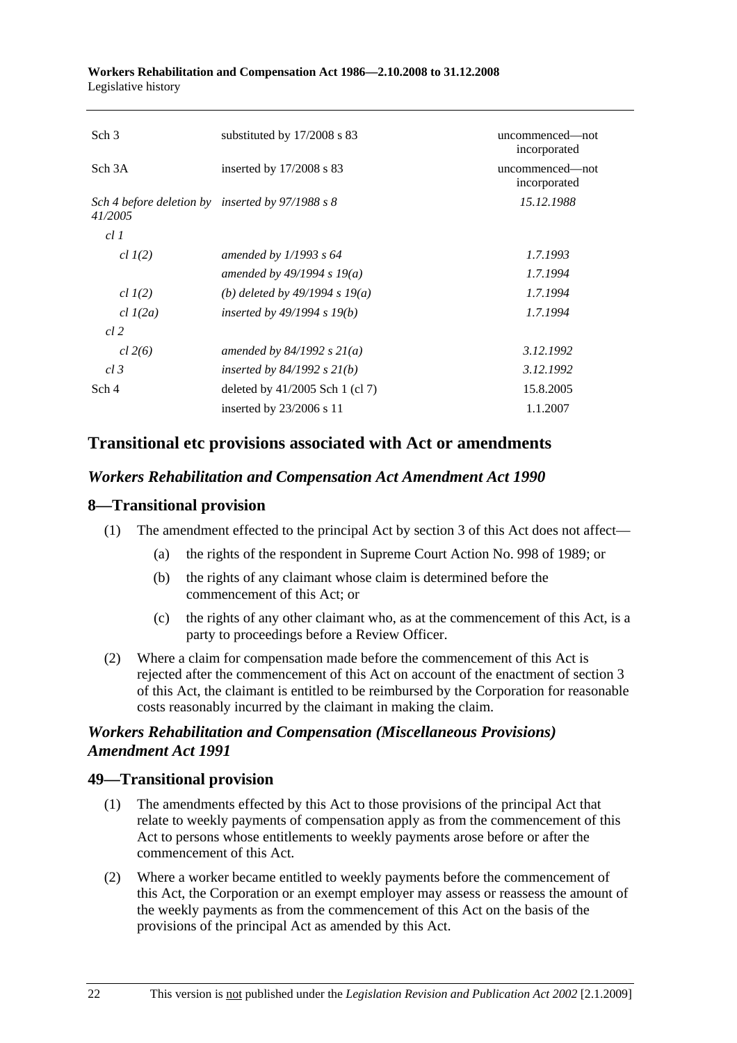| | | |
|---|---|---|
| Sch 3 | substituted by 17/2008 s 83 | uncommenced—not incorporated |
| Sch 3A | inserted by 17/2008 s 83 | uncommenced—not incorporated |
| *Sch 4 before deletion by 41/2005* | *inserted by 97/1988 s 8* | *15.12.1988* |
| *cl 1* | | |
| *cl 1(2)* | *amended by 1/1993 s 64* | *1.7.1993* |
| | *amended by 49/1994 s 19(a)* | *1.7.1994* |
| *cl 1(2)* | *(b) deleted by 49/1994 s 19(a)* | *1.7.1994* |
| *cl 1(2a)* | *inserted by 49/1994 s 19(b)* | *1.7.1994* |
| *cl 2* | | |
| *cl 2(6)* | *amended by 84/1992 s 21(a)* | *3.12.1992* |
| *cl 3* | *inserted by 84/1992 s 21(b)* | *3.12.1992* |
| Sch 4 | deleted by 41/2005 Sch 1 (cl 7) | 15.8.2005 |
| | inserted by 23/2006 s 11 | 1.1.2007 |

## Transitional etc provisions associated with Act or amendments

### *Workers Rehabilitation and Compensation Act Amendment Act 1990*

### 8—Transitional provision

(1) The amendment effected to the principal Act by section 3 of this Act does not affect—

(a) the rights of the respondent in Supreme Court Action No. 998 of 1989; or

(b) the rights of any claimant whose claim is determined before the commencement of this Act; or

(c) the rights of any other claimant who, as at the commencement of this Act, is a party to proceedings before a Review Officer.

(2) Where a claim for compensation made before the commencement of this Act is rejected after the commencement of this Act on account of the enactment of section 3 of this Act, the claimant is entitled to be reimbursed by the Corporation for reasonable costs reasonably incurred by the claimant in making the claim.

### *Workers Rehabilitation and Compensation (Miscellaneous Provisions) Amendment Act 1991*

### 49—Transitional provision

(1) The amendments effected by this Act to those provisions of the principal Act that relate to weekly payments of compensation apply as from the commencement of this Act to persons whose entitlements to weekly payments arose before or after the commencement of this Act.

(2) Where a worker became entitled to weekly payments before the commencement of this Act, the Corporation or an exempt employer may assess or reassess the amount of the weekly payments as from the commencement of this Act on the basis of the provisions of the principal Act as amended by this Act.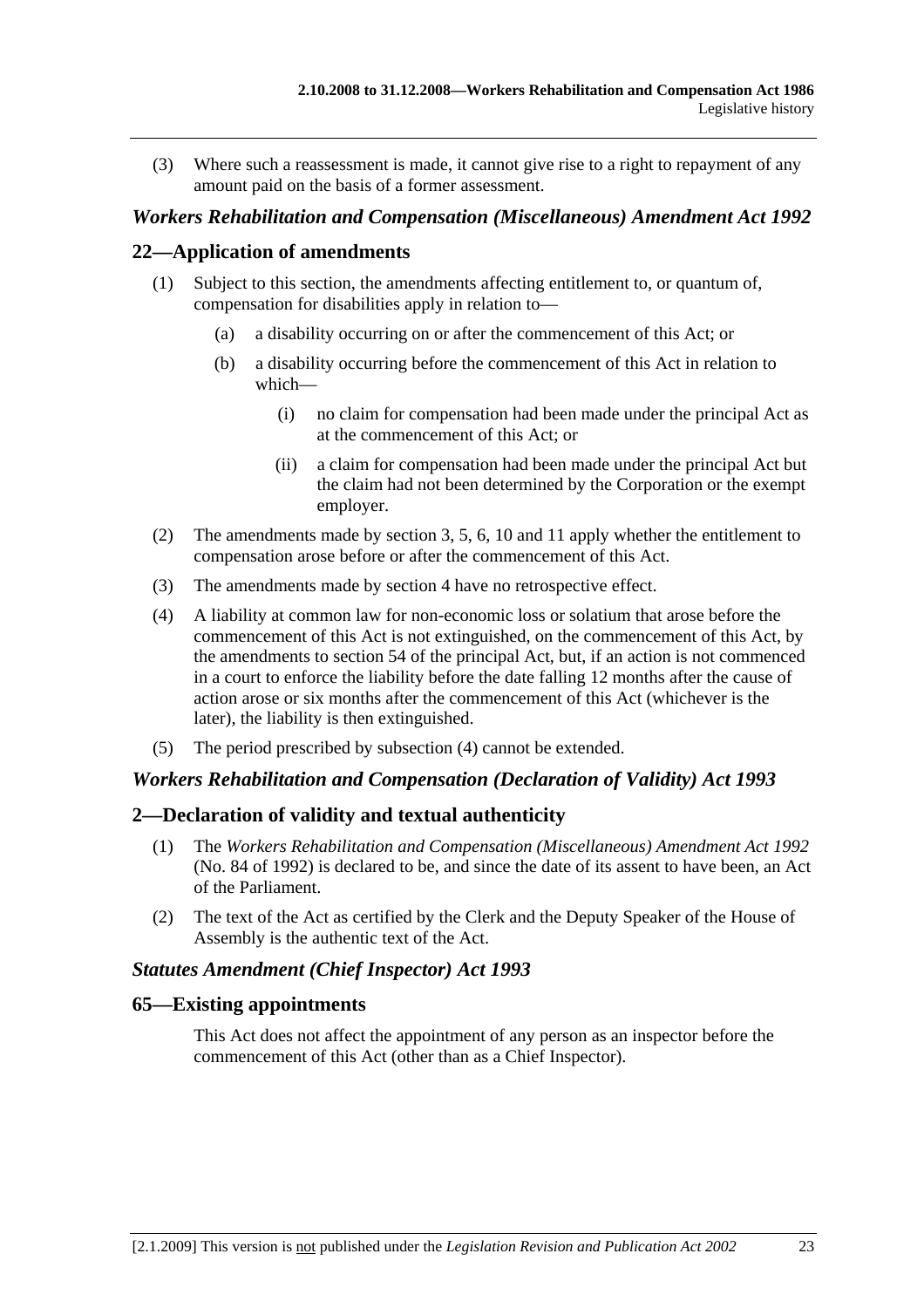(3) Where such a reassessment is made, it cannot give rise to a right to repayment of any amount paid on the basis of a former assessment.

### *Workers Rehabilitation and Compensation (Miscellaneous) Amendment Act 1992*

## 22—Application of amendments

(1) Subject to this section, the amendments affecting entitlement to, or quantum of, compensation for disabilities apply in relation to—

(a) a disability occurring on or after the commencement of this Act; or

(b) a disability occurring before the commencement of this Act in relation to which—

(i) no claim for compensation had been made under the principal Act as at the commencement of this Act; or

(ii) a claim for compensation had been made under the principal Act but the claim had not been determined by the Corporation or the exempt employer.

(2) The amendments made by section 3, 5, 6, 10 and 11 apply whether the entitlement to compensation arose before or after the commencement of this Act.

(3) The amendments made by section 4 have no retrospective effect.

(4) A liability at common law for non-economic loss or solatium that arose before the commencement of this Act is not extinguished, on the commencement of this Act, by the amendments to section 54 of the principal Act, but, if an action is not commenced in a court to enforce the liability before the date falling 12 months after the cause of action arose or six months after the commencement of this Act (whichever is the later), the liability is then extinguished.

(5) The period prescribed by subsection (4) cannot be extended.

### *Workers Rehabilitation and Compensation (Declaration of Validity) Act 1993*

## 2—Declaration of validity and textual authenticity

(1) The *Workers Rehabilitation and Compensation (Miscellaneous) Amendment Act 1992* (No. 84 of 1992) is declared to be, and since the date of its assent to have been, an Act of the Parliament.

(2) The text of the Act as certified by the Clerk and the Deputy Speaker of the House of Assembly is the authentic text of the Act.

### *Statutes Amendment (Chief Inspector) Act 1993*

## 65—Existing appointments

This Act does not affect the appointment of any person as an inspector before the commencement of this Act (other than as a Chief Inspector).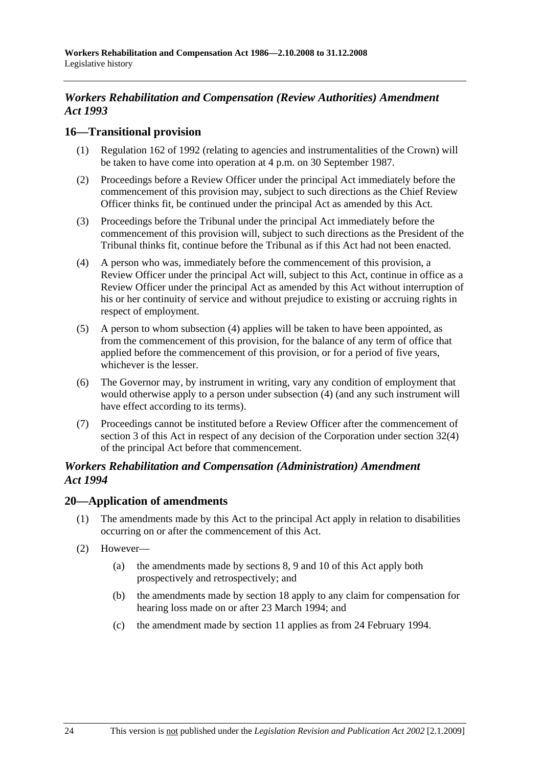## *Workers Rehabilitation and Compensation (Review Authorities) Amendment Act 1993*

### 16—Transitional provision

(1) Regulation 162 of 1992 (relating to agencies and instrumentalities of the Crown) will be taken to have come into operation at 4 p.m. on 30 September 1987.

(2) Proceedings before a Review Officer under the principal Act immediately before the commencement of this provision may, subject to such directions as the Chief Review Officer thinks fit, be continued under the principal Act as amended by this Act.

(3) Proceedings before the Tribunal under the principal Act immediately before the commencement of this provision will, subject to such directions as the President of the Tribunal thinks fit, continue before the Tribunal as if this Act had not been enacted.

(4) A person who was, immediately before the commencement of this provision, a Review Officer under the principal Act will, subject to this Act, continue in office as a Review Officer under the principal Act as amended by this Act without interruption of his or her continuity of service and without prejudice to existing or accruing rights in respect of employment.

(5) A person to whom subsection (4) applies will be taken to have been appointed, as from the commencement of this provision, for the balance of any term of office that applied before the commencement of this provision, or for a period of five years, whichever is the lesser.

(6) The Governor may, by instrument in writing, vary any condition of employment that would otherwise apply to a person under subsection (4) (and any such instrument will have effect according to its terms).

(7) Proceedings cannot be instituted before a Review Officer after the commencement of section 3 of this Act in respect of any decision of the Corporation under section 32(4) of the principal Act before that commencement.

## *Workers Rehabilitation and Compensation (Administration) Amendment Act 1994*

### 20—Application of amendments

(1) The amendments made by this Act to the principal Act apply in relation to disabilities occurring on or after the commencement of this Act.

(2) However—

(a) the amendments made by sections 8, 9 and 10 of this Act apply both prospectively and retrospectively; and

(b) the amendments made by section 18 apply to any claim for compensation for hearing loss made on or after 23 March 1994; and

(c) the amendment made by section 11 applies as from 24 February 1994.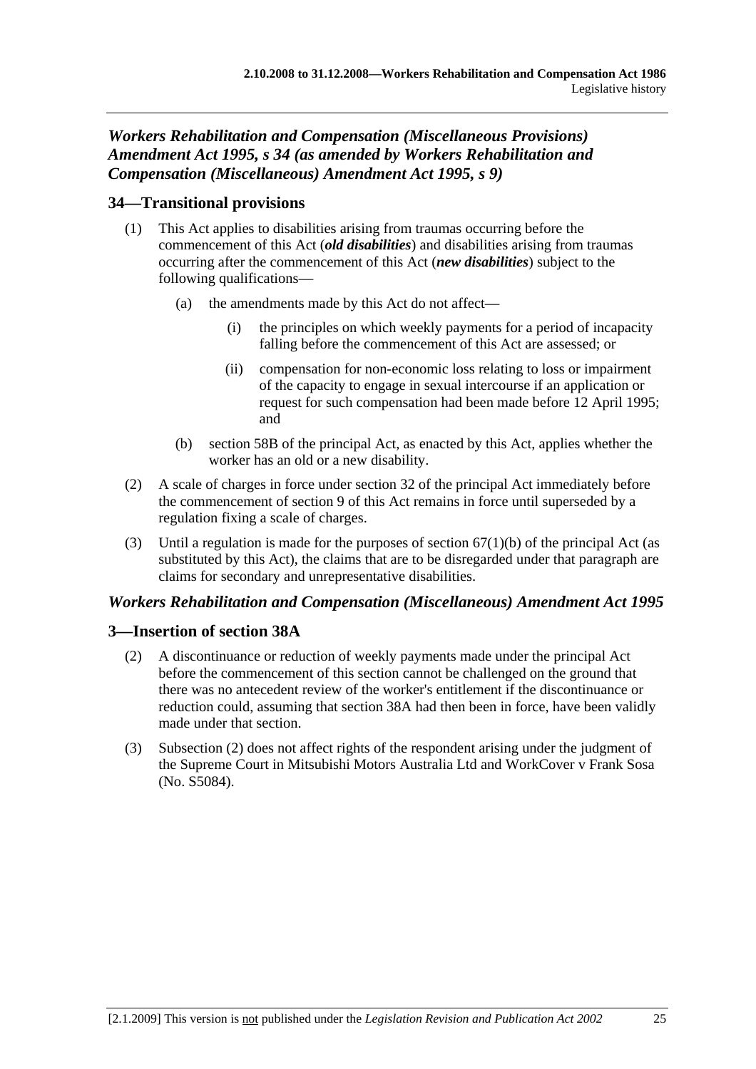### *Workers Rehabilitation and Compensation (Miscellaneous Provisions) Amendment Act 1995, s 34 (as amended by Workers Rehabilitation and Compensation (Miscellaneous) Amendment Act 1995, s 9)*

## 34—Transitional provisions

(1) This Act applies to disabilities arising from traumas occurring before the commencement of this Act (***old disabilities***) and disabilities arising from traumas occurring after the commencement of this Act (***new disabilities***) subject to the following qualifications—

- (a) the amendments made by this Act do not affect—
  - (i) the principles on which weekly payments for a period of incapacity falling before the commencement of this Act are assessed; or
  - (ii) compensation for non-economic loss relating to loss or impairment of the capacity to engage in sexual intercourse if an application or request for such compensation had been made before 12 April 1995; and
- (b) section 58B of the principal Act, as enacted by this Act, applies whether the worker has an old or a new disability.

(2) A scale of charges in force under section 32 of the principal Act immediately before the commencement of section 9 of this Act remains in force until superseded by a regulation fixing a scale of charges.

(3) Until a regulation is made for the purposes of section 67(1)(b) of the principal Act (as substituted by this Act), the claims that are to be disregarded under that paragraph are claims for secondary and unrepresentative disabilities.

### *Workers Rehabilitation and Compensation (Miscellaneous) Amendment Act 1995*

## 3—Insertion of section 38A

(2) A discontinuance or reduction of weekly payments made under the principal Act before the commencement of this section cannot be challenged on the ground that there was no antecedent review of the worker's entitlement if the discontinuance or reduction could, assuming that section 38A had then been in force, have been validly made under that section.

(3) Subsection (2) does not affect rights of the respondent arising under the judgment of the Supreme Court in Mitsubishi Motors Australia Ltd and WorkCover v Frank Sosa (No. S5084).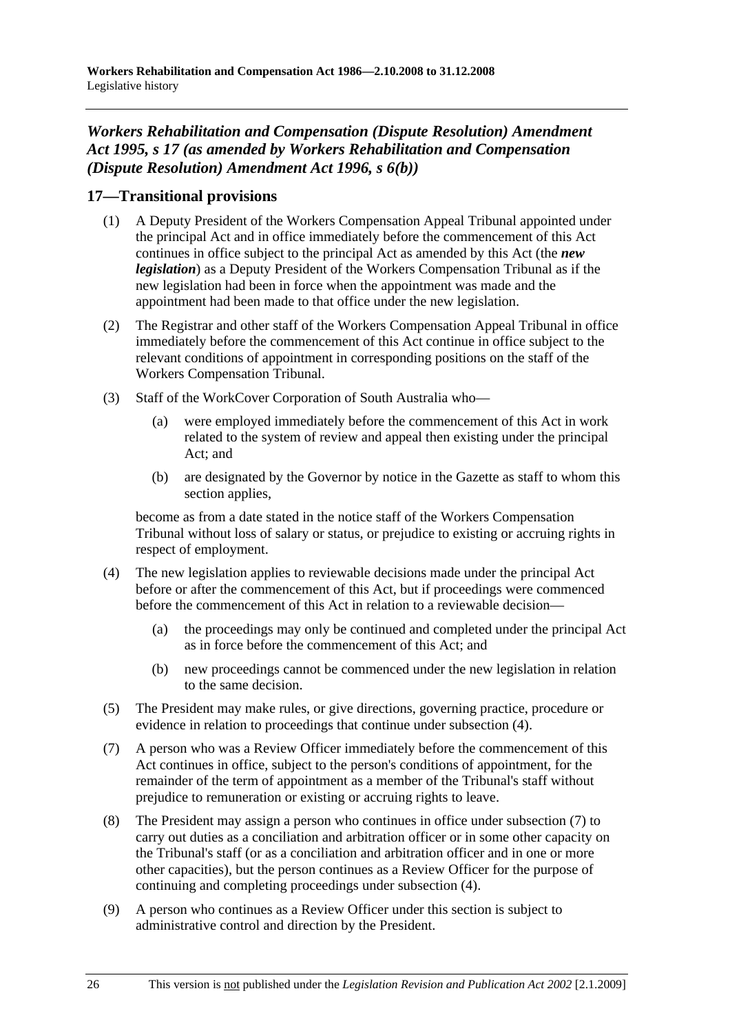### *Workers Rehabilitation and Compensation (Dispute Resolution) Amendment Act 1995, s 17 (as amended by Workers Rehabilitation and Compensation (Dispute Resolution) Amendment Act 1996, s 6(b))*

## 17—Transitional provisions

(1) A Deputy President of the Workers Compensation Appeal Tribunal appointed under the principal Act and in office immediately before the commencement of this Act continues in office subject to the principal Act as amended by this Act (the ***new legislation***) as a Deputy President of the Workers Compensation Tribunal as if the new legislation had been in force when the appointment was made and the appointment had been made to that office under the new legislation.

(2) The Registrar and other staff of the Workers Compensation Appeal Tribunal in office immediately before the commencement of this Act continue in office subject to the relevant conditions of appointment in corresponding positions on the staff of the Workers Compensation Tribunal.

(3) Staff of the WorkCover Corporation of South Australia who—

(a) were employed immediately before the commencement of this Act in work related to the system of review and appeal then existing under the principal Act; and

(b) are designated by the Governor by notice in the Gazette as staff to whom this section applies,

become as from a date stated in the notice staff of the Workers Compensation Tribunal without loss of salary or status, or prejudice to existing or accruing rights in respect of employment.

(4) The new legislation applies to reviewable decisions made under the principal Act before or after the commencement of this Act, but if proceedings were commenced before the commencement of this Act in relation to a reviewable decision—

(a) the proceedings may only be continued and completed under the principal Act as in force before the commencement of this Act; and

(b) new proceedings cannot be commenced under the new legislation in relation to the same decision.

(5) The President may make rules, or give directions, governing practice, procedure or evidence in relation to proceedings that continue under subsection (4).

(7) A person who was a Review Officer immediately before the commencement of this Act continues in office, subject to the person's conditions of appointment, for the remainder of the term of appointment as a member of the Tribunal's staff without prejudice to remuneration or existing or accruing rights to leave.

(8) The President may assign a person who continues in office under subsection (7) to carry out duties as a conciliation and arbitration officer or in some other capacity on the Tribunal's staff (or as a conciliation and arbitration officer and in one or more other capacities), but the person continues as a Review Officer for the purpose of continuing and completing proceedings under subsection (4).

(9) A person who continues as a Review Officer under this section is subject to administrative control and direction by the President.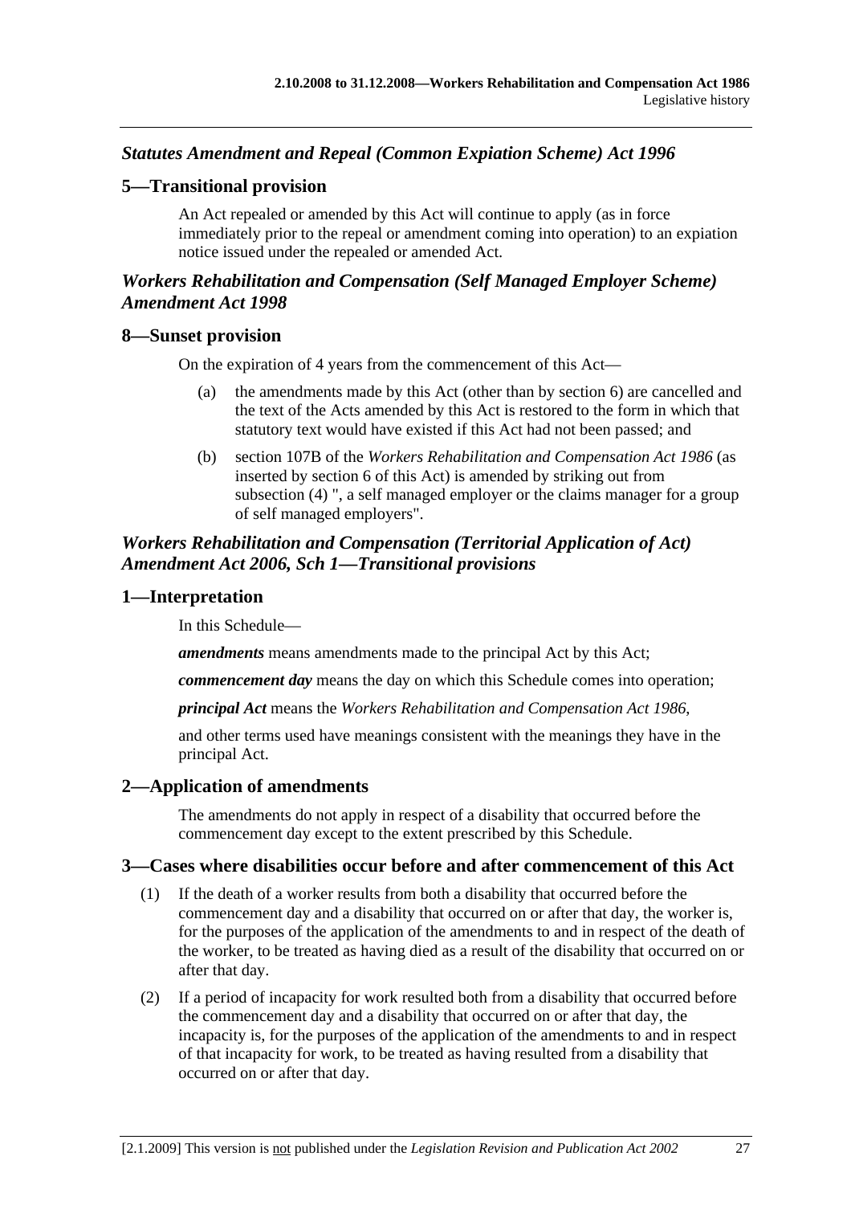## *Statutes Amendment and Repeal (Common Expiation Scheme) Act 1996*

### 5—Transitional provision

An Act repealed or amended by this Act will continue to apply (as in force immediately prior to the repeal or amendment coming into operation) to an expiation notice issued under the repealed or amended Act.

## *Workers Rehabilitation and Compensation (Self Managed Employer Scheme) Amendment Act 1998*

### 8—Sunset provision

On the expiration of 4 years from the commencement of this Act—

(a) the amendments made by this Act (other than by section 6) are cancelled and the text of the Acts amended by this Act is restored to the form in which that statutory text would have existed if this Act had not been passed; and

(b) section 107B of the *Workers Rehabilitation and Compensation Act 1986* (as inserted by section 6 of this Act) is amended by striking out from subsection (4) ", a self managed employer or the claims manager for a group of self managed employers".

## *Workers Rehabilitation and Compensation (Territorial Application of Act) Amendment Act 2006, Sch 1—Transitional provisions*

### 1—Interpretation

In this Schedule—

***amendments*** means amendments made to the principal Act by this Act;

***commencement day*** means the day on which this Schedule comes into operation;

***principal Act*** means the *Workers Rehabilitation and Compensation Act 1986*,

and other terms used have meanings consistent with the meanings they have in the principal Act.

### 2—Application of amendments

The amendments do not apply in respect of a disability that occurred before the commencement day except to the extent prescribed by this Schedule.

### 3—Cases where disabilities occur before and after commencement of this Act

(1) If the death of a worker results from both a disability that occurred before the commencement day and a disability that occurred on or after that day, the worker is, for the purposes of the application of the amendments to and in respect of the death of the worker, to be treated as having died as a result of the disability that occurred on or after that day.

(2) If a period of incapacity for work resulted both from a disability that occurred before the commencement day and a disability that occurred on or after that day, the incapacity is, for the purposes of the application of the amendments to and in respect of that incapacity for work, to be treated as having resulted from a disability that occurred on or after that day.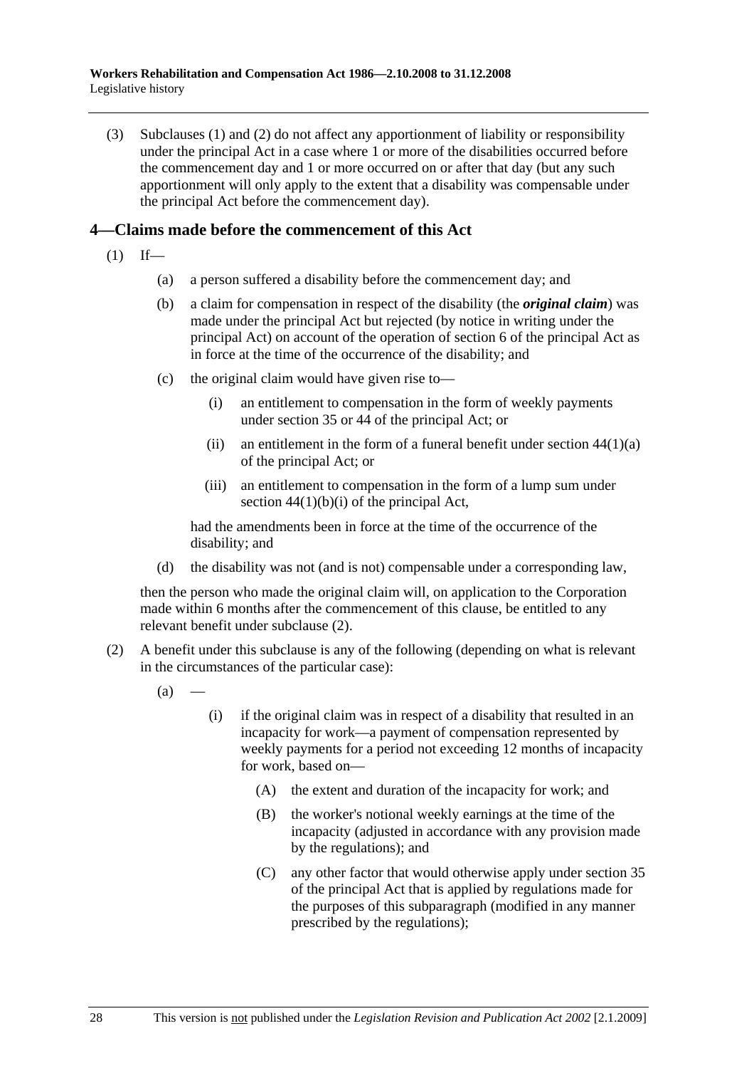(3) Subclauses (1) and (2) do not affect any apportionment of liability or responsibility under the principal Act in a case where 1 or more of the disabilities occurred before the commencement day and 1 or more occurred on or after that day (but any such apportionment will only apply to the extent that a disability was compensable under the principal Act before the commencement day).

### 4—Claims made before the commencement of this Act

(1) If—

(a) a person suffered a disability before the commencement day; and

(b) a claim for compensation in respect of the disability (the ***original claim***) was made under the principal Act but rejected (by notice in writing under the principal Act) on account of the operation of section 6 of the principal Act as in force at the time of the occurrence of the disability; and

(c) the original claim would have given rise to—

(i) an entitlement to compensation in the form of weekly payments under section 35 or 44 of the principal Act; or

(ii) an entitlement in the form of a funeral benefit under section 44(1)(a) of the principal Act; or

(iii) an entitlement to compensation in the form of a lump sum under section 44(1)(b)(i) of the principal Act,

had the amendments been in force at the time of the occurrence of the disability; and

(d) the disability was not (and is not) compensable under a corresponding law,

then the person who made the original claim will, on application to the Corporation made within 6 months after the commencement of this clause, be entitled to any relevant benefit under subclause (2).

(2) A benefit under this subclause is any of the following (depending on what is relevant in the circumstances of the particular case):

(a) —

(i) if the original claim was in respect of a disability that resulted in an incapacity for work—a payment of compensation represented by weekly payments for a period not exceeding 12 months of incapacity for work, based on—

(A) the extent and duration of the incapacity for work; and

(B) the worker's notional weekly earnings at the time of the incapacity (adjusted in accordance with any provision made by the regulations); and

(C) any other factor that would otherwise apply under section 35 of the principal Act that is applied by regulations made for the purposes of this subparagraph (modified in any manner prescribed by the regulations);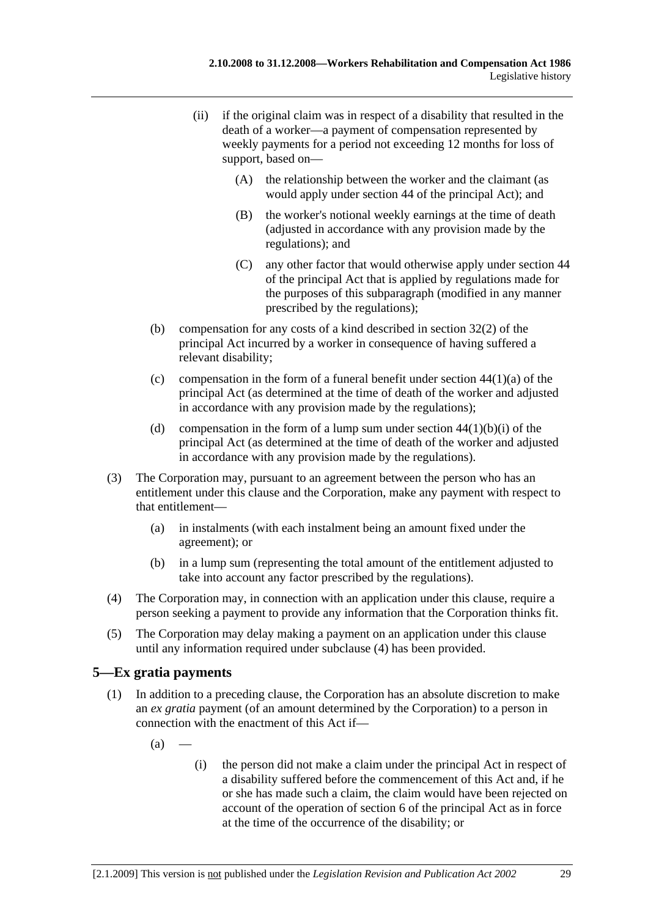(ii) if the original claim was in respect of a disability that resulted in the death of a worker—a payment of compensation represented by weekly payments for a period not exceeding 12 months for loss of support, based on—

(A) the relationship between the worker and the claimant (as would apply under section 44 of the principal Act); and

(B) the worker's notional weekly earnings at the time of death (adjusted in accordance with any provision made by the regulations); and

(C) any other factor that would otherwise apply under section 44 of the principal Act that is applied by regulations made for the purposes of this subparagraph (modified in any manner prescribed by the regulations);

(b) compensation for any costs of a kind described in section 32(2) of the principal Act incurred by a worker in consequence of having suffered a relevant disability;

(c) compensation in the form of a funeral benefit under section 44(1)(a) of the principal Act (as determined at the time of death of the worker and adjusted in accordance with any provision made by the regulations);

(d) compensation in the form of a lump sum under section 44(1)(b)(i) of the principal Act (as determined at the time of death of the worker and adjusted in accordance with any provision made by the regulations).

(3) The Corporation may, pursuant to an agreement between the person who has an entitlement under this clause and the Corporation, make any payment with respect to that entitlement—

(a) in instalments (with each instalment being an amount fixed under the agreement); or

(b) in a lump sum (representing the total amount of the entitlement adjusted to take into account any factor prescribed by the regulations).

(4) The Corporation may, in connection with an application under this clause, require a person seeking a payment to provide any information that the Corporation thinks fit.

(5) The Corporation may delay making a payment on an application under this clause until any information required under subclause (4) has been provided.

## 5—Ex gratia payments

(1) In addition to a preceding clause, the Corporation has an absolute discretion to make an *ex gratia* payment (of an amount determined by the Corporation) to a person in connection with the enactment of this Act if—

(a) —

(i) the person did not make a claim under the principal Act in respect of a disability suffered before the commencement of this Act and, if he or she has made such a claim, the claim would have been rejected on account of the operation of section 6 of the principal Act as in force at the time of the occurrence of the disability; or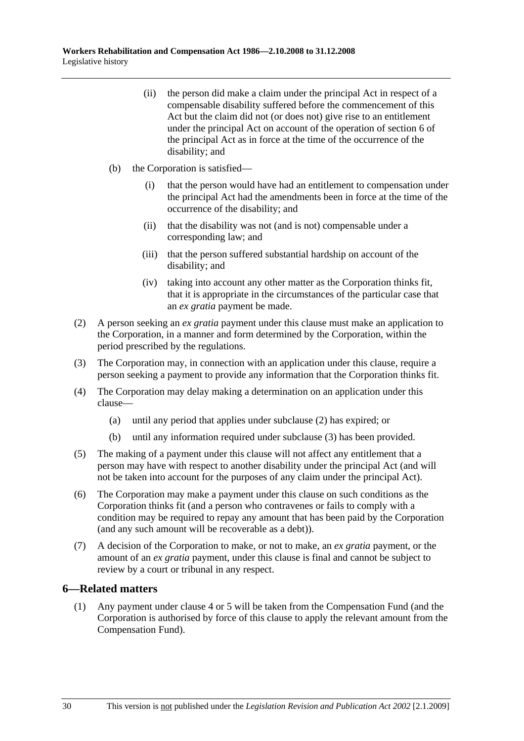(ii) the person did make a claim under the principal Act in respect of a compensable disability suffered before the commencement of this Act but the claim did not (or does not) give rise to an entitlement under the principal Act on account of the operation of section 6 of the principal Act as in force at the time of the occurrence of the disability; and

(b) the Corporation is satisfied—

(i) that the person would have had an entitlement to compensation under the principal Act had the amendments been in force at the time of the occurrence of the disability; and

(ii) that the disability was not (and is not) compensable under a corresponding law; and

(iii) that the person suffered substantial hardship on account of the disability; and

(iv) taking into account any other matter as the Corporation thinks fit, that it is appropriate in the circumstances of the particular case that an *ex gratia* payment be made.

(2) A person seeking an *ex gratia* payment under this clause must make an application to the Corporation, in a manner and form determined by the Corporation, within the period prescribed by the regulations.

(3) The Corporation may, in connection with an application under this clause, require a person seeking a payment to provide any information that the Corporation thinks fit.

(4) The Corporation may delay making a determination on an application under this clause—

(a) until any period that applies under subclause (2) has expired; or

(b) until any information required under subclause (3) has been provided.

(5) The making of a payment under this clause will not affect any entitlement that a person may have with respect to another disability under the principal Act (and will not be taken into account for the purposes of any claim under the principal Act).

(6) The Corporation may make a payment under this clause on such conditions as the Corporation thinks fit (and a person who contravenes or fails to comply with a condition may be required to repay any amount that has been paid by the Corporation (and any such amount will be recoverable as a debt)).

(7) A decision of the Corporation to make, or not to make, an *ex gratia* payment, or the amount of an *ex gratia* payment, under this clause is final and cannot be subject to review by a court or tribunal in any respect.

## 6—Related matters

(1) Any payment under clause 4 or 5 will be taken from the Compensation Fund (and the Corporation is authorised by force of this clause to apply the relevant amount from the Compensation Fund).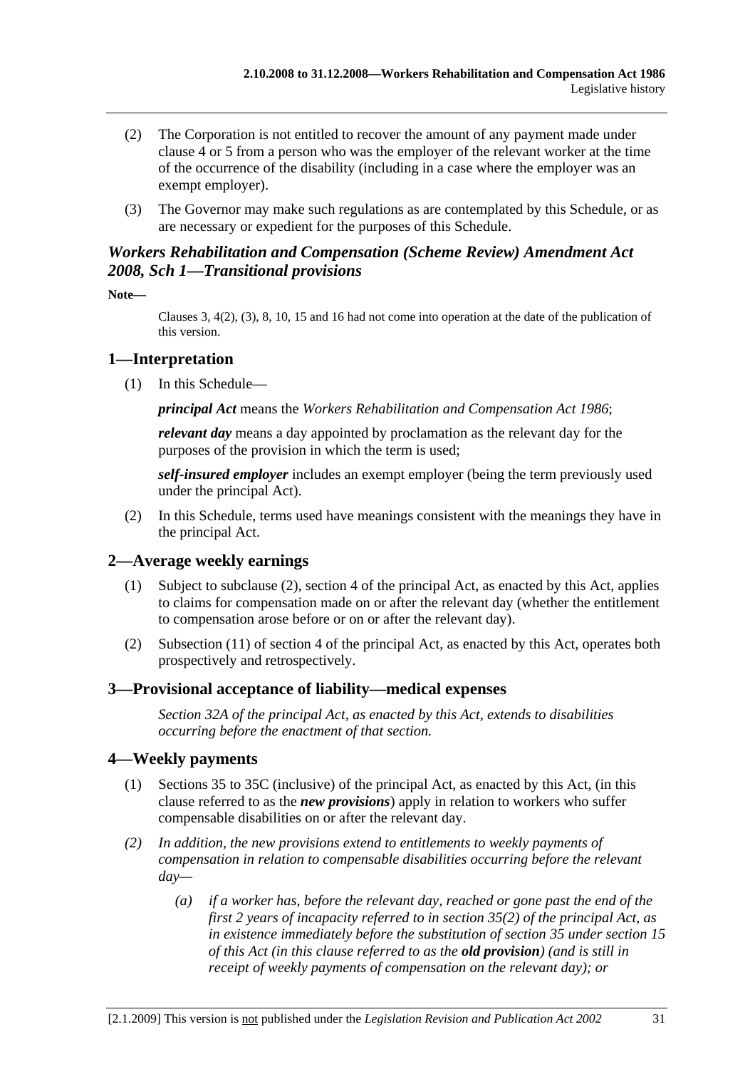(2) The Corporation is not entitled to recover the amount of any payment made under clause 4 or 5 from a person who was the employer of the relevant worker at the time of the occurrence of the disability (including in a case where the employer was an exempt employer).

(3) The Governor may make such regulations as are contemplated by this Schedule, or as are necessary or expedient for the purposes of this Schedule.

## *Workers Rehabilitation and Compensation (Scheme Review) Amendment Act 2008, Sch 1—Transitional provisions*

**Note—**

Clauses 3, 4(2), (3), 8, 10, 15 and 16 had not come into operation at the date of the publication of this version.

## 1—Interpretation

(1) In this Schedule—

***principal Act*** means the *Workers Rehabilitation and Compensation Act 1986*;

***relevant day*** means a day appointed by proclamation as the relevant day for the purposes of the provision in which the term is used;

***self-insured employer*** includes an exempt employer (being the term previously used under the principal Act).

(2) In this Schedule, terms used have meanings consistent with the meanings they have in the principal Act.

## 2—Average weekly earnings

(1) Subject to subclause (2), section 4 of the principal Act, as enacted by this Act, applies to claims for compensation made on or after the relevant day (whether the entitlement to compensation arose before or on or after the relevant day).

(2) Subsection (11) of section 4 of the principal Act, as enacted by this Act, operates both prospectively and retrospectively.

## 3—Provisional acceptance of liability—medical expenses

*Section 32A of the principal Act, as enacted by this Act, extends to disabilities occurring before the enactment of that section.*

## 4—Weekly payments

(1) Sections 35 to 35C (inclusive) of the principal Act, as enacted by this Act, (in this clause referred to as the ***new provisions***) apply in relation to workers who suffer compensable disabilities on or after the relevant day.

*(2) In addition, the new provisions extend to entitlements to weekly payments of compensation in relation to compensable disabilities occurring before the relevant day—*

*(a) if a worker has, before the relevant day, reached or gone past the end of the first 2 years of incapacity referred to in section 35(2) of the principal Act, as in existence immediately before the substitution of section 35 under section 15 of this Act (in this clause referred to as the **old provision**) (and is still in receipt of weekly payments of compensation on the relevant day); or*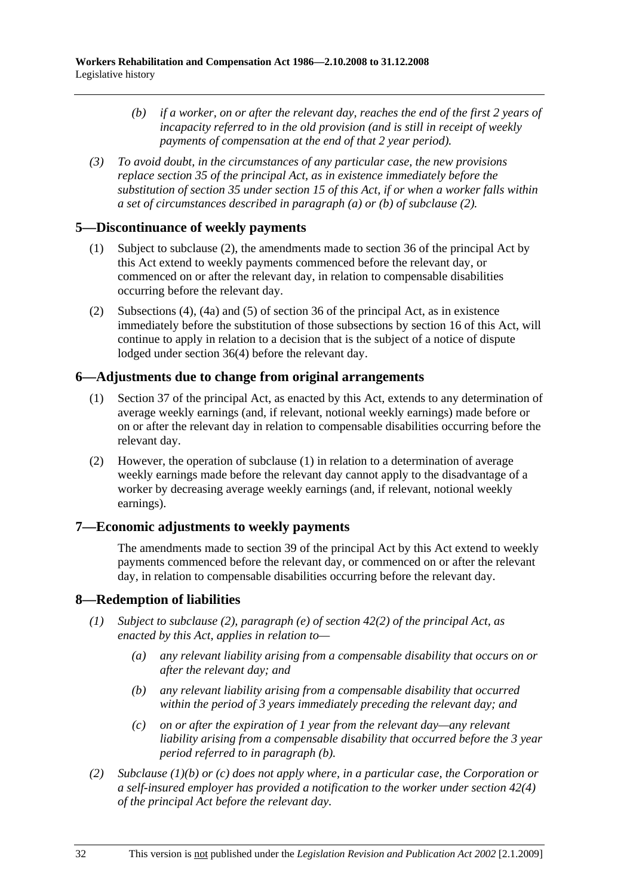*(b) if a worker, on or after the relevant day, reaches the end of the first 2 years of incapacity referred to in the old provision (and is still in receipt of weekly payments of compensation at the end of that 2 year period).*

*(3) To avoid doubt, in the circumstances of any particular case, the new provisions replace section 35 of the principal Act, as in existence immediately before the substitution of section 35 under section 15 of this Act, if or when a worker falls within a set of circumstances described in paragraph (a) or (b) of subclause (2).*

## 5—Discontinuance of weekly payments

(1) Subject to subclause (2), the amendments made to section 36 of the principal Act by this Act extend to weekly payments commenced before the relevant day, or commenced on or after the relevant day, in relation to compensable disabilities occurring before the relevant day.

(2) Subsections (4), (4a) and (5) of section 36 of the principal Act, as in existence immediately before the substitution of those subsections by section 16 of this Act, will continue to apply in relation to a decision that is the subject of a notice of dispute lodged under section 36(4) before the relevant day.

## 6—Adjustments due to change from original arrangements

(1) Section 37 of the principal Act, as enacted by this Act, extends to any determination of average weekly earnings (and, if relevant, notional weekly earnings) made before or on or after the relevant day in relation to compensable disabilities occurring before the relevant day.

(2) However, the operation of subclause (1) in relation to a determination of average weekly earnings made before the relevant day cannot apply to the disadvantage of a worker by decreasing average weekly earnings (and, if relevant, notional weekly earnings).

## 7—Economic adjustments to weekly payments

The amendments made to section 39 of the principal Act by this Act extend to weekly payments commenced before the relevant day, or commenced on or after the relevant day, in relation to compensable disabilities occurring before the relevant day.

## 8—Redemption of liabilities

*(1) Subject to subclause (2), paragraph (e) of section 42(2) of the principal Act, as enacted by this Act, applies in relation to—*

*(a) any relevant liability arising from a compensable disability that occurs on or after the relevant day; and*

*(b) any relevant liability arising from a compensable disability that occurred within the period of 3 years immediately preceding the relevant day; and*

*(c) on or after the expiration of 1 year from the relevant day—any relevant liability arising from a compensable disability that occurred before the 3 year period referred to in paragraph (b).*

*(2) Subclause (1)(b) or (c) does not apply where, in a particular case, the Corporation or a self-insured employer has provided a notification to the worker under section 42(4) of the principal Act before the relevant day.*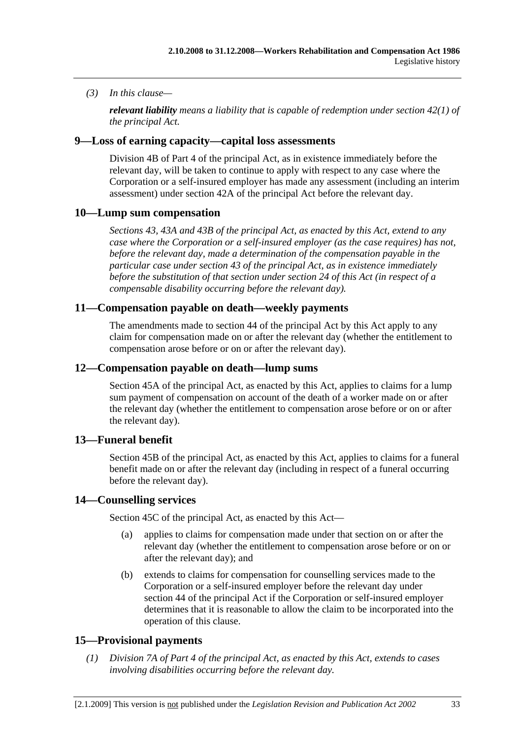*(3) In this clause—*

***relevant liability** means a liability that is capable of redemption under section 42(1) of the principal Act.*

## 9—Loss of earning capacity—capital loss assessments

Division 4B of Part 4 of the principal Act, as in existence immediately before the relevant day, will be taken to continue to apply with respect to any case where the Corporation or a self-insured employer has made any assessment (including an interim assessment) under section 42A of the principal Act before the relevant day.

## 10—Lump sum compensation

*Sections 43, 43A and 43B of the principal Act, as enacted by this Act, extend to any case where the Corporation or a self-insured employer (as the case requires) has not, before the relevant day, made a determination of the compensation payable in the particular case under section 43 of the principal Act, as in existence immediately before the substitution of that section under section 24 of this Act (in respect of a compensable disability occurring before the relevant day).*

## 11—Compensation payable on death—weekly payments

The amendments made to section 44 of the principal Act by this Act apply to any claim for compensation made on or after the relevant day (whether the entitlement to compensation arose before or on or after the relevant day).

## 12—Compensation payable on death—lump sums

Section 45A of the principal Act, as enacted by this Act, applies to claims for a lump sum payment of compensation on account of the death of a worker made on or after the relevant day (whether the entitlement to compensation arose before or on or after the relevant day).

## 13—Funeral benefit

Section 45B of the principal Act, as enacted by this Act, applies to claims for a funeral benefit made on or after the relevant day (including in respect of a funeral occurring before the relevant day).

## 14—Counselling services

Section 45C of the principal Act, as enacted by this Act—

(a) applies to claims for compensation made under that section on or after the relevant day (whether the entitlement to compensation arose before or on or after the relevant day); and

(b) extends to claims for compensation for counselling services made to the Corporation or a self-insured employer before the relevant day under section 44 of the principal Act if the Corporation or self-insured employer determines that it is reasonable to allow the claim to be incorporated into the operation of this clause.

## 15—Provisional payments

*(1) Division 7A of Part 4 of the principal Act, as enacted by this Act, extends to cases involving disabilities occurring before the relevant day.*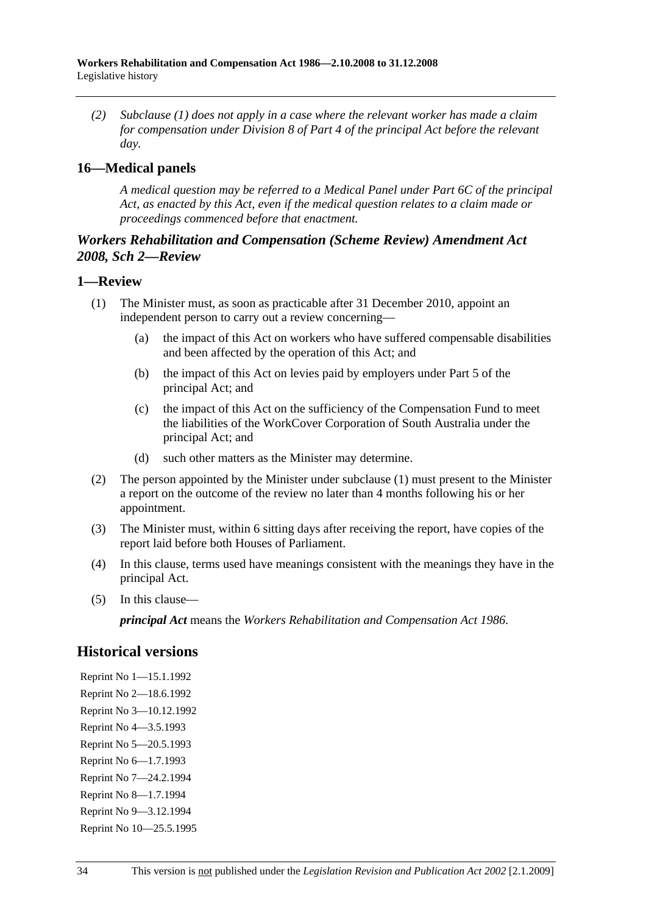*(2) Subclause (1) does not apply in a case where the relevant worker has made a claim for compensation under Division 8 of Part 4 of the principal Act before the relevant day.*

## 16—Medical panels

*A medical question may be referred to a Medical Panel under Part 6C of the principal Act, as enacted by this Act, even if the medical question relates to a claim made or proceedings commenced before that enactment.*

## *Workers Rehabilitation and Compensation (Scheme Review) Amendment Act 2008, Sch 2—Review*

## 1—Review

(1) The Minister must, as soon as practicable after 31 December 2010, appoint an independent person to carry out a review concerning—

- (a) the impact of this Act on workers who have suffered compensable disabilities and been affected by the operation of this Act; and
- (b) the impact of this Act on levies paid by employers under Part 5 of the principal Act; and
- (c) the impact of this Act on the sufficiency of the Compensation Fund to meet the liabilities of the WorkCover Corporation of South Australia under the principal Act; and
- (d) such other matters as the Minister may determine.

(2) The person appointed by the Minister under subclause (1) must present to the Minister a report on the outcome of the review no later than 4 months following his or her appointment.

(3) The Minister must, within 6 sitting days after receiving the report, have copies of the report laid before both Houses of Parliament.

(4) In this clause, terms used have meanings consistent with the meanings they have in the principal Act.

(5) In this clause—

***principal Act*** means the *Workers Rehabilitation and Compensation Act 1986*.

# Historical versions

Reprint No 1—15.1.1992  
Reprint No 2—18.6.1992  
Reprint No 3—10.12.1992  
Reprint No 4—3.5.1993  
Reprint No 5—20.5.1993  
Reprint No 6—1.7.1993  
Reprint No 7—24.2.1994  
Reprint No 8—1.7.1994  
Reprint No 9—3.12.1994  
Reprint No 10—25.5.1995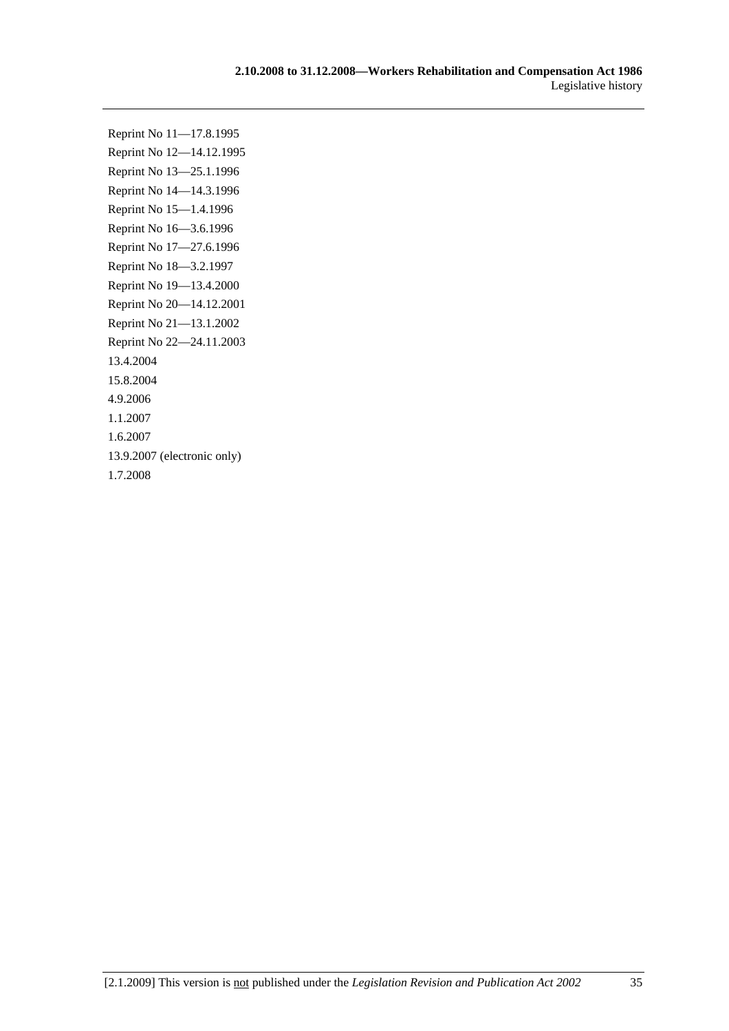Reprint No 11—17.8.1995

Reprint No 12—14.12.1995

Reprint No 13—25.1.1996

Reprint No 14—14.3.1996

Reprint No 15—1.4.1996

Reprint No 16—3.6.1996

Reprint No 17—27.6.1996

Reprint No 18—3.2.1997

Reprint No 19—13.4.2000

Reprint No 20—14.12.2001

Reprint No 21—13.1.2002

Reprint No 22—24.11.2003

13.4.2004

15.8.2004

4.9.2006

1.1.2007

1.6.2007

13.9.2007 (electronic only)

1.7.2008